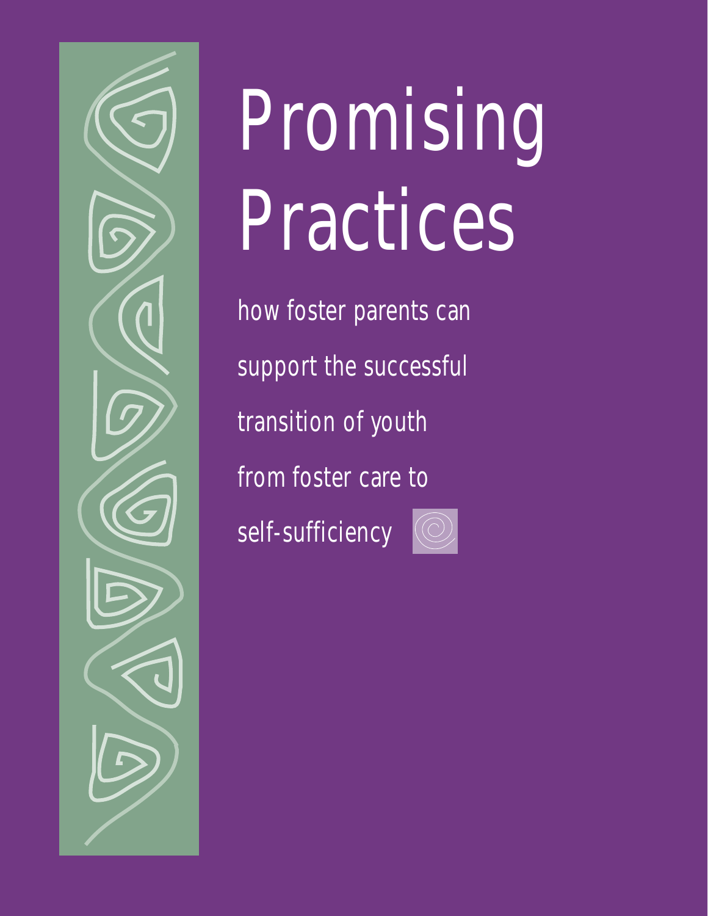# Promising Practices

how foster parents can support the successful transition of youth from foster care to self-sufficiency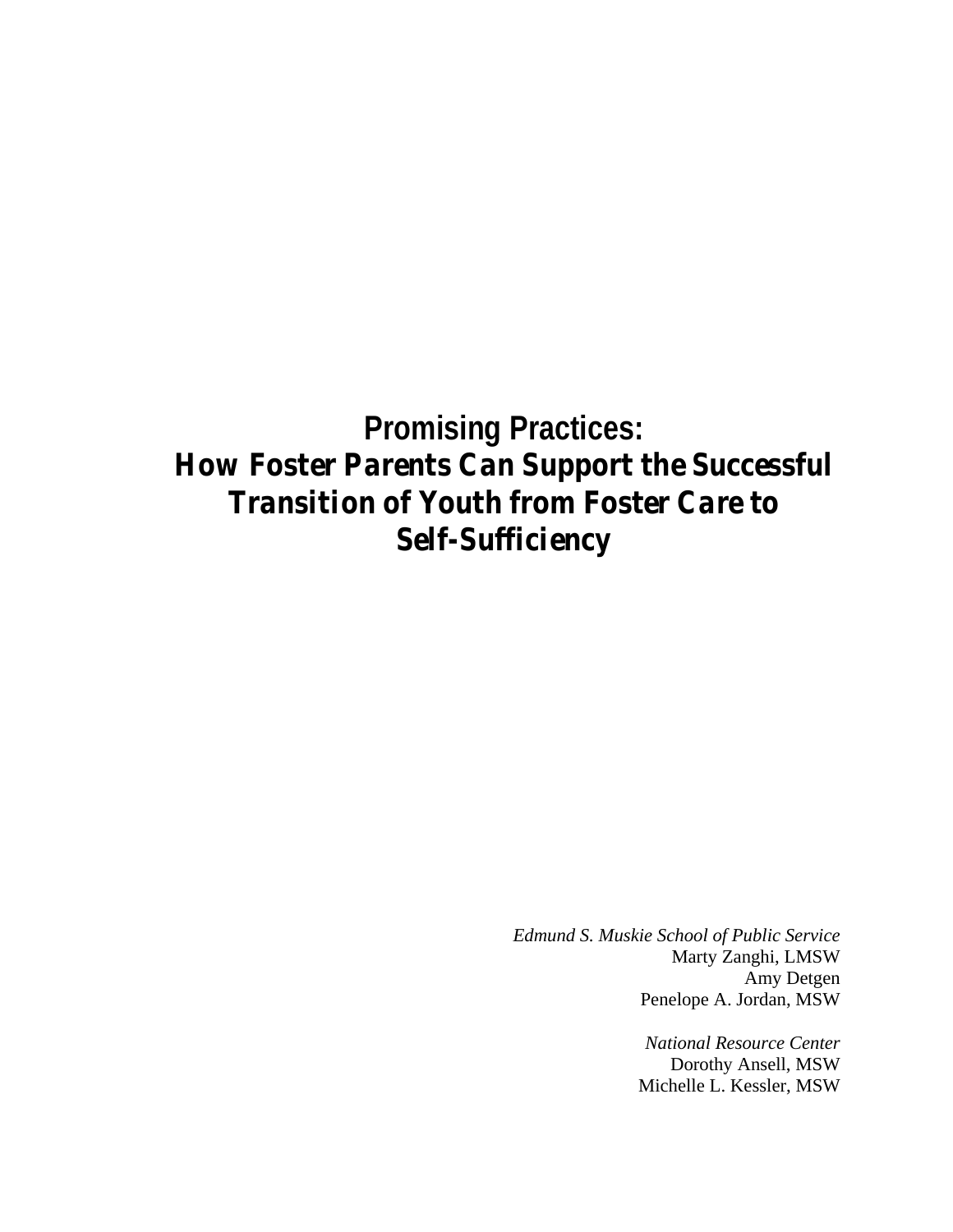# Promising Practices:
## *How Foster Parents Can Support the Successful Transition of Youth from Foster Care to Self-Sufficiency*

*Edmund S. Muskie School of Public Service*
Marty Zanghi, LMSW
Amy Detgen
Penelope A. Jordan, MSW

*National Resource Center*
Dorothy Ansell, MSW
Michelle L. Kessler, MSW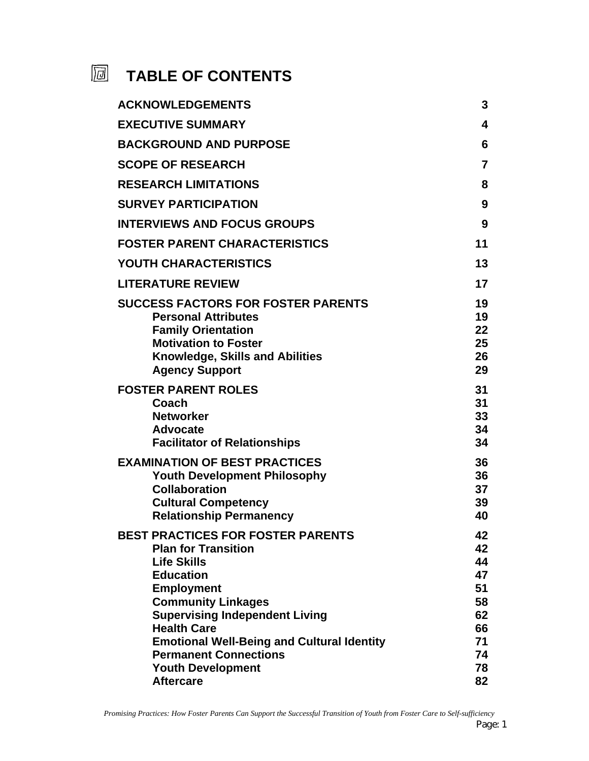# TABLE OF CONTENTS

| | |
|---|---|
| **ACKNOWLEDGEMENTS** | **3** |
| **EXECUTIVE SUMMARY** | **4** |
| **BACKGROUND AND PURPOSE** | **6** |
| **SCOPE OF RESEARCH** | **7** |
| **RESEARCH LIMITATIONS** | **8** |
| **SURVEY PARTICIPATION** | **9** |
| **INTERVIEWS AND FOCUS GROUPS** | **9** |
| **FOSTER PARENT CHARACTERISTICS** | **11** |
| **YOUTH CHARACTERISTICS** | **13** |
| **LITERATURE REVIEW** | **17** |
| **SUCCESS FACTORS FOR FOSTER PARENTS** | **19** |
| **Personal Attributes** | **19** |
| **Family Orientation** | **22** |
| **Motivation to Foster** | **25** |
| **Knowledge, Skills and Abilities** | **26** |
| **Agency Support** | **29** |
| **FOSTER PARENT ROLES** | **31** |
| **Coach** | **31** |
| **Networker** | **33** |
| **Advocate** | **34** |
| **Facilitator of Relationships** | **34** |
| **EXAMINATION OF BEST PRACTICES** | **36** |
| **Youth Development Philosophy** | **36** |
| **Collaboration** | **37** |
| **Cultural Competency** | **39** |
| **Relationship Permanency** | **40** |
| **BEST PRACTICES FOR FOSTER PARENTS** | **42** |
| **Plan for Transition** | **42** |
| **Life Skills** | **44** |
| **Education** | **47** |
| **Employment** | **51** |
| **Community Linkages** | **58** |
| **Supervising Independent Living** | **62** |
| **Health Care** | **66** |
| **Emotional Well-Being and Cultural Identity** | **71** |
| **Permanent Connections** | **74** |
| **Youth Development** | **78** |
| **Aftercare** | **82** |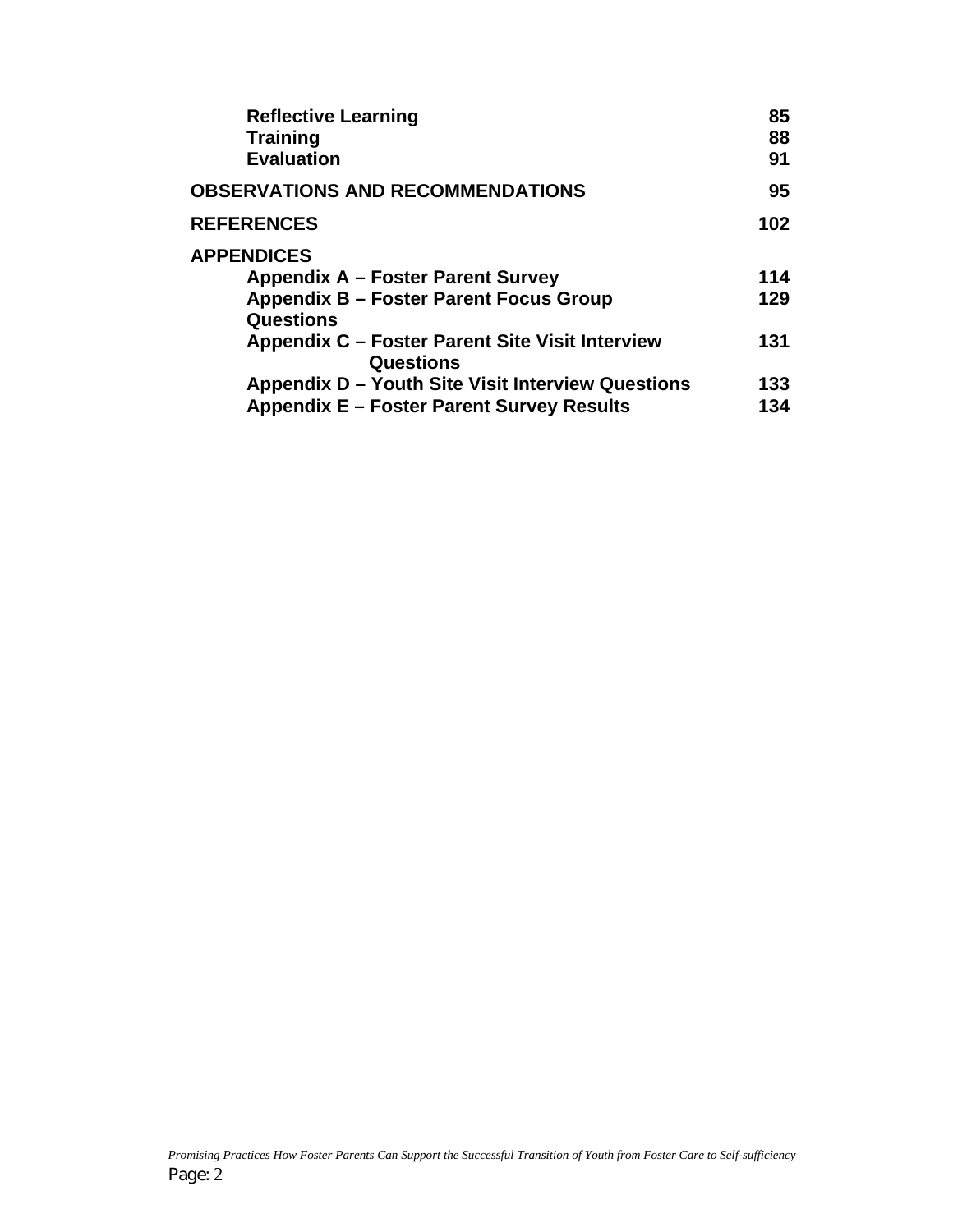| | |
|---|---|
| **Reflective Learning** | **85** |
| **Training** | **88** |
| **Evaluation** | **91** |
| **OBSERVATIONS AND RECOMMENDATIONS** | **95** |
| **REFERENCES** | **102** |
| **APPENDICES** | |
| **Appendix A – Foster Parent Survey** | **114** |
| **Appendix B – Foster Parent Focus Group Questions** | **129** |
| **Appendix C – Foster Parent Site Visit Interview Questions** | **131** |
| **Appendix D – Youth Site Visit Interview Questions** | **133** |
| **Appendix E – Foster Parent Survey Results** | **134** |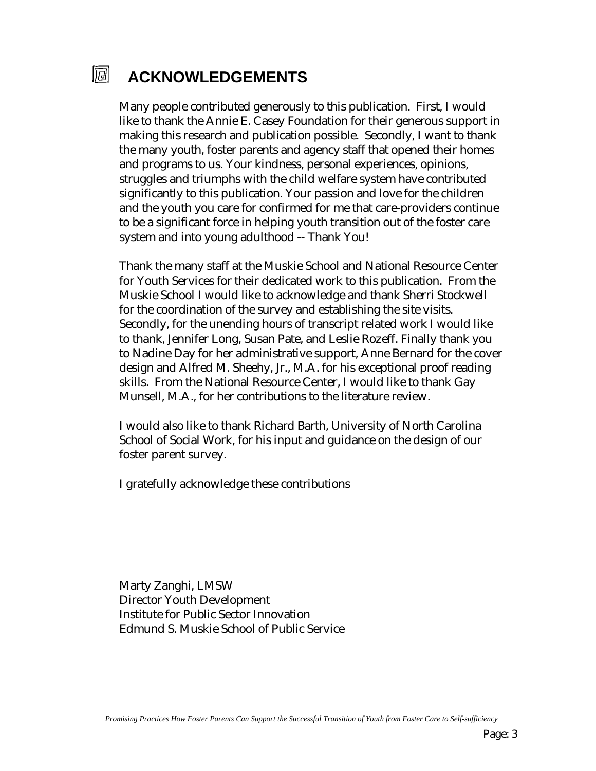# ACKNOWLEDGEMENTS

Many people contributed generously to this publication. First, I would like to thank the Annie E. Casey Foundation for their generous support in making this research and publication possible. Secondly, I want to thank the many youth, foster parents and agency staff that opened their homes and programs to us. Your kindness, personal experiences, opinions, struggles and triumphs with the child welfare system have contributed significantly to this publication. Your passion and love for the children and the youth you care for confirmed for me that care-providers continue to be a significant force in helping youth transition out of the foster care system and into young adulthood -- Thank You!

Thank the many staff at the Muskie School and National Resource Center for Youth Services for their dedicated work to this publication. From the Muskie School I would like to acknowledge and thank Sherri Stockwell for the coordination of the survey and establishing the site visits. Secondly, for the unending hours of transcript related work I would like to thank, Jennifer Long, Susan Pate, and Leslie Rozeff. Finally thank you to Nadine Day for her administrative support, Anne Bernard for the cover design and Alfred M. Sheehy, Jr., M.A. for his exceptional proof reading skills. From the National Resource Center, I would like to thank Gay Munsell, M.A., for her contributions to the literature review.

I would also like to thank Richard Barth, University of North Carolina School of Social Work, for his input and guidance on the design of our foster parent survey.

I gratefully acknowledge these contributions

Marty Zanghi, LMSW
Director Youth Development
Institute for Public Sector Innovation
Edmund S. Muskie School of Public Service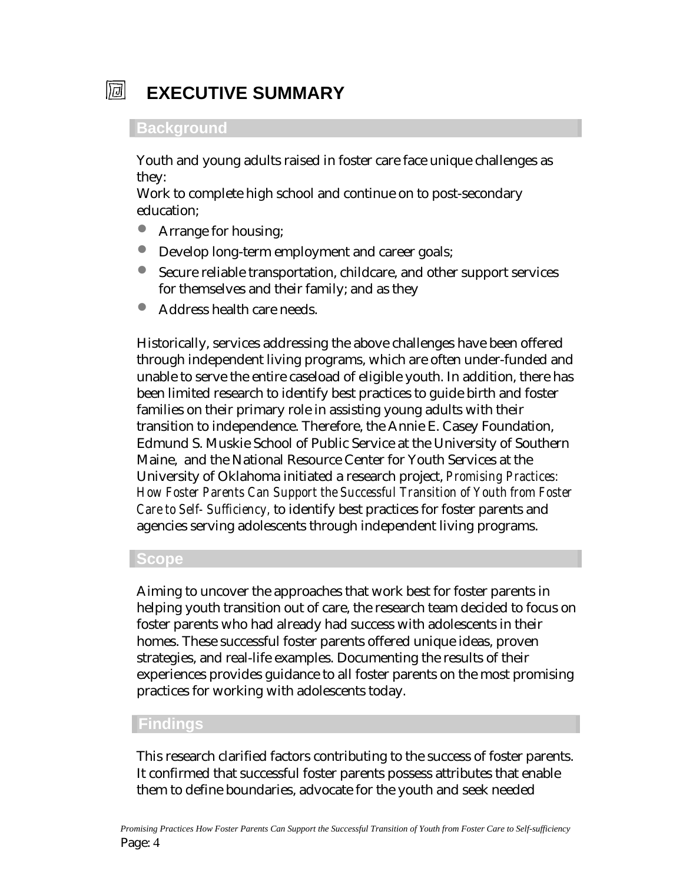# EXECUTIVE SUMMARY

## Background

Youth and young adults raised in foster care face unique challenges as they:

Work to complete high school and continue on to post-secondary education;

- Arrange for housing;
- Develop long-term employment and career goals;
- Secure reliable transportation, childcare, and other support services for themselves and their family; and as they
- Address health care needs.

Historically, services addressing the above challenges have been offered through independent living programs, which are often under-funded and unable to serve the entire caseload of eligible youth. In addition, there has been limited research to identify best practices to guide birth and foster families on their primary role in assisting young adults with their transition to independence. Therefore, the Annie E. Casey Foundation, Edmund S. Muskie School of Public Service at the University of Southern Maine, and the National Resource Center for Youth Services at the University of Oklahoma initiated a research project, *Promising Practices: How Foster Parents Can Support the Successful Transition of Youth from Foster Care to Self- Sufficiency,* to identify best practices for foster parents and agencies serving adolescents through independent living programs.

## Scope

Aiming to uncover the approaches that work best for foster parents in helping youth transition out of care, the research team decided to focus on foster parents who had already had success with adolescents in their homes. These successful foster parents offered unique ideas, proven strategies, and real-life examples. Documenting the results of their experiences provides guidance to all foster parents on the most promising practices for working with adolescents today.

## Findings

This research clarified factors contributing to the success of foster parents. It confirmed that successful foster parents possess attributes that enable them to define boundaries, advocate for the youth and seek needed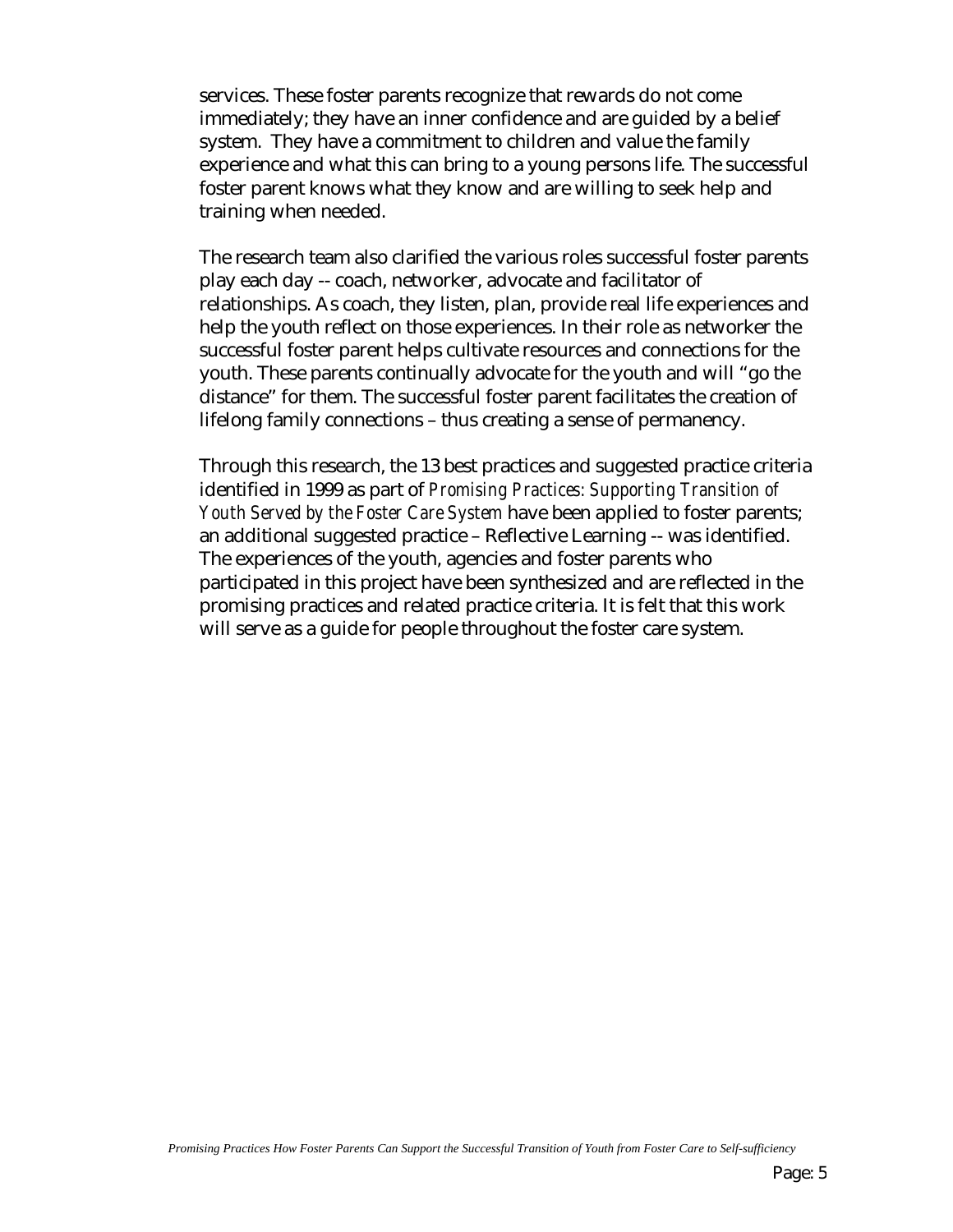services. These foster parents recognize that rewards do not come immediately; they have an inner confidence and are guided by a belief system. They have a commitment to children and value the family experience and what this can bring to a young persons life. The successful foster parent knows what they know and are willing to seek help and training when needed.

The research team also clarified the various roles successful foster parents play each day -- coach, networker, advocate and facilitator of relationships. As coach, they listen, plan, provide real life experiences and help the youth reflect on those experiences. In their role as networker the successful foster parent helps cultivate resources and connections for the youth. These parents continually advocate for the youth and will "go the distance" for them. The successful foster parent facilitates the creation of lifelong family connections – thus creating a sense of permanency.

Through this research, the 13 best practices and suggested practice criteria identified in 1999 as part of *Promising Practices: Supporting Transition of Youth Served by the Foster Care System* have been applied to foster parents; an additional suggested practice – Reflective Learning -- was identified. The experiences of the youth, agencies and foster parents who participated in this project have been synthesized and are reflected in the promising practices and related practice criteria. It is felt that this work will serve as a guide for people throughout the foster care system.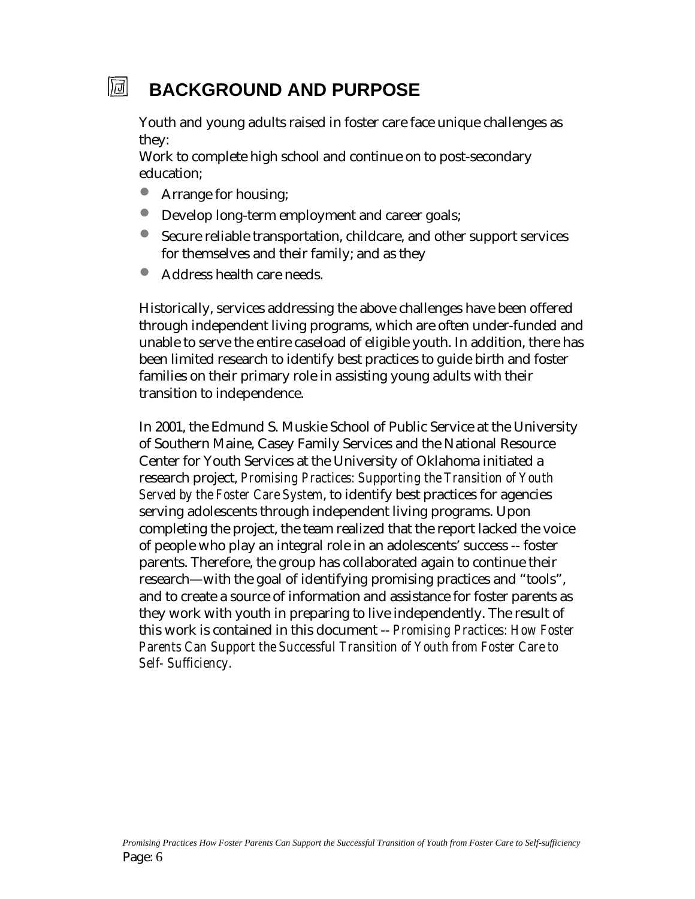# BACKGROUND AND PURPOSE

Youth and young adults raised in foster care face unique challenges as they:

Work to complete high school and continue on to post-secondary education;

- Arrange for housing;
- Develop long-term employment and career goals;
- Secure reliable transportation, childcare, and other support services for themselves and their family; and as they
- Address health care needs.

Historically, services addressing the above challenges have been offered through independent living programs, which are often under-funded and unable to serve the entire caseload of eligible youth. In addition, there has been limited research to identify best practices to guide birth and foster families on their primary role in assisting young adults with their transition to independence.

In 2001, the Edmund S. Muskie School of Public Service at the University of Southern Maine, Casey Family Services and the National Resource Center for Youth Services at the University of Oklahoma initiated a research project, *Promising Practices: Supporting the Transition of Youth Served by the Foster Care System*, to identify best practices for agencies serving adolescents through independent living programs. Upon completing the project, the team realized that the report lacked the voice of people who play an integral role in an adolescents' success -- foster parents. Therefore, the group has collaborated again to continue their research—with the goal of identifying promising practices and "tools", and to create a source of information and assistance for foster parents as they work with youth in preparing to live independently. The result of this work is contained in this document -- *Promising Practices: How Foster Parents Can Support the Successful Transition of Youth from Foster Care to Self- Sufficiency.*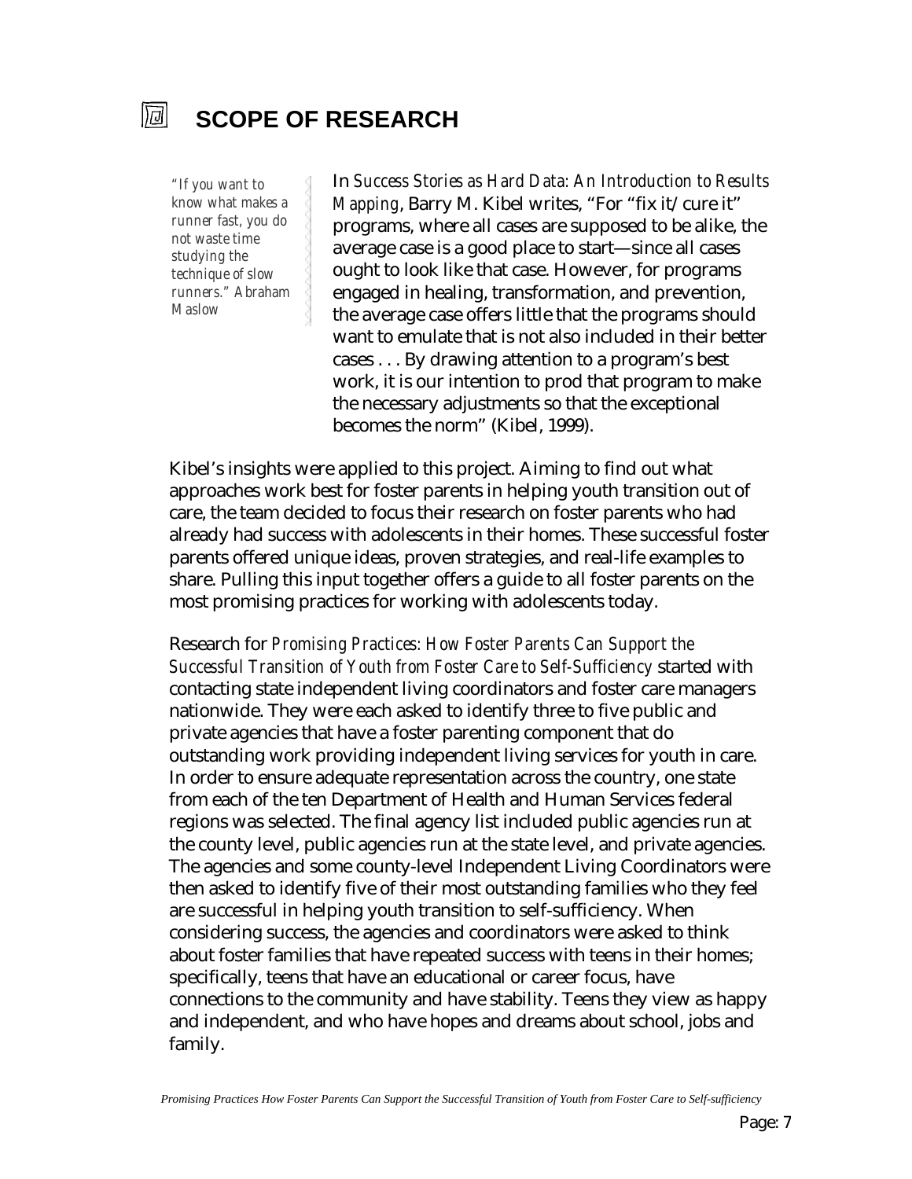## SCOPE OF RESEARCH

*"If you want to know what makes a runner fast, you do not waste time studying the technique of slow runners." Abraham Maslow*

In *Success Stories as Hard Data: An Introduction to Results Mapping*, Barry M. Kibel writes, "For "fix it/cure it" programs, where all cases are supposed to be alike, the average case is a good place to start—since all cases ought to look like that case. However, for programs engaged in healing, transformation, and prevention, the average case offers little that the programs should want to emulate that is not also included in their better cases . . . By drawing attention to a program's best work, it is our intention to prod that program to make the necessary adjustments so that the exceptional becomes the norm" (Kibel, 1999).

Kibel's insights were applied to this project. Aiming to find out what approaches work best for foster parents in helping youth transition out of care, the team decided to focus their research on foster parents who had already had success with adolescents in their homes. These successful foster parents offered unique ideas, proven strategies, and real-life examples to share. Pulling this input together offers a guide to all foster parents on the most promising practices for working with adolescents today.

Research for *Promising Practices: How Foster Parents Can Support the Successful Transition of Youth from Foster Care to Self-Sufficiency* started with contacting state independent living coordinators and foster care managers nationwide. They were each asked to identify three to five public and private agencies that have a foster parenting component that do outstanding work providing independent living services for youth in care. In order to ensure adequate representation across the country, one state from each of the ten Department of Health and Human Services federal regions was selected. The final agency list included public agencies run at the county level, public agencies run at the state level, and private agencies. The agencies and some county-level Independent Living Coordinators were then asked to identify five of their most outstanding families who they feel are successful in helping youth transition to self-sufficiency. When considering success, the agencies and coordinators were asked to think about foster families that have repeated success with teens in their homes; specifically, teens that have an educational or career focus, have connections to the community and have stability. Teens they view as happy and independent, and who have hopes and dreams about school, jobs and family.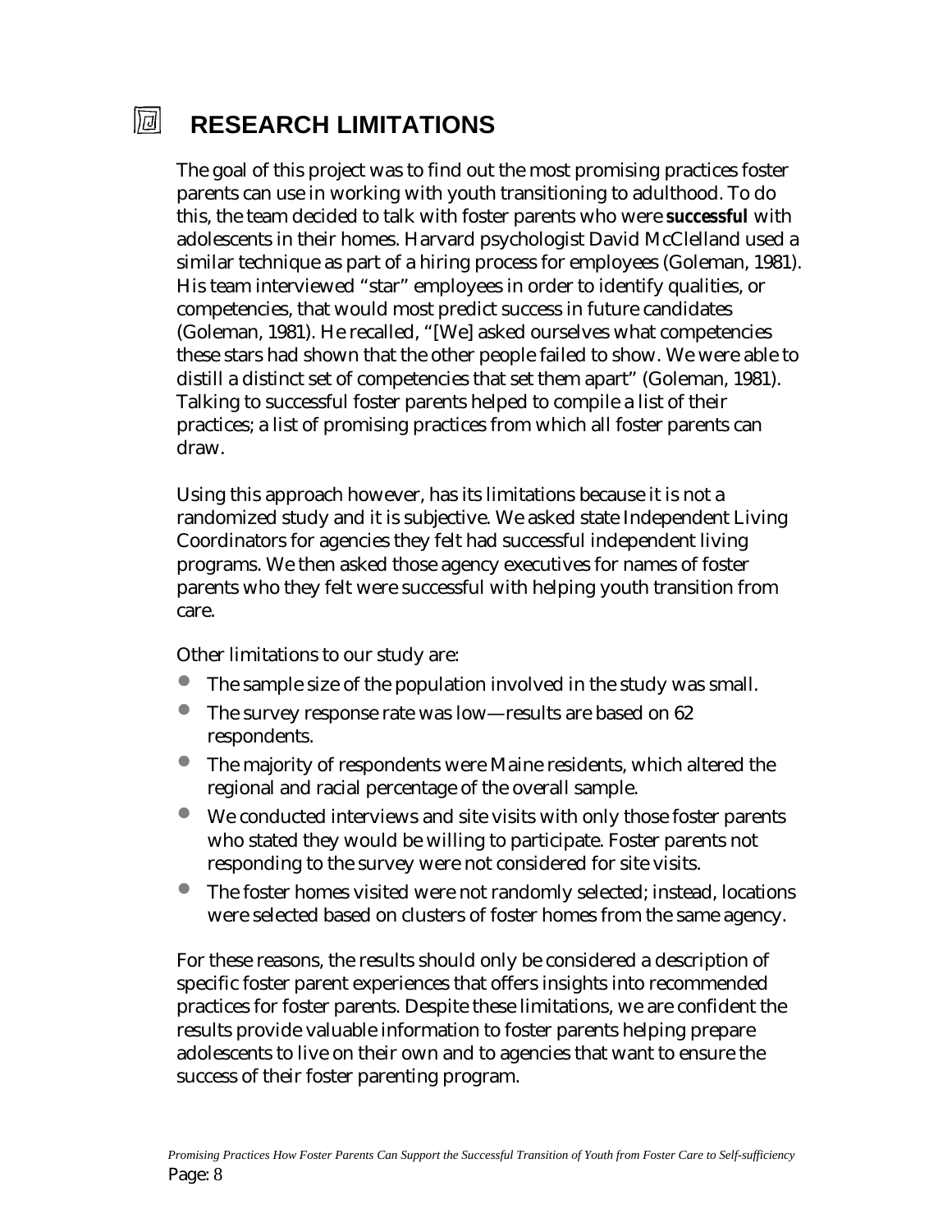# RESEARCH LIMITATIONS

The goal of this project was to find out the most promising practices foster parents can use in working with youth transitioning to adulthood. To do this, the team decided to talk with foster parents who were **successful** with adolescents in their homes. Harvard psychologist David McClelland used a similar technique as part of a hiring process for employees (Goleman, 1981). His team interviewed "star" employees in order to identify qualities, or competencies, that would most predict success in future candidates (Goleman, 1981). He recalled, "[We] asked ourselves what competencies these stars had shown that the other people failed to show. We were able to distill a distinct set of competencies that set them apart" (Goleman, 1981). Talking to successful foster parents helped to compile a list of their practices; a list of promising practices from which all foster parents can draw.

Using this approach however, has its limitations because it is not a randomized study and it is subjective. We asked state Independent Living Coordinators for agencies they felt had successful independent living programs. We then asked those agency executives for names of foster parents who they felt were successful with helping youth transition from care.

Other limitations to our study are:

- The sample size of the population involved in the study was small.
- The survey response rate was low—results are based on 62 respondents.
- The majority of respondents were Maine residents, which altered the regional and racial percentage of the overall sample.
- We conducted interviews and site visits with only those foster parents who stated they would be willing to participate. Foster parents not responding to the survey were not considered for site visits.
- The foster homes visited were not randomly selected; instead, locations were selected based on clusters of foster homes from the same agency.

For these reasons, the results should only be considered a description of specific foster parent experiences that offers insights into recommended practices for foster parents. Despite these limitations, we are confident the results provide valuable information to foster parents helping prepare adolescents to live on their own and to agencies that want to ensure the success of their foster parenting program.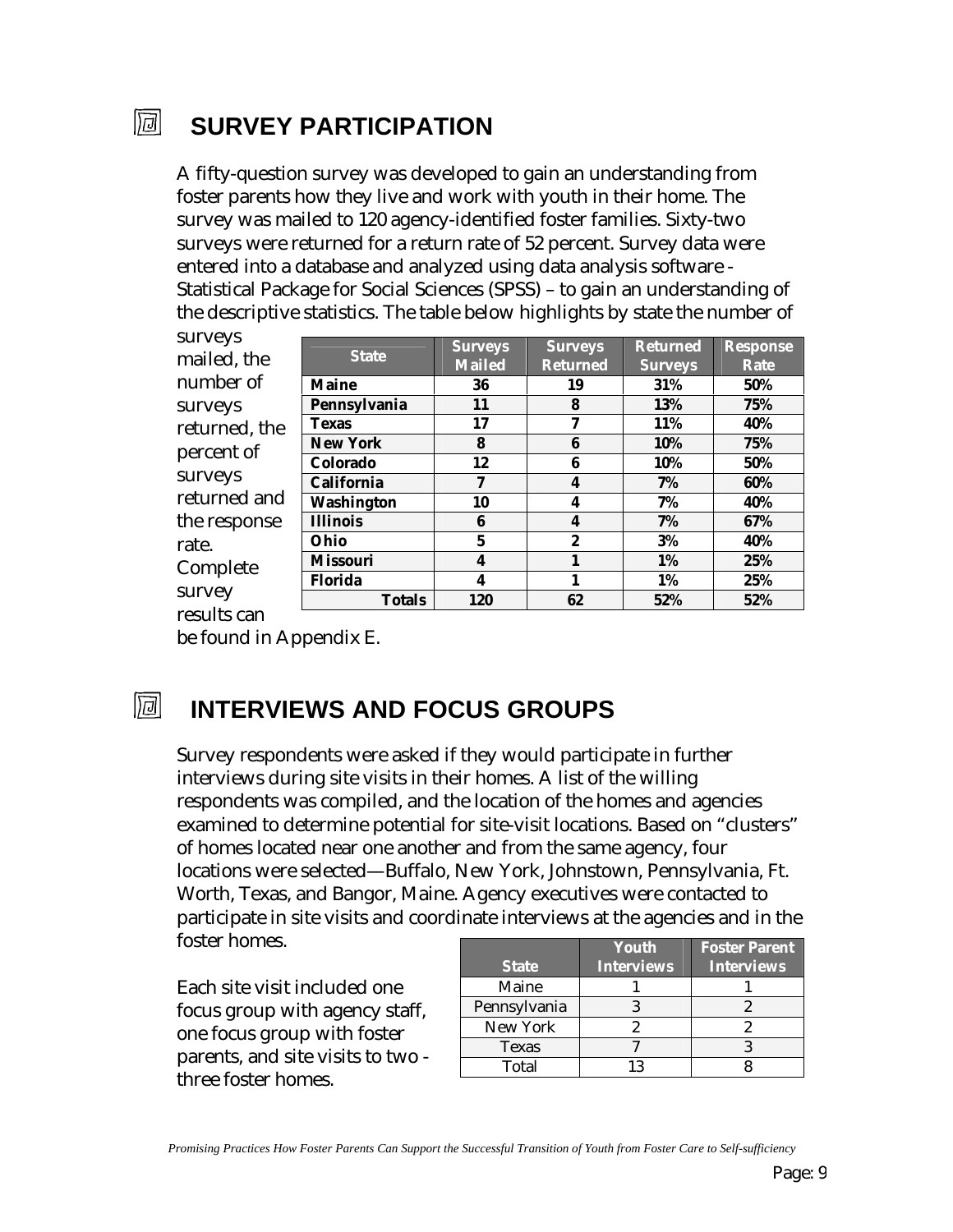## SURVEY PARTICIPATION

A fifty-question survey was developed to gain an understanding from foster parents how they live and work with youth in their home. The survey was mailed to 120 agency-identified foster families. Sixty-two surveys were returned for a return rate of 52 percent. Survey data were entered into a database and analyzed using data analysis software - Statistical Package for Social Sciences (SPSS) – to gain an understanding of the descriptive statistics. The table below highlights by state the number of surveys mailed, the number of surveys returned, the percent of surveys returned and the response rate. Complete survey results can be found in Appendix E.

| State | Surveys Mailed | Surveys Returned | Returned Surveys | Response Rate |
|---|---|---|---|---|
| **Maine** | **36** | **19** | **31%** | **50%** |
| **Pennsylvania** | **11** | **8** | **13%** | **75%** |
| **Texas** | **17** | **7** | **11%** | **40%** |
| **New York** | **8** | **6** | **10%** | **75%** |
| **Colorado** | **12** | **6** | **10%** | **50%** |
| **California** | **7** | **4** | **7%** | **60%** |
| **Washington** | **10** | **4** | **7%** | **40%** |
| **Illinois** | **6** | **4** | **7%** | **67%** |
| **Ohio** | **5** | **2** | **3%** | **40%** |
| **Missouri** | **4** | **1** | **1%** | **25%** |
| **Florida** | **4** | **1** | **1%** | **25%** |
| **Totals** | **120** | **62** | **52%** | **52%** |

## INTERVIEWS AND FOCUS GROUPS

Survey respondents were asked if they would participate in further interviews during site visits in their homes. A list of the willing respondents was compiled, and the location of the homes and agencies examined to determine potential for site-visit locations. Based on "clusters" of homes located near one another and from the same agency, four locations were selected—Buffalo, New York, Johnstown, Pennsylvania, Ft. Worth, Texas, and Bangor, Maine. Agency executives were contacted to participate in site visits and coordinate interviews at the agencies and in the foster homes.

Each site visit included one focus group with agency staff, one focus group with foster parents, and site visits to two - three foster homes.

| State | Youth Interviews | Foster Parent Interviews |
|---|---|---|
| Maine | 1 | 1 |
| Pennsylvania | 3 | 2 |
| New York | 2 | 2 |
| Texas | 7 | 3 |
| Total | 13 | 8 |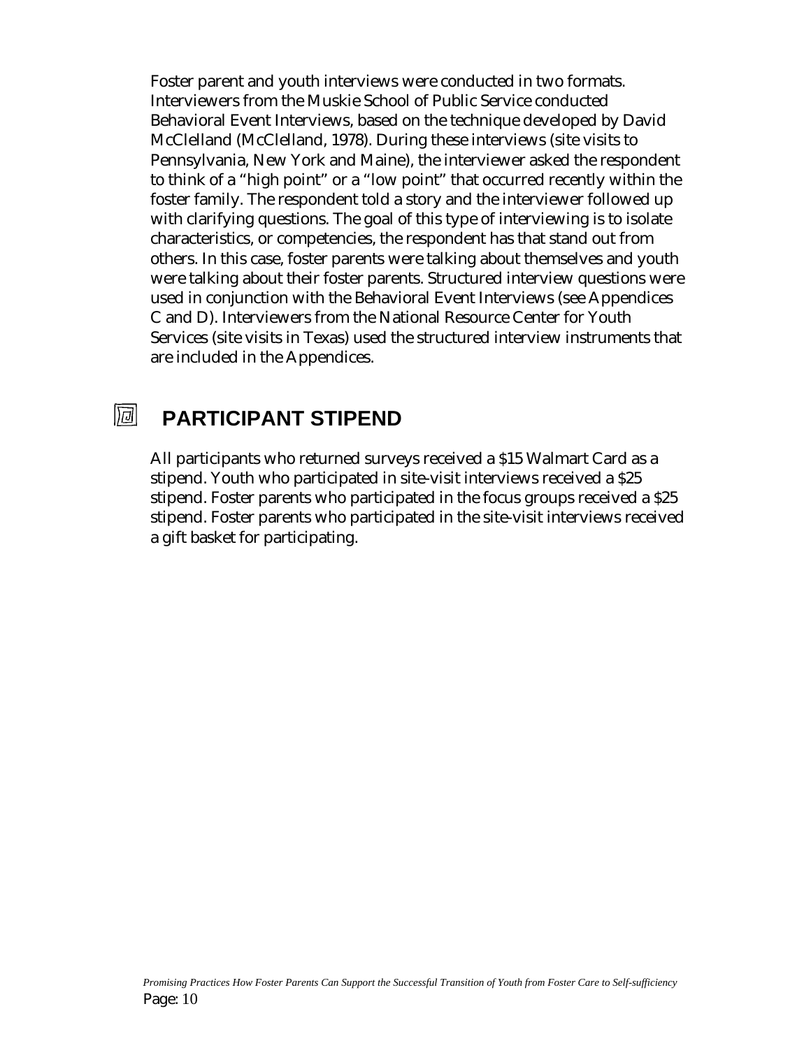Foster parent and youth interviews were conducted in two formats. Interviewers from the Muskie School of Public Service conducted Behavioral Event Interviews, based on the technique developed by David McClelland (McClelland, 1978). During these interviews (site visits to Pennsylvania, New York and Maine), the interviewer asked the respondent to think of a "high point" or a "low point" that occurred recently within the foster family. The respondent told a story and the interviewer followed up with clarifying questions. The goal of this type of interviewing is to isolate characteristics, or competencies, the respondent has that stand out from others. In this case, foster parents were talking about themselves and youth were talking about their foster parents. Structured interview questions were used in conjunction with the Behavioral Event Interviews (see Appendices C and D). Interviewers from the National Resource Center for Youth Services (site visits in Texas) used the structured interview instruments that are included in the Appendices.

## PARTICIPANT STIPEND

All participants who returned surveys received a $15 Walmart Card as a stipend. Youth who participated in site-visit interviews received a $25 stipend. Foster parents who participated in the focus groups received a $25 stipend. Foster parents who participated in the site-visit interviews received a gift basket for participating.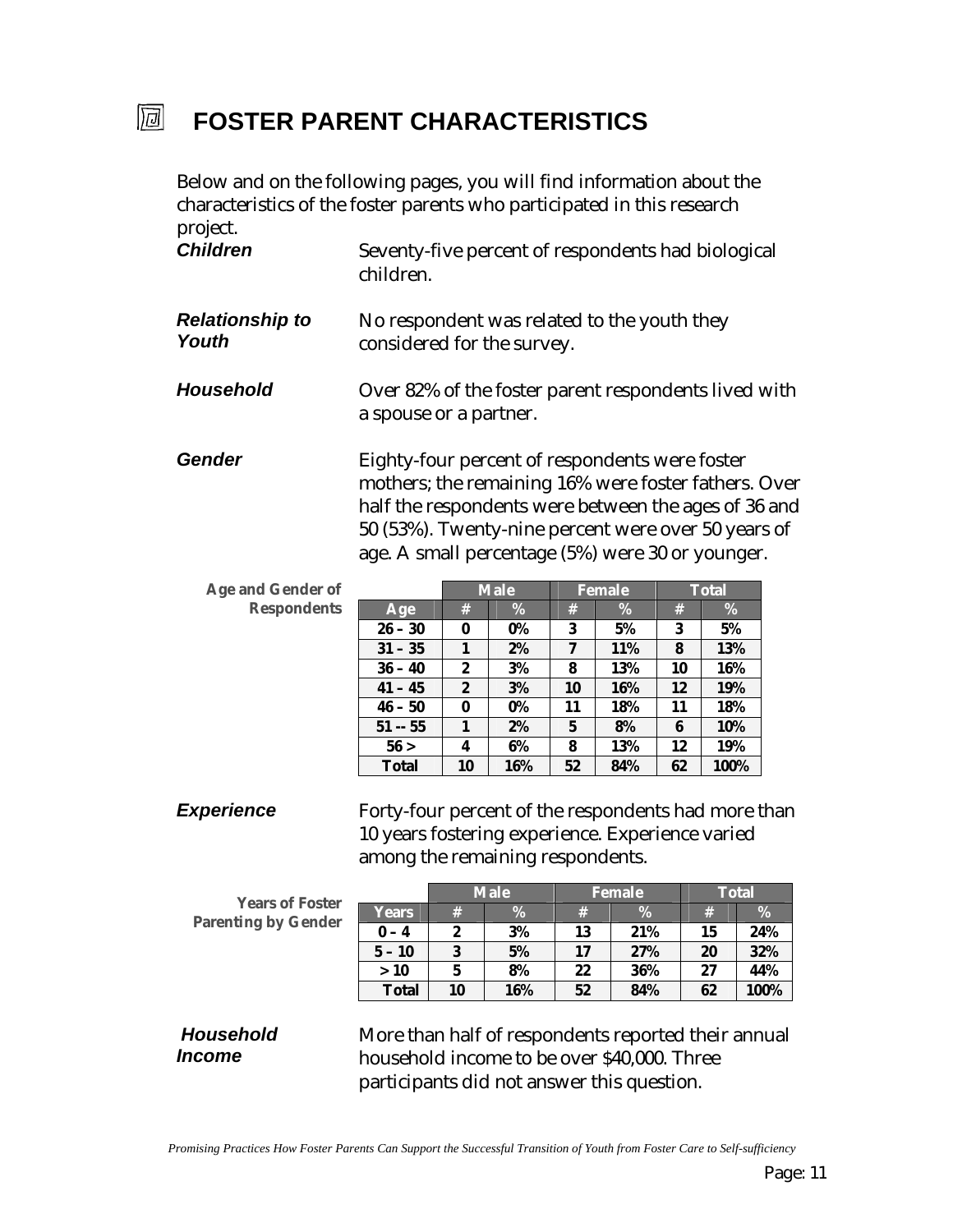# FOSTER PARENT CHARACTERISTICS

Below and on the following pages, you will find information about the characteristics of the foster parents who participated in this research project.

***Children*** Seventy-five percent of respondents had biological children.

***Relationship to Youth*** No respondent was related to the youth they considered for the survey.

***Household*** Over 82% of the foster parent respondents lived with a spouse or a partner.

***Gender*** Eighty-four percent of respondents were foster mothers; the remaining 16% were foster fathers. Over half the respondents were between the ages of 36 and 50 (53%). Twenty-nine percent were over 50 years of age. A small percentage (5%) were 30 or younger.

**Age and Gender of Respondents**

| | Male | | Female | | Total | |
|---|---|---|---|---|---|---|
| Age | # | % | # | % | # | % |
| 26 – 30 | 0 | 0% | 3 | 5% | 3 | 5% |
| 31 – 35 | 1 | 2% | 7 | 11% | 8 | 13% |
| 36 – 40 | 2 | 3% | 8 | 13% | 10 | 16% |
| 41 – 45 | 2 | 3% | 10 | 16% | 12 | 19% |
| 46 – 50 | 0 | 0% | 11 | 18% | 11 | 18% |
| 51 -- 55 | 1 | 2% | 5 | 8% | 6 | 10% |
| 56 > | 4 | 6% | 8 | 13% | 12 | 19% |
| Total | 10 | 16% | 52 | 84% | 62 | 100% |

***Experience*** Forty-four percent of the respondents had more than 10 years fostering experience. Experience varied among the remaining respondents.

**Years of Foster Parenting by Gender**

| | Male | | Female | | Total | |
|---|---|---|---|---|---|---|
| Years | # | % | # | % | # | % |
| 0 – 4 | 2 | 3% | 13 | 21% | 15 | 24% |
| 5 – 10 | 3 | 5% | 17 | 27% | 20 | 32% |
| > 10 | 5 | 8% | 22 | 36% | 27 | 44% |
| Total | 10 | 16% | 52 | 84% | 62 | 100% |

***Household Income*** More than half of respondents reported their annual household income to be over $40,000. Three participants did not answer this question.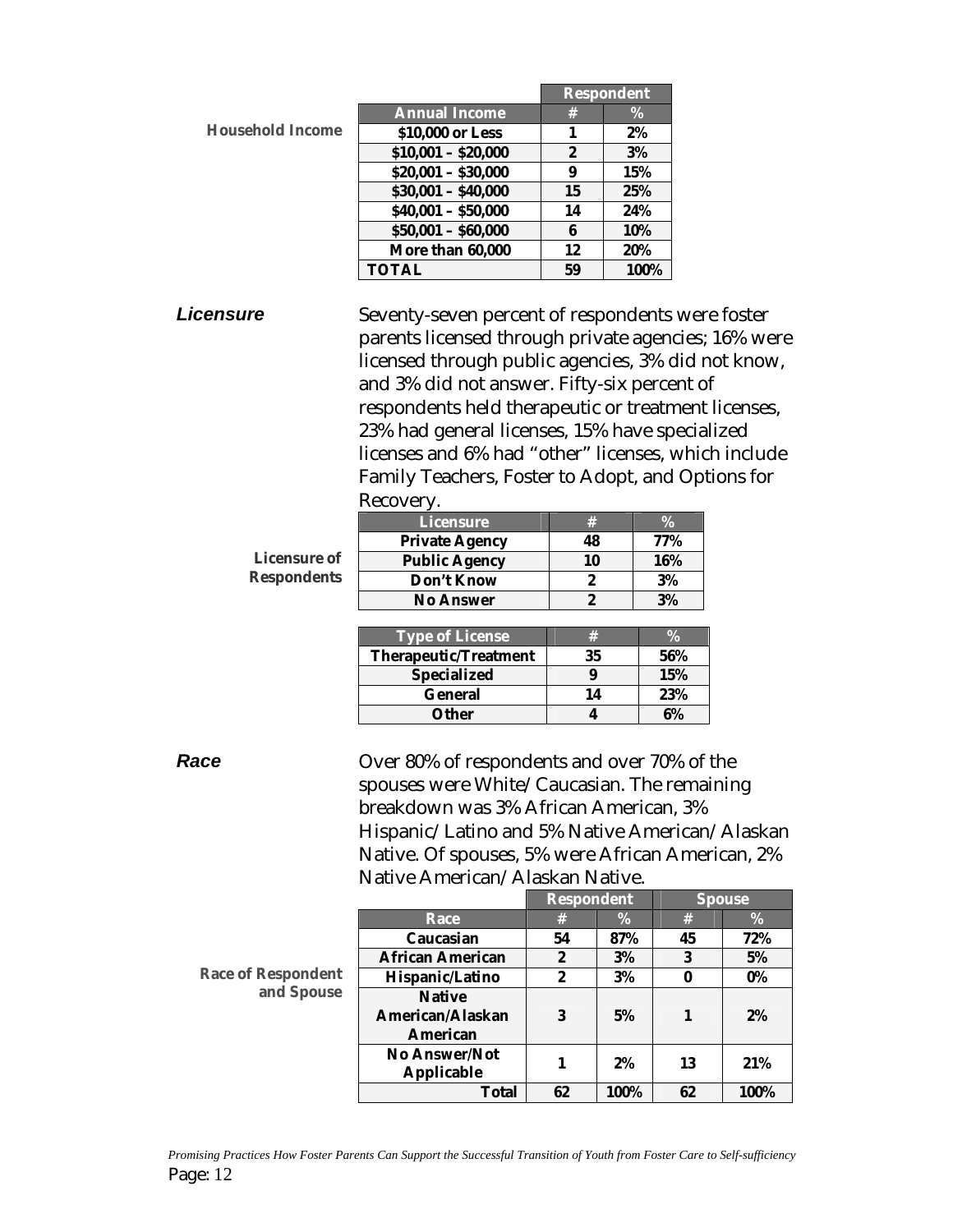**Household Income**

| | Respondent | |
|---|---|---|
| **Annual Income** | **#** | **%** |
| $10,000 or Less | 1 | 2% |
| $10,001 – $20,000 | 2 | 3% |
| $20,001 – $30,000 | 9 | 15% |
| $30,001 – $40,000 | 15 | 25% |
| $40,001 – $50,000 | 14 | 24% |
| $50,001 – $60,000 | 6 | 10% |
| More than 60,000 | 12 | 20% |
| TOTAL | 59 | 100% |

## *Licensure*

Seventy-seven percent of respondents were foster parents licensed through private agencies; 16% were licensed through public agencies, 3% did not know, and 3% did not answer. Fifty-six percent of respondents held therapeutic or treatment licenses, 23% had general licenses, 15% have specialized licenses and 6% had "other" licenses, which include Family Teachers, Foster to Adopt, and Options for Recovery.

**Licensure of Respondents**

| Licensure | # | % |
|---|---|---|
| Private Agency | 48 | 77% |
| Public Agency | 10 | 16% |
| Don't Know | 2 | 3% |
| No Answer | 2 | 3% |

| Type of License | # | % |
|---|---|---|
| Therapeutic/Treatment | 35 | 56% |
| Specialized | 9 | 15% |
| General | 14 | 23% |
| Other | 4 | 6% |

## *Race*

Over 80% of respondents and over 70% of the spouses were White/Caucasian. The remaining breakdown was 3% African American, 3% Hispanic/Latino and 5% Native American/Alaskan Native. Of spouses, 5% were African American, 2% Native American/Alaskan Native.

**Race of Respondent and Spouse**

| | Respondent | | Spouse | |
|---|---|---|---|---|
| **Race** | **#** | **%** | **#** | **%** |
| Caucasian | 54 | 87% | 45 | 72% |
| African American | 2 | 3% | 3 | 5% |
| Hispanic/Latino | 2 | 3% | 0 | 0% |
| Native American/Alaskan American | 3 | 5% | 1 | 2% |
| No Answer/Not Applicable | 1 | 2% | 13 | 21% |
| Total | 62 | 100% | 62 | 100% |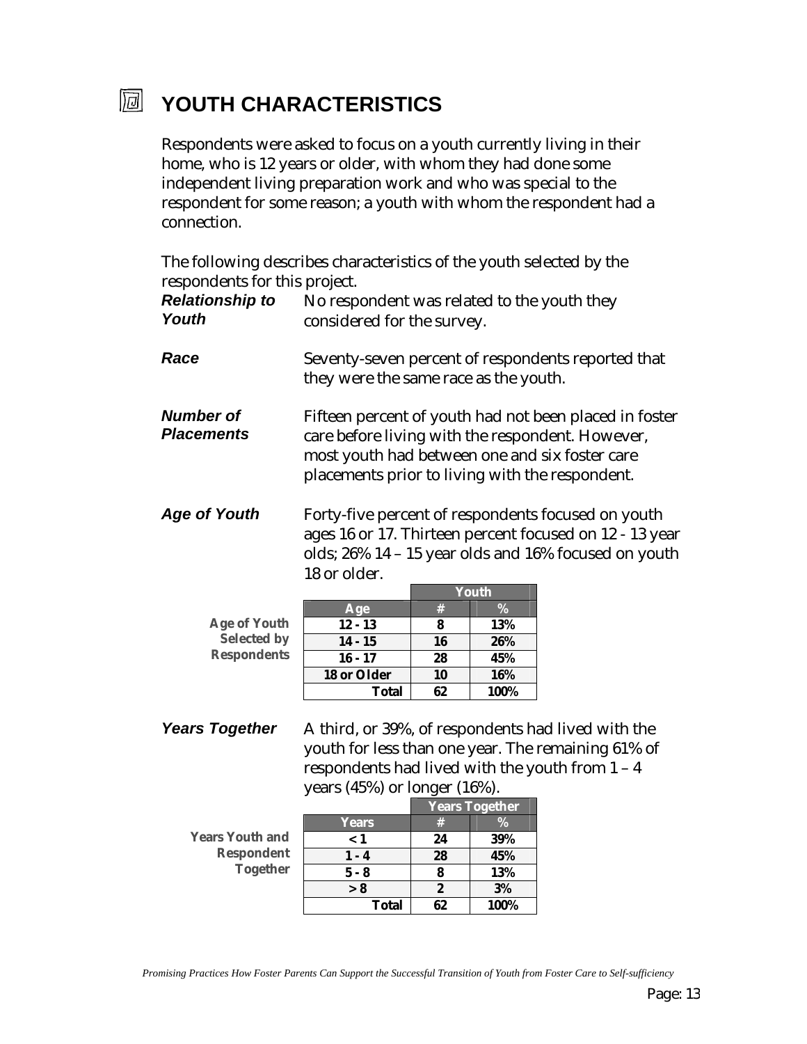# YOUTH CHARACTERISTICS

Respondents were asked to focus on a youth currently living in their home, who is 12 years or older, with whom they had done some independent living preparation work and who was special to the respondent for some reason; a youth with whom the respondent had a connection.

The following describes characteristics of the youth selected by the respondents for this project.

***Relationship to Youth*** No respondent was related to the youth they considered for the survey.

***Race*** Seventy-seven percent of respondents reported that they were the same race as the youth.

***Number of Placements*** Fifteen percent of youth had not been placed in foster care before living with the respondent. However, most youth had between one and six foster care placements prior to living with the respondent.

***Age of Youth*** Forty-five percent of respondents focused on youth ages 16 or 17. Thirteen percent focused on 12 - 13 year olds; 26% 14 – 15 year olds and 16% focused on youth 18 or older.

Age of Youth Selected by Respondents

| | Youth | |
|---|---|---|
| Age | # | % |
| 12 - 13 | 8 | 13% |
| 14 - 15 | 16 | 26% |
| 16 - 17 | 28 | 45% |
| 18 or Older | 10 | 16% |
| Total | 62 | 100% |

***Years Together*** A third, or 39%, of respondents had lived with the youth for less than one year. The remaining 61% of respondents had lived with the youth from 1 – 4 years (45%) or longer (16%).

Years Youth and Respondent Together

| | Years Together | |
|---|---|---|
| Years | # | % |
| < 1 | 24 | 39% |
| 1 - 4 | 28 | 45% |
| 5 - 8 | 8 | 13% |
| > 8 | 2 | 3% |
| Total | 62 | 100% |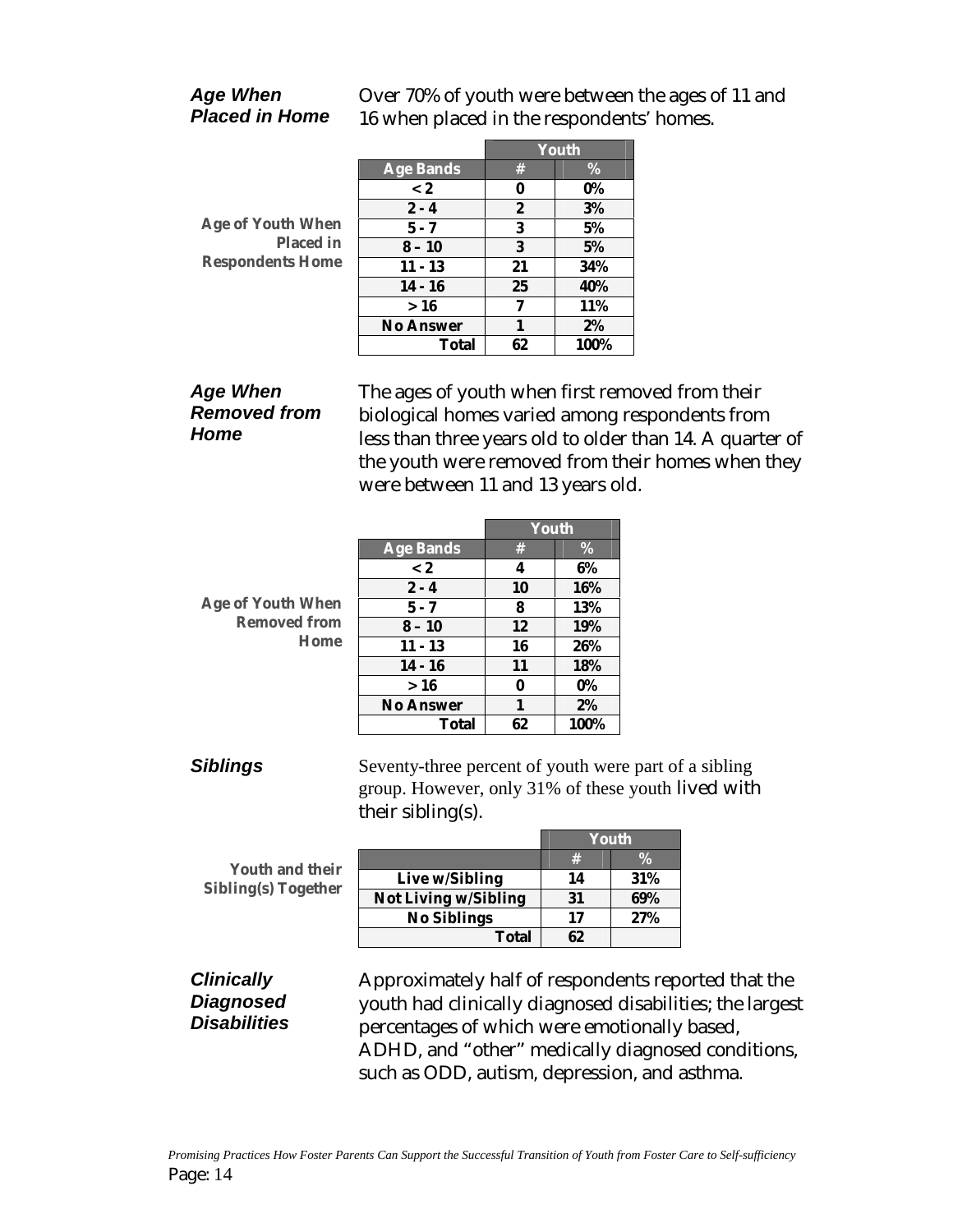### Age When Placed in Home

Over 70% of youth were between the ages of 11 and 16 when placed in the respondents' homes.

**Age of Youth When Placed in Respondents Home**

| | Youth | |
|---|---|---|
| **Age Bands** | **#** | **%** |
| < 2 | 0 | 0% |
| 2 - 4 | 2 | 3% |
| 5 - 7 | 3 | 5% |
| 8 – 10 | 3 | 5% |
| 11 - 13 | 21 | 34% |
| 14 - 16 | 25 | 40% |
| > 16 | 7 | 11% |
| No Answer | 1 | 2% |
| **Total** | 62 | 100% |

### Age When Removed from Home

The ages of youth when first removed from their biological homes varied among respondents from less than three years old to older than 14. A quarter of the youth were removed from their homes when they were between 11 and 13 years old.

**Age of Youth When Removed from Home**

| | Youth | |
|---|---|---|
| **Age Bands** | **#** | **%** |
| < 2 | 4 | 6% |
| 2 - 4 | 10 | 16% |
| 5 - 7 | 8 | 13% |
| 8 – 10 | 12 | 19% |
| 11 - 13 | 16 | 26% |
| 14 - 16 | 11 | 18% |
| > 16 | 0 | 0% |
| No Answer | 1 | 2% |
| **Total** | 62 | 100% |

### Siblings

Seventy-three percent of youth were part of a sibling group. However, only 31% of these youth lived with their sibling(s).

**Youth and their Sibling(s) Together**

| | Youth | |
|---|---|---|
| | **#** | **%** |
| Live w/Sibling | 14 | 31% |
| Not Living w/Sibling | 31 | 69% |
| No Siblings | 17 | 27% |
| **Total** | 62 | |

### Clinically Diagnosed Disabilities

Approximately half of respondents reported that the youth had clinically diagnosed disabilities; the largest percentages of which were emotionally based, ADHD, and "other" medically diagnosed conditions, such as ODD, autism, depression, and asthma.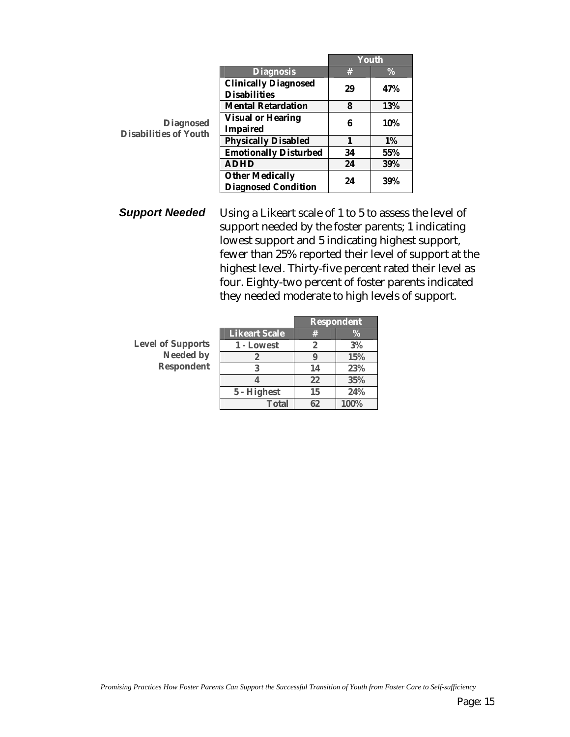**Diagnosed Disabilities of Youth**

| Diagnosis | Youth # | Youth % |
|---|---|---|
| Clinically Diagnosed Disabilities | 29 | 47% |
| Mental Retardation | 8 | 13% |
| Visual or Hearing Impaired | 6 | 10% |
| Physically Disabled | 1 | 1% |
| Emotionally Disturbed | 34 | 55% |
| ADHD | 24 | 39% |
| Other Medically Diagnosed Condition | 24 | 39% |

***Support Needed***

Using a Likeart scale of 1 to 5 to assess the level of support needed by the foster parents; 1 indicating lowest support and 5 indicating highest support, fewer than 25% reported their level of support at the highest level. Thirty-five percent rated their level as four. Eighty-two percent of foster parents indicated they needed moderate to high levels of support.

**Level of Supports Needed by Respondent**

| Likeart Scale | Respondent # | Respondent % |
|---|---|---|
| 1 - Lowest | 2 | 3% |
| 2 | 9 | 15% |
| 3 | 14 | 23% |
| 4 | 22 | 35% |
| 5 - Highest | 15 | 24% |
| Total | 62 | 100% |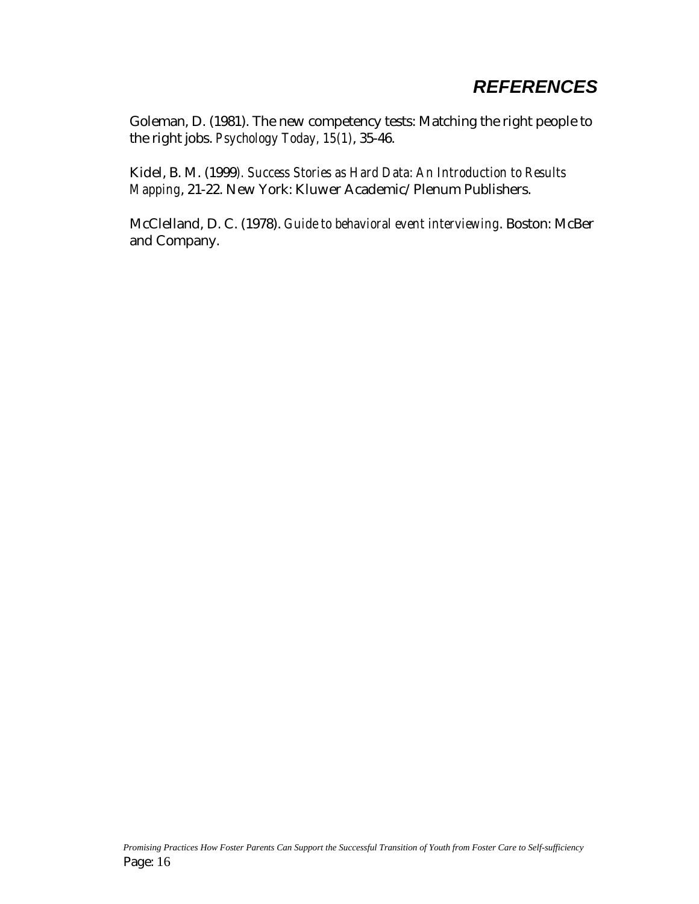# *REFERENCES*

Goleman, D. (1981). The new competency tests: Matching the right people to the right jobs. *Psychology Today, 15(1)*, 35-46.

Kidel, B. M. (1999*). Success Stories as Hard Data: An Introduction to Results Mapping*, 21-22. New York: Kluwer Academic/Plenum Publishers.

McClelland, D. C. (1978). *Guide to behavioral event interviewing*. Boston: McBer and Company.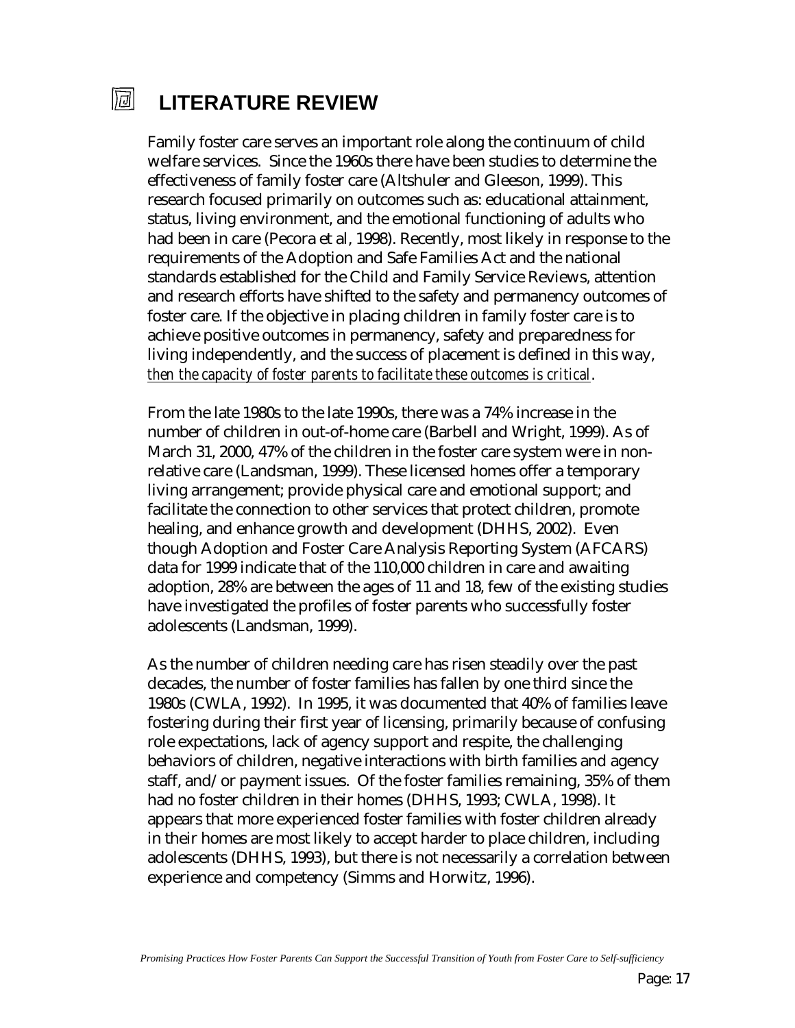# LITERATURE REVIEW

Family foster care serves an important role along the continuum of child welfare services. Since the 1960s there have been studies to determine the effectiveness of family foster care (Altshuler and Gleeson, 1999). This research focused primarily on outcomes such as: educational attainment, status, living environment, and the emotional functioning of adults who had been in care (Pecora et al, 1998). Recently, most likely in response to the requirements of the Adoption and Safe Families Act and the national standards established for the Child and Family Service Reviews, attention and research efforts have shifted to the safety and permanency outcomes of foster care. If the objective in placing children in family foster care is to achieve positive outcomes in permanency, safety and preparedness for living independently, and the success of placement is defined in this way, *then the capacity of foster parents to facilitate these outcomes is critical*.

From the late 1980s to the late 1990s, there was a 74% increase in the number of children in out-of-home care (Barbell and Wright, 1999). As of March 31, 2000, 47% of the children in the foster care system were in non-relative care (Landsman, 1999). These licensed homes offer a temporary living arrangement; provide physical care and emotional support; and facilitate the connection to other services that protect children, promote healing, and enhance growth and development (DHHS, 2002). Even though Adoption and Foster Care Analysis Reporting System (AFCARS) data for 1999 indicate that of the 110,000 children in care and awaiting adoption, 28% are between the ages of 11 and 18, few of the existing studies have investigated the profiles of foster parents who successfully foster adolescents (Landsman, 1999).

As the number of children needing care has risen steadily over the past decades, the number of foster families has fallen by one third since the 1980s (CWLA, 1992). In 1995, it was documented that 40% of families leave fostering during their first year of licensing, primarily because of confusing role expectations, lack of agency support and respite, the challenging behaviors of children, negative interactions with birth families and agency staff, and/or payment issues. Of the foster families remaining, 35% of them had no foster children in their homes (DHHS, 1993; CWLA, 1998). It appears that more experienced foster families with foster children already in their homes are most likely to accept harder to place children, including adolescents (DHHS, 1993), but there is not necessarily a correlation between experience and competency (Simms and Horwitz, 1996).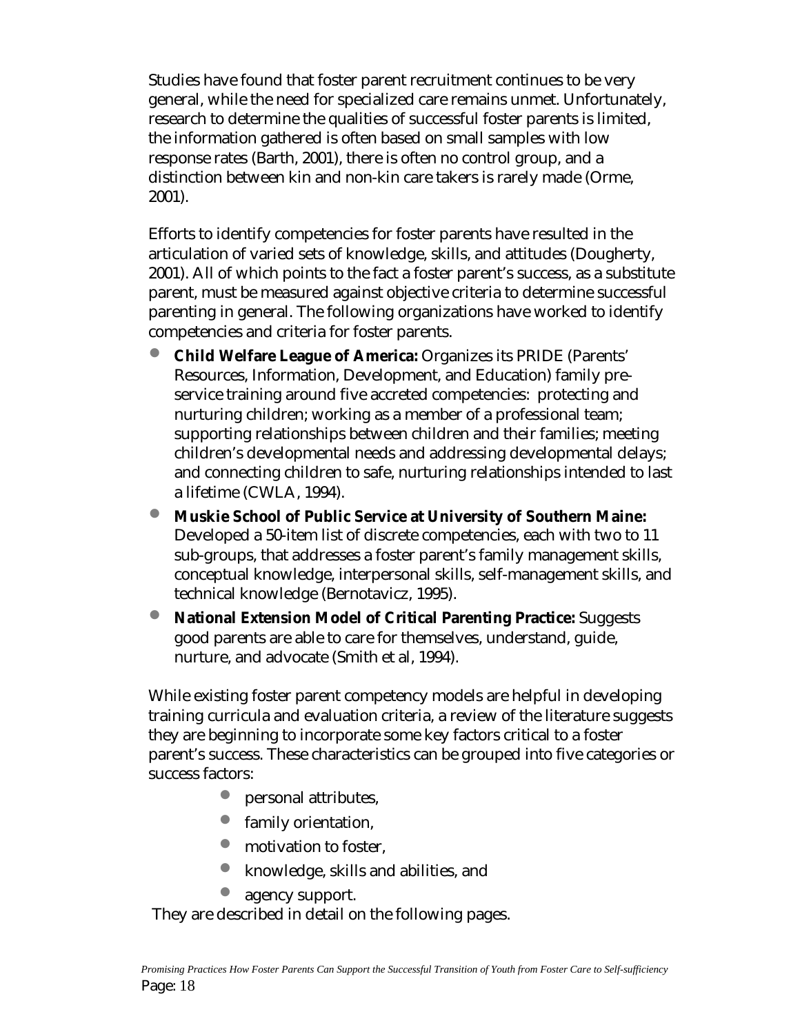Studies have found that foster parent recruitment continues to be very general, while the need for specialized care remains unmet. Unfortunately, research to determine the qualities of successful foster parents is limited, the information gathered is often based on small samples with low response rates (Barth, 2001), there is often no control group, and a distinction between kin and non-kin care takers is rarely made (Orme, 2001).

Efforts to identify competencies for foster parents have resulted in the articulation of varied sets of knowledge, skills, and attitudes (Dougherty, 2001). All of which points to the fact a foster parent's success, as a substitute parent, must be measured against objective criteria to determine successful parenting in general. The following organizations have worked to identify competencies and criteria for foster parents.

- **Child Welfare League of America:** Organizes its PRIDE (Parents' Resources, Information, Development, and Education) family pre-service training around five accreted competencies: protecting and nurturing children; working as a member of a professional team; supporting relationships between children and their families; meeting children's developmental needs and addressing developmental delays; and connecting children to safe, nurturing relationships intended to last a lifetime (CWLA, 1994).
- **Muskie School of Public Service at University of Southern Maine:** Developed a 50-item list of discrete competencies, each with two to 11 sub-groups, that addresses a foster parent's family management skills, conceptual knowledge, interpersonal skills, self-management skills, and technical knowledge (Bernotavicz, 1995).
- **National Extension Model of Critical Parenting Practice:** Suggests good parents are able to care for themselves, understand, guide, nurture, and advocate (Smith et al, 1994).

While existing foster parent competency models are helpful in developing training curricula and evaluation criteria, a review of the literature suggests they are beginning to incorporate some key factors critical to a foster parent's success. These characteristics can be grouped into five categories or success factors:

- personal attributes,
- family orientation,
- motivation to foster,
- knowledge, skills and abilities, and
- agency support.

They are described in detail on the following pages.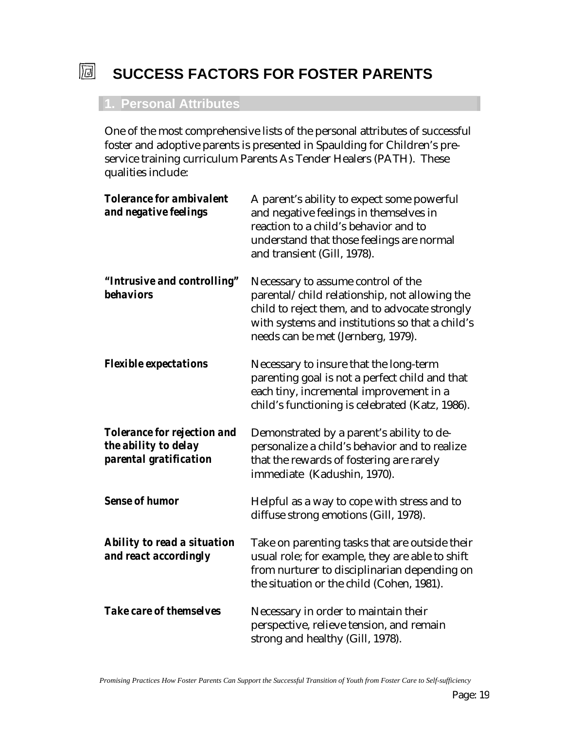# SUCCESS FACTORS FOR FOSTER PARENTS

## 1. Personal Attributes

One of the most comprehensive lists of the personal attributes of successful foster and adoptive parents is presented in Spaulding for Children's pre-service training curriculum Parents As Tender Healers (PATH). These qualities include:

***Tolerance for ambivalent and negative feelings*** — A parent's ability to expect some powerful and negative feelings in themselves in reaction to a child's behavior and to understand that those feelings are normal and transient (Gill, 1978).

***"Intrusive and controlling" behaviors*** — Necessary to assume control of the parental/child relationship, not allowing the child to reject them, and to advocate strongly with systems and institutions so that a child's needs can be met (Jernberg, 1979).

***Flexible expectations*** — Necessary to insure that the long-term parenting goal is not a perfect child and that each tiny, incremental improvement in a child's functioning is celebrated (Katz, 1986).

***Tolerance for rejection and the ability to delay parental gratification*** — Demonstrated by a parent's ability to de-personalize a child's behavior and to realize that the rewards of fostering are rarely immediate (Kadushin, 1970).

***Sense of humor*** — Helpful as a way to cope with stress and to diffuse strong emotions (Gill, 1978).

***Ability to read a situation and react accordingly*** — Take on parenting tasks that are outside their usual role; for example, they are able to shift from nurturer to disciplinarian depending on the situation or the child (Cohen, 1981).

***Take care of themselves*** — Necessary in order to maintain their perspective, relieve tension, and remain strong and healthy (Gill, 1978).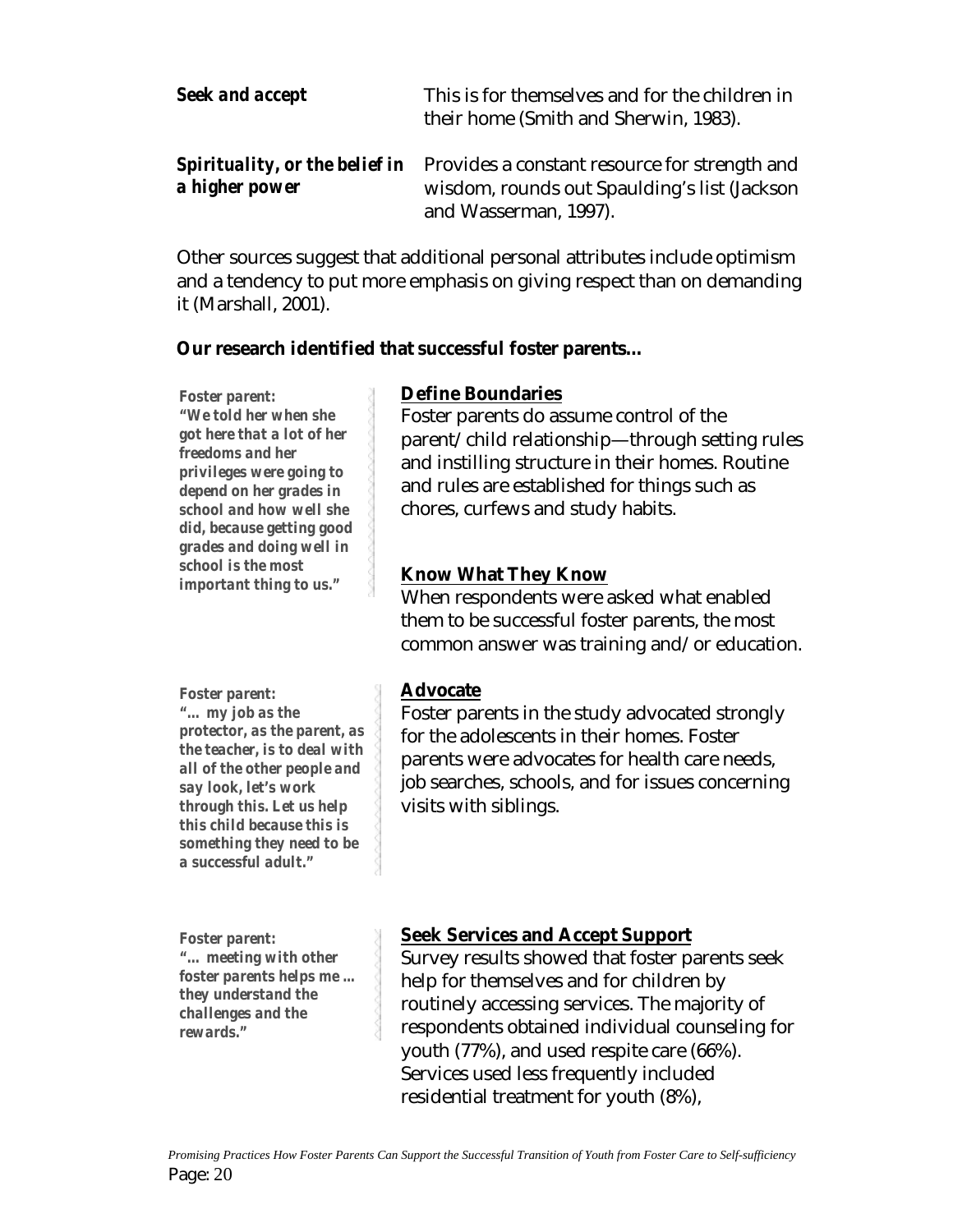| | |
|---|---|
| ***Seek and accept*** | This is for themselves and for the children in their home (Smith and Sherwin, 1983). |
| ***Spirituality, or the belief in a higher power*** | Provides a constant resource for strength and wisdom, rounds out Spaulding's list (Jackson and Wasserman, 1997). |

Other sources suggest that additional personal attributes include optimism and a tendency to put more emphasis on giving respect than on demanding it (Marshall, 2001).

**Our research identified that successful foster parents...**

***Foster parent:***
***"We told her when she got here that a lot of her freedoms and her privileges were going to depend on her grades in school and how well she did, because getting good grades and doing well in school is the most important thing to us."***

**Define Boundaries**

Foster parents do assume control of the parent/child relationship—through setting rules and instilling structure in their homes. Routine and rules are established for things such as chores, curfews and study habits.

**Know What They Know**

When respondents were asked what enabled them to be successful foster parents, the most common answer was training and/or education.

***Foster parent:***
***"… my job as the protector, as the parent, as the teacher, is to deal with all of the other people and say look, let's work through this. Let us help this child because this is something they need to be a successful adult."***

**Advocate**

Foster parents in the study advocated strongly for the adolescents in their homes. Foster parents were advocates for health care needs, job searches, schools, and for issues concerning visits with siblings.

***Foster parent:***
***"… meeting with other foster parents helps me … they understand the challenges and the rewards."***

**Seek Services and Accept Support**

Survey results showed that foster parents seek help for themselves and for children by routinely accessing services. The majority of respondents obtained individual counseling for youth (77%), and used respite care (66%). Services used less frequently included residential treatment for youth (8%),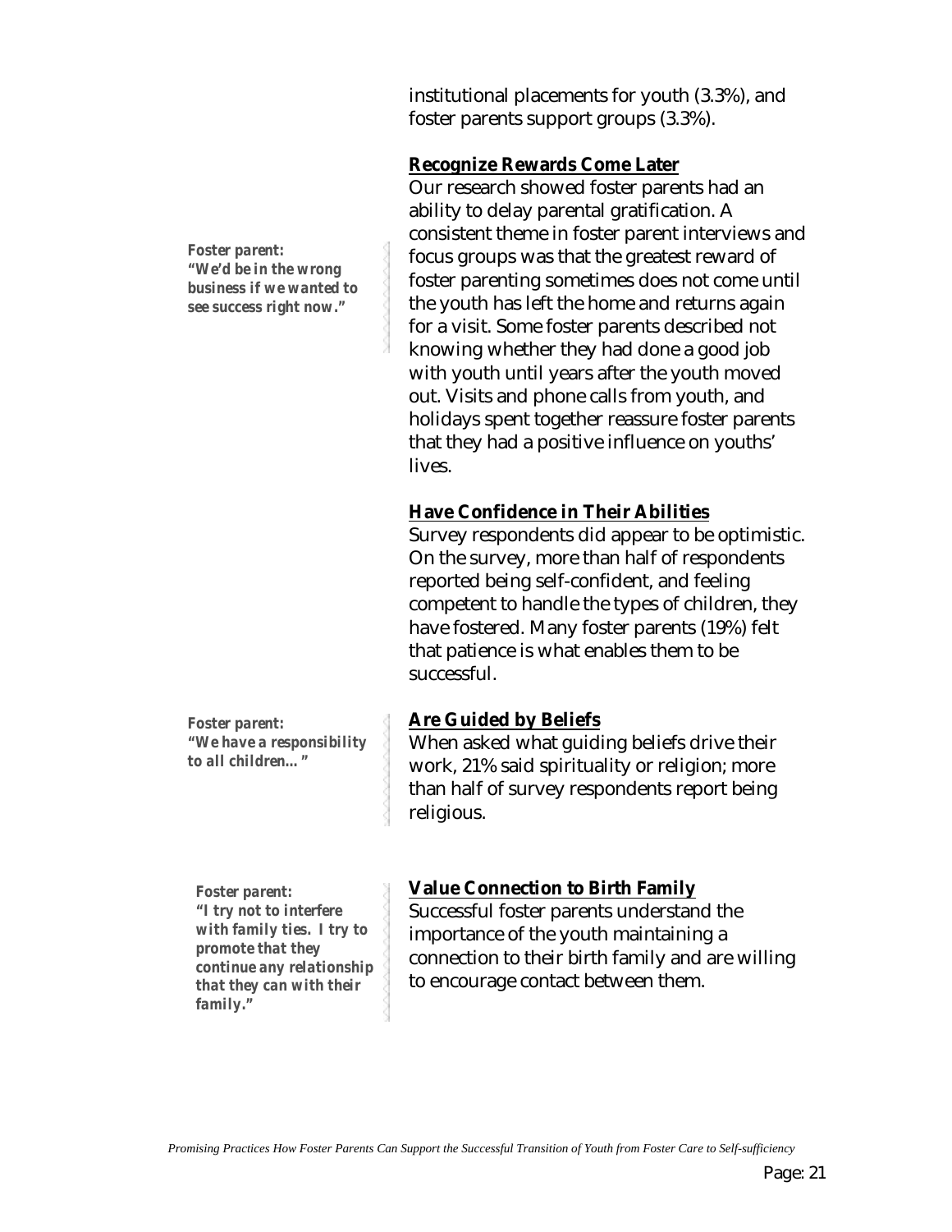institutional placements for youth (3.3%), and foster parents support groups (3.3%).

### Recognize Rewards Come Later

*Foster parent:*
***"We'd be in the wrong business if we wanted to see success right now."***

Our research showed foster parents had an ability to delay parental gratification. A consistent theme in foster parent interviews and focus groups was that the greatest reward of foster parenting sometimes does not come until the youth has left the home and returns again for a visit. Some foster parents described not knowing whether they had done a good job with youth until years after the youth moved out. Visits and phone calls from youth, and holidays spent together reassure foster parents that they had a positive influence on youths' lives.

### Have Confidence in Their Abilities

Survey respondents did appear to be optimistic. On the survey, more than half of respondents reported being self-confident, and feeling competent to handle the types of children, they have fostered. Many foster parents (19%) felt that patience is what enables them to be successful.

### Are Guided by Beliefs

*Foster parent:*
***"We have a responsibility to all children…"***

When asked what guiding beliefs drive their work, 21% said spirituality or religion; more than half of survey respondents report being religious.

### Value Connection to Birth Family

*Foster parent:*
***"I try not to interfere with family ties. I try to promote that they continue any relationship that they can with their family."***

Successful foster parents understand the importance of the youth maintaining a connection to their birth family and are willing to encourage contact between them.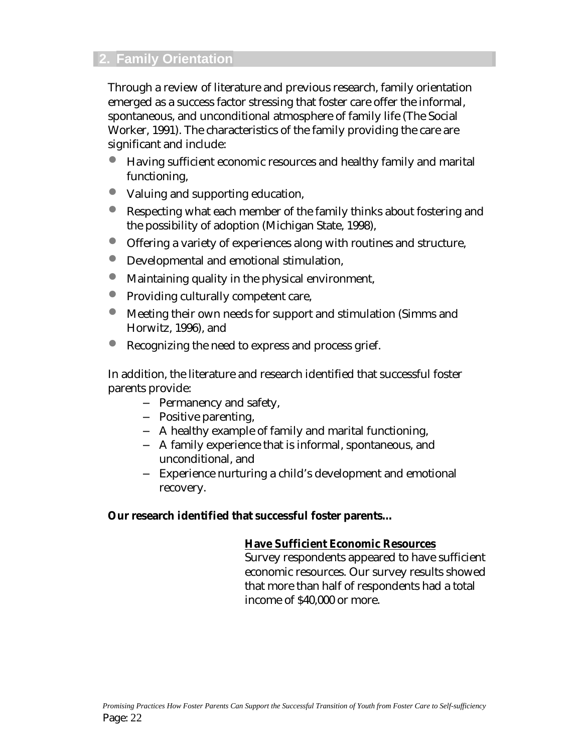## 2. Family Orientation

Through a review of literature and previous research, family orientation emerged as a success factor stressing that foster care offer the informal, spontaneous, and unconditional atmosphere of family life (The Social Worker, 1991). The characteristics of the family providing the care are significant and include:

- Having sufficient economic resources and healthy family and marital functioning,
- Valuing and supporting education,
- Respecting what each member of the family thinks about fostering and the possibility of adoption (Michigan State, 1998),
- Offering a variety of experiences along with routines and structure,
- Developmental and emotional stimulation,
- Maintaining quality in the physical environment,
- Providing culturally competent care,
- Meeting their own needs for support and stimulation (Simms and Horwitz, 1996), and
- Recognizing the need to express and process grief.

In addition, the literature and research identified that successful foster parents provide:

- Permanency and safety,
- Positive parenting,
- A healthy example of family and marital functioning,
- A family experience that is informal, spontaneous, and unconditional, and
- Experience nurturing a child's development and emotional recovery.

**Our research identified that successful foster parents…**

**Have Sufficient Economic Resources**

Survey respondents appeared to have sufficient economic resources. Our survey results showed that more than half of respondents had a total income of $40,000 or more.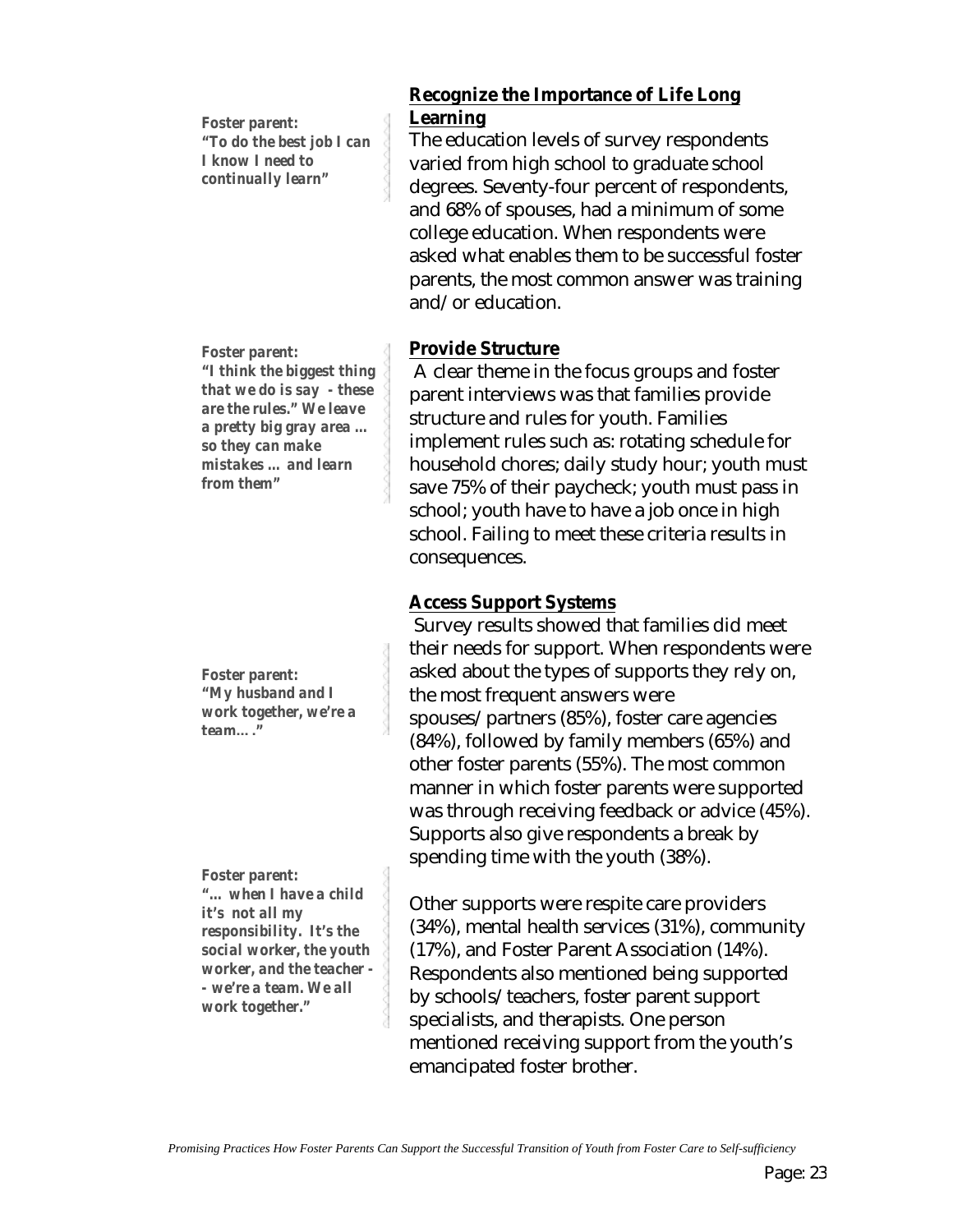*Foster parent:*
*"To do the best job I can I know I need to continually learn"*

## Recognize the Importance of Life Long Learning

The education levels of survey respondents varied from high school to graduate school degrees. Seventy-four percent of respondents, and 68% of spouses, had a minimum of some college education. When respondents were asked what enables them to be successful foster parents, the most common answer was training and/or education.

*Foster parent:*
*"I think the biggest thing that we do is say - these are the rules." We leave a pretty big gray area ... so they can make mistakes ... and learn from them"*

## Provide Structure

A clear theme in the focus groups and foster parent interviews was that families provide structure and rules for youth. Families implement rules such as: rotating schedule for household chores; daily study hour; youth must save 75% of their paycheck; youth must pass in school; youth have to have a job once in high school. Failing to meet these criteria results in consequences.

*Foster parent:*
*"My husband and I work together, we're a team…."*

## Access Support Systems

Survey results showed that families did meet their needs for support. When respondents were asked about the types of supports they rely on, the most frequent answers were spouses/partners (85%), foster care agencies (84%), followed by family members (65%) and other foster parents (55%). The most common manner in which foster parents were supported was through receiving feedback or advice (45%). Supports also give respondents a break by spending time with the youth (38%).

*Foster parent:*
*"… when I have a child it's not all my responsibility. It's the social worker, the youth worker, and the teacher -- we're a team. We all work together."*

Other supports were respite care providers (34%), mental health services (31%), community (17%), and Foster Parent Association (14%). Respondents also mentioned being supported by schools/teachers, foster parent support specialists, and therapists. One person mentioned receiving support from the youth's emancipated foster brother.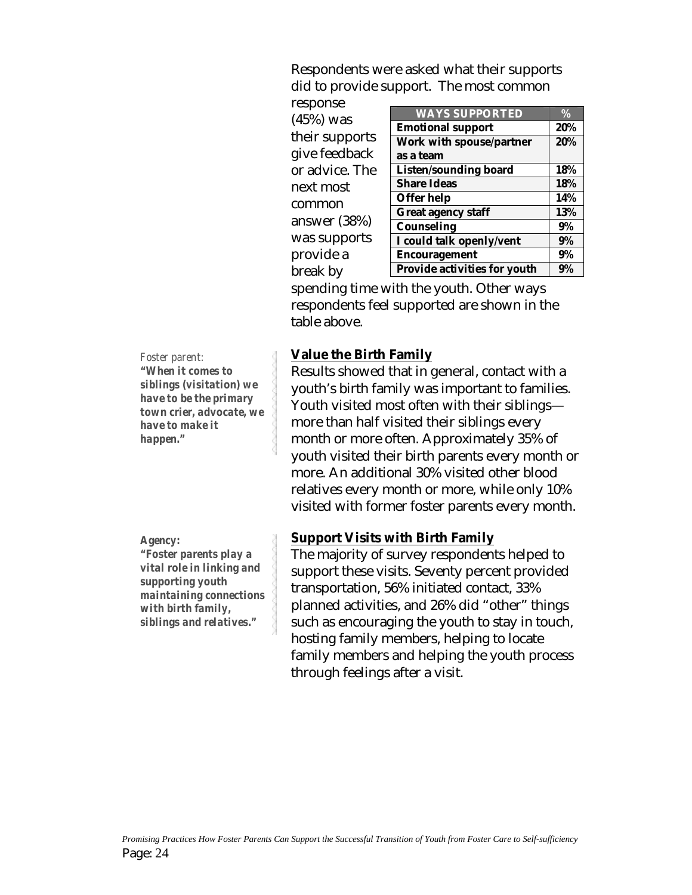Respondents were asked what their supports did to provide support. The most common response (45%) was their supports give feedback or advice. The next most common answer (38%) was supports provide a break by spending time with the youth. Other ways respondents feel supported are shown in the table above.

| WAYS SUPPORTED | % |
|---|---|
| Emotional support | 20% |
| Work with spouse/partner as a team | 20% |
| Listen/sounding board | 18% |
| Share Ideas | 18% |
| Offer help | 14% |
| Great agency staff | 13% |
| Counseling | 9% |
| I could talk openly/vent | 9% |
| Encouragement | 9% |
| Provide activities for youth | 9% |

*Foster parent:*
***"When it comes to siblings (visitation) we have to be the primary town crier, advocate, we have to make it happen."***

## Value the Birth Family

Results showed that in general, contact with a youth's birth family was important to families. Youth visited most often with their siblings—more than half visited their siblings every month or more often. Approximately 35% of youth visited their birth parents every month or more. An additional 30% visited other blood relatives every month or more, while only 10% visited with former foster parents every month.

***Agency:***
***"Foster parents play a vital role in linking and supporting youth maintaining connections with birth family, siblings and relatives."***

## Support Visits with Birth Family

The majority of survey respondents helped to support these visits. Seventy percent provided transportation, 56% initiated contact, 33% planned activities, and 26% did "other" things such as encouraging the youth to stay in touch, hosting family members, helping to locate family members and helping the youth process through feelings after a visit.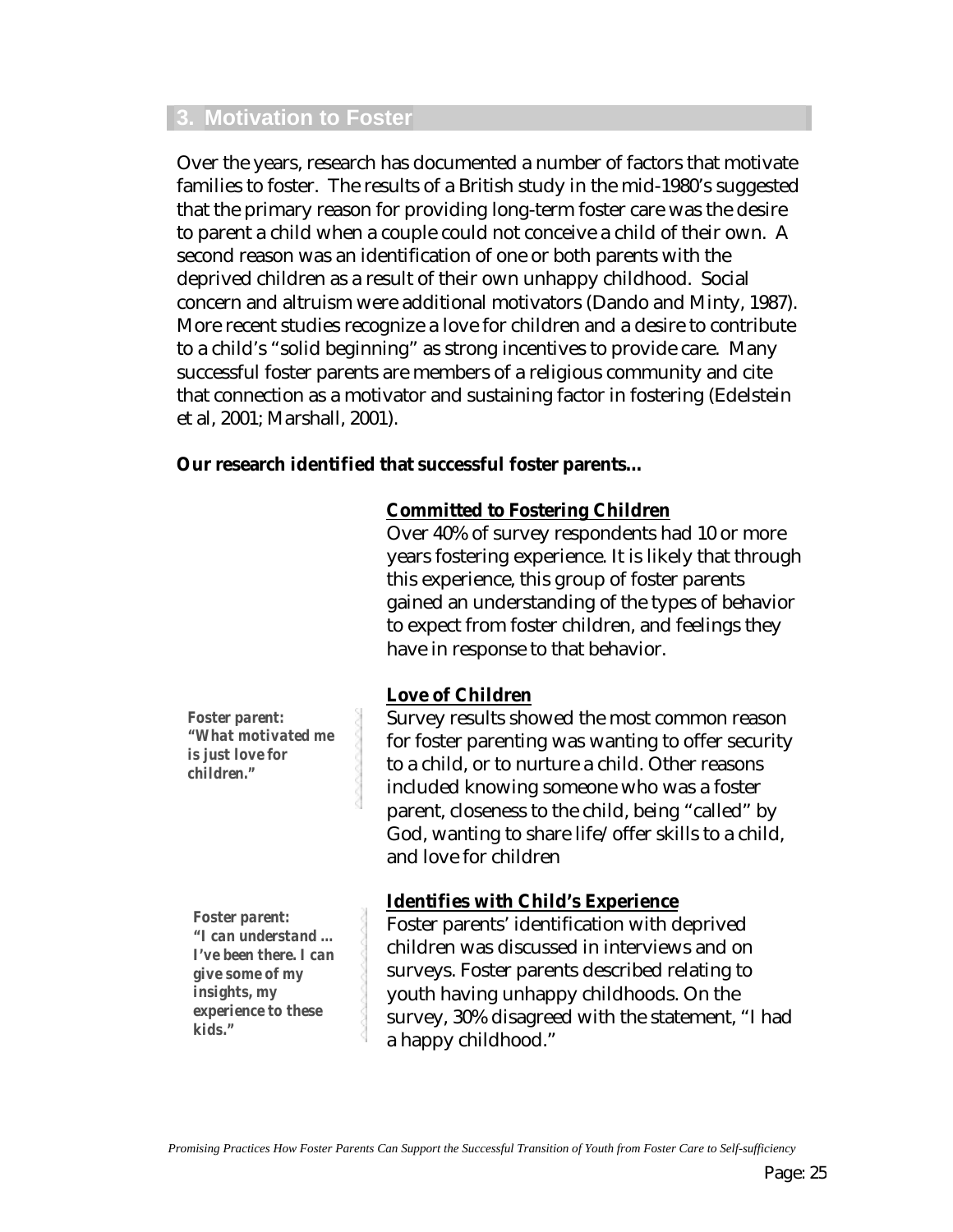## 3. Motivation to Foster

Over the years, research has documented a number of factors that motivate families to foster. The results of a British study in the mid-1980's suggested that the primary reason for providing long-term foster care was the desire to parent a child when a couple could not conceive a child of their own. A second reason was an identification of one or both parents with the deprived children as a result of their own unhappy childhood. Social concern and altruism were additional motivators (Dando and Minty, 1987). More recent studies recognize a love for children and a desire to contribute to a child's "solid beginning" as strong incentives to provide care. Many successful foster parents are members of a religious community and cite that connection as a motivator and sustaining factor in fostering (Edelstein et al, 2001; Marshall, 2001).

**Our research identified that successful foster parents...**

**Committed to Fostering Children**

Over 40% of survey respondents had 10 or more years fostering experience. It is likely that through this experience, this group of foster parents gained an understanding of the types of behavior to expect from foster children, and feelings they have in response to that behavior.

**Love of Children**

> ***Foster parent: "What motivated me is just love for children."***

Survey results showed the most common reason for foster parenting was wanting to offer security to a child, or to nurture a child. Other reasons included knowing someone who was a foster parent, closeness to the child, being "called" by God, wanting to share life/offer skills to a child, and love for children

**Identifies with Child's Experience**

> ***Foster parent: "I can understand … I've been there. I can give some of my insights, my experience to these kids."***

Foster parents' identification with deprived children was discussed in interviews and on surveys. Foster parents described relating to youth having unhappy childhoods. On the survey, 30% disagreed with the statement, "I had a happy childhood."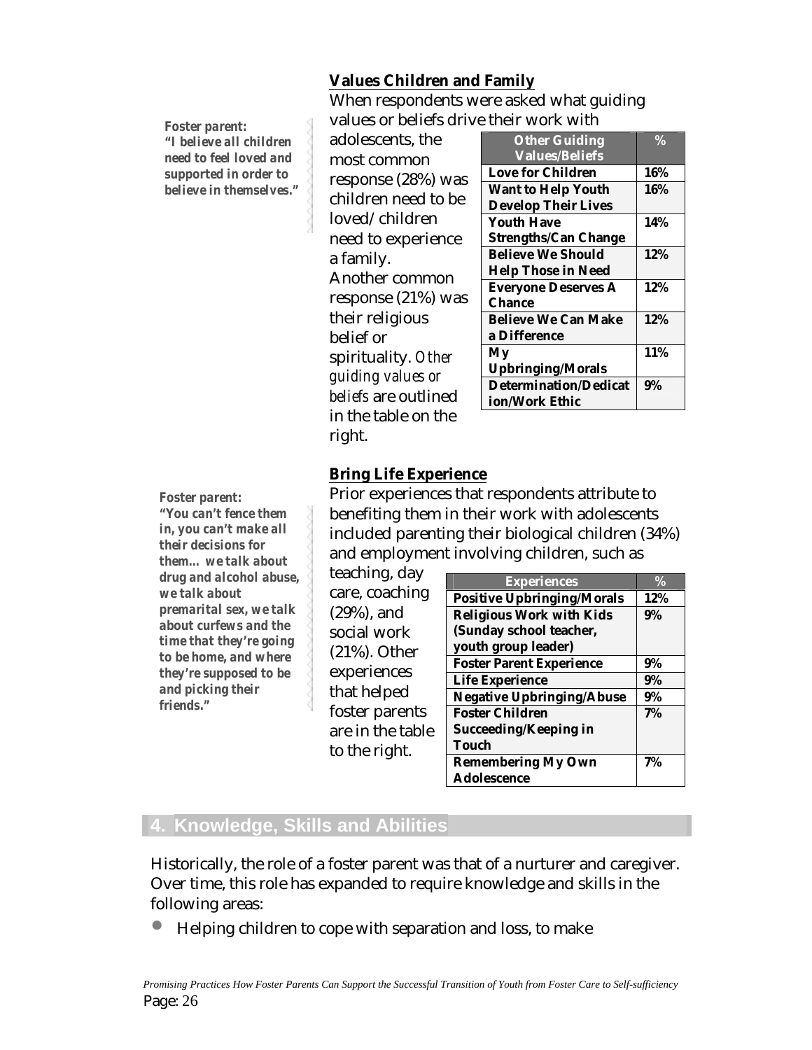*Foster parent:*
***"I believe all children need to feel loved and supported in order to believe in themselves."***

**Values Children and Family**

When respondents were asked what guiding values or beliefs drive their work with adolescents, the most common response (28%) was children need to be loved/ children need to experience a family. Another common response (21%) was their religious belief or spirituality. *Other guiding values or beliefs* are outlined in the table on the right.

| Other Guiding Values/Beliefs | % |
|---|---|
| Love for Children | 16% |
| Want to Help Youth Develop Their Lives | 16% |
| Youth Have Strengths/Can Change | 14% |
| Believe We Should Help Those in Need | 12% |
| Everyone Deserves A Chance | 12% |
| Believe We Can Make a Difference | 12% |
| My Upbringing/Morals | 11% |
| Determination/Dedication/Work Ethic | 9% |

*Foster parent:*
***"You can't fence them in, you can't make all their decisions for them… we talk about drug and alcohol abuse, we talk about premarital sex, we talk about curfews and the time that they're going to be home, and where they're supposed to be and picking their friends."***

**Bring Life Experience**

Prior experiences that respondents attribute to benefiting them in their work with adolescents included parenting their biological children (34%) and employment involving children, such as teaching, day care, coaching (29%), and social work (21%). Other experiences that helped foster parents are in the table to the right.

| Experiences | % |
|---|---|
| Positive Upbringing/Morals | 12% |
| Religious Work with Kids (Sunday school teacher, youth group leader) | 9% |
| Foster Parent Experience | 9% |
| Life Experience | 9% |
| Negative Upbringing/Abuse | 9% |
| Foster Children Succeeding/Keeping in Touch | 7% |
| Remembering My Own Adolescence | 7% |

## 4. Knowledge, Skills and Abilities

Historically, the role of a foster parent was that of a nurturer and caregiver. Over time, this role has expanded to require knowledge and skills in the following areas:

- Helping children to cope with separation and loss, to make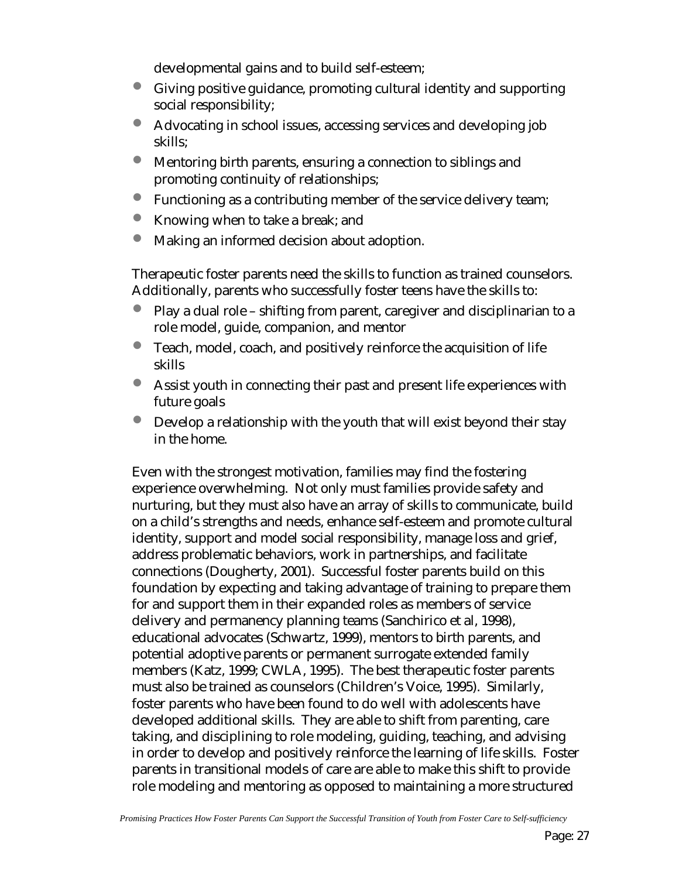developmental gains and to build self-esteem;

- Giving positive guidance, promoting cultural identity and supporting social responsibility;
- Advocating in school issues, accessing services and developing job skills;
- Mentoring birth parents, ensuring a connection to siblings and promoting continuity of relationships;
- Functioning as a contributing member of the service delivery team;
- Knowing when to take a break; and
- Making an informed decision about adoption.

Therapeutic foster parents need the skills to function as trained counselors. Additionally, parents who successfully foster teens have the skills to:

- Play a dual role – shifting from parent, caregiver and disciplinarian to a role model, guide, companion, and mentor
- Teach, model, coach, and positively reinforce the acquisition of life skills
- Assist youth in connecting their past and present life experiences with future goals
- Develop a relationship with the youth that will exist beyond their stay in the home.

Even with the strongest motivation, families may find the fostering experience overwhelming. Not only must families provide safety and nurturing, but they must also have an array of skills to communicate, build on a child's strengths and needs, enhance self-esteem and promote cultural identity, support and model social responsibility, manage loss and grief, address problematic behaviors, work in partnerships, and facilitate connections (Dougherty, 2001). Successful foster parents build on this foundation by expecting and taking advantage of training to prepare them for and support them in their expanded roles as members of service delivery and permanency planning teams (Sanchirico et al, 1998), educational advocates (Schwartz, 1999), mentors to birth parents, and potential adoptive parents or permanent surrogate extended family members (Katz, 1999; CWLA, 1995). The best therapeutic foster parents must also be trained as counselors (Children's Voice, 1995). Similarly, foster parents who have been found to do well with adolescents have developed additional skills. They are able to shift from parenting, care taking, and disciplining to role modeling, guiding, teaching, and advising in order to develop and positively reinforce the learning of life skills. Foster parents in transitional models of care are able to make this shift to provide role modeling and mentoring as opposed to maintaining a more structured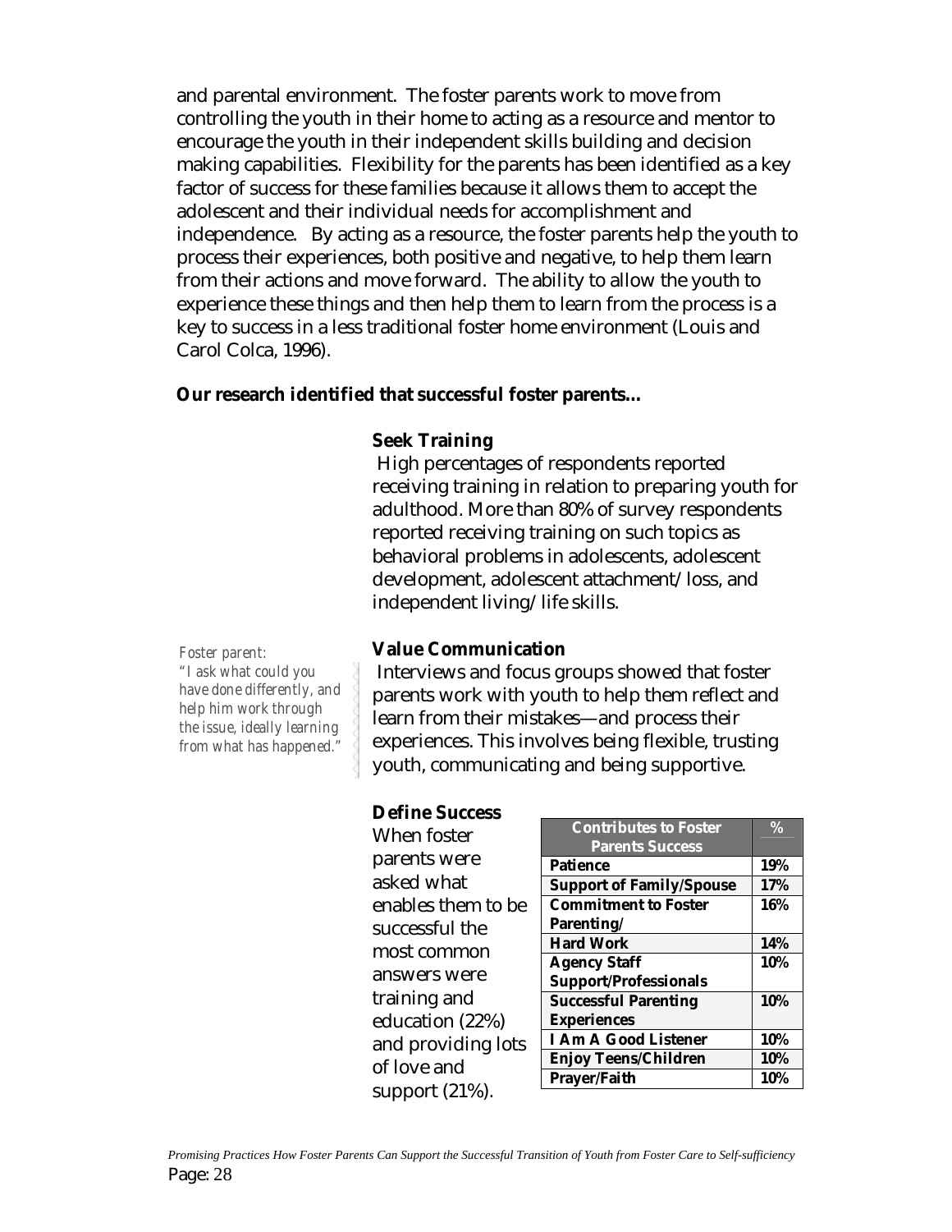and parental environment. The foster parents work to move from controlling the youth in their home to acting as a resource and mentor to encourage the youth in their independent skills building and decision making capabilities. Flexibility for the parents has been identified as a key factor of success for these families because it allows them to accept the adolescent and their individual needs for accomplishment and independence. By acting as a resource, the foster parents help the youth to process their experiences, both positive and negative, to help them learn from their actions and move forward. The ability to allow the youth to experience these things and then help them to learn from the process is a key to success in a less traditional foster home environment (Louis and Carol Colca, 1996).

**Our research identified that successful foster parents…**

**Seek Training**

High percentages of respondents reported receiving training in relation to preparing youth for adulthood. More than 80% of survey respondents reported receiving training on such topics as behavioral problems in adolescents, adolescent development, adolescent attachment/loss, and independent living/life skills.

**Value Communication**

Interviews and focus groups showed that foster parents work with youth to help them reflect and learn from their mistakes—and process their experiences. This involves being flexible, trusting youth, communicating and being supportive.

*Foster parent: "I ask what could you have done differently, and help him work through the issue, ideally learning from what has happened."*

**Define Success**

When foster parents were asked what enables them to be successful the most common answers were training and education (22%) and providing lots of love and support (21%).

| Contributes to Foster Parents Success | % |
|---|---|
| Patience | 19% |
| Support of Family/Spouse | 17% |
| Commitment to Foster Parenting/ | 16% |
| Hard Work | 14% |
| Agency Staff Support/Professionals | 10% |
| Successful Parenting Experiences | 10% |
| I Am A Good Listener | 10% |
| Enjoy Teens/Children | 10% |
| Prayer/Faith | 10% |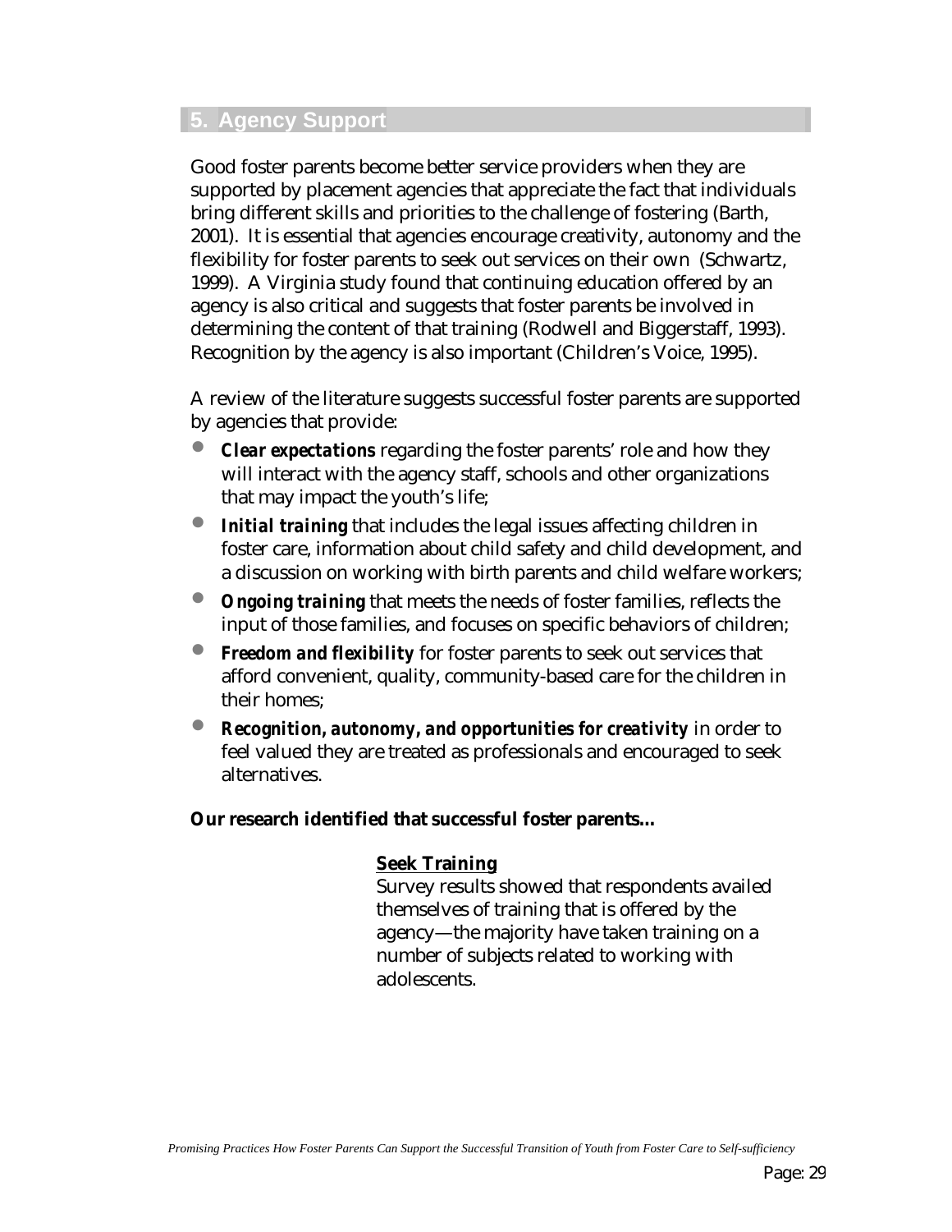## 5. Agency Support

Good foster parents become better service providers when they are supported by placement agencies that appreciate the fact that individuals bring different skills and priorities to the challenge of fostering (Barth, 2001). It is essential that agencies encourage creativity, autonomy and the flexibility for foster parents to seek out services on their own (Schwartz, 1999). A Virginia study found that continuing education offered by an agency is also critical and suggests that foster parents be involved in determining the content of that training (Rodwell and Biggerstaff, 1993). Recognition by the agency is also important (Children's Voice, 1995).

A review of the literature suggests successful foster parents are supported by agencies that provide:

- ***Clear expectations*** regarding the foster parents' role and how they will interact with the agency staff, schools and other organizations that may impact the youth's life;
- ***Initial training*** that includes the legal issues affecting children in foster care, information about child safety and child development, and a discussion on working with birth parents and child welfare workers;
- ***Ongoing training*** that meets the needs of foster families, reflects the input of those families, and focuses on specific behaviors of children;
- ***Freedom and flexibility*** for foster parents to seek out services that afford convenient, quality, community-based care for the children in their homes;
- ***Recognition, autonomy, and opportunities for creativity*** in order to feel valued they are treated as professionals and encouraged to seek alternatives.

**Our research identified that successful foster parents…**

**<u>Seek Training</u>**

Survey results showed that respondents availed themselves of training that is offered by the agency—the majority have taken training on a number of subjects related to working with adolescents.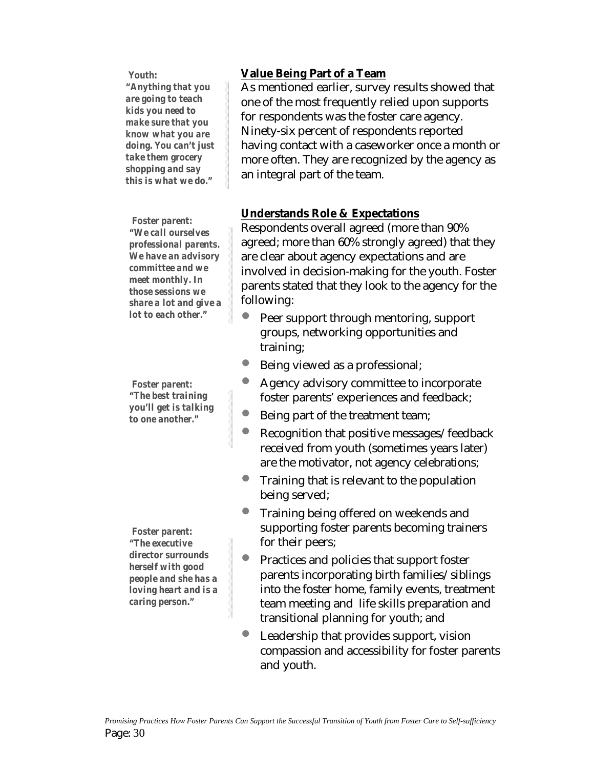**Youth:**
***"Anything that you are going to teach kids you need to make sure that you know what you are doing. You can't just take them grocery shopping and say this is what we do."***

## Value Being Part of a Team

As mentioned earlier, survey results showed that one of the most frequently relied upon supports for respondents was the foster care agency. Ninety-six percent of respondents reported having contact with a caseworker once a month or more often. They are recognized by the agency as an integral part of the team.

**Foster parent:**
***"We call ourselves professional parents. We have an advisory committee and we meet monthly. In those sessions we share a lot and give a lot to each other."***

## Understands Role & Expectations

Respondents overall agreed (more than 90% agreed; more than 60% strongly agreed) that they are clear about agency expectations and are involved in decision-making for the youth. Foster parents stated that they look to the agency for the following:

**Foster parent:**
***"The best training you'll get is talking to one another."***

- Peer support through mentoring, support groups, networking opportunities and training;
- Being viewed as a professional;
- Agency advisory committee to incorporate foster parents' experiences and feedback;
- Being part of the treatment team;
- Recognition that positive messages/feedback received from youth (sometimes years later) are the motivator, not agency celebrations;
- Training that is relevant to the population being served;
- Training being offered on weekends and supporting foster parents becoming trainers for their peers;
- Practices and policies that support foster parents incorporating birth families/siblings into the foster home, family events, treatment team meeting and life skills preparation and transitional planning for youth; and
- Leadership that provides support, vision compassion and accessibility for foster parents and youth.

**Foster parent:**
***"The executive director surrounds herself with good people and she has a loving heart and is a caring person."***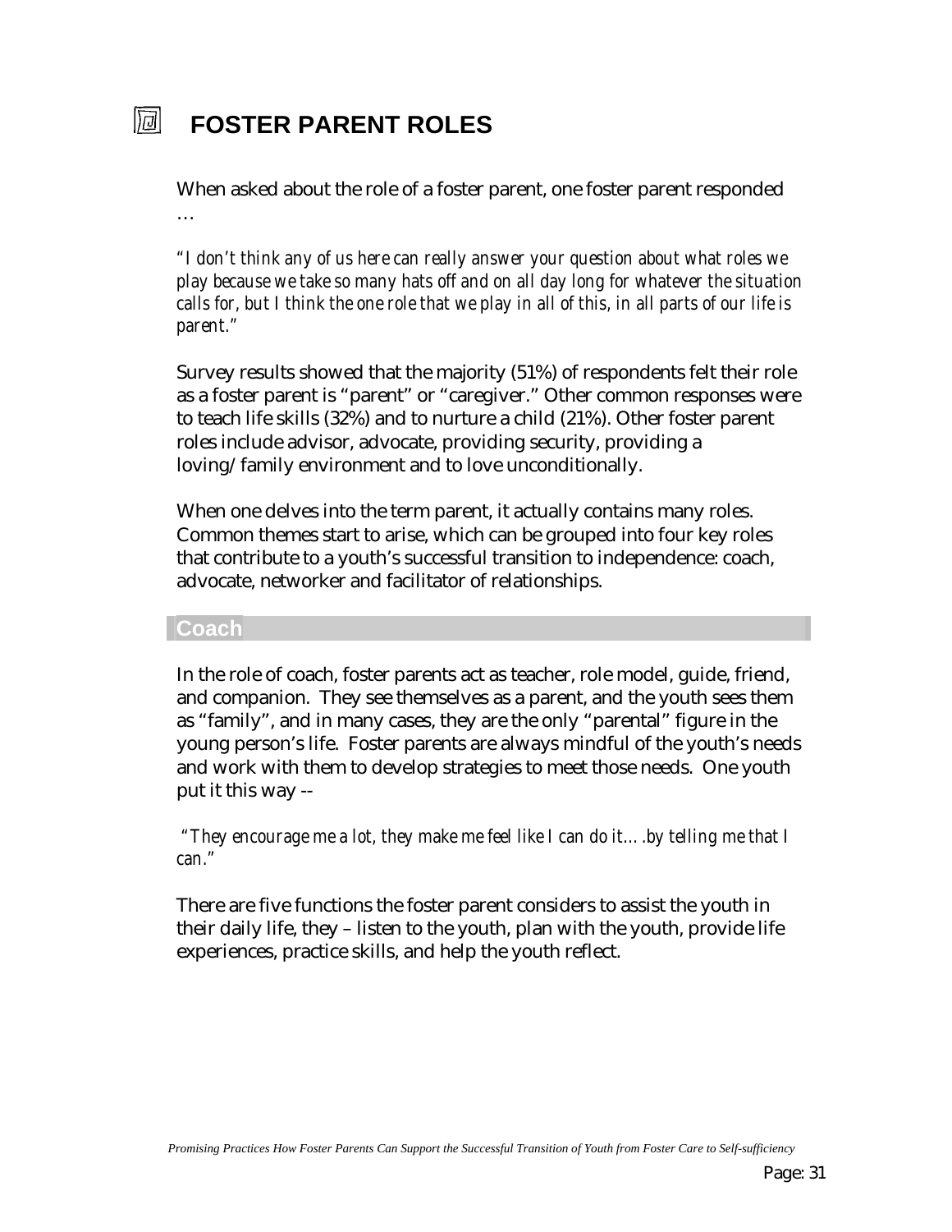# FOSTER PARENT ROLES

When asked about the role of a foster parent, one foster parent responded …

*"I don't think any of us here can really answer your question about what roles we play because we take so many hats off and on all day long for whatever the situation calls for, but I think the one role that we play in all of this, in all parts of our life is parent."*

Survey results showed that the majority (51%) of respondents felt their role as a foster parent is "parent" or "caregiver." Other common responses were to teach life skills (32%) and to nurture a child (21%). Other foster parent roles include advisor, advocate, providing security, providing a loving/family environment and to love unconditionally.

When one delves into the term parent, it actually contains many roles. Common themes start to arise, which can be grouped into four key roles that contribute to a youth's successful transition to independence: coach, advocate, networker and facilitator of relationships.

## Coach

In the role of coach, foster parents act as teacher, role model, guide, friend, and companion. They see themselves as a parent, and the youth sees them as "family", and in many cases, they are the only "parental" figure in the young person's life. Foster parents are always mindful of the youth's needs and work with them to develop strategies to meet those needs. One youth put it this way --

*"They encourage me a lot, they make me feel like I can do it….by telling me that I can."*

There are five functions the foster parent considers to assist the youth in their daily life, they – listen to the youth, plan with the youth, provide life experiences, practice skills, and help the youth reflect.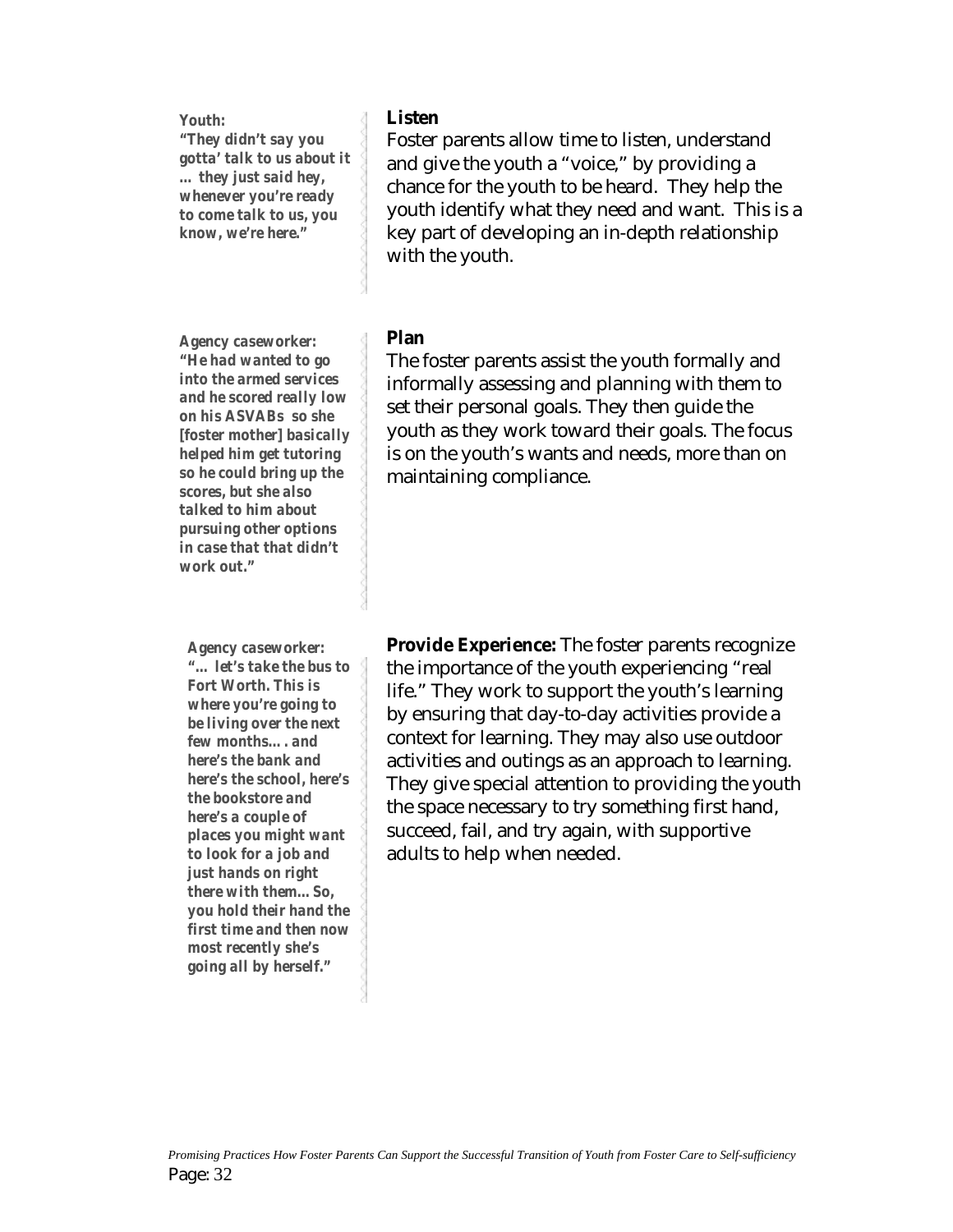**Youth:**
***"They didn't say you gotta' talk to us about it … they just said hey, whenever you're ready to come talk to us, you know, we're here."***

### Listen

Foster parents allow time to listen, understand and give the youth a "voice," by providing a chance for the youth to be heard. They help the youth identify what they need and want. This is a key part of developing an in-depth relationship with the youth.

**Agency caseworker:**
***"He had wanted to go into the armed services and he scored really low on his ASVABs so she [foster mother] basically helped him get tutoring so he could bring up the scores, but she also talked to him about pursuing other options in case that that didn't work out."***

### Plan

The foster parents assist the youth formally and informally assessing and planning with them to set their personal goals. They then guide the youth as they work toward their goals. The focus is on the youth's wants and needs, more than on maintaining compliance.

**Agency caseworker:**
***"… let's take the bus to Fort Worth. This is where you're going to be living over the next few months…. and here's the bank and here's the school, here's the bookstore and here's a couple of places you might want to look for a job and just hands on right there with them… So, you hold their hand the first time and then now most recently she's going all by herself."***

**Provide Experience:** The foster parents recognize the importance of the youth experiencing "real life." They work to support the youth's learning by ensuring that day-to-day activities provide a context for learning. They may also use outdoor activities and outings as an approach to learning. They give special attention to providing the youth the space necessary to try something first hand, succeed, fail, and try again, with supportive adults to help when needed.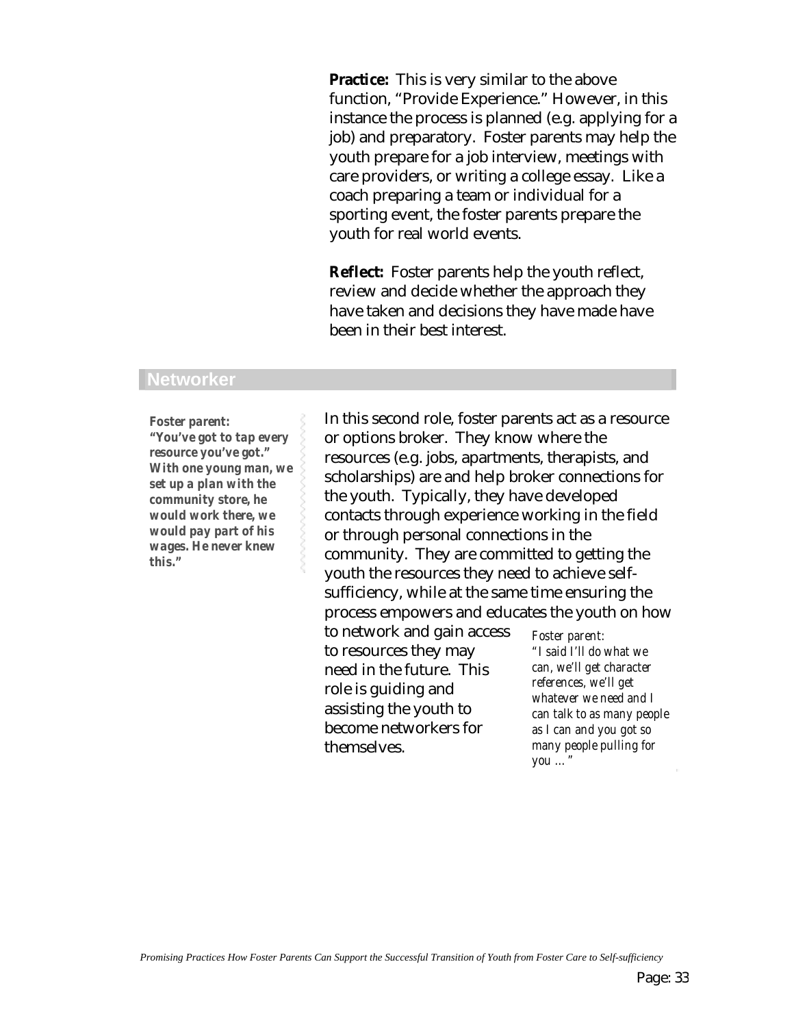**Practice:** This is very similar to the above function, "Provide Experience." However, in this instance the process is planned (e.g. applying for a job) and preparatory. Foster parents may help the youth prepare for a job interview, meetings with care providers, or writing a college essay. Like a coach preparing a team or individual for a sporting event, the foster parents prepare the youth for real world events.

**Reflect:** Foster parents help the youth reflect, review and decide whether the approach they have taken and decisions they have made have been in their best interest.

## Networker

***Foster parent: "You've got to tap every resource you've got." With one young man, we set up a plan with the community store, he would work there, we would pay part of his wages. He never knew this."***

In this second role, foster parents act as a resource or options broker. They know where the resources (e.g. jobs, apartments, therapists, and scholarships) are and help broker connections for the youth. Typically, they have developed contacts through experience working in the field or through personal connections in the community. They are committed to getting the youth the resources they need to achieve self-sufficiency, while at the same time ensuring the process empowers and educates the youth on how to network and gain access to resources they may need in the future. This role is guiding and assisting the youth to become networkers for themselves.

*Foster parent: "I said I'll do what we can, we'll get character references, we'll get whatever we need and I can talk to as many people as I can and you got so many people pulling for you …"*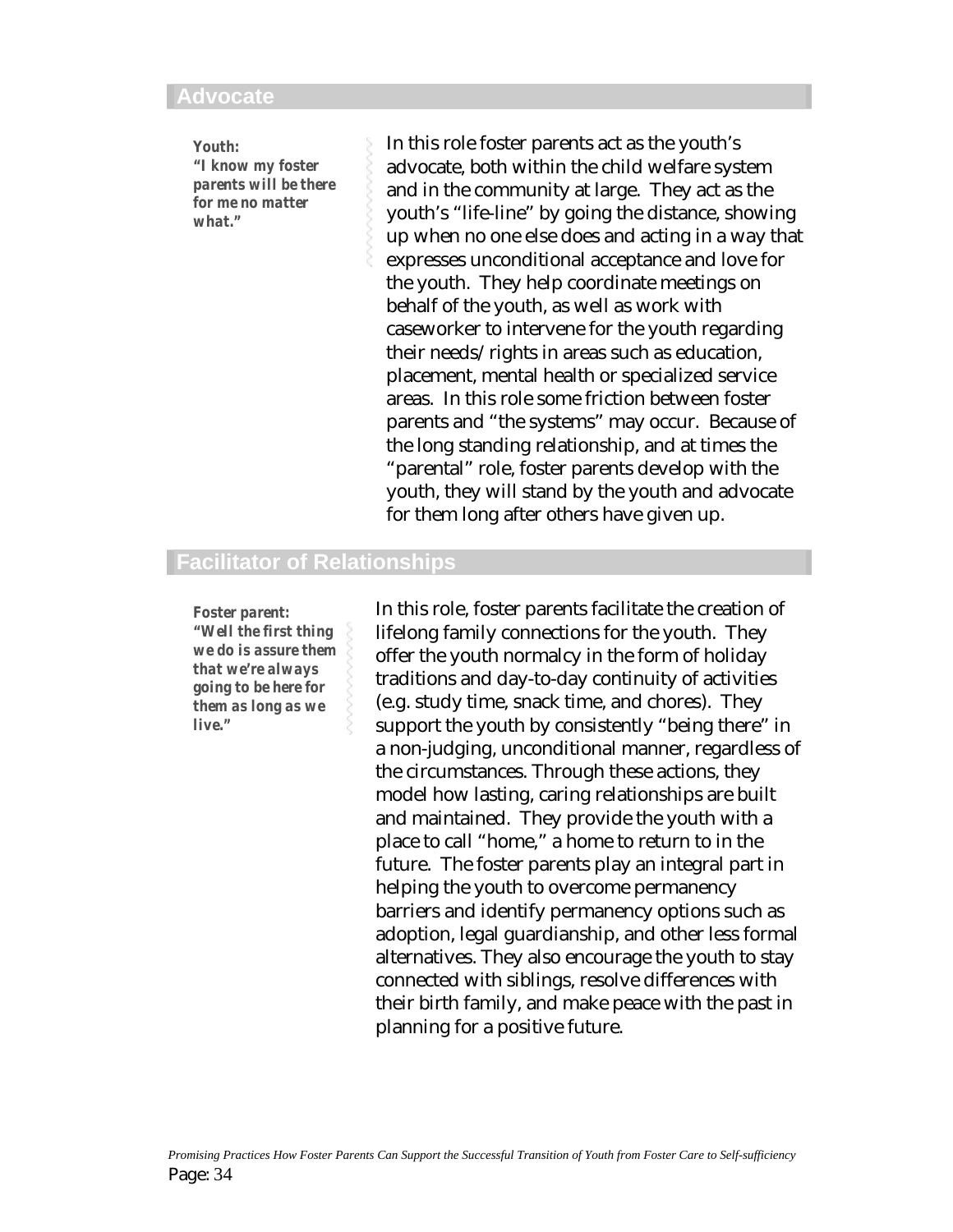## Advocate

***Youth:***
***"I know my foster parents will be there for me no matter what."***

In this role foster parents act as the youth's advocate, both within the child welfare system and in the community at large. They act as the youth's "life-line" by going the distance, showing up when no one else does and acting in a way that expresses unconditional acceptance and love for the youth. They help coordinate meetings on behalf of the youth, as well as work with caseworker to intervene for the youth regarding their needs/rights in areas such as education, placement, mental health or specialized service areas. In this role some friction between foster parents and "the systems" may occur. Because of the long standing relationship, and at times the "parental" role, foster parents develop with the youth, they will stand by the youth and advocate for them long after others have given up.

## Facilitator of Relationships

***Foster parent:***
***"Well the first thing we do is assure them that we're always going to be here for them as long as we live."***

In this role, foster parents facilitate the creation of lifelong family connections for the youth. They offer the youth normalcy in the form of holiday traditions and day-to-day continuity of activities (e.g. study time, snack time, and chores). They support the youth by consistently "being there" in a non-judging, unconditional manner, regardless of the circumstances. Through these actions, they model how lasting, caring relationships are built and maintained. They provide the youth with a place to call "home," a home to return to in the future. The foster parents play an integral part in helping the youth to overcome permanency barriers and identify permanency options such as adoption, legal guardianship, and other less formal alternatives. They also encourage the youth to stay connected with siblings, resolve differences with their birth family, and make peace with the past in planning for a positive future.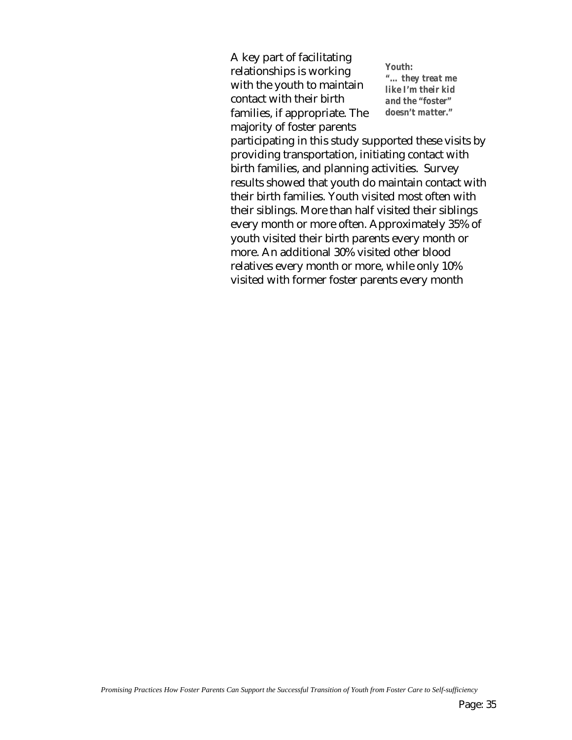A key part of facilitating relationships is working with the youth to maintain contact with their birth families, if appropriate. The majority of foster parents participating in this study supported these visits by providing transportation, initiating contact with birth families, and planning activities. Survey results showed that youth do maintain contact with their birth families. Youth visited most often with their siblings. More than half visited their siblings every month or more often. Approximately 35% of youth visited their birth parents every month or more. An additional 30% visited other blood relatives every month or more, while only 10% visited with former foster parents every month

***Youth:***
***"… they treat me like I'm their kid and the "foster" doesn't matter."***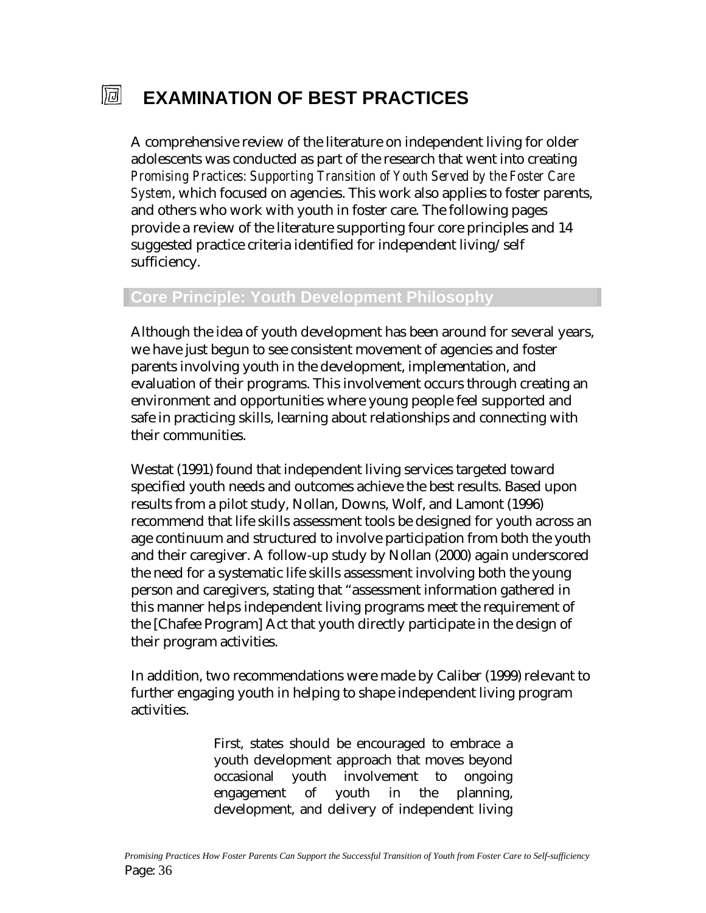# EXAMINATION OF BEST PRACTICES

A comprehensive review of the literature on independent living for older adolescents was conducted as part of the research that went into creating *Promising Practices: Supporting Transition of Youth Served by the Foster Care System*, which focused on agencies. This work also applies to foster parents, and others who work with youth in foster care. The following pages provide a review of the literature supporting four core principles and 14 suggested practice criteria identified for independent living/self sufficiency.

## Core Principle: Youth Development Philosophy

Although the idea of youth development has been around for several years, we have just begun to see consistent movement of agencies and foster parents involving youth in the development, implementation, and evaluation of their programs. This involvement occurs through creating an environment and opportunities where young people feel supported and safe in practicing skills, learning about relationships and connecting with their communities.

Westat (1991) found that independent living services targeted toward specified youth needs and outcomes achieve the best results. Based upon results from a pilot study, Nollan, Downs, Wolf, and Lamont (1996) recommend that life skills assessment tools be designed for youth across an age continuum and structured to involve participation from both the youth and their caregiver. A follow-up study by Nollan (2000) again underscored the need for a systematic life skills assessment involving both the young person and caregivers, stating that "assessment information gathered in this manner helps independent living programs meet the requirement of the [Chafee Program] Act that youth directly participate in the design of their program activities.

In addition, two recommendations were made by Caliber (1999) relevant to further engaging youth in helping to shape independent living program activities.

> First, states should be encouraged to embrace a youth development approach that moves beyond occasional youth involvement to ongoing engagement of youth in the planning, development, and delivery of independent living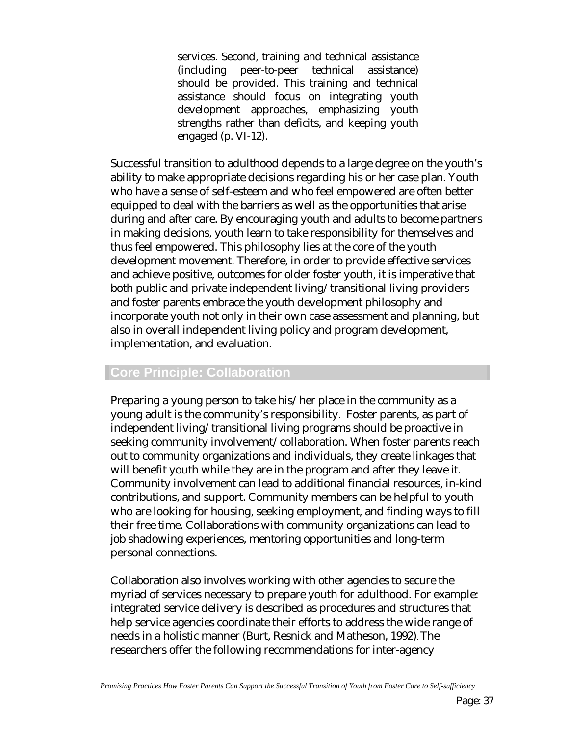> services. Second, training and technical assistance (including peer-to-peer technical assistance) should be provided. This training and technical assistance should focus on integrating youth development approaches, emphasizing youth strengths rather than deficits, and keeping youth engaged (p. VI-12).

Successful transition to adulthood depends to a large degree on the youth's ability to make appropriate decisions regarding his or her case plan. Youth who have a sense of self-esteem and who feel empowered are often better equipped to deal with the barriers as well as the opportunities that arise during and after care. By encouraging youth and adults to become partners in making decisions, youth learn to take responsibility for themselves and thus feel empowered. This philosophy lies at the core of the youth development movement. Therefore, in order to provide effective services and achieve positive, outcomes for older foster youth, it is imperative that both public and private independent living/transitional living providers and foster parents embrace the youth development philosophy and incorporate youth not only in their own case assessment and planning, but also in overall independent living policy and program development, implementation, and evaluation.

## Core Principle: Collaboration

Preparing a young person to take his/her place in the community as a young adult is the community's responsibility. Foster parents, as part of independent living/transitional living programs should be proactive in seeking community involvement/collaboration. When foster parents reach out to community organizations and individuals, they create linkages that will benefit youth while they are in the program and after they leave it. Community involvement can lead to additional financial resources, in-kind contributions, and support. Community members can be helpful to youth who are looking for housing, seeking employment, and finding ways to fill their free time. Collaborations with community organizations can lead to job shadowing experiences, mentoring opportunities and long-term personal connections.

Collaboration also involves working with other agencies to secure the myriad of services necessary to prepare youth for adulthood. For example: integrated service delivery is described as procedures and structures that help service agencies coordinate their efforts to address the wide range of needs in a holistic manner (Burt, Resnick and Matheson, 1992). The researchers offer the following recommendations for inter-agency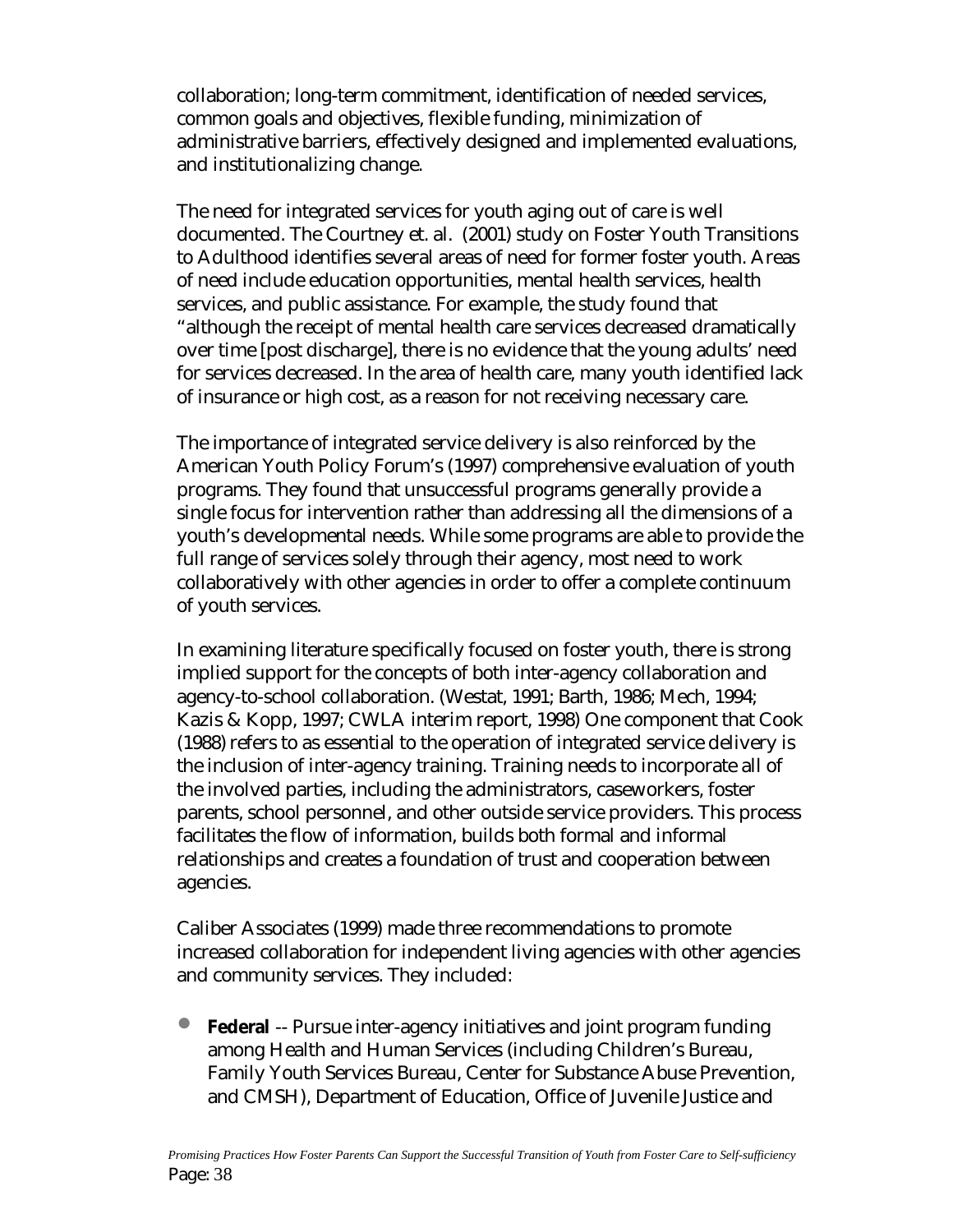collaboration; long-term commitment, identification of needed services, common goals and objectives, flexible funding, minimization of administrative barriers, effectively designed and implemented evaluations, and institutionalizing change.

The need for integrated services for youth aging out of care is well documented. The Courtney et. al. (2001) study on Foster Youth Transitions to Adulthood identifies several areas of need for former foster youth. Areas of need include education opportunities, mental health services, health services, and public assistance. For example, the study found that "although the receipt of mental health care services decreased dramatically over time [post discharge], there is no evidence that the young adults' need for services decreased. In the area of health care, many youth identified lack of insurance or high cost, as a reason for not receiving necessary care.

The importance of integrated service delivery is also reinforced by the American Youth Policy Forum's (1997) comprehensive evaluation of youth programs. They found that unsuccessful programs generally provide a single focus for intervention rather than addressing all the dimensions of a youth's developmental needs. While some programs are able to provide the full range of services solely through their agency, most need to work collaboratively with other agencies in order to offer a complete continuum of youth services.

In examining literature specifically focused on foster youth, there is strong implied support for the concepts of both inter-agency collaboration and agency-to-school collaboration. (Westat, 1991; Barth, 1986; Mech, 1994; Kazis & Kopp, 1997; CWLA interim report, 1998) One component that Cook (1988) refers to as essential to the operation of integrated service delivery is the inclusion of inter-agency training. Training needs to incorporate all of the involved parties, including the administrators, caseworkers, foster parents, school personnel, and other outside service providers. This process facilitates the flow of information, builds both formal and informal relationships and creates a foundation of trust and cooperation between agencies.

Caliber Associates (1999) made three recommendations to promote increased collaboration for independent living agencies with other agencies and community services. They included:

- **Federal** -- Pursue inter-agency initiatives and joint program funding among Health and Human Services (including Children's Bureau, Family Youth Services Bureau, Center for Substance Abuse Prevention, and CMSH), Department of Education, Office of Juvenile Justice and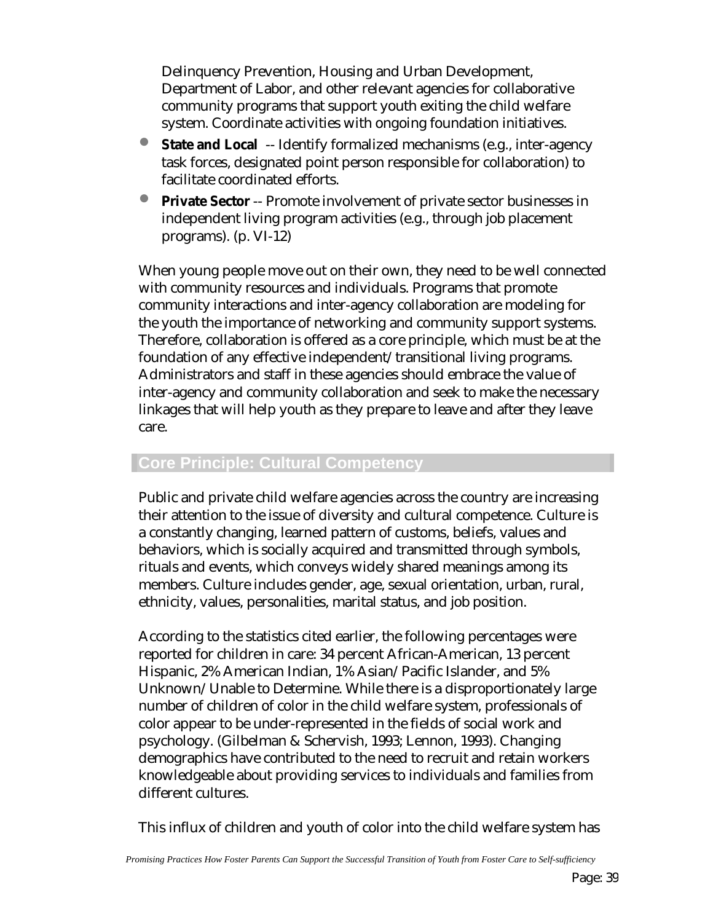Delinquency Prevention, Housing and Urban Development, Department of Labor, and other relevant agencies for collaborative community programs that support youth exiting the child welfare system. Coordinate activities with ongoing foundation initiatives.

- **State and Local** -- Identify formalized mechanisms (e.g., inter-agency task forces, designated point person responsible for collaboration) to facilitate coordinated efforts.
- **Private Sector** -- Promote involvement of private sector businesses in independent living program activities (e.g., through job placement programs). (p. VI-12)

When young people move out on their own, they need to be well connected with community resources and individuals. Programs that promote community interactions and inter-agency collaboration are modeling for the youth the importance of networking and community support systems. Therefore, collaboration is offered as a core principle, which must be at the foundation of any effective independent/transitional living programs. Administrators and staff in these agencies should embrace the value of inter-agency and community collaboration and seek to make the necessary linkages that will help youth as they prepare to leave and after they leave care.

## Core Principle: Cultural Competency

Public and private child welfare agencies across the country are increasing their attention to the issue of diversity and cultural competence. Culture is a constantly changing, learned pattern of customs, beliefs, values and behaviors, which is socially acquired and transmitted through symbols, rituals and events, which conveys widely shared meanings among its members. Culture includes gender, age, sexual orientation, urban, rural, ethnicity, values, personalities, marital status, and job position.

According to the statistics cited earlier, the following percentages were reported for children in care: 34 percent African-American, 13 percent Hispanic, 2% American Indian, 1% Asian/Pacific Islander, and 5% Unknown/Unable to Determine. While there is a disproportionately large number of children of color in the child welfare system, professionals of color appear to be under-represented in the fields of social work and psychology. (Gilbelman & Schervish, 1993; Lennon, 1993). Changing demographics have contributed to the need to recruit and retain workers knowledgeable about providing services to individuals and families from different cultures.

This influx of children and youth of color into the child welfare system has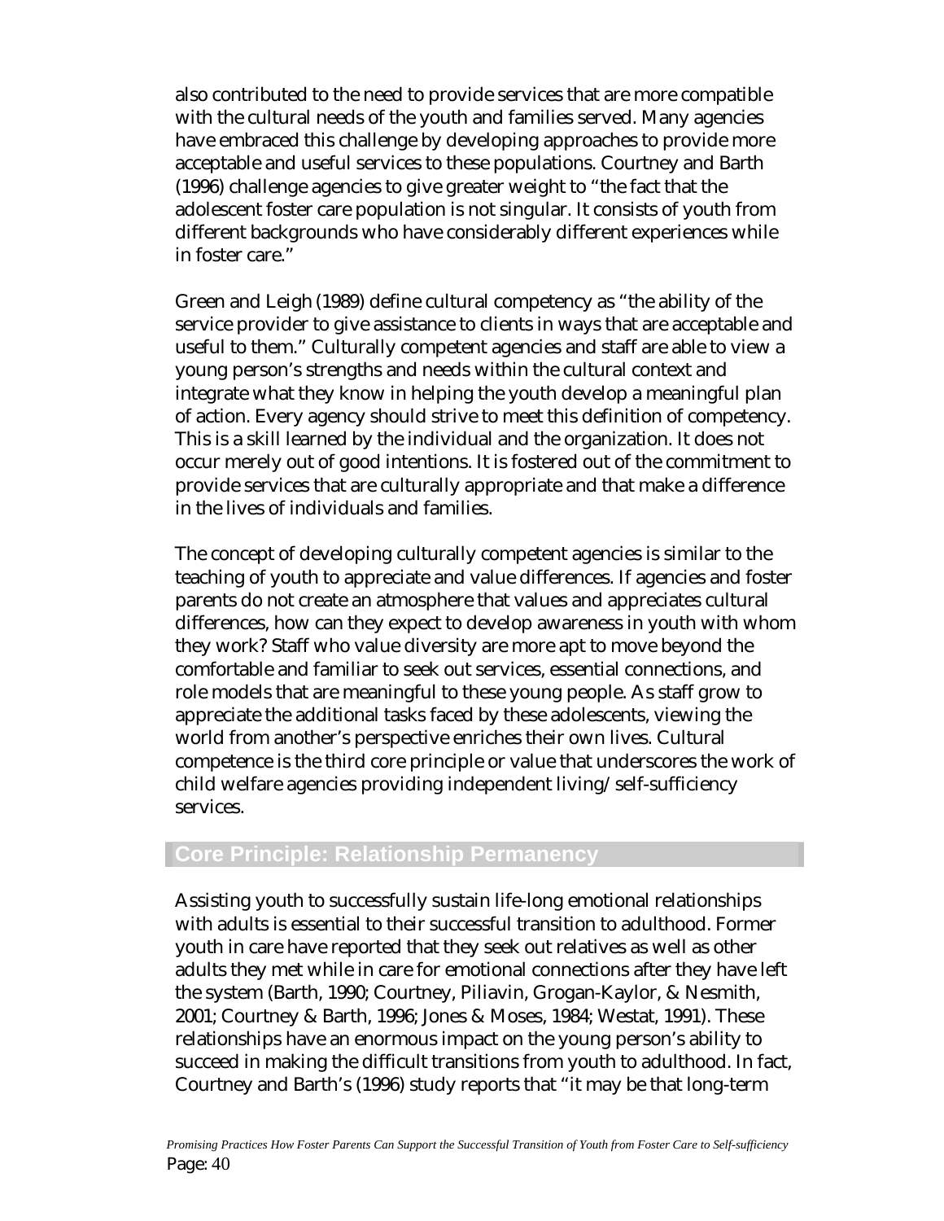also contributed to the need to provide services that are more compatible with the cultural needs of the youth and families served. Many agencies have embraced this challenge by developing approaches to provide more acceptable and useful services to these populations. Courtney and Barth (1996) challenge agencies to give greater weight to "the fact that the adolescent foster care population is not singular. It consists of youth from different backgrounds who have considerably different experiences while in foster care."

Green and Leigh (1989) define cultural competency as "the ability of the service provider to give assistance to clients in ways that are acceptable and useful to them." Culturally competent agencies and staff are able to view a young person's strengths and needs within the cultural context and integrate what they know in helping the youth develop a meaningful plan of action. Every agency should strive to meet this definition of competency. This is a skill learned by the individual and the organization. It does not occur merely out of good intentions. It is fostered out of the commitment to provide services that are culturally appropriate and that make a difference in the lives of individuals and families.

The concept of developing culturally competent agencies is similar to the teaching of youth to appreciate and value differences. If agencies and foster parents do not create an atmosphere that values and appreciates cultural differences, how can they expect to develop awareness in youth with whom they work? Staff who value diversity are more apt to move beyond the comfortable and familiar to seek out services, essential connections, and role models that are meaningful to these young people. As staff grow to appreciate the additional tasks faced by these adolescents, viewing the world from another's perspective enriches their own lives. Cultural competence is the third core principle or value that underscores the work of child welfare agencies providing independent living/self-sufficiency services.

## Core Principle: Relationship Permanency

Assisting youth to successfully sustain life-long emotional relationships with adults is essential to their successful transition to adulthood. Former youth in care have reported that they seek out relatives as well as other adults they met while in care for emotional connections after they have left the system (Barth, 1990; Courtney, Piliavin, Grogan-Kaylor, & Nesmith, 2001; Courtney & Barth, 1996; Jones & Moses, 1984; Westat, 1991). These relationships have an enormous impact on the young person's ability to succeed in making the difficult transitions from youth to adulthood. In fact, Courtney and Barth's (1996) study reports that "it may be that long-term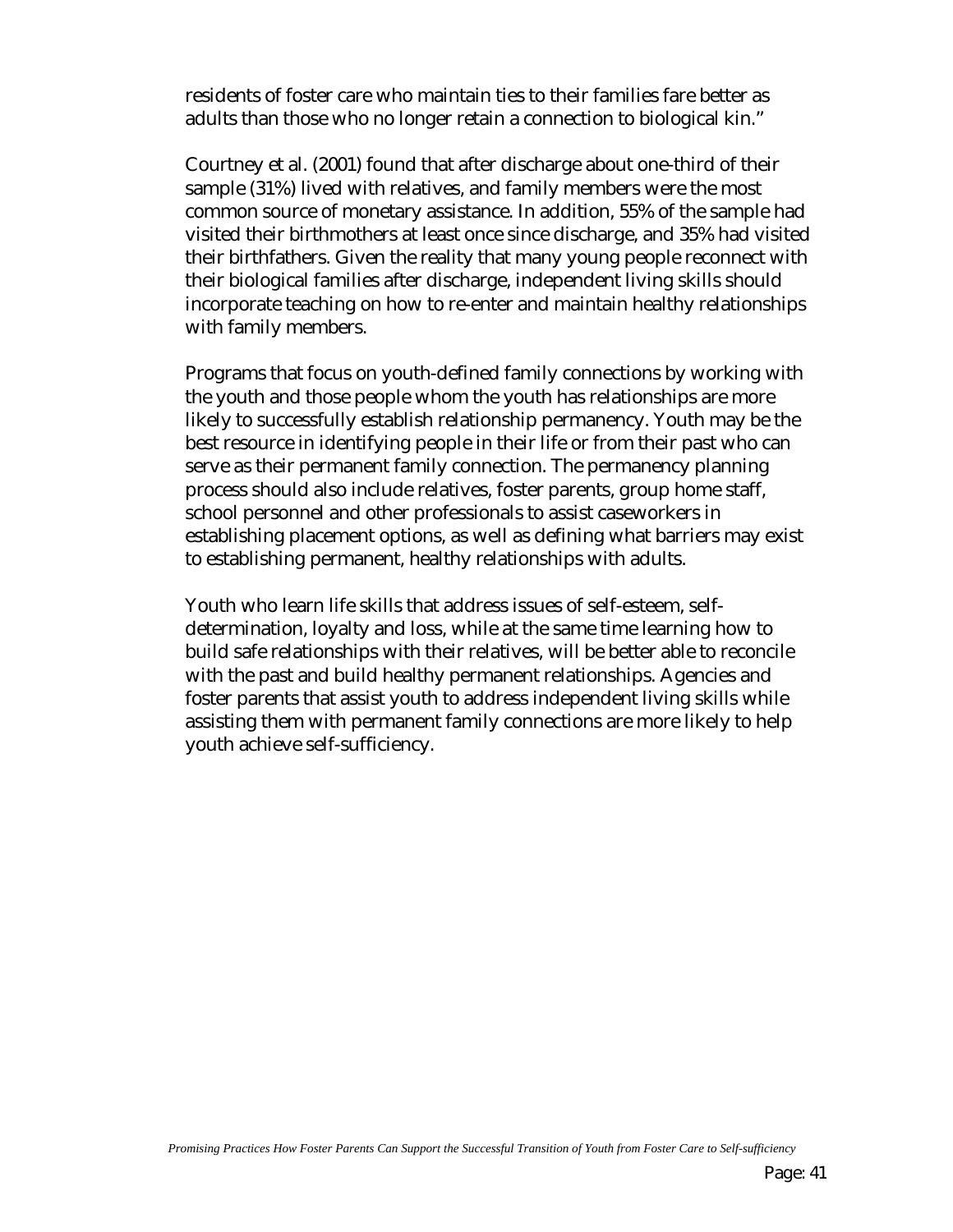residents of foster care who maintain ties to their families fare better as adults than those who no longer retain a connection to biological kin."

Courtney et al. (2001) found that after discharge about one-third of their sample (31%) lived with relatives, and family members were the most common source of monetary assistance. In addition, 55% of the sample had visited their birthmothers at least once since discharge, and 35% had visited their birthfathers. Given the reality that many young people reconnect with their biological families after discharge, independent living skills should incorporate teaching on how to re-enter and maintain healthy relationships with family members.

Programs that focus on youth-defined family connections by working with the youth and those people whom the youth has relationships are more likely to successfully establish relationship permanency. Youth may be the best resource in identifying people in their life or from their past who can serve as their permanent family connection. The permanency planning process should also include relatives, foster parents, group home staff, school personnel and other professionals to assist caseworkers in establishing placement options, as well as defining what barriers may exist to establishing permanent, healthy relationships with adults.

Youth who learn life skills that address issues of self-esteem, self-determination, loyalty and loss, while at the same time learning how to build safe relationships with their relatives, will be better able to reconcile with the past and build healthy permanent relationships. Agencies and foster parents that assist youth to address independent living skills while assisting them with permanent family connections are more likely to help youth achieve self-sufficiency.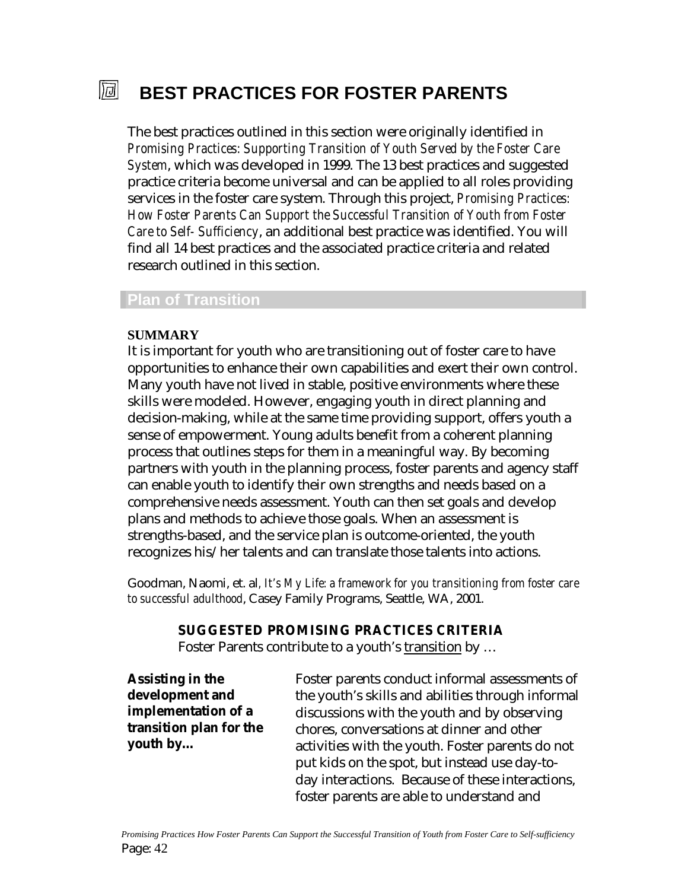# BEST PRACTICES FOR FOSTER PARENTS

The best practices outlined in this section were originally identified in *Promising Practices: Supporting Transition of Youth Served by the Foster Care System*, which was developed in 1999. The 13 best practices and suggested practice criteria become universal and can be applied to all roles providing services in the foster care system. Through this project, *Promising Practices: How Foster Parents Can Support the Successful Transition of Youth from Foster Care to Self- Sufficiency*, an additional best practice was identified. You will find all 14 best practices and the associated practice criteria and related research outlined in this section.

## Plan of Transition

**SUMMARY**

It is important for youth who are transitioning out of foster care to have opportunities to enhance their own capabilities and exert their own control. Many youth have not lived in stable, positive environments where these skills were modeled. However, engaging youth in direct planning and decision-making, while at the same time providing support, offers youth a sense of empowerment. Young adults benefit from a coherent planning process that outlines steps for them in a meaningful way. By becoming partners with youth in the planning process, foster parents and agency staff can enable youth to identify their own strengths and needs based on a comprehensive needs assessment. Youth can then set goals and develop plans and methods to achieve those goals. When an assessment is strengths-based, and the service plan is outcome-oriented, the youth recognizes his/her talents and can translate those talents into actions.

Goodman, Naomi, et. al, *It's My Life: a framework for you transitioning from foster care to successful adulthood*, Casey Family Programs, Seattle, WA, 2001.

**SUGGESTED PROMISING PRACTICES CRITERIA**

Foster Parents contribute to a youth's transition by …

**Assisting in the development and implementation of a transition plan for the youth by...**

Foster parents conduct informal assessments of the youth's skills and abilities through informal discussions with the youth and by observing chores, conversations at dinner and other activities with the youth. Foster parents do not put kids on the spot, but instead use day-to-day interactions. Because of these interactions, foster parents are able to understand and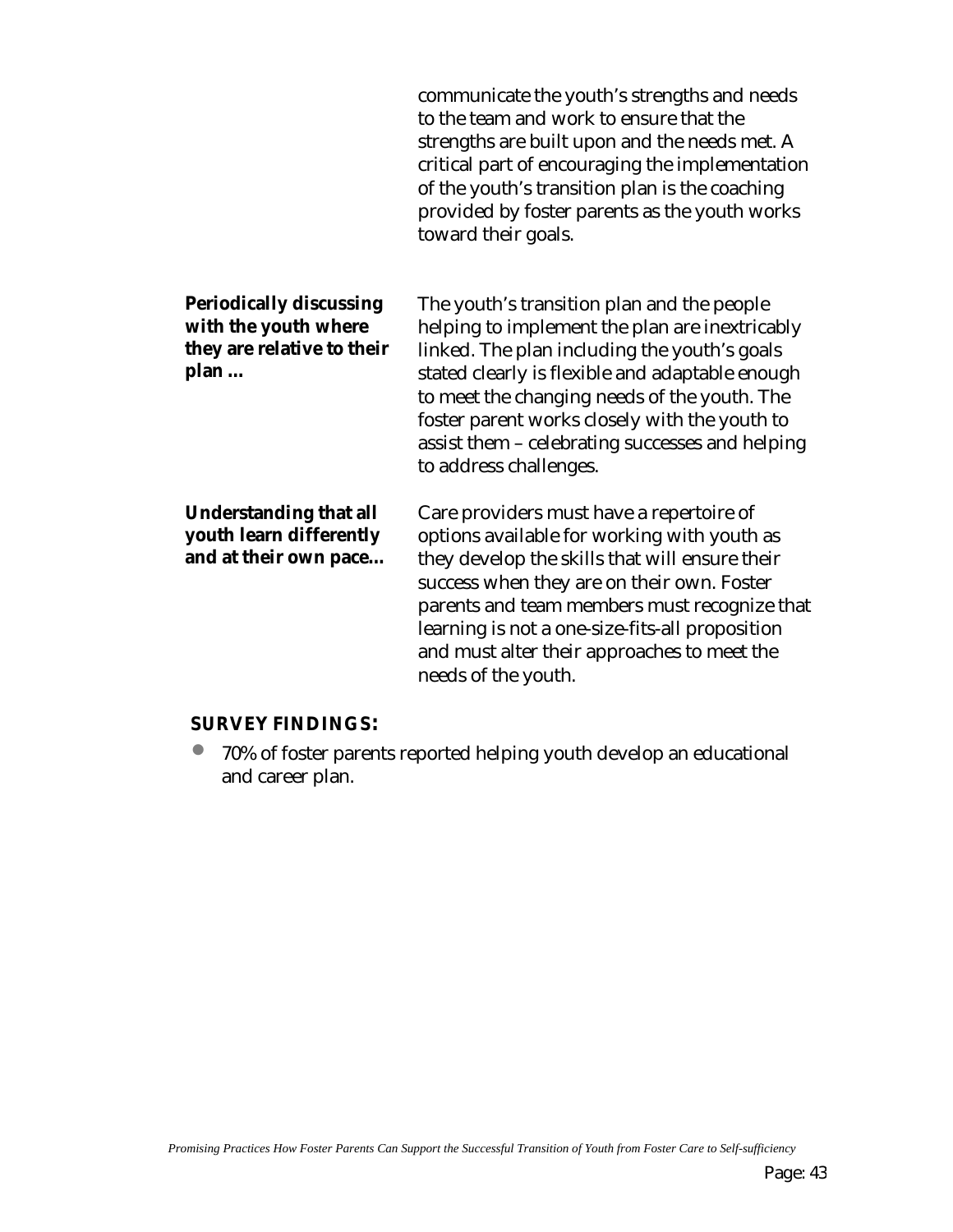communicate the youth's strengths and needs to the team and work to ensure that the strengths are built upon and the needs met. A critical part of encouraging the implementation of the youth's transition plan is the coaching provided by foster parents as the youth works toward their goals.

**Periodically discussing with the youth where they are relative to their plan ...**

The youth's transition plan and the people helping to implement the plan are inextricably linked. The plan including the youth's goals stated clearly is flexible and adaptable enough to meet the changing needs of the youth. The foster parent works closely with the youth to assist them – celebrating successes and helping to address challenges.

**Understanding that all youth learn differently and at their own pace...**

Care providers must have a repertoire of options available for working with youth as they develop the skills that will ensure their success when they are on their own. Foster parents and team members must recognize that learning is not a one-size-fits-all proposition and must alter their approaches to meet the needs of the youth.

**SURVEY FINDINGS:**

- 70% of foster parents reported helping youth develop an educational and career plan.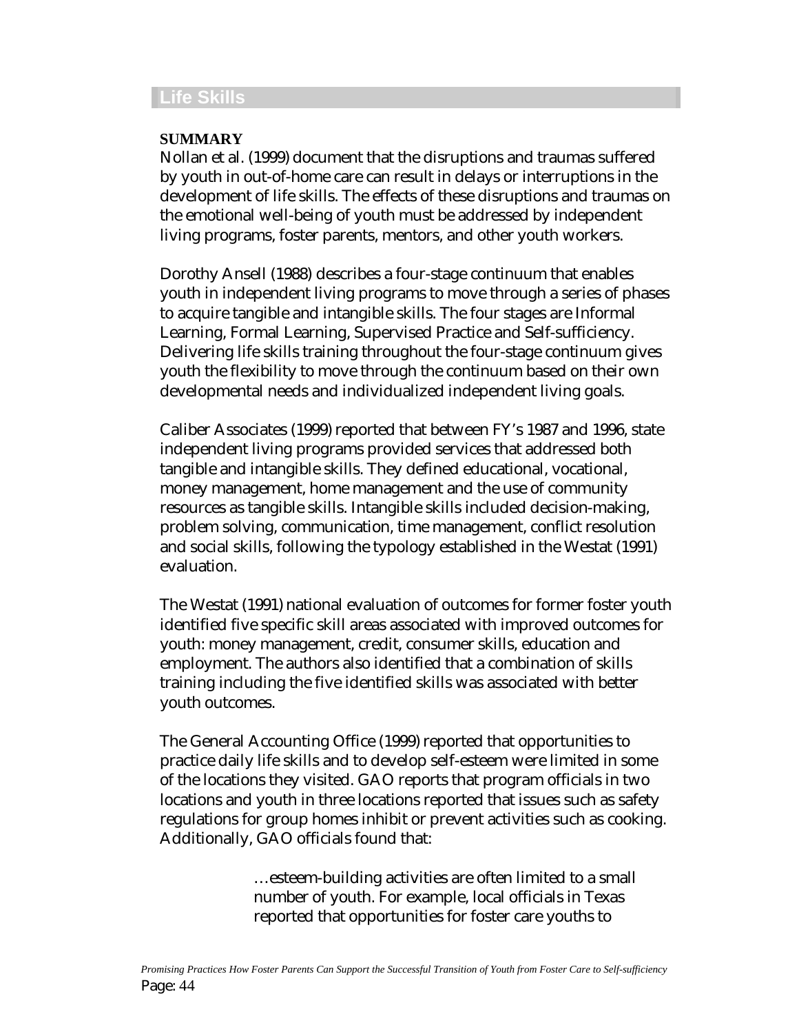## Life Skills

**SUMMARY**

Nollan et al. (1999) document that the disruptions and traumas suffered by youth in out-of-home care can result in delays or interruptions in the development of life skills. The effects of these disruptions and traumas on the emotional well-being of youth must be addressed by independent living programs, foster parents, mentors, and other youth workers.

Dorothy Ansell (1988) describes a four-stage continuum that enables youth in independent living programs to move through a series of phases to acquire tangible and intangible skills. The four stages are Informal Learning, Formal Learning, Supervised Practice and Self-sufficiency. Delivering life skills training throughout the four-stage continuum gives youth the flexibility to move through the continuum based on their own developmental needs and individualized independent living goals.

Caliber Associates (1999) reported that between FY's 1987 and 1996, state independent living programs provided services that addressed both tangible and intangible skills. They defined educational, vocational, money management, home management and the use of community resources as tangible skills. Intangible skills included decision-making, problem solving, communication, time management, conflict resolution and social skills, following the typology established in the Westat (1991) evaluation.

The Westat (1991) national evaluation of outcomes for former foster youth identified five specific skill areas associated with improved outcomes for youth: money management, credit, consumer skills, education and employment. The authors also identified that a combination of skills training including the five identified skills was associated with better youth outcomes.

The General Accounting Office (1999) reported that opportunities to practice daily life skills and to develop self-esteem were limited in some of the locations they visited. GAO reports that program officials in two locations and youth in three locations reported that issues such as safety regulations for group homes inhibit or prevent activities such as cooking. Additionally, GAO officials found that:

> …esteem-building activities are often limited to a small number of youth. For example, local officials in Texas reported that opportunities for foster care youths to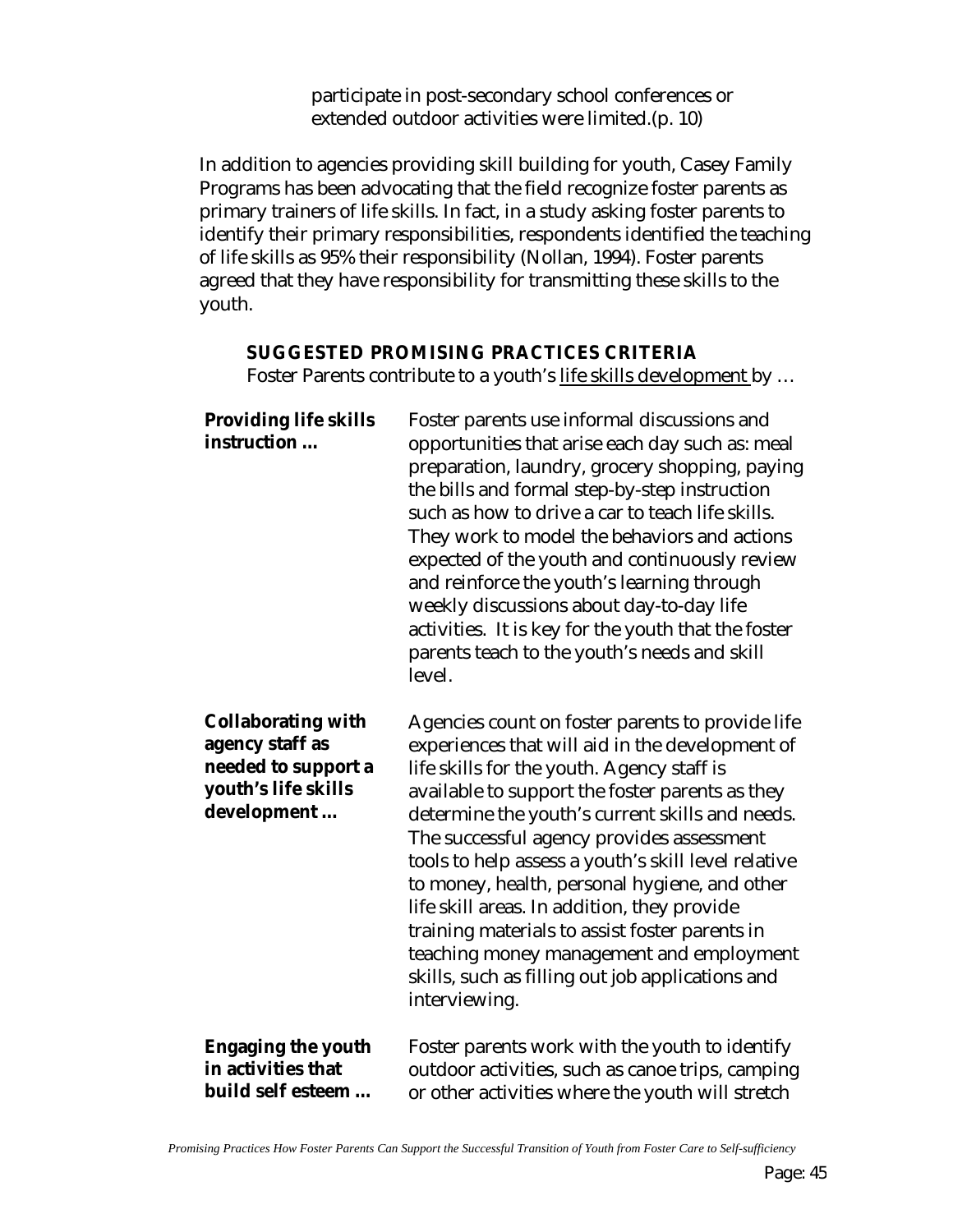> participate in post-secondary school conferences or extended outdoor activities were limited.(p. 10)

In addition to agencies providing skill building for youth, Casey Family Programs has been advocating that the field recognize foster parents as primary trainers of life skills. In fact, in a study asking foster parents to identify their primary responsibilities, respondents identified the teaching of life skills as 95% their responsibility (Nollan, 1994). Foster parents agreed that they have responsibility for transmitting these skills to the youth.

### SUGGESTED PROMISING PRACTICES CRITERIA

Foster Parents contribute to a youth's <u>life skills development</u> by …

| | |
|---|---|
| **Providing life skills instruction …** | Foster parents use informal discussions and opportunities that arise each day such as: meal preparation, laundry, grocery shopping, paying the bills and formal step-by-step instruction such as how to drive a car to teach life skills. They work to model the behaviors and actions expected of the youth and continuously review and reinforce the youth's learning through weekly discussions about day-to-day life activities. It is key for the youth that the foster parents teach to the youth's needs and skill level. |
| **Collaborating with agency staff as needed to support a youth's life skills development …** | Agencies count on foster parents to provide life experiences that will aid in the development of life skills for the youth. Agency staff is available to support the foster parents as they determine the youth's current skills and needs. The successful agency provides assessment tools to help assess a youth's skill level relative to money, health, personal hygiene, and other life skill areas. In addition, they provide training materials to assist foster parents in teaching money management and employment skills, such as filling out job applications and interviewing. |
| **Engaging the youth in activities that build self esteem …** | Foster parents work with the youth to identify outdoor activities, such as canoe trips, camping or other activities where the youth will stretch |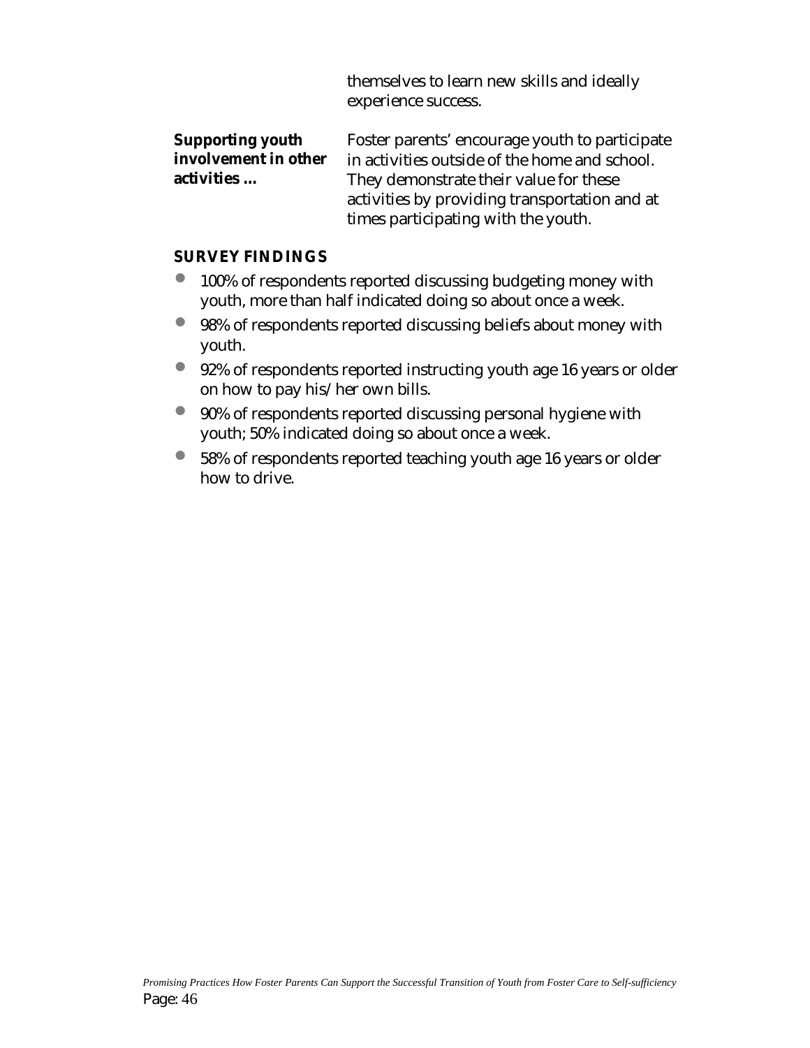themselves to learn new skills and ideally experience success.

**Supporting youth involvement in other activities …** Foster parents' encourage youth to participate in activities outside of the home and school. They demonstrate their value for these activities by providing transportation and at times participating with the youth.

**SURVEY FINDINGS**

- 100% of respondents reported discussing budgeting money with youth, more than half indicated doing so about once a week.
- 98% of respondents reported discussing beliefs about money with youth.
- 92% of respondents reported instructing youth age 16 years or older on how to pay his/her own bills.
- 90% of respondents reported discussing personal hygiene with youth; 50% indicated doing so about once a week.
- 58% of respondents reported teaching youth age 16 years or older how to drive.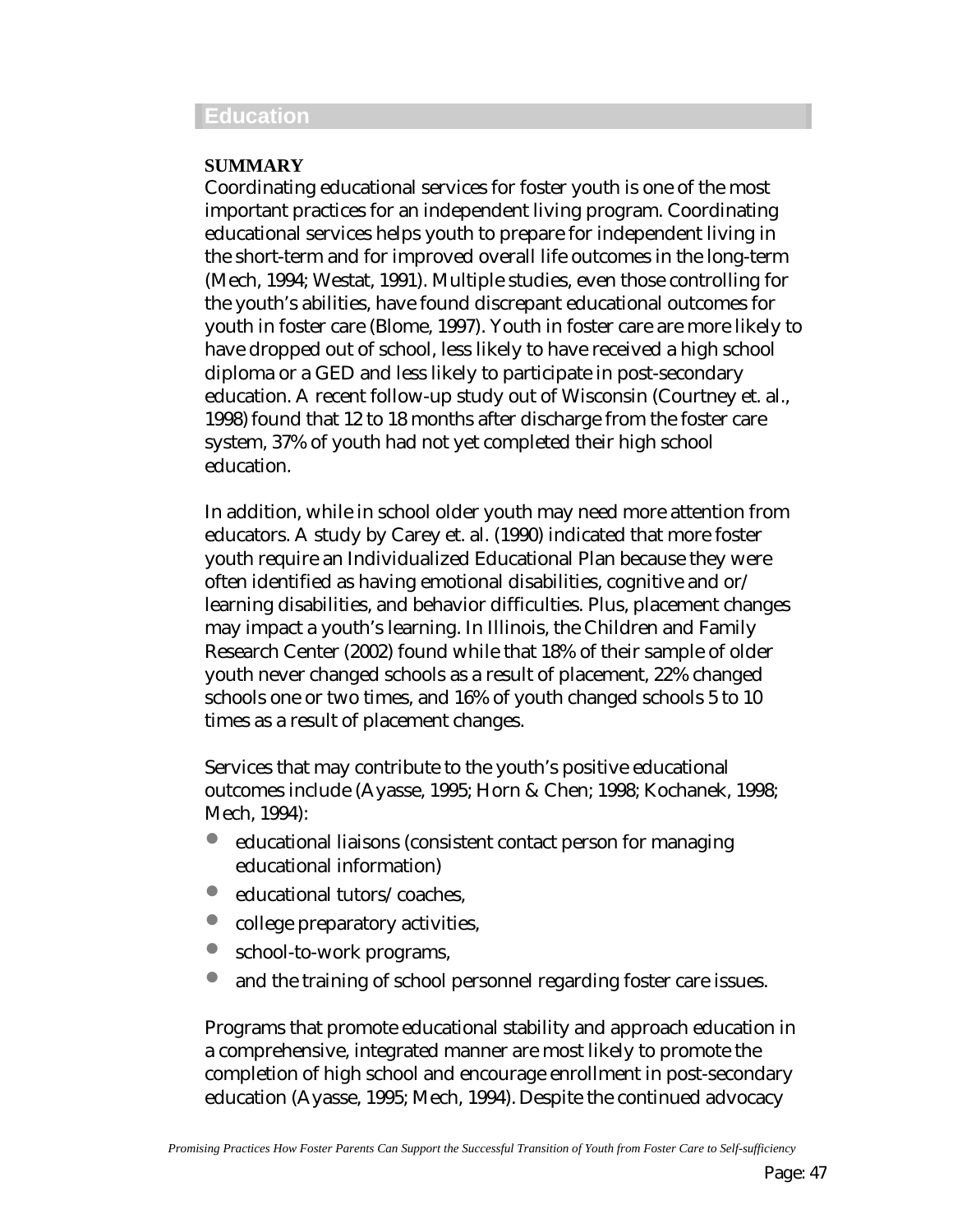## Education

**SUMMARY**

Coordinating educational services for foster youth is one of the most important practices for an independent living program. Coordinating educational services helps youth to prepare for independent living in the short-term and for improved overall life outcomes in the long-term (Mech, 1994; Westat, 1991). Multiple studies, even those controlling for the youth's abilities, have found discrepant educational outcomes for youth in foster care (Blome, 1997). Youth in foster care are more likely to have dropped out of school, less likely to have received a high school diploma or a GED and less likely to participate in post-secondary education. A recent follow-up study out of Wisconsin (Courtney et. al., 1998) found that 12 to 18 months after discharge from the foster care system, 37% of youth had not yet completed their high school education.

In addition, while in school older youth may need more attention from educators. A study by Carey et. al. (1990) indicated that more foster youth require an Individualized Educational Plan because they were often identified as having emotional disabilities, cognitive and or/ learning disabilities, and behavior difficulties. Plus, placement changes may impact a youth's learning. In Illinois, the Children and Family Research Center (2002) found while that 18% of their sample of older youth never changed schools as a result of placement, 22% changed schools one or two times, and 16% of youth changed schools 5 to 10 times as a result of placement changes.

Services that may contribute to the youth's positive educational outcomes include (Ayasse, 1995; Horn & Chen; 1998; Kochanek, 1998; Mech, 1994):

- educational liaisons (consistent contact person for managing educational information)
- educational tutors/coaches,
- college preparatory activities,
- school-to-work programs,
- and the training of school personnel regarding foster care issues.

Programs that promote educational stability and approach education in a comprehensive, integrated manner are most likely to promote the completion of high school and encourage enrollment in post-secondary education (Ayasse, 1995; Mech, 1994). Despite the continued advocacy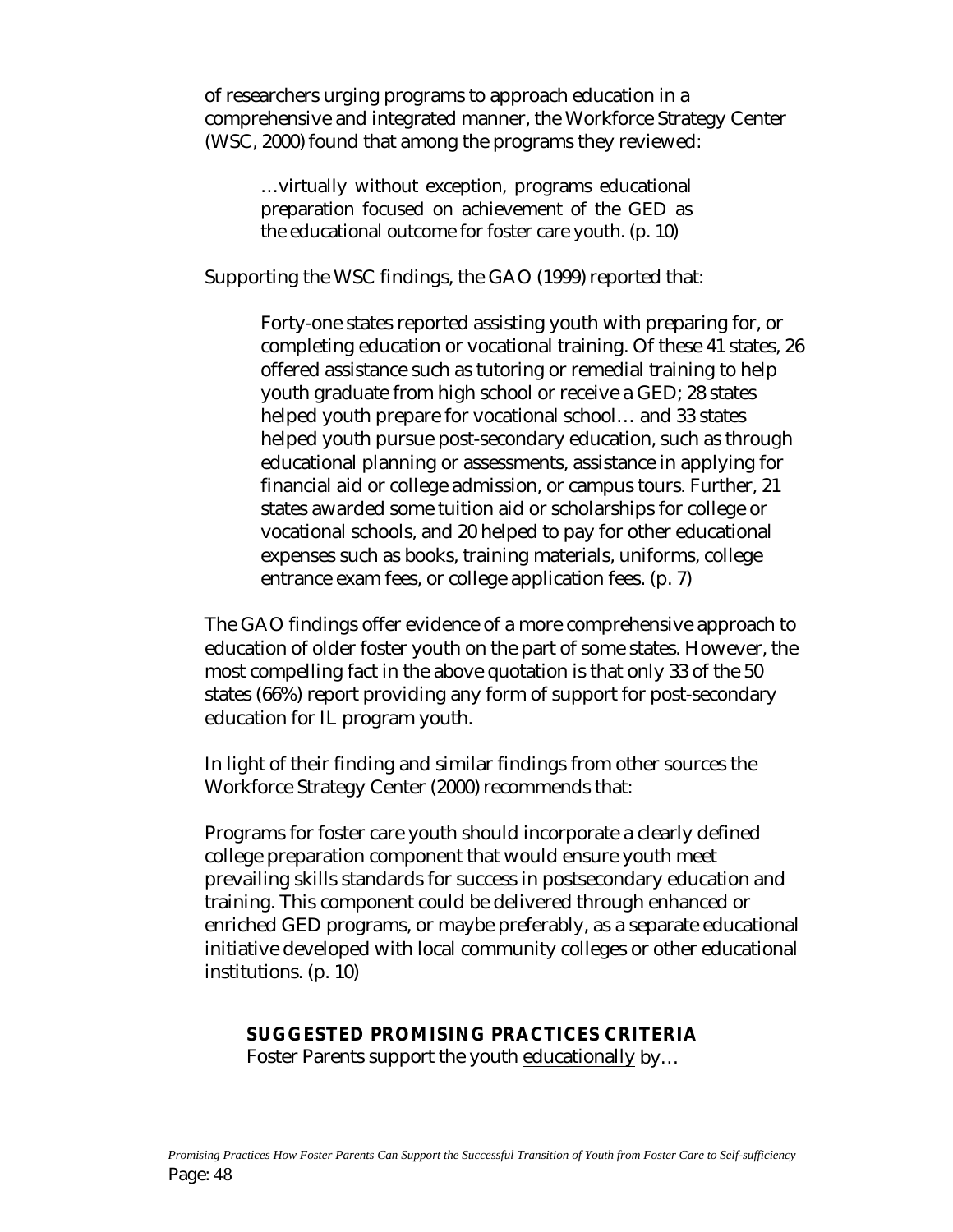of researchers urging programs to approach education in a comprehensive and integrated manner, the Workforce Strategy Center (WSC, 2000) found that among the programs they reviewed:

> …virtually without exception, programs educational preparation focused on achievement of the GED as the educational outcome for foster care youth. (p. 10)

Supporting the WSC findings, the GAO (1999) reported that:

> Forty-one states reported assisting youth with preparing for, or completing education or vocational training. Of these 41 states, 26 offered assistance such as tutoring or remedial training to help youth graduate from high school or receive a GED; 28 states helped youth prepare for vocational school… and 33 states helped youth pursue post-secondary education, such as through educational planning or assessments, assistance in applying for financial aid or college admission, or campus tours. Further, 21 states awarded some tuition aid or scholarships for college or vocational schools, and 20 helped to pay for other educational expenses such as books, training materials, uniforms, college entrance exam fees, or college application fees. (p. 7)

The GAO findings offer evidence of a more comprehensive approach to education of older foster youth on the part of some states. However, the most compelling fact in the above quotation is that only 33 of the 50 states (66%) report providing any form of support for post-secondary education for IL program youth.

In light of their finding and similar findings from other sources the Workforce Strategy Center (2000) recommends that:

Programs for foster care youth should incorporate a clearly defined college preparation component that would ensure youth meet prevailing skills standards for success in postsecondary education and training. This component could be delivered through enhanced or enriched GED programs, or maybe preferably, as a separate educational initiative developed with local community colleges or other educational institutions. (p. 10)

**SUGGESTED PROMISING PRACTICES CRITERIA**

Foster Parents support the youth <u>educationally</u> by…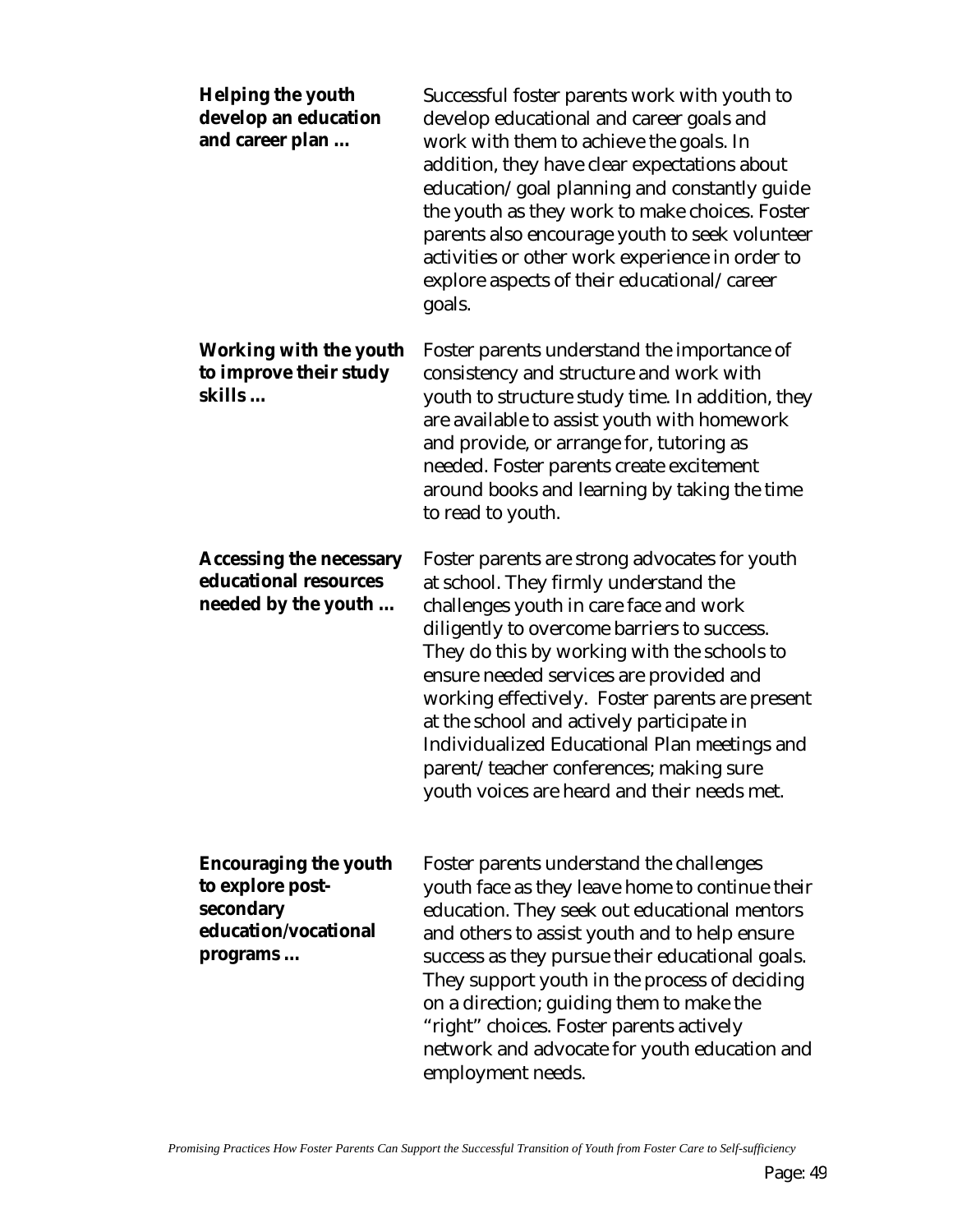**Helping the youth develop an education and career plan …**

Successful foster parents work with youth to develop educational and career goals and work with them to achieve the goals. In addition, they have clear expectations about education/goal planning and constantly guide the youth as they work to make choices. Foster parents also encourage youth to seek volunteer activities or other work experience in order to explore aspects of their educational/career goals.

**Working with the youth to improve their study skills …**

Foster parents understand the importance of consistency and structure and work with youth to structure study time. In addition, they are available to assist youth with homework and provide, or arrange for, tutoring as needed. Foster parents create excitement around books and learning by taking the time to read to youth.

**Accessing the necessary educational resources needed by the youth …**

Foster parents are strong advocates for youth at school. They firmly understand the challenges youth in care face and work diligently to overcome barriers to success. They do this by working with the schools to ensure needed services are provided and working effectively. Foster parents are present at the school and actively participate in Individualized Educational Plan meetings and parent/teacher conferences; making sure youth voices are heard and their needs met.

**Encouraging the youth to explore post-secondary education/vocational programs …**

Foster parents understand the challenges youth face as they leave home to continue their education. They seek out educational mentors and others to assist youth and to help ensure success as they pursue their educational goals. They support youth in the process of deciding on a direction; guiding them to make the "right" choices. Foster parents actively network and advocate for youth education and employment needs.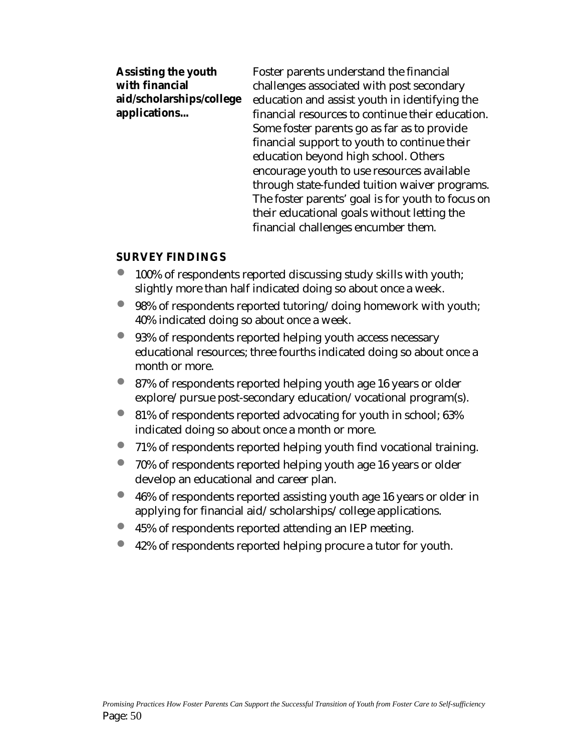**Assisting the youth with financial aid/scholarships/college applications...**

Foster parents understand the financial challenges associated with post secondary education and assist youth in identifying the financial resources to continue their education. Some foster parents go as far as to provide financial support to youth to continue their education beyond high school. Others encourage youth to use resources available through state-funded tuition waiver programs. The foster parents' goal is for youth to focus on their educational goals without letting the financial challenges encumber them.

**SURVEY FINDINGS**

- 100% of respondents reported discussing study skills with youth; slightly more than half indicated doing so about once a week.
- 98% of respondents reported tutoring/doing homework with youth; 40% indicated doing so about once a week.
- 93% of respondents reported helping youth access necessary educational resources; three fourths indicated doing so about once a month or more.
- 87% of respondents reported helping youth age 16 years or older explore/pursue post-secondary education/vocational program(s).
- 81% of respondents reported advocating for youth in school; 63% indicated doing so about once a month or more.
- 71% of respondents reported helping youth find vocational training.
- 70% of respondents reported helping youth age 16 years or older develop an educational and career plan.
- 46% of respondents reported assisting youth age 16 years or older in applying for financial aid/scholarships/college applications.
- 45% of respondents reported attending an IEP meeting.
- 42% of respondents reported helping procure a tutor for youth.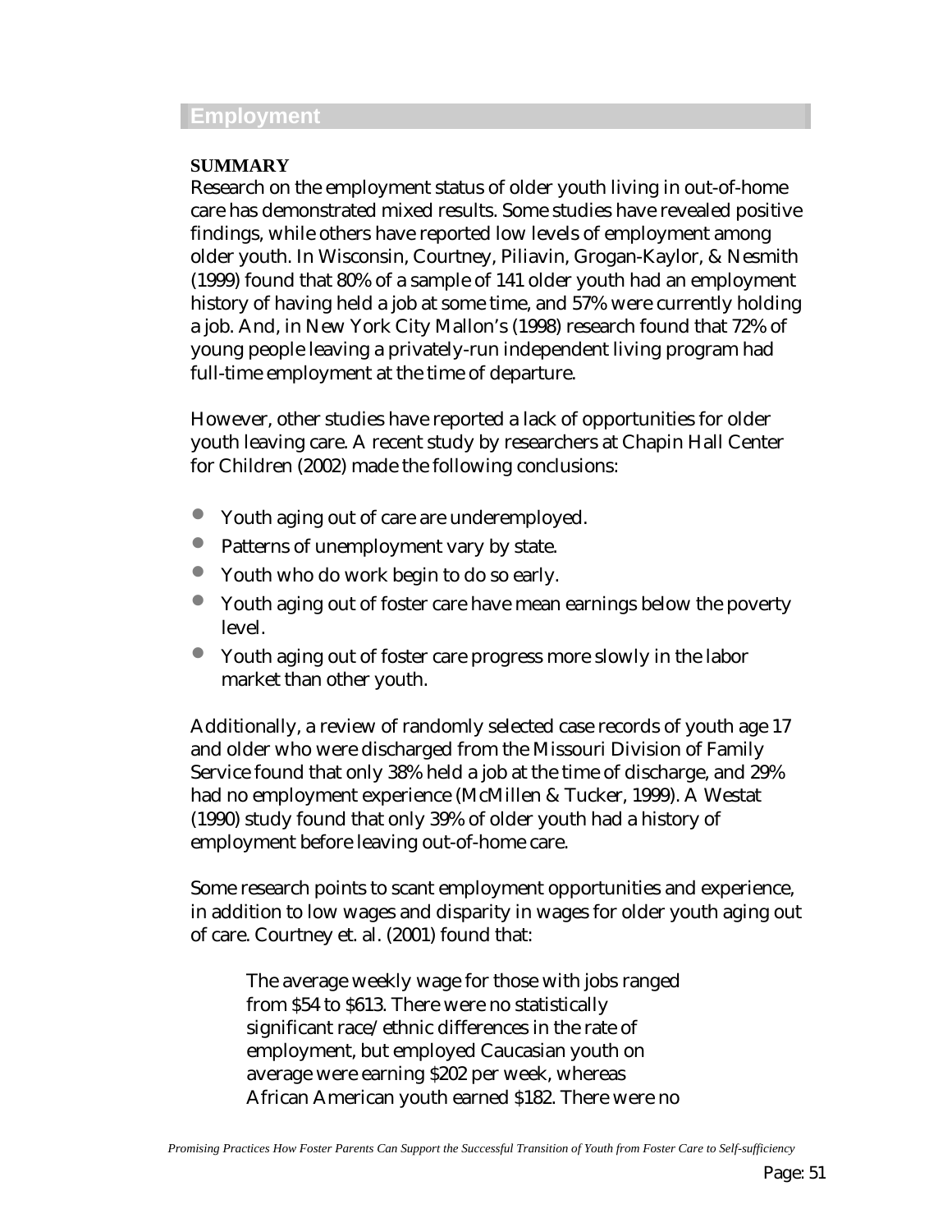## Employment

**SUMMARY**

Research on the employment status of older youth living in out-of-home care has demonstrated mixed results. Some studies have revealed positive findings, while others have reported low levels of employment among older youth. In Wisconsin, Courtney, Piliavin, Grogan-Kaylor, & Nesmith (1999) found that 80% of a sample of 141 older youth had an employment history of having held a job at some time, and 57% were currently holding a job. And, in New York City Mallon's (1998) research found that 72% of young people leaving a privately-run independent living program had full-time employment at the time of departure.

However, other studies have reported a lack of opportunities for older youth leaving care. A recent study by researchers at Chapin Hall Center for Children (2002) made the following conclusions:

- Youth aging out of care are underemployed.
- Patterns of unemployment vary by state.
- Youth who do work begin to do so early.
- Youth aging out of foster care have mean earnings below the poverty level.
- Youth aging out of foster care progress more slowly in the labor market than other youth.

Additionally, a review of randomly selected case records of youth age 17 and older who were discharged from the Missouri Division of Family Service found that only 38% held a job at the time of discharge, and 29% had no employment experience (McMillen & Tucker, 1999). A Westat (1990) study found that only 39% of older youth had a history of employment before leaving out-of-home care.

Some research points to scant employment opportunities and experience, in addition to low wages and disparity in wages for older youth aging out of care. Courtney et. al. (2001) found that:

> The average weekly wage for those with jobs ranged from $54 to $613. There were no statistically significant race/ethnic differences in the rate of employment, but employed Caucasian youth on average were earning $202 per week, whereas African American youth earned $182. There were no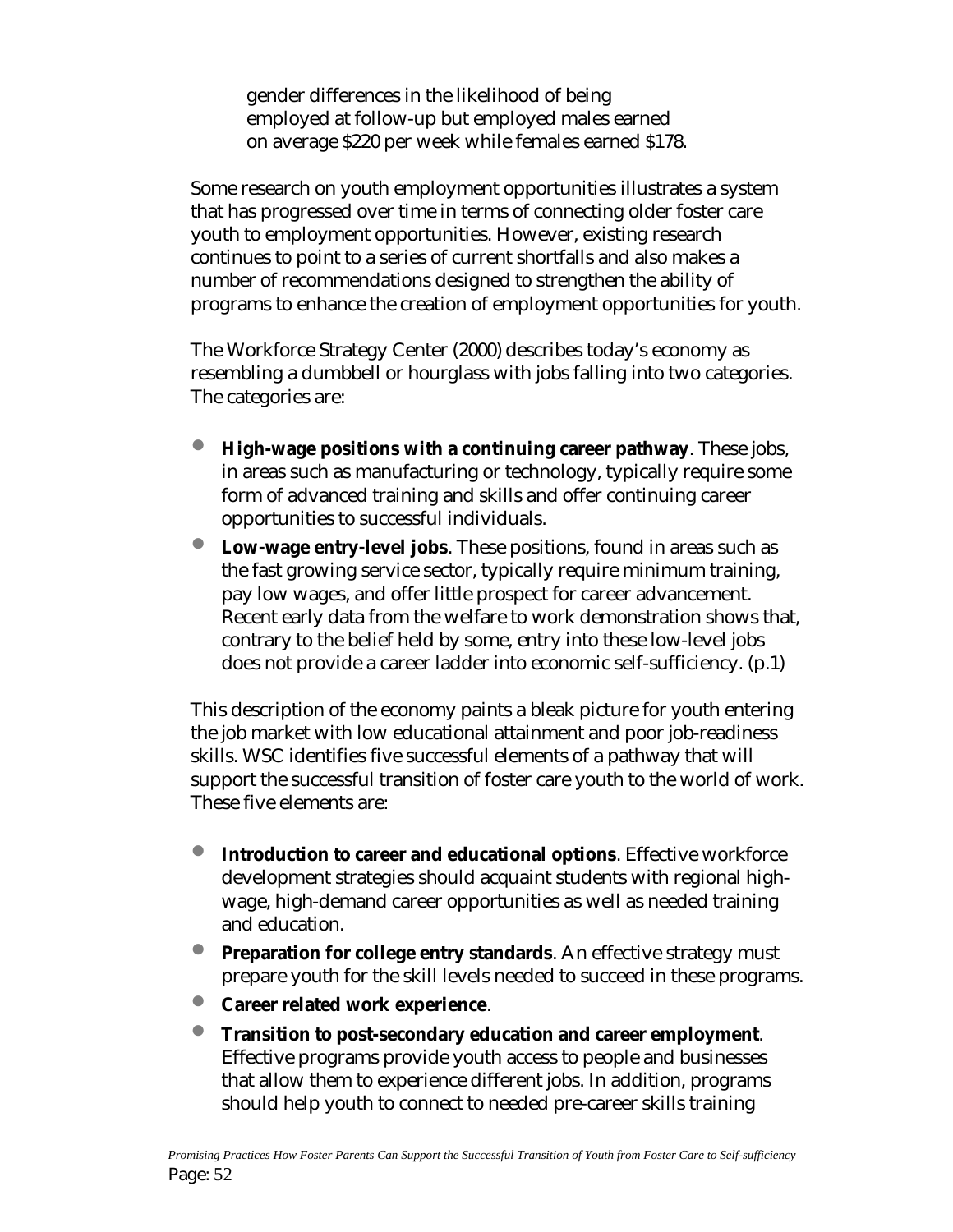gender differences in the likelihood of being employed at follow-up but employed males earned on average $220 per week while females earned $178.

Some research on youth employment opportunities illustrates a system that has progressed over time in terms of connecting older foster care youth to employment opportunities. However, existing research continues to point to a series of current shortfalls and also makes a number of recommendations designed to strengthen the ability of programs to enhance the creation of employment opportunities for youth.

The Workforce Strategy Center (2000) describes today's economy as resembling a dumbbell or hourglass with jobs falling into two categories. The categories are:

- **High-wage positions with a continuing career pathway**. These jobs, in areas such as manufacturing or technology, typically require some form of advanced training and skills and offer continuing career opportunities to successful individuals.
- **Low-wage entry-level jobs**. These positions, found in areas such as the fast growing service sector, typically require minimum training, pay low wages, and offer little prospect for career advancement. Recent early data from the welfare to work demonstration shows that, contrary to the belief held by some, entry into these low-level jobs does not provide a career ladder into economic self-sufficiency. (p.1)

This description of the economy paints a bleak picture for youth entering the job market with low educational attainment and poor job-readiness skills. WSC identifies five successful elements of a pathway that will support the successful transition of foster care youth to the world of work. These five elements are:

- **Introduction to career and educational options**. Effective workforce development strategies should acquaint students with regional high-wage, high-demand career opportunities as well as needed training and education.
- **Preparation for college entry standards**. An effective strategy must prepare youth for the skill levels needed to succeed in these programs.
- **Career related work experience**.
- **Transition to post-secondary education and career employment**. Effective programs provide youth access to people and businesses that allow them to experience different jobs. In addition, programs should help youth to connect to needed pre-career skills training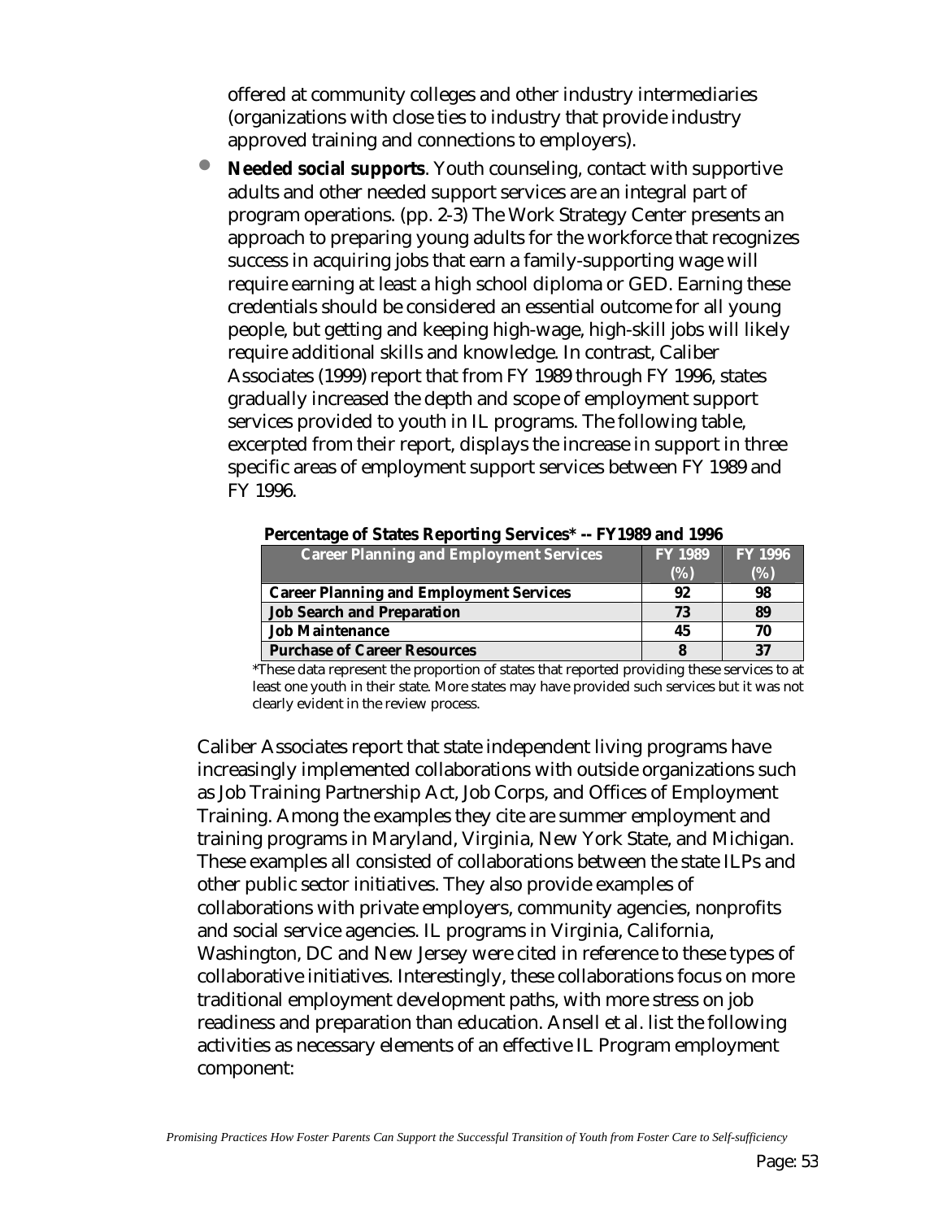offered at community colleges and other industry intermediaries (organizations with close ties to industry that provide industry approved training and connections to employers).

- **Needed social supports**. Youth counseling, contact with supportive adults and other needed support services are an integral part of program operations. (pp. 2-3) The Work Strategy Center presents an approach to preparing young adults for the workforce that recognizes success in acquiring jobs that earn a family-supporting wage will require earning at least a high school diploma or GED. Earning these credentials should be considered an essential outcome for all young people, but getting and keeping high-wage, high-skill jobs will likely require additional skills and knowledge. In contrast, Caliber Associates (1999) report that from FY 1989 through FY 1996, states gradually increased the depth and scope of employment support services provided to youth in IL programs. The following table, excerpted from their report, displays the increase in support in three specific areas of employment support services between FY 1989 and FY 1996.

**Percentage of States Reporting Services* -- FY1989 and 1996**

| Career Planning and Employment Services | FY 1989 (%) | FY 1996 (%) |
|---|---|---|
| **Career Planning and Employment Services** | **92** | **98** |
| **Job Search and Preparation** | **73** | **89** |
| **Job Maintenance** | **45** | **70** |
| **Purchase of Career Resources** | **8** | **37** |

*These data represent the proportion of states that reported providing these services to at least one youth in their state. More states may have provided such services but it was not clearly evident in the review process.

Caliber Associates report that state independent living programs have increasingly implemented collaborations with outside organizations such as Job Training Partnership Act, Job Corps, and Offices of Employment Training. Among the examples they cite are summer employment and training programs in Maryland, Virginia, New York State, and Michigan. These examples all consisted of collaborations between the state ILPs and other public sector initiatives. They also provide examples of collaborations with private employers, community agencies, nonprofits and social service agencies. IL programs in Virginia, California, Washington, DC and New Jersey were cited in reference to these types of collaborative initiatives. Interestingly, these collaborations focus on more traditional employment development paths, with more stress on job readiness and preparation than education. Ansell et al. list the following activities as necessary elements of an effective IL Program employment component: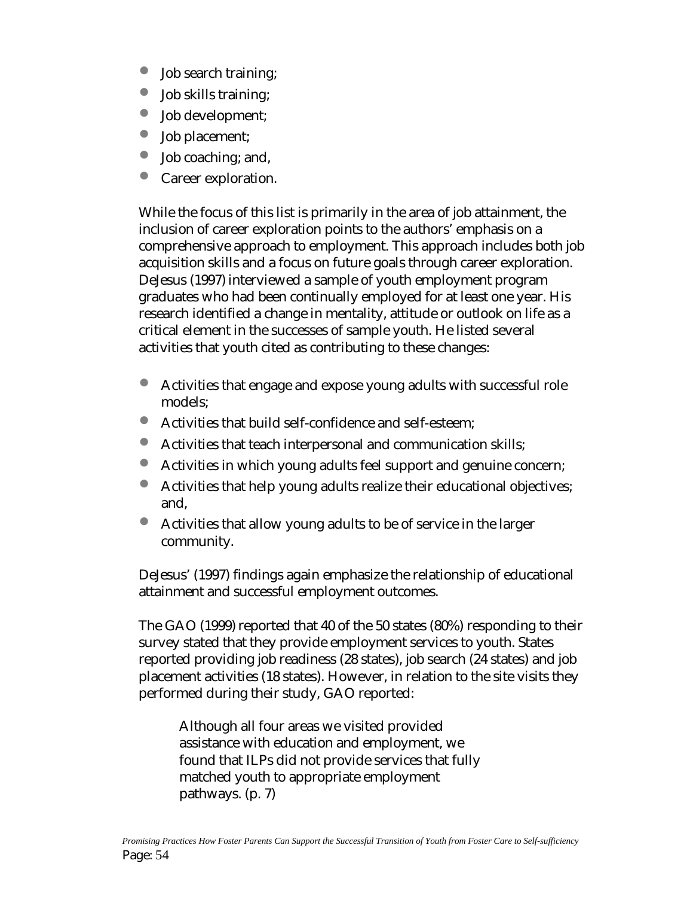- Job search training;
- Job skills training;
- Job development;
- Job placement;
- Job coaching; and,
- Career exploration.

While the focus of this list is primarily in the area of job attainment, the inclusion of career exploration points to the authors' emphasis on a comprehensive approach to employment. This approach includes both job acquisition skills and a focus on future goals through career exploration. DeJesus (1997) interviewed a sample of youth employment program graduates who had been continually employed for at least one year. His research identified a change in mentality, attitude or outlook on life as a critical element in the successes of sample youth. He listed several activities that youth cited as contributing to these changes:

- Activities that engage and expose young adults with successful role models;
- Activities that build self-confidence and self-esteem;
- Activities that teach interpersonal and communication skills;
- Activities in which young adults feel support and genuine concern;
- Activities that help young adults realize their educational objectives; and,
- Activities that allow young adults to be of service in the larger community.

DeJesus' (1997) findings again emphasize the relationship of educational attainment and successful employment outcomes.

The GAO (1999) reported that 40 of the 50 states (80%) responding to their survey stated that they provide employment services to youth. States reported providing job readiness (28 states), job search (24 states) and job placement activities (18 states). However, in relation to the site visits they performed during their study, GAO reported:

> Although all four areas we visited provided assistance with education and employment, we found that ILPs did not provide services that fully matched youth to appropriate employment pathways. (p. 7)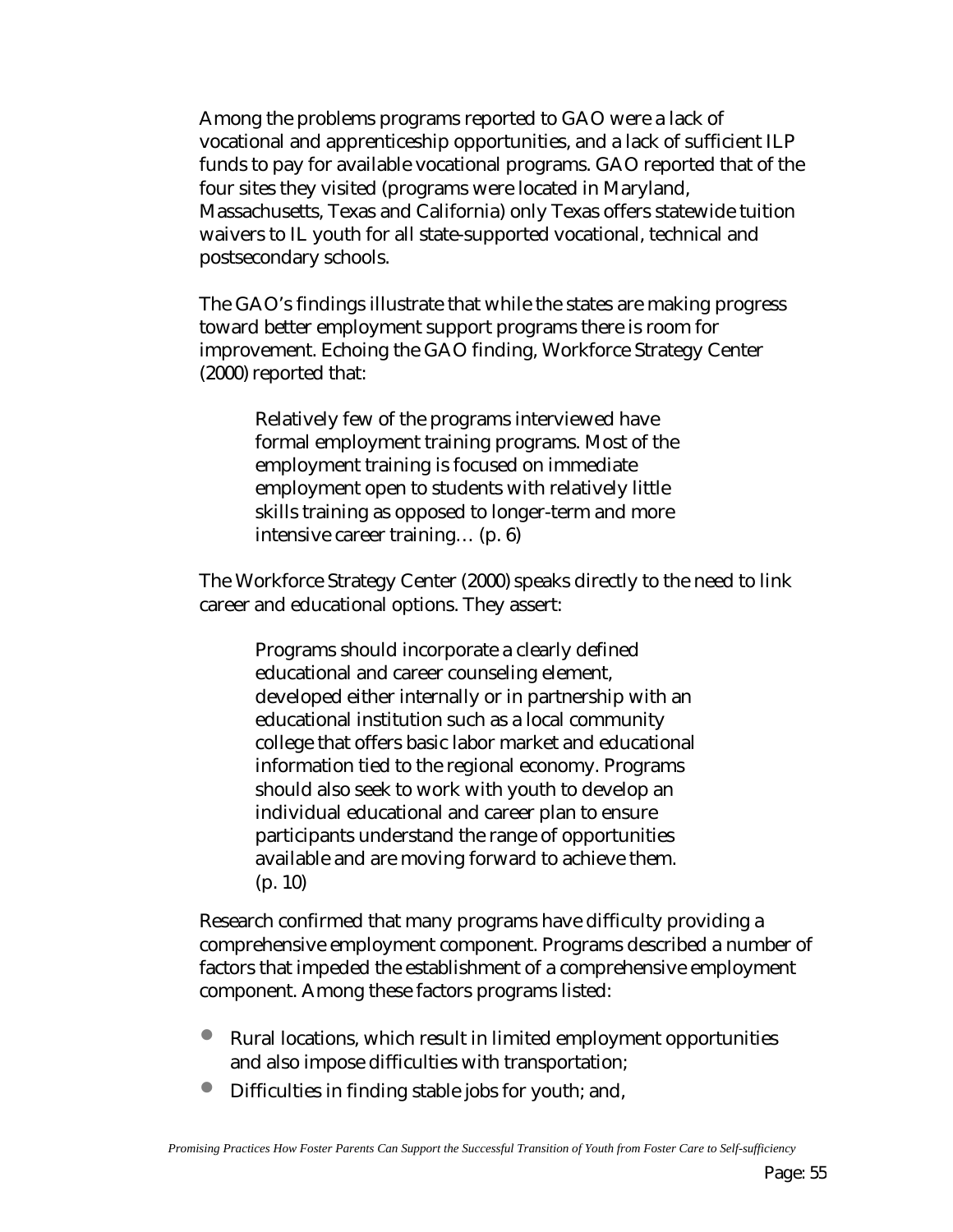Among the problems programs reported to GAO were a lack of vocational and apprenticeship opportunities, and a lack of sufficient ILP funds to pay for available vocational programs. GAO reported that of the four sites they visited (programs were located in Maryland, Massachusetts, Texas and California) only Texas offers statewide tuition waivers to IL youth for all state-supported vocational, technical and postsecondary schools.

The GAO's findings illustrate that while the states are making progress toward better employment support programs there is room for improvement. Echoing the GAO finding, Workforce Strategy Center (2000) reported that:

> Relatively few of the programs interviewed have formal employment training programs. Most of the employment training is focused on immediate employment open to students with relatively little skills training as opposed to longer-term and more intensive career training… (p. 6)

The Workforce Strategy Center (2000) speaks directly to the need to link career and educational options. They assert:

> Programs should incorporate a clearly defined educational and career counseling element, developed either internally or in partnership with an educational institution such as a local community college that offers basic labor market and educational information tied to the regional economy. Programs should also seek to work with youth to develop an individual educational and career plan to ensure participants understand the range of opportunities available and are moving forward to achieve them. (p. 10)

Research confirmed that many programs have difficulty providing a comprehensive employment component. Programs described a number of factors that impeded the establishment of a comprehensive employment component. Among these factors programs listed:

- Rural locations, which result in limited employment opportunities and also impose difficulties with transportation;
- Difficulties in finding stable jobs for youth; and,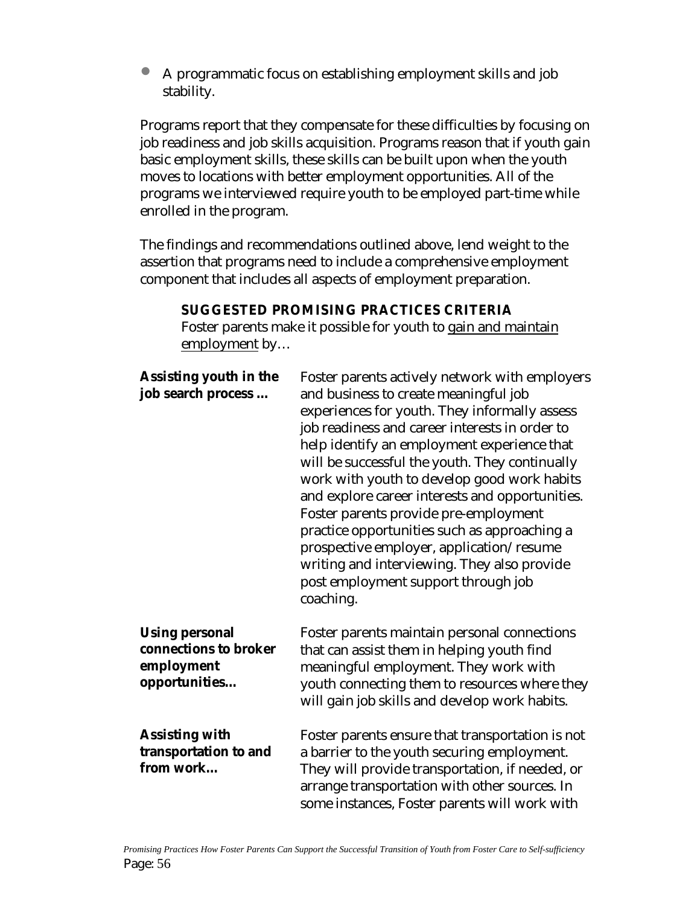- A programmatic focus on establishing employment skills and job stability.

Programs report that they compensate for these difficulties by focusing on job readiness and job skills acquisition. Programs reason that if youth gain basic employment skills, these skills can be built upon when the youth moves to locations with better employment opportunities. All of the programs we interviewed require youth to be employed part-time while enrolled in the program.

The findings and recommendations outlined above, lend weight to the assertion that programs need to include a comprehensive employment component that includes all aspects of employment preparation.

**SUGGESTED PROMISING PRACTICES CRITERIA**

Foster parents make it possible for youth to <u>gain and maintain employment</u> by…

**Assisting youth in the job search process ...**

Foster parents actively network with employers and business to create meaningful job experiences for youth. They informally assess job readiness and career interests in order to help identify an employment experience that will be successful the youth. They continually work with youth to develop good work habits and explore career interests and opportunities. Foster parents provide pre-employment practice opportunities such as approaching a prospective employer, application/resume writing and interviewing. They also provide post employment support through job coaching.

**Using personal connections to broker employment opportunities...**

Foster parents maintain personal connections that can assist them in helping youth find meaningful employment. They work with youth connecting them to resources where they will gain job skills and develop work habits.

**Assisting with transportation to and from work…**

Foster parents ensure that transportation is not a barrier to the youth securing employment. They will provide transportation, if needed, or arrange transportation with other sources. In some instances, Foster parents will work with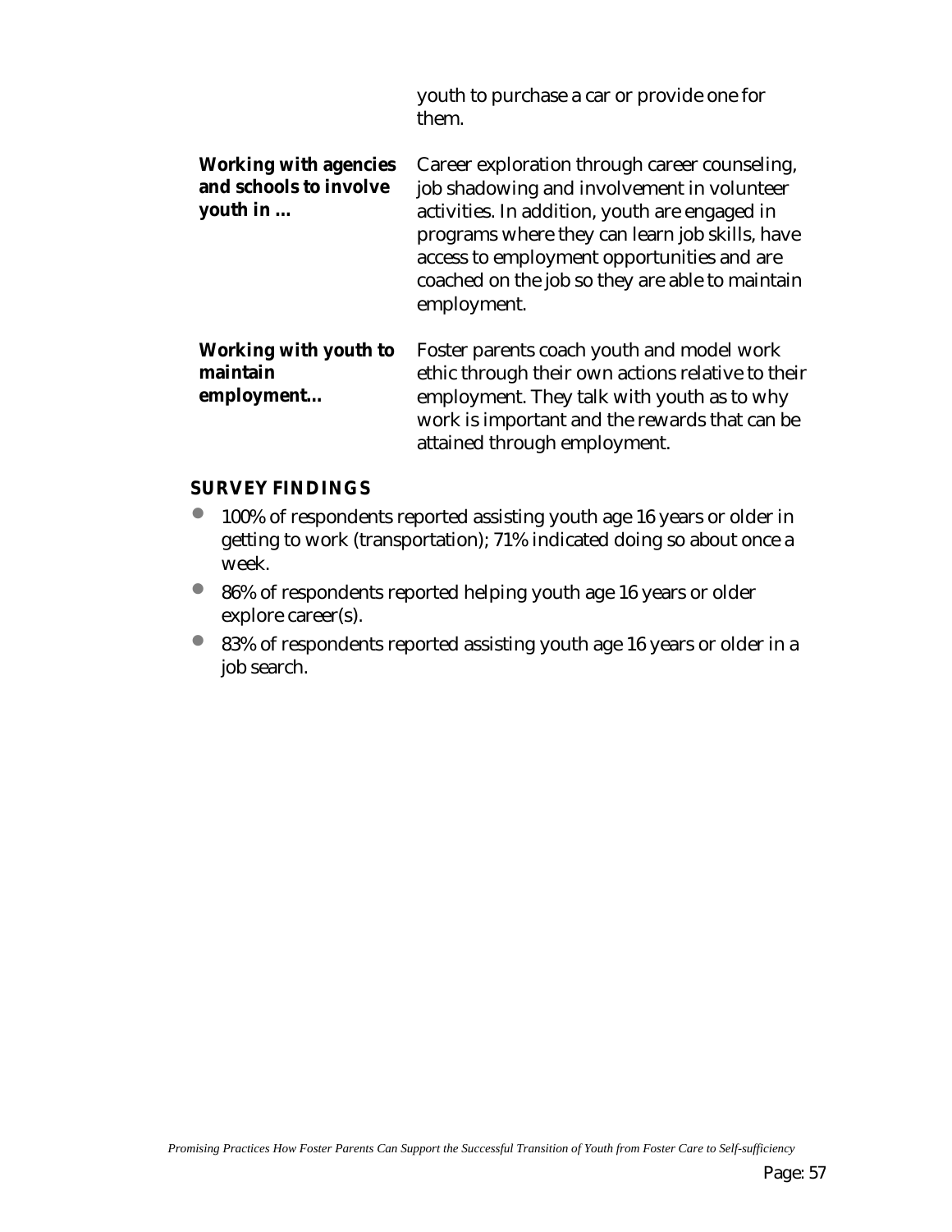youth to purchase a car or provide one for them.

**Working with agencies and schools to involve youth in …** Career exploration through career counseling, job shadowing and involvement in volunteer activities. In addition, youth are engaged in programs where they can learn job skills, have access to employment opportunities and are coached on the job so they are able to maintain employment.

**Working with youth to maintain employment…** Foster parents coach youth and model work ethic through their own actions relative to their employment. They talk with youth as to why work is important and the rewards that can be attained through employment.

**SURVEY FINDINGS**

- 100% of respondents reported assisting youth age 16 years or older in getting to work (transportation); 71% indicated doing so about once a week.
- 86% of respondents reported helping youth age 16 years or older explore career(s).
- 83% of respondents reported assisting youth age 16 years or older in a job search.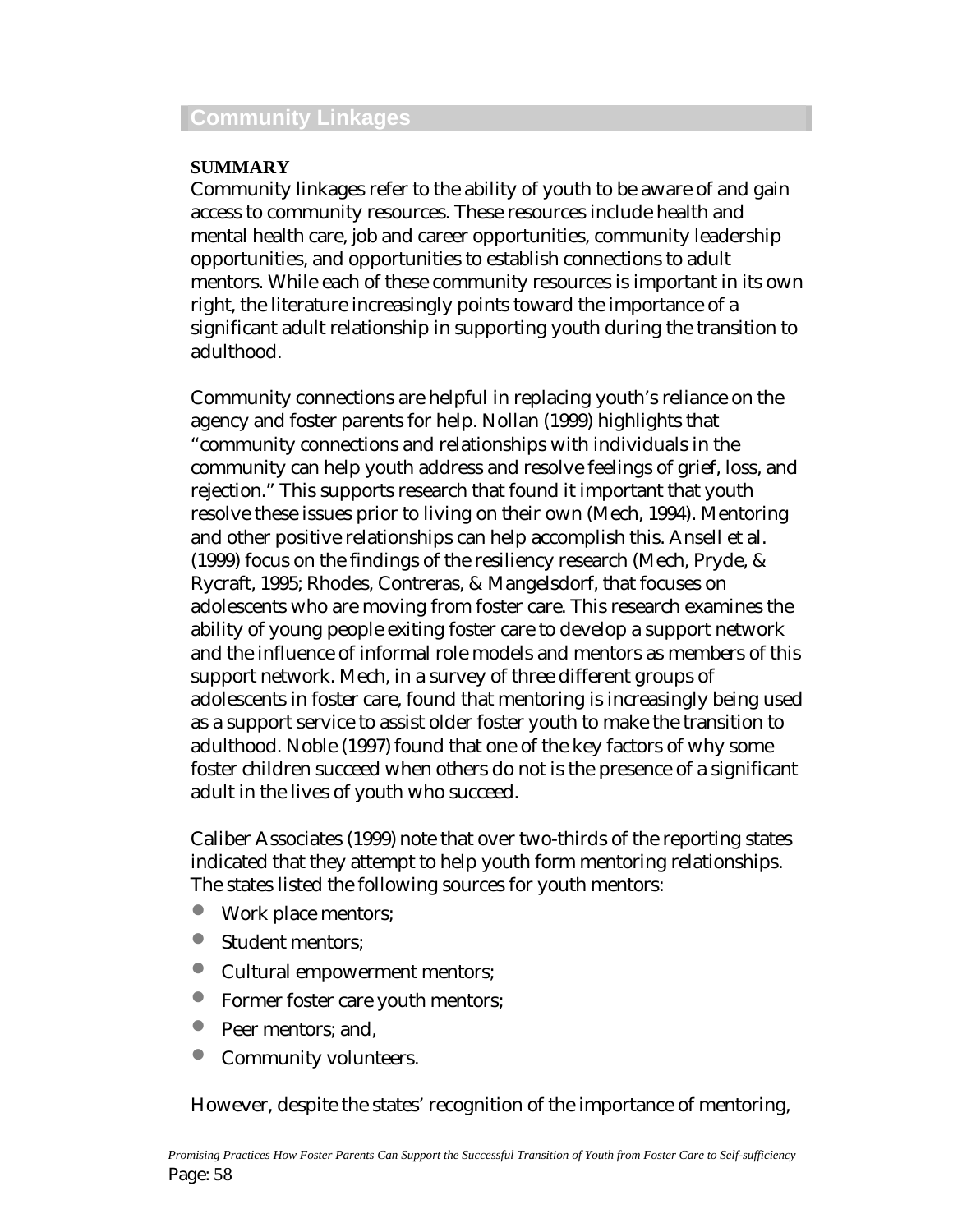## Community Linkages

**SUMMARY**

Community linkages refer to the ability of youth to be aware of and gain access to community resources. These resources include health and mental health care, job and career opportunities, community leadership opportunities, and opportunities to establish connections to adult mentors. While each of these community resources is important in its own right, the literature increasingly points toward the importance of a significant adult relationship in supporting youth during the transition to adulthood.

Community connections are helpful in replacing youth's reliance on the agency and foster parents for help. Nollan (1999) highlights that "community connections and relationships with individuals in the community can help youth address and resolve feelings of grief, loss, and rejection." This supports research that found it important that youth resolve these issues prior to living on their own (Mech, 1994). Mentoring and other positive relationships can help accomplish this. Ansell et al. (1999) focus on the findings of the resiliency research (Mech, Pryde, & Rycraft, 1995; Rhodes, Contreras, & Mangelsdorf, that focuses on adolescents who are moving from foster care. This research examines the ability of young people exiting foster care to develop a support network and the influence of informal role models and mentors as members of this support network. Mech, in a survey of three different groups of adolescents in foster care, found that mentoring is increasingly being used as a support service to assist older foster youth to make the transition to adulthood. Noble (1997) found that one of the key factors of why some foster children succeed when others do not is the presence of a significant adult in the lives of youth who succeed.

Caliber Associates (1999) note that over two-thirds of the reporting states indicated that they attempt to help youth form mentoring relationships. The states listed the following sources for youth mentors:

- Work place mentors;
- Student mentors;
- Cultural empowerment mentors;
- Former foster care youth mentors;
- Peer mentors; and,
- Community volunteers.

However, despite the states' recognition of the importance of mentoring,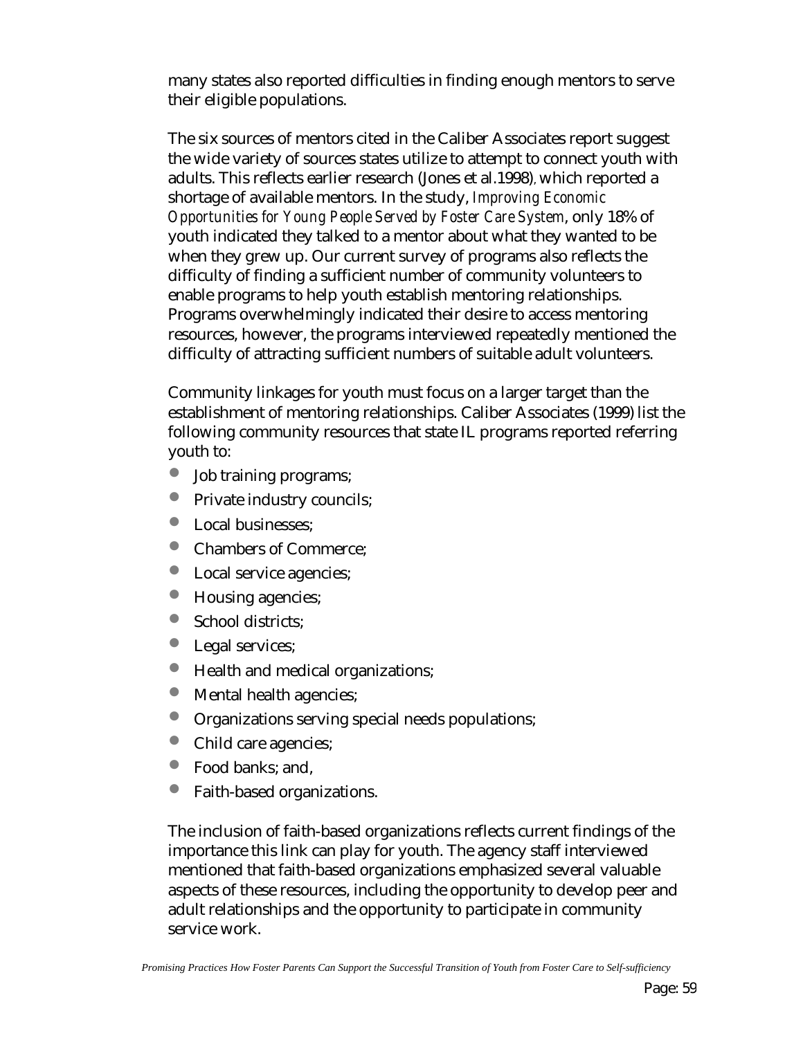many states also reported difficulties in finding enough mentors to serve their eligible populations.

The six sources of mentors cited in the Caliber Associates report suggest the wide variety of sources states utilize to attempt to connect youth with adults. This reflects earlier research (Jones et al.1998), which reported a shortage of available mentors. In the study, *Improving Economic Opportunities for Young People Served by Foster Care System*, only 18% of youth indicated they talked to a mentor about what they wanted to be when they grew up. Our current survey of programs also reflects the difficulty of finding a sufficient number of community volunteers to enable programs to help youth establish mentoring relationships. Programs overwhelmingly indicated their desire to access mentoring resources, however, the programs interviewed repeatedly mentioned the difficulty of attracting sufficient numbers of suitable adult volunteers.

Community linkages for youth must focus on a larger target than the establishment of mentoring relationships. Caliber Associates (1999) list the following community resources that state IL programs reported referring youth to:

- Job training programs;
- Private industry councils;
- Local businesses;
- Chambers of Commerce;
- Local service agencies;
- Housing agencies;
- School districts;
- Legal services;
- Health and medical organizations;
- Mental health agencies;
- Organizations serving special needs populations;
- Child care agencies;
- Food banks; and,
- Faith-based organizations.

The inclusion of faith-based organizations reflects current findings of the importance this link can play for youth. The agency staff interviewed mentioned that faith-based organizations emphasized several valuable aspects of these resources, including the opportunity to develop peer and adult relationships and the opportunity to participate in community service work.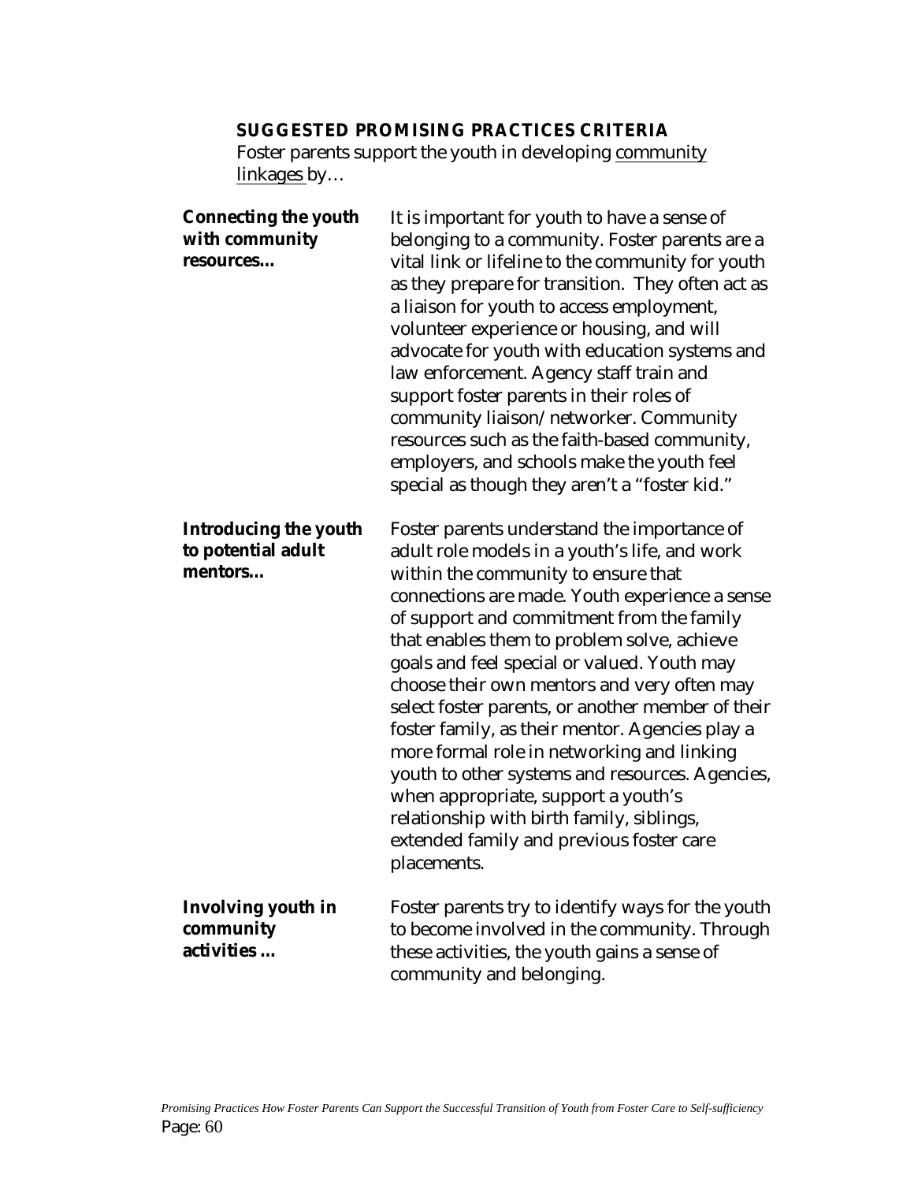**SUGGESTED PROMISING PRACTICES CRITERIA**

Foster parents support the youth in developing community linkages by…

| | |
|---|---|
| **Connecting the youth with community resources…** | It is important for youth to have a sense of belonging to a community. Foster parents are a vital link or lifeline to the community for youth as they prepare for transition. They often act as a liaison for youth to access employment, volunteer experience or housing, and will advocate for youth with education systems and law enforcement. Agency staff train and support foster parents in their roles of community liaison/networker. Community resources such as the faith-based community, employers, and schools make the youth feel special as though they aren't a "foster kid." |
| **Introducing the youth to potential adult mentors…** | Foster parents understand the importance of adult role models in a youth's life, and work within the community to ensure that connections are made. Youth experience a sense of support and commitment from the family that enables them to problem solve, achieve goals and feel special or valued. Youth may choose their own mentors and very often may select foster parents, or another member of their foster family, as their mentor. Agencies play a more formal role in networking and linking youth to other systems and resources. Agencies, when appropriate, support a youth's relationship with birth family, siblings, extended family and previous foster care placements. |
| **Involving youth in community activities …** | Foster parents try to identify ways for the youth to become involved in the community. Through these activities, the youth gains a sense of community and belonging. |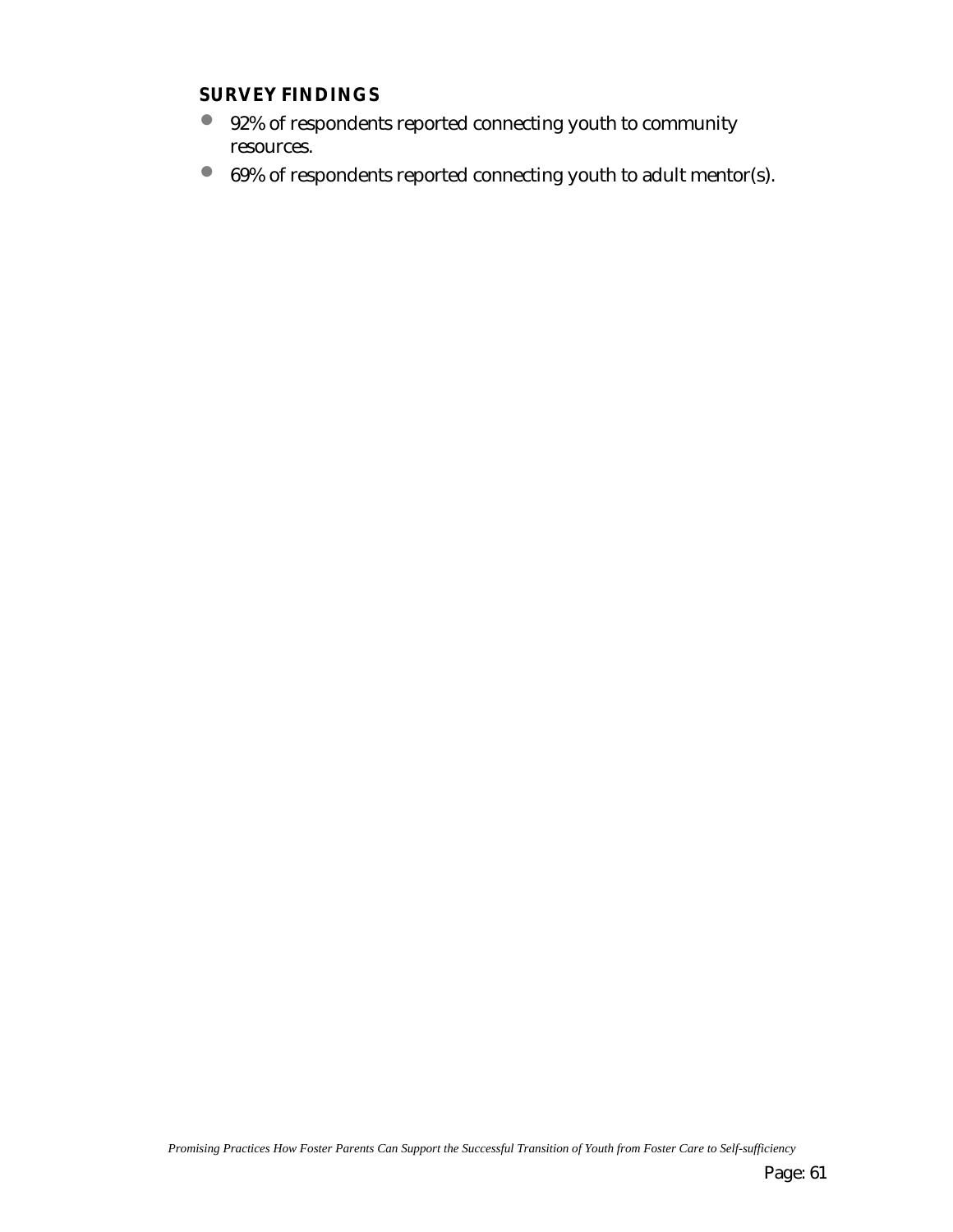### SURVEY FINDINGS

- 92% of respondents reported connecting youth to community resources.
- 69% of respondents reported connecting youth to adult mentor(s).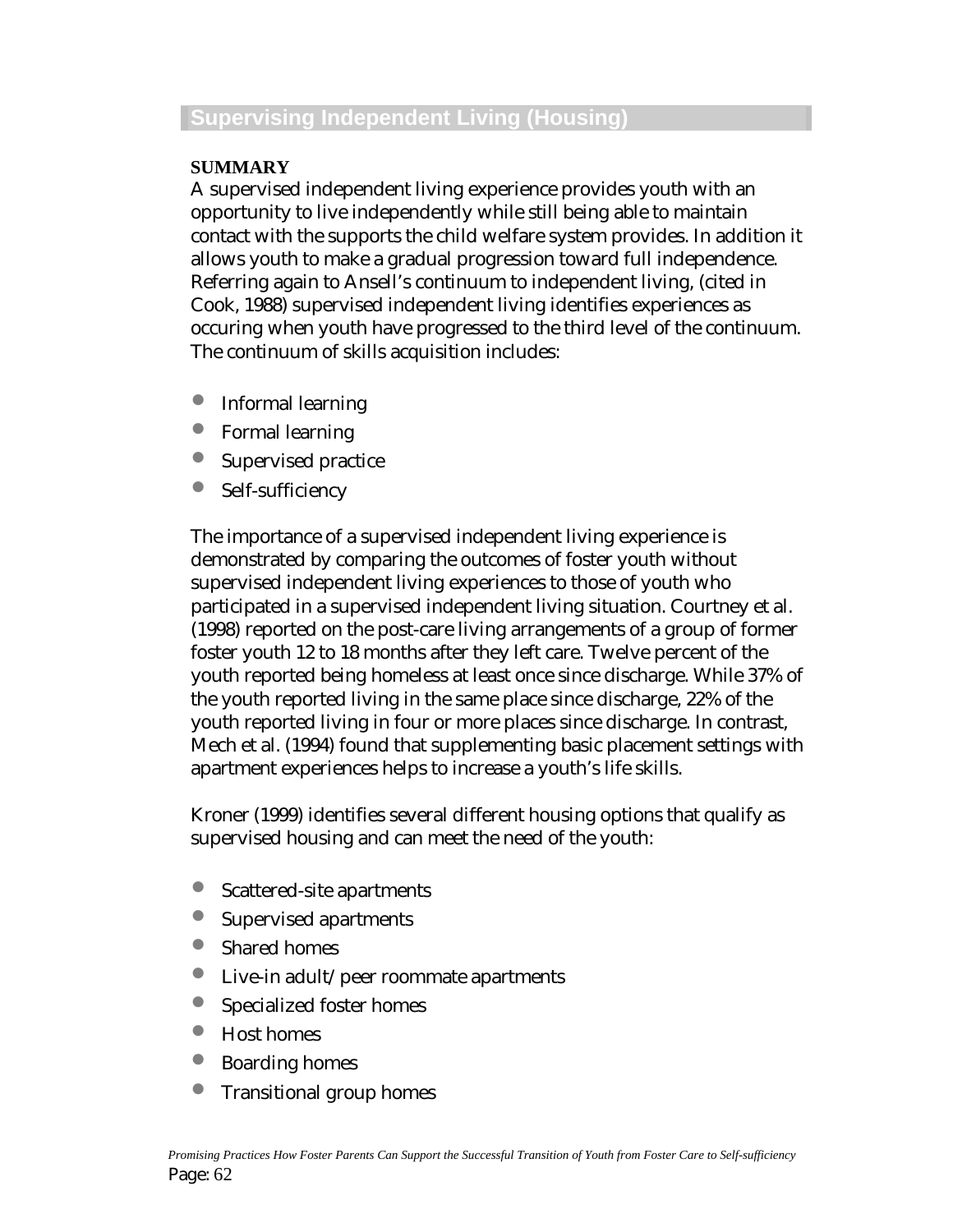## Supervising Independent Living (Housing)

**SUMMARY**

A supervised independent living experience provides youth with an opportunity to live independently while still being able to maintain contact with the supports the child welfare system provides. In addition it allows youth to make a gradual progression toward full independence. Referring again to Ansell's continuum to independent living, (cited in Cook, 1988) supervised independent living identifies experiences as occuring when youth have progressed to the third level of the continuum. The continuum of skills acquisition includes:

- Informal learning
- Formal learning
- Supervised practice
- Self-sufficiency

The importance of a supervised independent living experience is demonstrated by comparing the outcomes of foster youth without supervised independent living experiences to those of youth who participated in a supervised independent living situation. Courtney et al. (1998) reported on the post-care living arrangements of a group of former foster youth 12 to 18 months after they left care. Twelve percent of the youth reported being homeless at least once since discharge. While 37% of the youth reported living in the same place since discharge, 22% of the youth reported living in four or more places since discharge. In contrast, Mech et al. (1994) found that supplementing basic placement settings with apartment experiences helps to increase a youth's life skills.

Kroner (1999) identifies several different housing options that qualify as supervised housing and can meet the need of the youth:

- Scattered-site apartments
- Supervised apartments
- Shared homes
- Live-in adult/peer roommate apartments
- Specialized foster homes
- Host homes
- Boarding homes
- Transitional group homes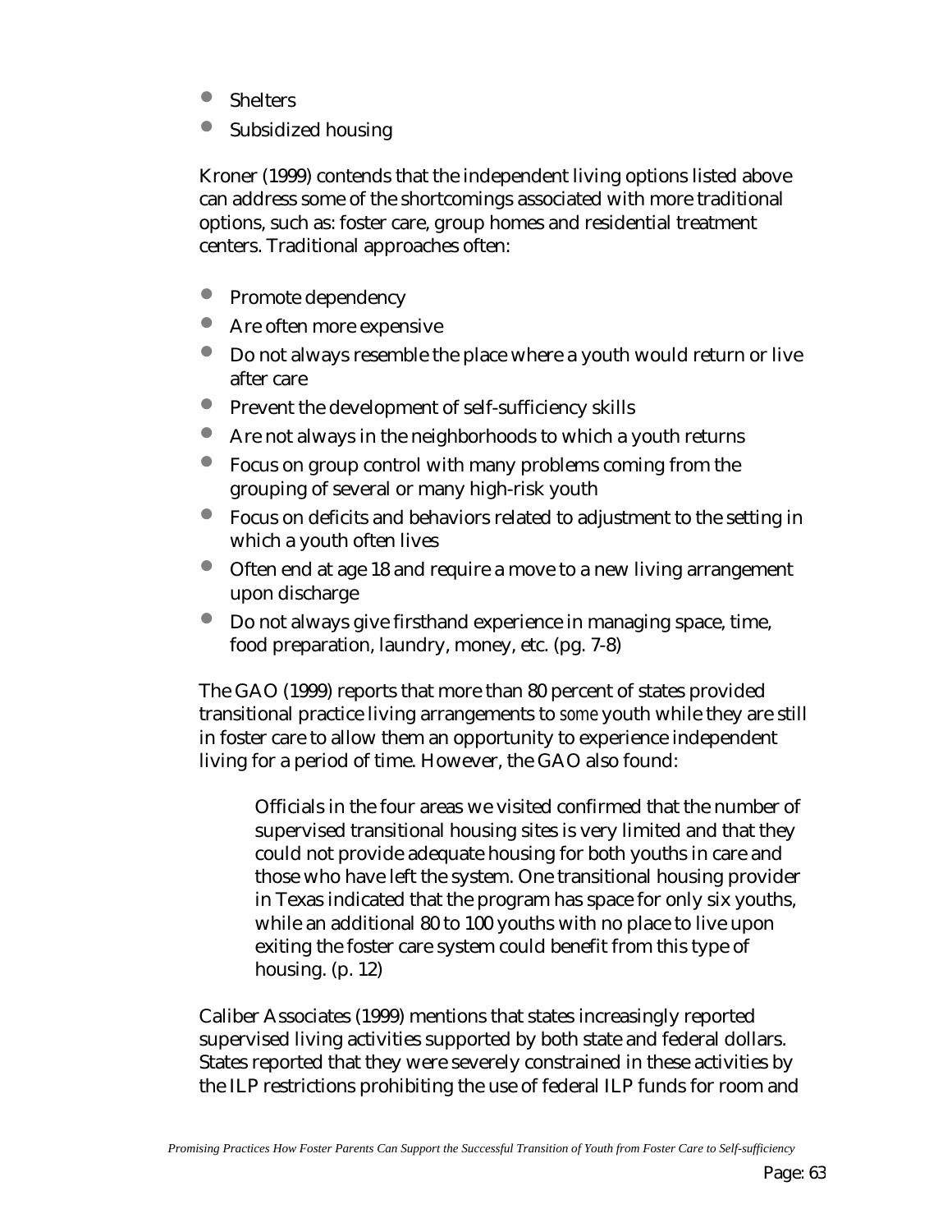- Shelters
- Subsidized housing

Kroner (1999) contends that the independent living options listed above can address some of the shortcomings associated with more traditional options, such as: foster care, group homes and residential treatment centers. Traditional approaches often:

- Promote dependency
- Are often more expensive
- Do not always resemble the place where a youth would return or live after care
- Prevent the development of self-sufficiency skills
- Are not always in the neighborhoods to which a youth returns
- Focus on group control with many problems coming from the grouping of several or many high-risk youth
- Focus on deficits and behaviors related to adjustment to the setting in which a youth often lives
- Often end at age 18 and require a move to a new living arrangement upon discharge
- Do not always give firsthand experience in managing space, time, food preparation, laundry, money, etc. (pg. 7-8)

The GAO (1999) reports that more than 80 percent of states provided transitional practice living arrangements to *some* youth while they are still in foster care to allow them an opportunity to experience independent living for a period of time. However, the GAO also found:

> Officials in the four areas we visited confirmed that the number of supervised transitional housing sites is very limited and that they could not provide adequate housing for both youths in care and those who have left the system. One transitional housing provider in Texas indicated that the program has space for only six youths, while an additional 80 to 100 youths with no place to live upon exiting the foster care system could benefit from this type of housing. (p. 12)

Caliber Associates (1999) mentions that states increasingly reported supervised living activities supported by both state and federal dollars. States reported that they were severely constrained in these activities by the ILP restrictions prohibiting the use of federal ILP funds for room and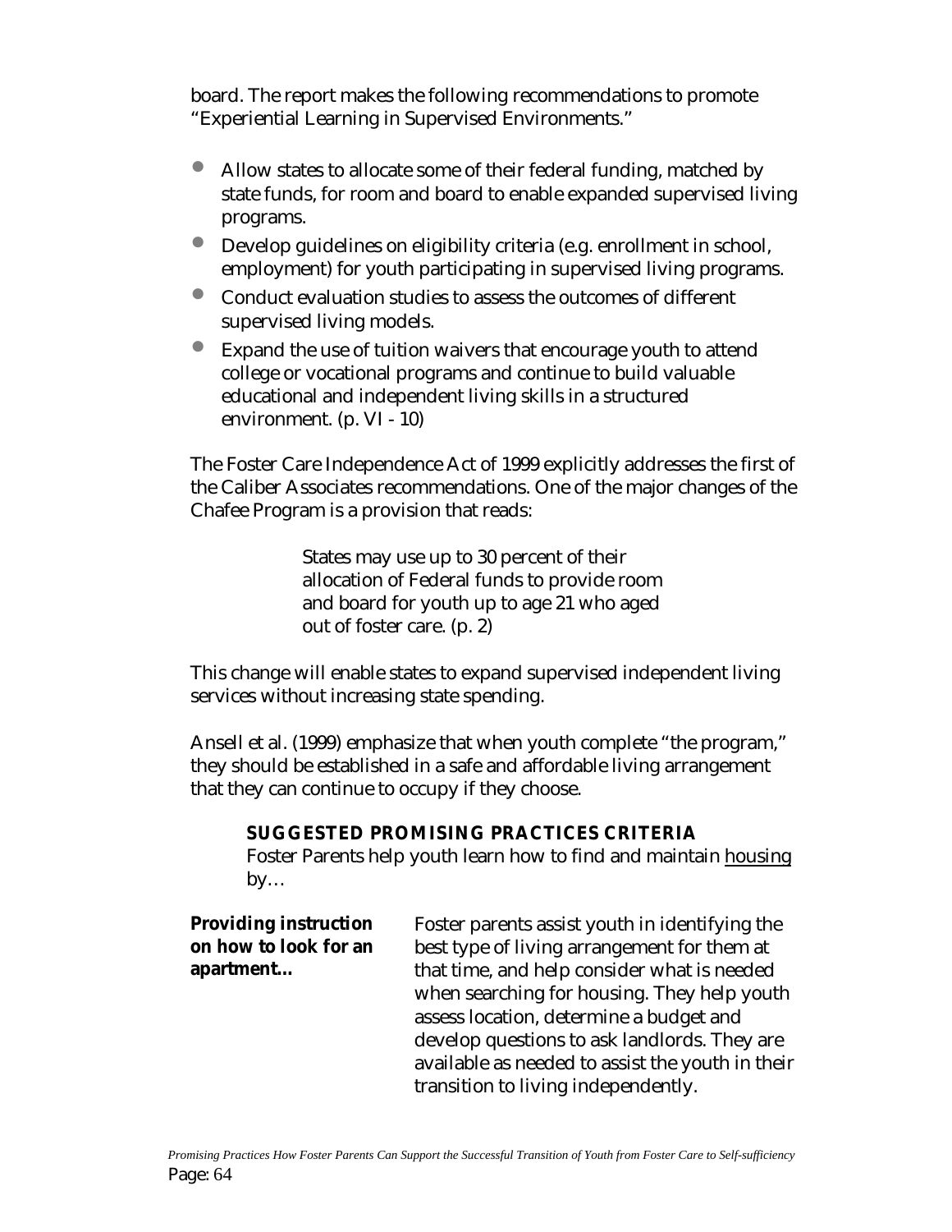board. The report makes the following recommendations to promote "Experiential Learning in Supervised Environments."

- Allow states to allocate some of their federal funding, matched by state funds, for room and board to enable expanded supervised living programs.
- Develop guidelines on eligibility criteria (e.g. enrollment in school, employment) for youth participating in supervised living programs.
- Conduct evaluation studies to assess the outcomes of different supervised living models.
- Expand the use of tuition waivers that encourage youth to attend college or vocational programs and continue to build valuable educational and independent living skills in a structured environment. (p. VI - 10)

The Foster Care Independence Act of 1999 explicitly addresses the first of the Caliber Associates recommendations. One of the major changes of the Chafee Program is a provision that reads:

> States may use up to 30 percent of their allocation of Federal funds to provide room and board for youth up to age 21 who aged out of foster care. (p. 2)

This change will enable states to expand supervised independent living services without increasing state spending.

Ansell et al. (1999) emphasize that when youth complete "the program," they should be established in a safe and affordable living arrangement that they can continue to occupy if they choose.

**SUGGESTED PROMISING PRACTICES CRITERIA**

Foster Parents help youth learn how to find and maintain housing by…

**Providing instruction on how to look for an apartment…**

Foster parents assist youth in identifying the best type of living arrangement for them at that time, and help consider what is needed when searching for housing. They help youth assess location, determine a budget and develop questions to ask landlords. They are available as needed to assist the youth in their transition to living independently.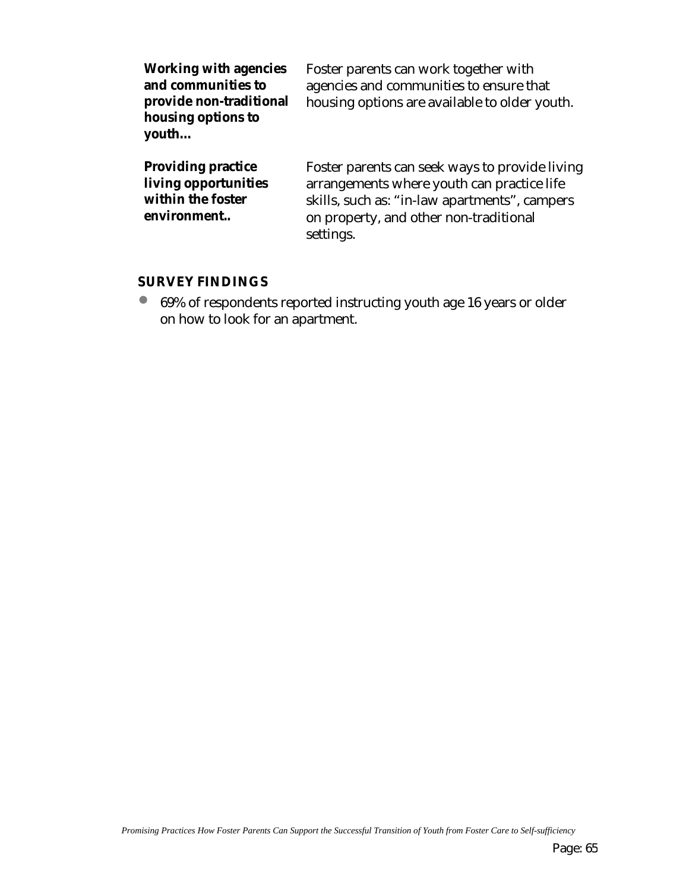| | |
|---|---|
| **Working with agencies and communities to provide non-traditional housing options to youth…** | Foster parents can work together with agencies and communities to ensure that housing options are available to older youth. |
| **Providing practice living opportunities within the foster environment..** | Foster parents can seek ways to provide living arrangements where youth can practice life skills, such as: "in-law apartments", campers on property, and other non-traditional settings. |

**SURVEY FINDINGS**

- 69% of respondents reported instructing youth age 16 years or older on how to look for an apartment.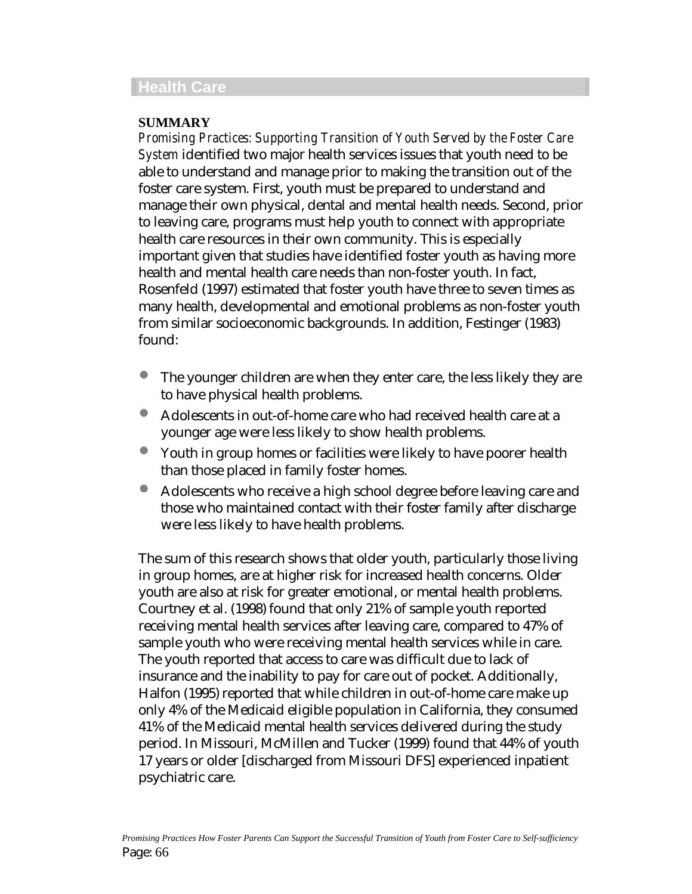## Health Care

**SUMMARY**

*Promising Practices: Supporting Transition of Youth Served by the Foster Care System* identified two major health services issues that youth need to be able to understand and manage prior to making the transition out of the foster care system. First, youth must be prepared to understand and manage their own physical, dental and mental health needs. Second, prior to leaving care, programs must help youth to connect with appropriate health care resources in their own community. This is especially important given that studies have identified foster youth as having more health and mental health care needs than non-foster youth. In fact, Rosenfeld (1997) estimated that foster youth have three to seven times as many health, developmental and emotional problems as non-foster youth from similar socioeconomic backgrounds. In addition, Festinger (1983) found:

- The younger children are when they enter care, the less likely they are to have physical health problems.
- Adolescents in out-of-home care who had received health care at a younger age were less likely to show health problems.
- Youth in group homes or facilities were likely to have poorer health than those placed in family foster homes.
- Adolescents who receive a high school degree before leaving care and those who maintained contact with their foster family after discharge were less likely to have health problems.

The sum of this research shows that older youth, particularly those living in group homes, are at higher risk for increased health concerns. Older youth are also at risk for greater emotional, or mental health problems. Courtney et al. (1998) found that only 21% of sample youth reported receiving mental health services after leaving care, compared to 47% of sample youth who were receiving mental health services while in care. The youth reported that access to care was difficult due to lack of insurance and the inability to pay for care out of pocket. Additionally, Halfon (1995) reported that while children in out-of-home care make up only 4% of the Medicaid eligible population in California, they consumed 41% of the Medicaid mental health services delivered during the study period. In Missouri, McMillen and Tucker (1999) found that 44% of youth 17 years or older [discharged from Missouri DFS] experienced inpatient psychiatric care.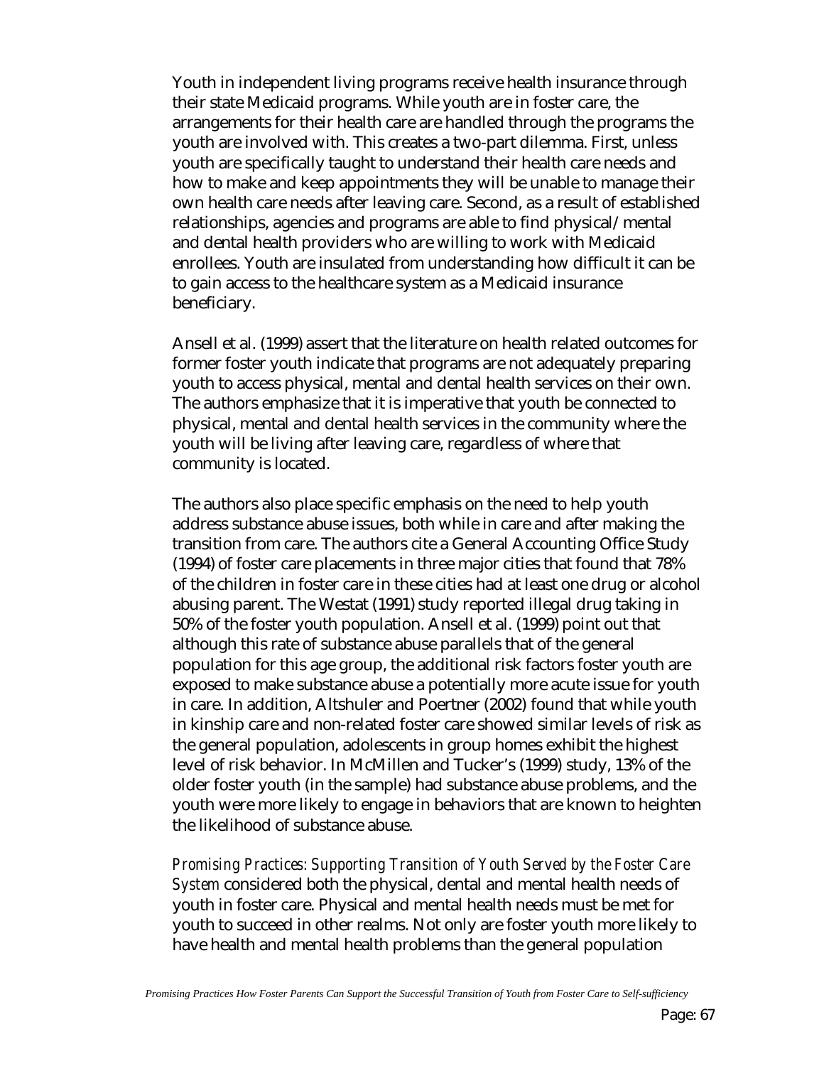Youth in independent living programs receive health insurance through their state Medicaid programs. While youth are in foster care, the arrangements for their health care are handled through the programs the youth are involved with. This creates a two-part dilemma. First, unless youth are specifically taught to understand their health care needs and how to make and keep appointments they will be unable to manage their own health care needs after leaving care. Second, as a result of established relationships, agencies and programs are able to find physical/mental and dental health providers who are willing to work with Medicaid enrollees. Youth are insulated from understanding how difficult it can be to gain access to the healthcare system as a Medicaid insurance beneficiary.

Ansell et al. (1999) assert that the literature on health related outcomes for former foster youth indicate that programs are not adequately preparing youth to access physical, mental and dental health services on their own. The authors emphasize that it is imperative that youth be connected to physical, mental and dental health services in the community where the youth will be living after leaving care, regardless of where that community is located.

The authors also place specific emphasis on the need to help youth address substance abuse issues, both while in care and after making the transition from care. The authors cite a General Accounting Office Study (1994) of foster care placements in three major cities that found that 78% of the children in foster care in these cities had at least one drug or alcohol abusing parent. The Westat (1991) study reported illegal drug taking in 50% of the foster youth population. Ansell et al. (1999) point out that although this rate of substance abuse parallels that of the general population for this age group, the additional risk factors foster youth are exposed to make substance abuse a potentially more acute issue for youth in care. In addition, Altshuler and Poertner (2002) found that while youth in kinship care and non-related foster care showed similar levels of risk as the general population, adolescents in group homes exhibit the highest level of risk behavior. In McMillen and Tucker's (1999) study, 13% of the older foster youth (in the sample) had substance abuse problems, and the youth were more likely to engage in behaviors that are known to heighten the likelihood of substance abuse.

*Promising Practices: Supporting Transition of Youth Served by the Foster Care System* considered both the physical, dental and mental health needs of youth in foster care. Physical and mental health needs must be met for youth to succeed in other realms. Not only are foster youth more likely to have health and mental health problems than the general population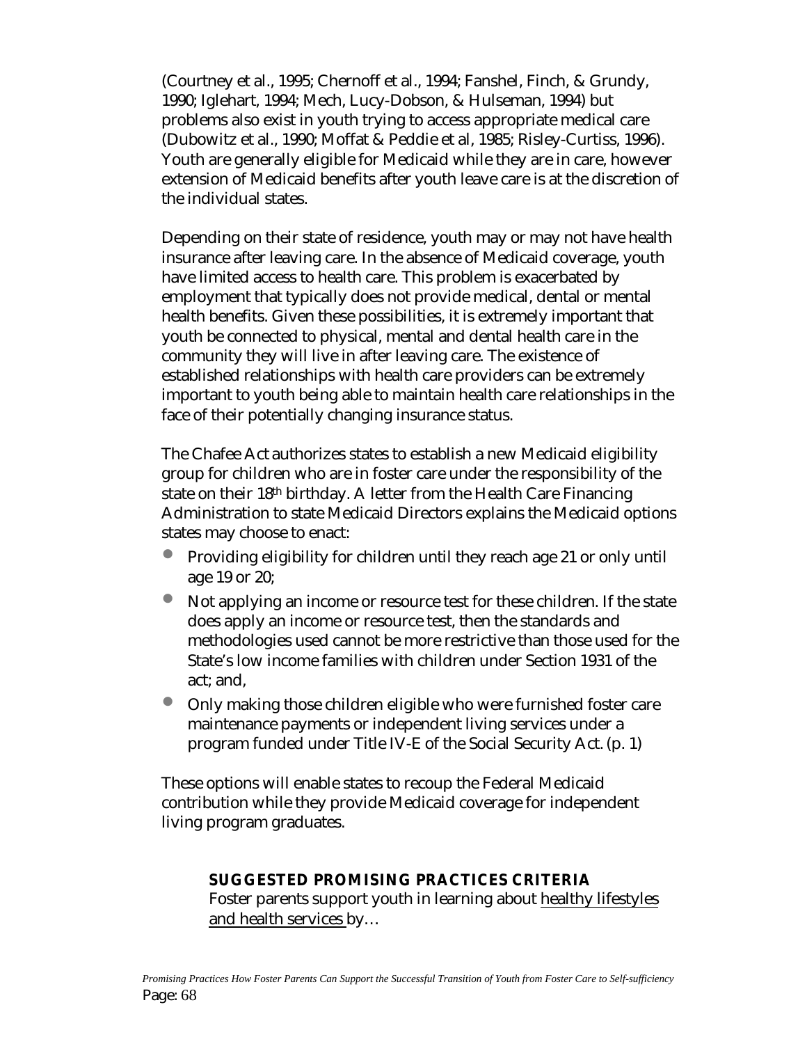(Courtney et al., 1995; Chernoff et al., 1994; Fanshel, Finch, & Grundy, 1990; Iglehart, 1994; Mech, Lucy-Dobson, & Hulseman, 1994) but problems also exist in youth trying to access appropriate medical care (Dubowitz et al., 1990; Moffat & Peddie et al, 1985; Risley-Curtiss, 1996). Youth are generally eligible for Medicaid while they are in care, however extension of Medicaid benefits after youth leave care is at the discretion of the individual states.

Depending on their state of residence, youth may or may not have health insurance after leaving care. In the absence of Medicaid coverage, youth have limited access to health care. This problem is exacerbated by employment that typically does not provide medical, dental or mental health benefits. Given these possibilities, it is extremely important that youth be connected to physical, mental and dental health care in the community they will live in after leaving care. The existence of established relationships with health care providers can be extremely important to youth being able to maintain health care relationships in the face of their potentially changing insurance status.

The Chafee Act authorizes states to establish a new Medicaid eligibility group for children who are in foster care under the responsibility of the state on their 18th birthday. A letter from the Health Care Financing Administration to state Medicaid Directors explains the Medicaid options states may choose to enact:

- Providing eligibility for children until they reach age 21 or only until age 19 or 20;
- Not applying an income or resource test for these children. If the state does apply an income or resource test, then the standards and methodologies used cannot be more restrictive than those used for the State's low income families with children under Section 1931 of the act; and,
- Only making those children eligible who were furnished foster care maintenance payments or independent living services under a program funded under Title IV-E of the Social Security Act. (p. 1)

These options will enable states to recoup the Federal Medicaid contribution while they provide Medicaid coverage for independent living program graduates.

**SUGGESTED PROMISING PRACTICES CRITERIA**

Foster parents support youth in learning about healthy lifestyles and health services by…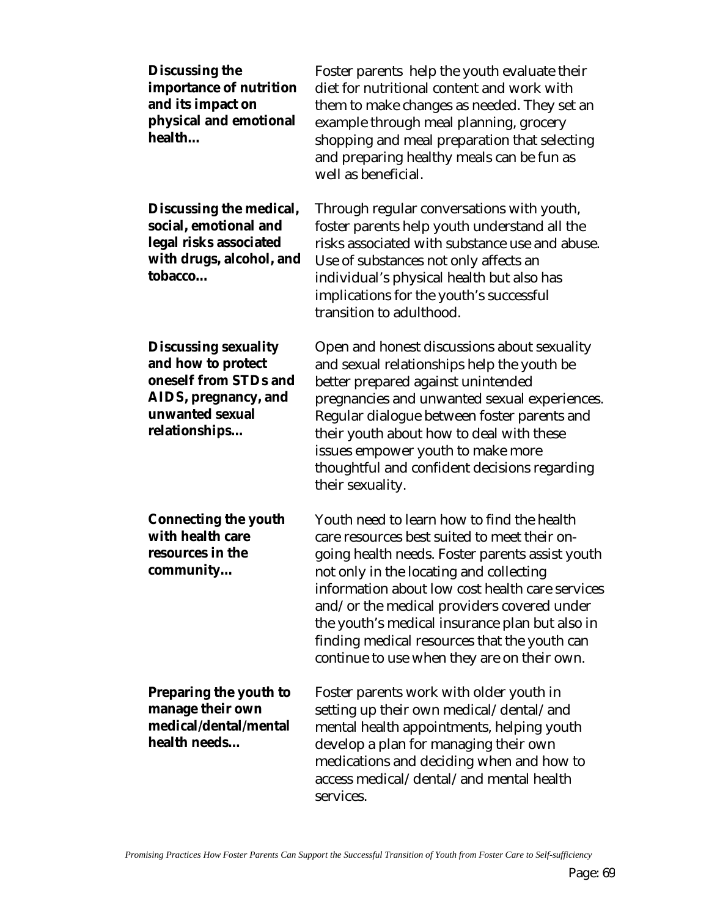**Discussing the importance of nutrition and its impact on physical and emotional health...**

Foster parents help the youth evaluate their diet for nutritional content and work with them to make changes as needed. They set an example through meal planning, grocery shopping and meal preparation that selecting and preparing healthy meals can be fun as well as beneficial.

**Discussing the medical, social, emotional and legal risks associated with drugs, alcohol, and tobacco...**

Through regular conversations with youth, foster parents help youth understand all the risks associated with substance use and abuse. Use of substances not only affects an individual's physical health but also has implications for the youth's successful transition to adulthood.

**Discussing sexuality and how to protect oneself from STDs and AIDS, pregnancy, and unwanted sexual relationships...**

Open and honest discussions about sexuality and sexual relationships help the youth be better prepared against unintended pregnancies and unwanted sexual experiences. Regular dialogue between foster parents and their youth about how to deal with these issues empower youth to make more thoughtful and confident decisions regarding their sexuality.

**Connecting the youth with health care resources in the community...**

Youth need to learn how to find the health care resources best suited to meet their on-going health needs. Foster parents assist youth not only in the locating and collecting information about low cost health care services and/or the medical providers covered under the youth's medical insurance plan but also in finding medical resources that the youth can continue to use when they are on their own.

**Preparing the youth to manage their own medical/dental/mental health needs...**

Foster parents work with older youth in setting up their own medical/dental/and mental health appointments, helping youth develop a plan for managing their own medications and deciding when and how to access medical/dental/and mental health services.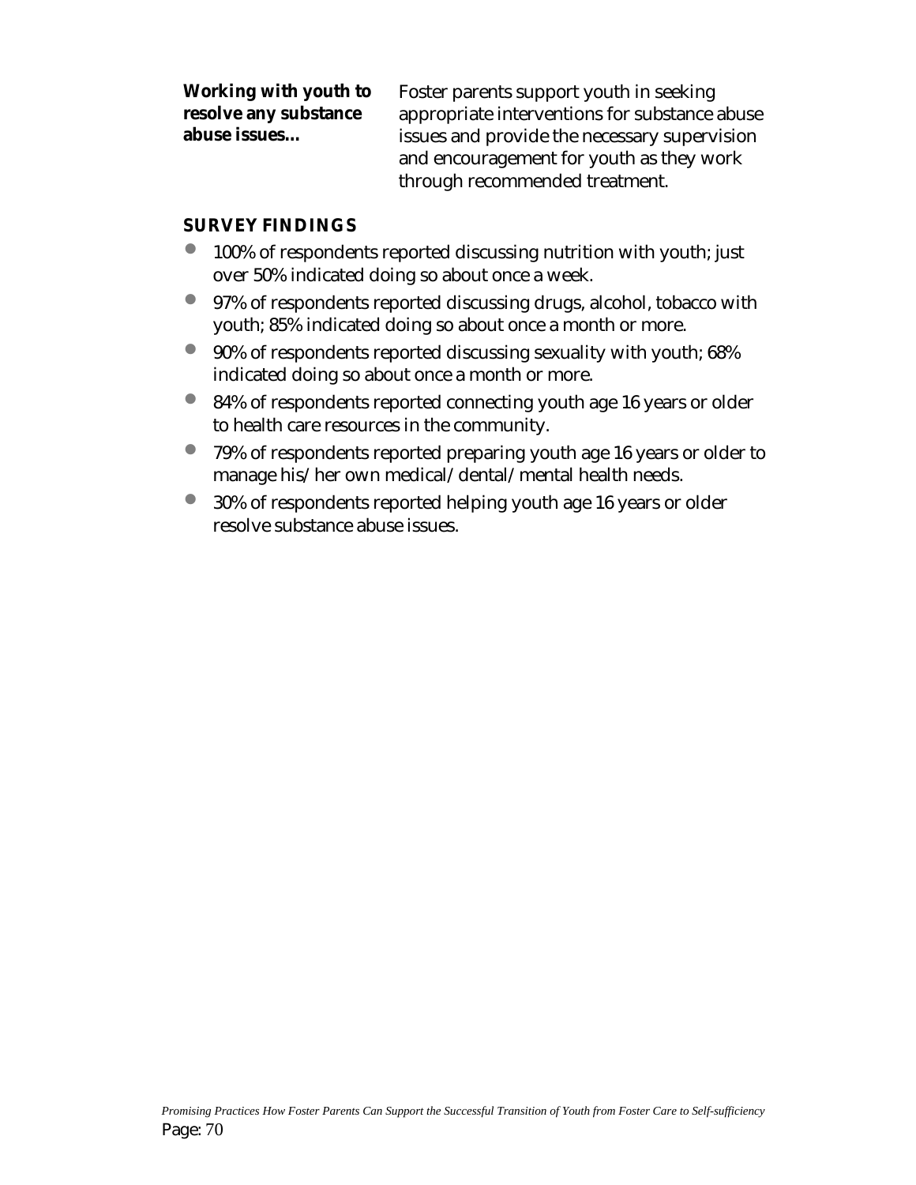**Working with youth to resolve any substance abuse issues...**

Foster parents support youth in seeking appropriate interventions for substance abuse issues and provide the necessary supervision and encouragement for youth as they work through recommended treatment.

**SURVEY FINDINGS**

- 100% of respondents reported discussing nutrition with youth; just over 50% indicated doing so about once a week.
- 97% of respondents reported discussing drugs, alcohol, tobacco with youth; 85% indicated doing so about once a month or more.
- 90% of respondents reported discussing sexuality with youth; 68% indicated doing so about once a month or more.
- 84% of respondents reported connecting youth age 16 years or older to health care resources in the community.
- 79% of respondents reported preparing youth age 16 years or older to manage his/her own medical/dental/mental health needs.
- 30% of respondents reported helping youth age 16 years or older resolve substance abuse issues.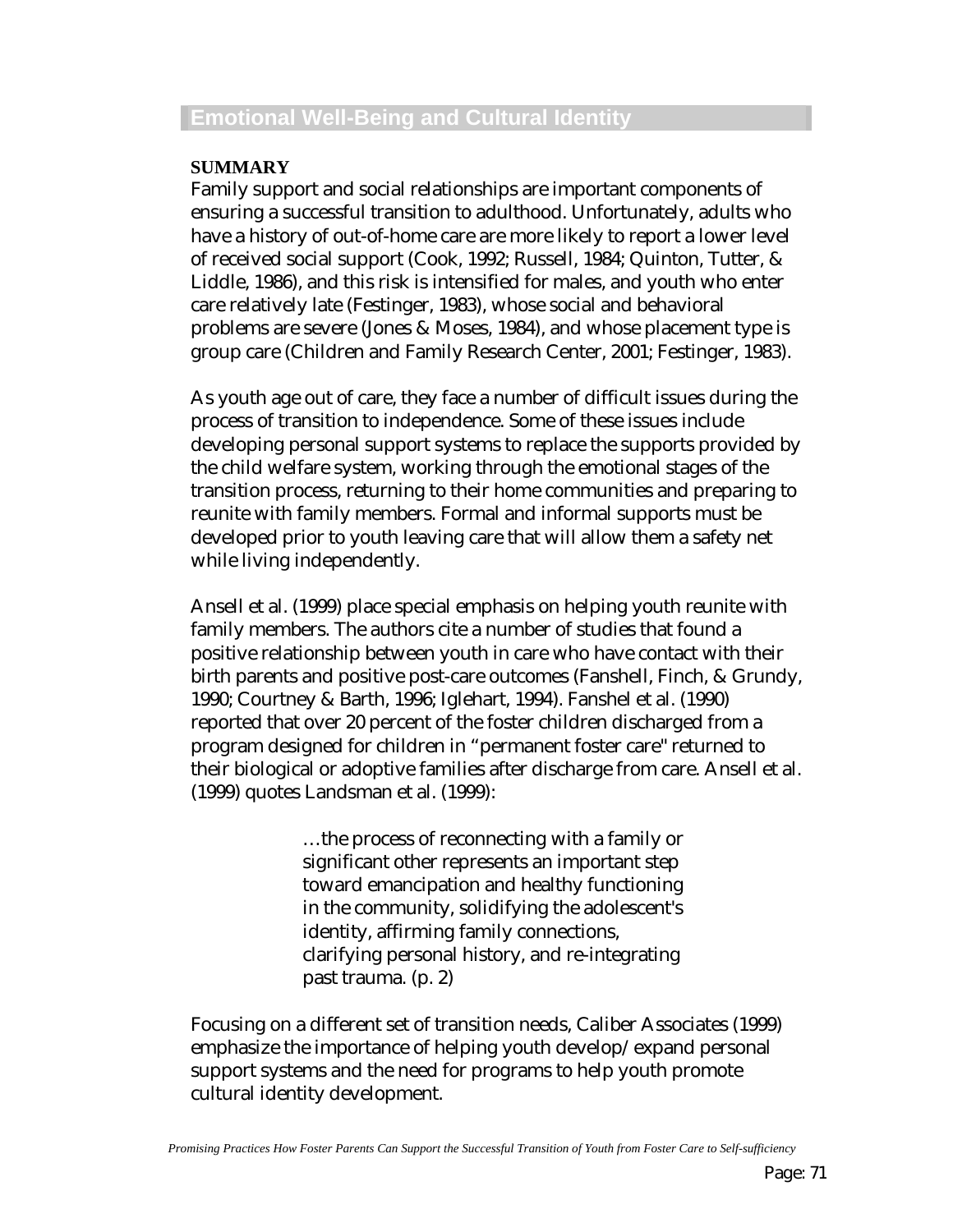## Emotional Well-Being and Cultural Identity

**SUMMARY**

Family support and social relationships are important components of ensuring a successful transition to adulthood. Unfortunately, adults who have a history of out-of-home care are more likely to report a lower level of received social support (Cook, 1992; Russell, 1984; Quinton, Tutter, & Liddle, 1986), and this risk is intensified for males, and youth who enter care relatively late (Festinger, 1983), whose social and behavioral problems are severe (Jones & Moses, 1984), and whose placement type is group care (Children and Family Research Center, 2001; Festinger, 1983).

As youth age out of care, they face a number of difficult issues during the process of transition to independence. Some of these issues include developing personal support systems to replace the supports provided by the child welfare system, working through the emotional stages of the transition process, returning to their home communities and preparing to reunite with family members. Formal and informal supports must be developed prior to youth leaving care that will allow them a safety net while living independently.

Ansell et al. (1999) place special emphasis on helping youth reunite with family members. The authors cite a number of studies that found a positive relationship between youth in care who have contact with their birth parents and positive post-care outcomes (Fanshell, Finch, & Grundy, 1990; Courtney & Barth, 1996; Iglehart, 1994). Fanshel et al. (1990) reported that over 20 percent of the foster children discharged from a program designed for children in "permanent foster care" returned to their biological or adoptive families after discharge from care. Ansell et al. (1999) quotes Landsman et al. (1999):

> …the process of reconnecting with a family or significant other represents an important step toward emancipation and healthy functioning in the community, solidifying the adolescent's identity, affirming family connections, clarifying personal history, and re-integrating past trauma. (p. 2)

Focusing on a different set of transition needs, Caliber Associates (1999) emphasize the importance of helping youth develop/expand personal support systems and the need for programs to help youth promote cultural identity development.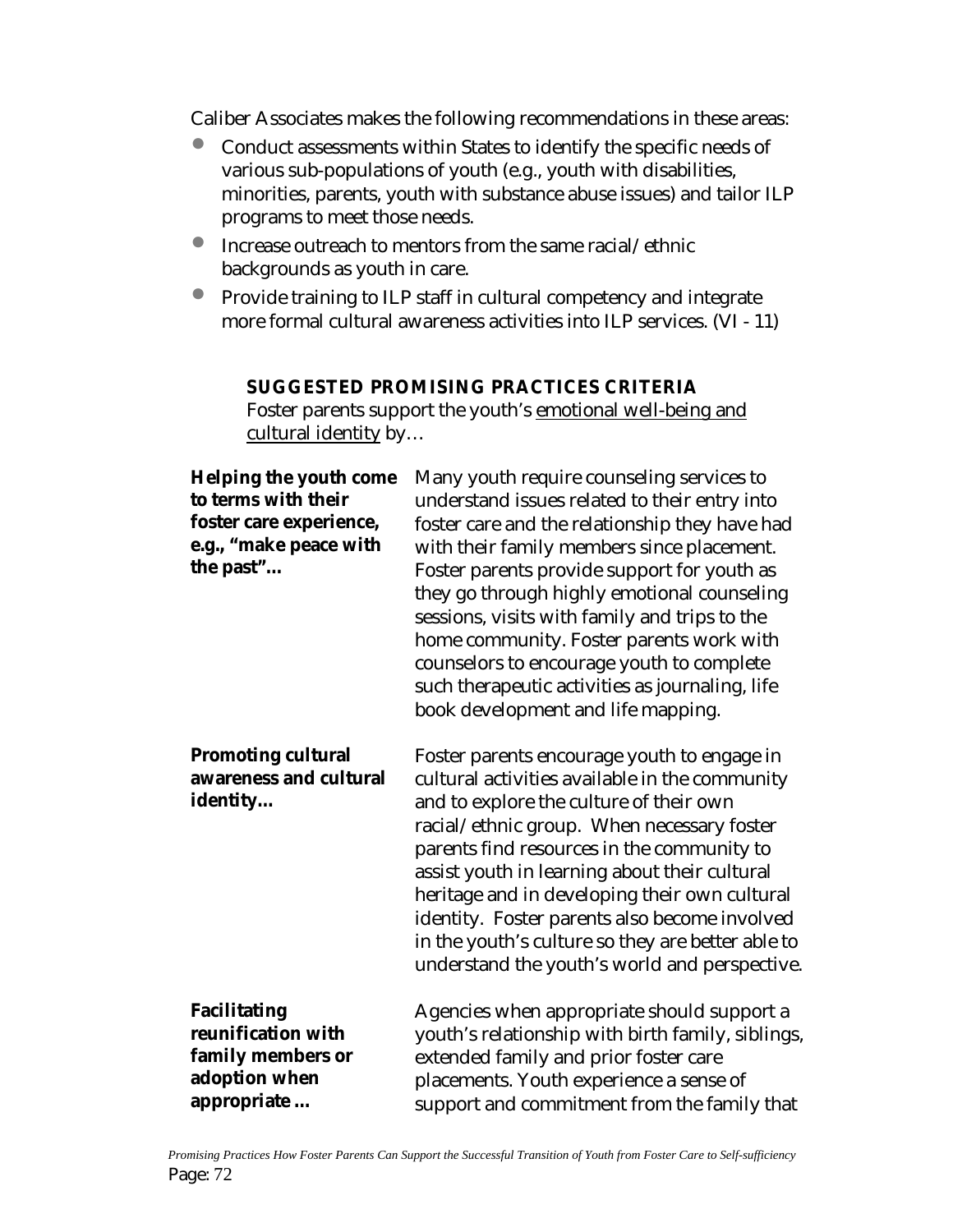Caliber Associates makes the following recommendations in these areas:

- Conduct assessments within States to identify the specific needs of various sub-populations of youth (e.g., youth with disabilities, minorities, parents, youth with substance abuse issues) and tailor ILP programs to meet those needs.
- Increase outreach to mentors from the same racial/ethnic backgrounds as youth in care.
- Provide training to ILP staff in cultural competency and integrate more formal cultural awareness activities into ILP services. (VI - 11)

**SUGGESTED PROMISING PRACTICES CRITERIA**

Foster parents support the youth's <u>emotional well-being and cultural identity</u> by…

**Helping the youth come to terms with their foster care experience, e.g., "make peace with the past"…**

Many youth require counseling services to understand issues related to their entry into foster care and the relationship they have had with their family members since placement. Foster parents provide support for youth as they go through highly emotional counseling sessions, visits with family and trips to the home community. Foster parents work with counselors to encourage youth to complete such therapeutic activities as journaling, life book development and life mapping.

**Promoting cultural awareness and cultural identity…**

Foster parents encourage youth to engage in cultural activities available in the community and to explore the culture of their own racial/ethnic group. When necessary foster parents find resources in the community to assist youth in learning about their cultural heritage and in developing their own cultural identity. Foster parents also become involved in the youth's culture so they are better able to understand the youth's world and perspective.

**Facilitating reunification with family members or adoption when appropriate …**

Agencies when appropriate should support a youth's relationship with birth family, siblings, extended family and prior foster care placements. Youth experience a sense of support and commitment from the family that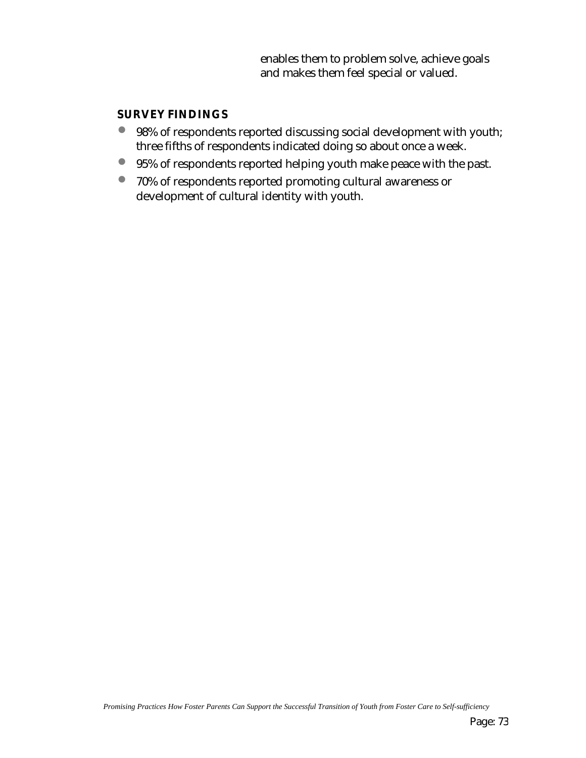enables them to problem solve, achieve goals and makes them feel special or valued.

### SURVEY FINDINGS

- 98% of respondents reported discussing social development with youth; three fifths of respondents indicated doing so about once a week.
- 95% of respondents reported helping youth make peace with the past.
- 70% of respondents reported promoting cultural awareness or development of cultural identity with youth.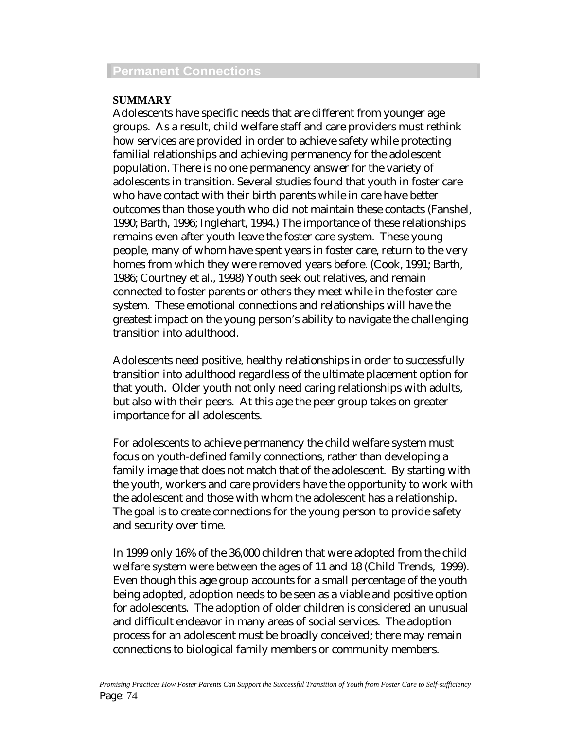## Permanent Connections

**SUMMARY**

Adolescents have specific needs that are different from younger age groups. As a result, child welfare staff and care providers must rethink how services are provided in order to achieve safety while protecting familial relationships and achieving permanency for the adolescent population. There is no one permanency answer for the variety of adolescents in transition. Several studies found that youth in foster care who have contact with their birth parents while in care have better outcomes than those youth who did not maintain these contacts (Fanshel, 1990; Barth, 1996; Inglehart, 1994.) The importance of these relationships remains even after youth leave the foster care system. These young people, many of whom have spent years in foster care, return to the very homes from which they were removed years before. (Cook, 1991; Barth, 1986; Courtney et al., 1998) Youth seek out relatives, and remain connected to foster parents or others they meet while in the foster care system. These emotional connections and relationships will have the greatest impact on the young person's ability to navigate the challenging transition into adulthood.

Adolescents need positive, healthy relationships in order to successfully transition into adulthood regardless of the ultimate placement option for that youth. Older youth not only need caring relationships with adults, but also with their peers. At this age the peer group takes on greater importance for all adolescents.

For adolescents to achieve permanency the child welfare system must focus on youth-defined family connections, rather than developing a family image that does not match that of the adolescent. By starting with the youth, workers and care providers have the opportunity to work with the adolescent and those with whom the adolescent has a relationship. The goal is to create connections for the young person to provide safety and security over time.

In 1999 only 16% of the 36,000 children that were adopted from the child welfare system were between the ages of 11 and 18 (Child Trends, 1999). Even though this age group accounts for a small percentage of the youth being adopted, adoption needs to be seen as a viable and positive option for adolescents. The adoption of older children is considered an unusual and difficult endeavor in many areas of social services. The adoption process for an adolescent must be broadly conceived; there may remain connections to biological family members or community members.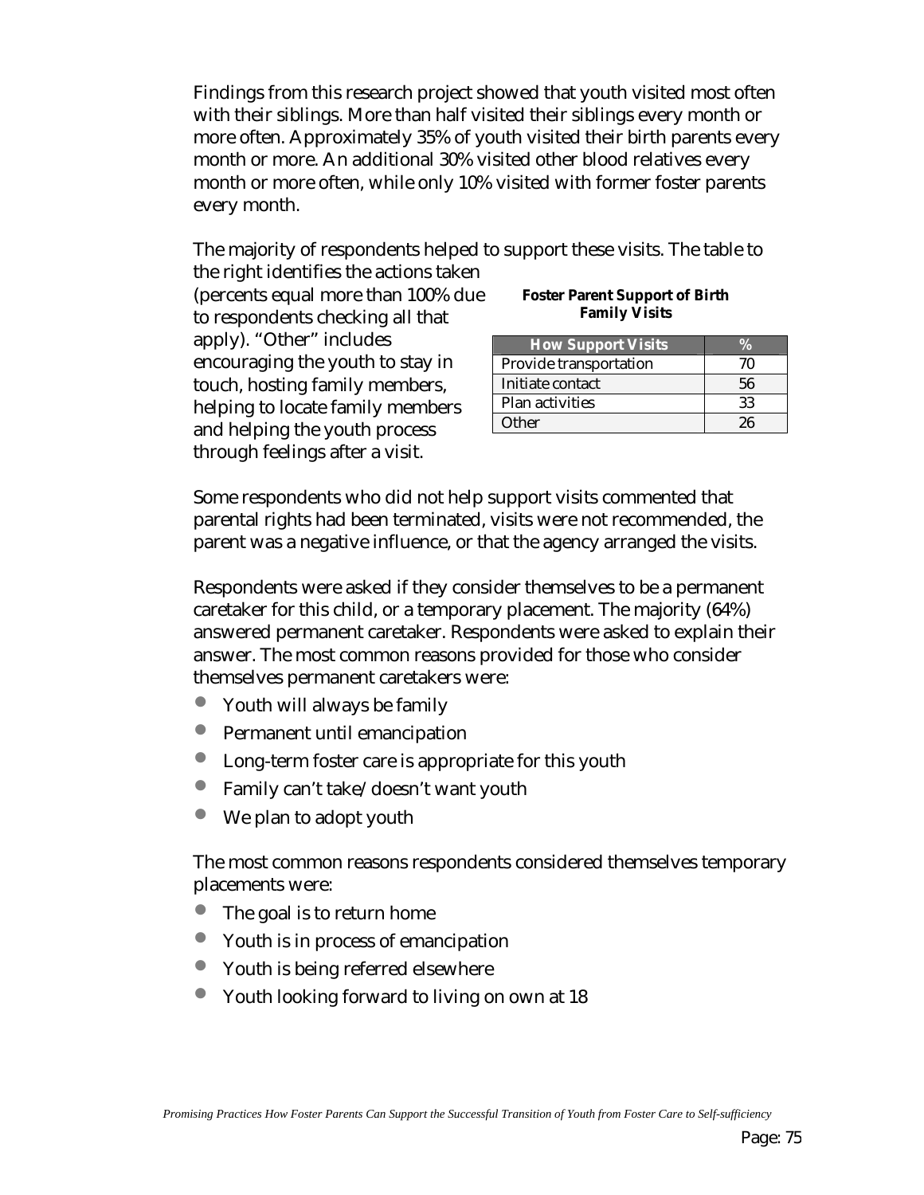Findings from this research project showed that youth visited most often with their siblings. More than half visited their siblings every month or more often. Approximately 35% of youth visited their birth parents every month or more. An additional 30% visited other blood relatives every month or more often, while only 10% visited with former foster parents every month.

The majority of respondents helped to support these visits. The table to the right identifies the actions taken (percents equal more than 100% due to respondents checking all that apply). "Other" includes encouraging the youth to stay in touch, hosting family members, helping to locate family members and helping the youth process through feelings after a visit.

**Foster Parent Support of Birth Family Visits**

| How Support Visits | % |
|---|---|
| Provide transportation | 70 |
| Initiate contact | 56 |
| Plan activities | 33 |
| Other | 26 |

Some respondents who did not help support visits commented that parental rights had been terminated, visits were not recommended, the parent was a negative influence, or that the agency arranged the visits.

Respondents were asked if they consider themselves to be a permanent caretaker for this child, or a temporary placement. The majority (64%) answered permanent caretaker. Respondents were asked to explain their answer. The most common reasons provided for those who consider themselves permanent caretakers were:

- Youth will always be family
- Permanent until emancipation
- Long-term foster care is appropriate for this youth
- Family can't take/doesn't want youth
- We plan to adopt youth

The most common reasons respondents considered themselves temporary placements were:

- The goal is to return home
- Youth is in process of emancipation
- Youth is being referred elsewhere
- Youth looking forward to living on own at 18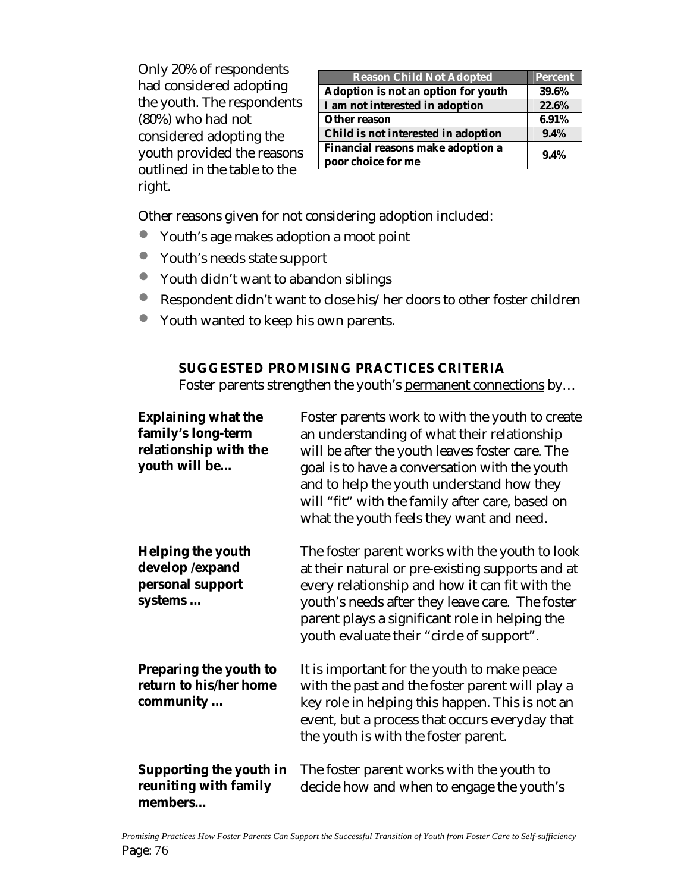Only 20% of respondents had considered adopting the youth. The respondents (80%) who had not considered adopting the youth provided the reasons outlined in the table to the right.

| Reason Child Not Adopted | Percent |
|---|---|
| Adoption is not an option for youth | 39.6% |
| I am not interested in adoption | 22.6% |
| Other reason | 6.91% |
| Child is not interested in adoption | 9.4% |
| Financial reasons make adoption a poor choice for me | 9.4% |

Other reasons given for not considering adoption included:

- Youth's age makes adoption a moot point
- Youth's needs state support
- Youth didn't want to abandon siblings
- Respondent didn't want to close his/her doors to other foster children
- Youth wanted to keep his own parents.

**SUGGESTED PROMISING PRACTICES CRITERIA**

Foster parents strengthen the youth's permanent connections by…

**Explaining what the family's long-term relationship with the youth will be…**

Foster parents work to with the youth to create an understanding of what their relationship will be after the youth leaves foster care. The goal is to have a conversation with the youth and to help the youth understand how they will "fit" with the family after care, based on what the youth feels they want and need.

**Helping the youth develop /expand personal support systems …**

The foster parent works with the youth to look at their natural or pre-existing supports and at every relationship and how it can fit with the youth's needs after they leave care. The foster parent plays a significant role in helping the youth evaluate their "circle of support".

**Preparing the youth to return to his/her home community …**

It is important for the youth to make peace with the past and the foster parent will play a key role in helping this happen. This is not an event, but a process that occurs everyday that the youth is with the foster parent.

**Supporting the youth in reuniting with family members…**

The foster parent works with the youth to decide how and when to engage the youth's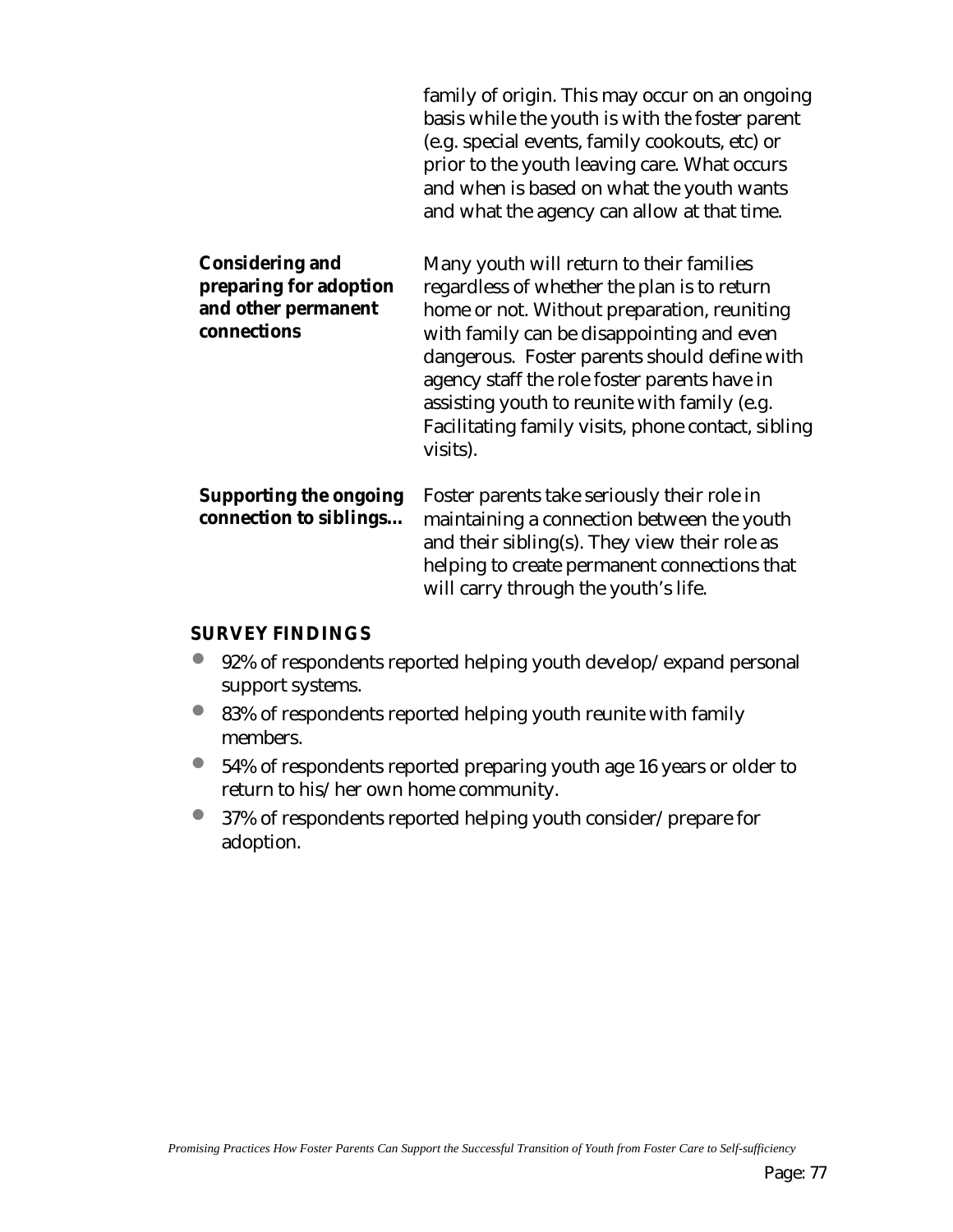family of origin. This may occur on an ongoing basis while the youth is with the foster parent (e.g. special events, family cookouts, etc) or prior to the youth leaving care. What occurs and when is based on what the youth wants and what the agency can allow at that time.

**Considering and preparing for adoption and other permanent connections**

Many youth will return to their families regardless of whether the plan is to return home or not. Without preparation, reuniting with family can be disappointing and even dangerous. Foster parents should define with agency staff the role foster parents have in assisting youth to reunite with family (e.g. Facilitating family visits, phone contact, sibling visits).

**Supporting the ongoing connection to siblings…**

Foster parents take seriously their role in maintaining a connection between the youth and their sibling(s). They view their role as helping to create permanent connections that will carry through the youth's life.

**SURVEY FINDINGS**

- 92% of respondents reported helping youth develop/expand personal support systems.
- 83% of respondents reported helping youth reunite with family members.
- 54% of respondents reported preparing youth age 16 years or older to return to his/her own home community.
- 37% of respondents reported helping youth consider/prepare for adoption.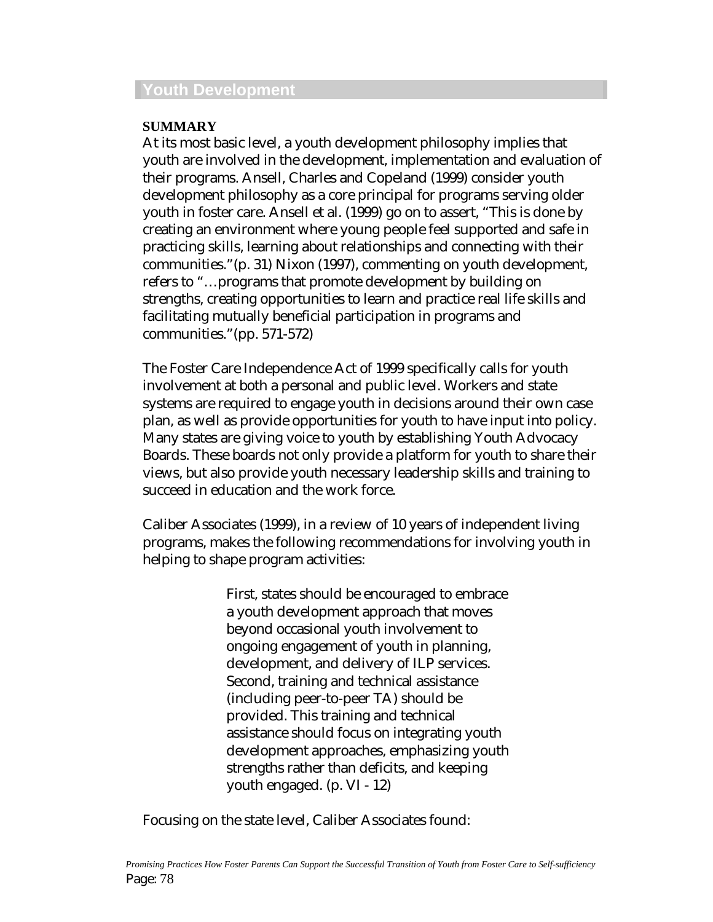## Youth Development

**SUMMARY**

At its most basic level, a youth development philosophy implies that youth are involved in the development, implementation and evaluation of their programs. Ansell, Charles and Copeland (1999) consider youth development philosophy as a core principal for programs serving older youth in foster care. Ansell et al. (1999) go on to assert, "This is done by creating an environment where young people feel supported and safe in practicing skills, learning about relationships and connecting with their communities." (p. 31) Nixon (1997), commenting on youth development, refers to "…programs that promote development by building on strengths, creating opportunities to learn and practice real life skills and facilitating mutually beneficial participation in programs and communities." (pp. 571-572)

The Foster Care Independence Act of 1999 specifically calls for youth involvement at both a personal and public level. Workers and state systems are required to engage youth in decisions around their own case plan, as well as provide opportunities for youth to have input into policy. Many states are giving voice to youth by establishing Youth Advocacy Boards. These boards not only provide a platform for youth to share their views, but also provide youth necessary leadership skills and training to succeed in education and the work force.

Caliber Associates (1999), in a review of 10 years of independent living programs, makes the following recommendations for involving youth in helping to shape program activities:

> First, states should be encouraged to embrace a youth development approach that moves beyond occasional youth involvement to ongoing engagement of youth in planning, development, and delivery of ILP services. Second, training and technical assistance (including peer-to-peer TA) should be provided. This training and technical assistance should focus on integrating youth development approaches, emphasizing youth strengths rather than deficits, and keeping youth engaged. (p. VI - 12)

Focusing on the state level, Caliber Associates found: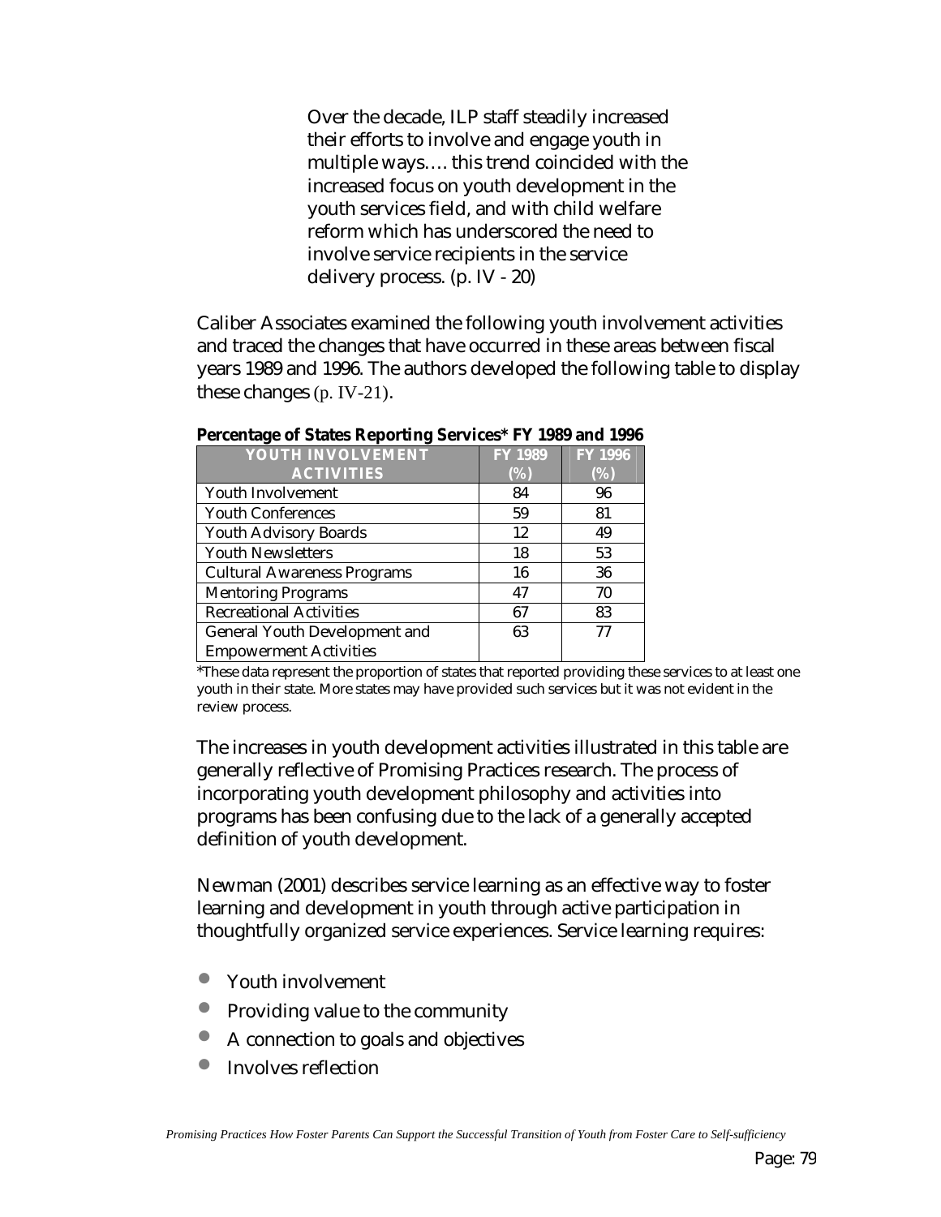> Over the decade, ILP staff steadily increased their efforts to involve and engage youth in multiple ways…. this trend coincided with the increased focus on youth development in the youth services field, and with child welfare reform which has underscored the need to involve service recipients in the service delivery process. (p. IV - 20)

Caliber Associates examined the following youth involvement activities and traced the changes that have occurred in these areas between fiscal years 1989 and 1996. The authors developed the following table to display these changes (p. IV-21).

**Percentage of States Reporting Services* FY 1989 and 1996**

| YOUTH INVOLVEMENT ACTIVITIES | FY 1989 (%) | FY 1996 (%) |
|---|---|---|
| Youth Involvement | 84 | 96 |
| Youth Conferences | 59 | 81 |
| Youth Advisory Boards | 12 | 49 |
| Youth Newsletters | 18 | 53 |
| Cultural Awareness Programs | 16 | 36 |
| Mentoring Programs | 47 | 70 |
| Recreational Activities | 67 | 83 |
| General Youth Development and Empowerment Activities | 63 | 77 |

*These data represent the proportion of states that reported providing these services to at least one youth in their state. More states may have provided such services but it was not evident in the review process.

The increases in youth development activities illustrated in this table are generally reflective of Promising Practices research. The process of incorporating youth development philosophy and activities into programs has been confusing due to the lack of a generally accepted definition of youth development.

Newman (2001) describes service learning as an effective way to foster learning and development in youth through active participation in thoughtfully organized service experiences. Service learning requires:

- Youth involvement
- Providing value to the community
- A connection to goals and objectives
- Involves reflection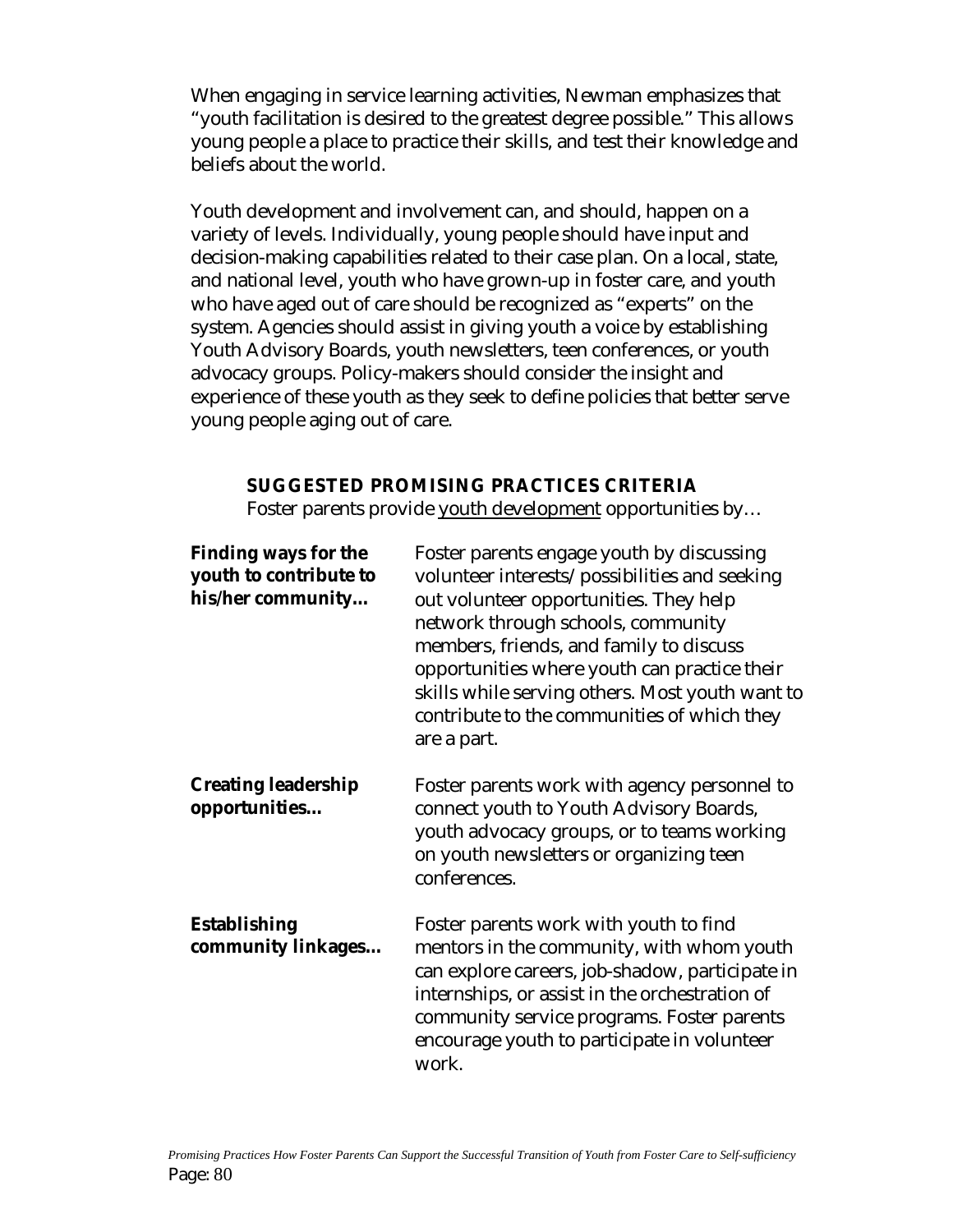When engaging in service learning activities, Newman emphasizes that "youth facilitation is desired to the greatest degree possible." This allows young people a place to practice their skills, and test their knowledge and beliefs about the world.

Youth development and involvement can, and should, happen on a variety of levels. Individually, young people should have input and decision-making capabilities related to their case plan. On a local, state, and national level, youth who have grown-up in foster care, and youth who have aged out of care should be recognized as "experts" on the system. Agencies should assist in giving youth a voice by establishing Youth Advisory Boards, youth newsletters, teen conferences, or youth advocacy groups. Policy-makers should consider the insight and experience of these youth as they seek to define policies that better serve young people aging out of care.

### SUGGESTED PROMISING PRACTICES CRITERIA

Foster parents provide youth development opportunities by…

| | |
|---|---|
| **Finding ways for the youth to contribute to his/her community…** | Foster parents engage youth by discussing volunteer interests/possibilities and seeking out volunteer opportunities. They help network through schools, community members, friends, and family to discuss opportunities where youth can practice their skills while serving others. Most youth want to contribute to the communities of which they are a part. |
| **Creating leadership opportunities…** | Foster parents work with agency personnel to connect youth to Youth Advisory Boards, youth advocacy groups, or to teams working on youth newsletters or organizing teen conferences. |
| **Establishing community linkages…** | Foster parents work with youth to find mentors in the community, with whom youth can explore careers, job-shadow, participate in internships, or assist in the orchestration of community service programs. Foster parents encourage youth to participate in volunteer work. |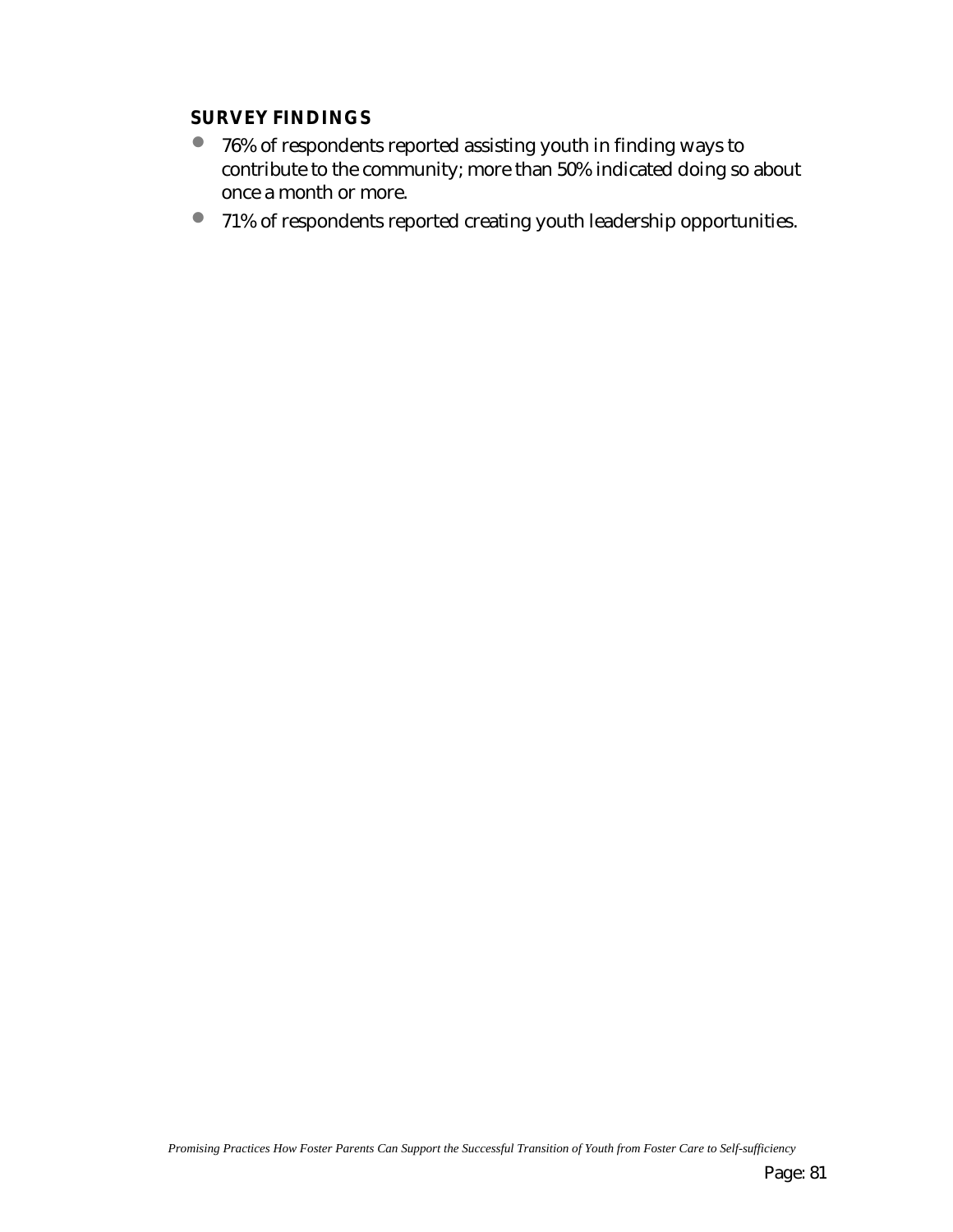### SURVEY FINDINGS

- 76% of respondents reported assisting youth in finding ways to contribute to the community; more than 50% indicated doing so about once a month or more.
- 71% of respondents reported creating youth leadership opportunities.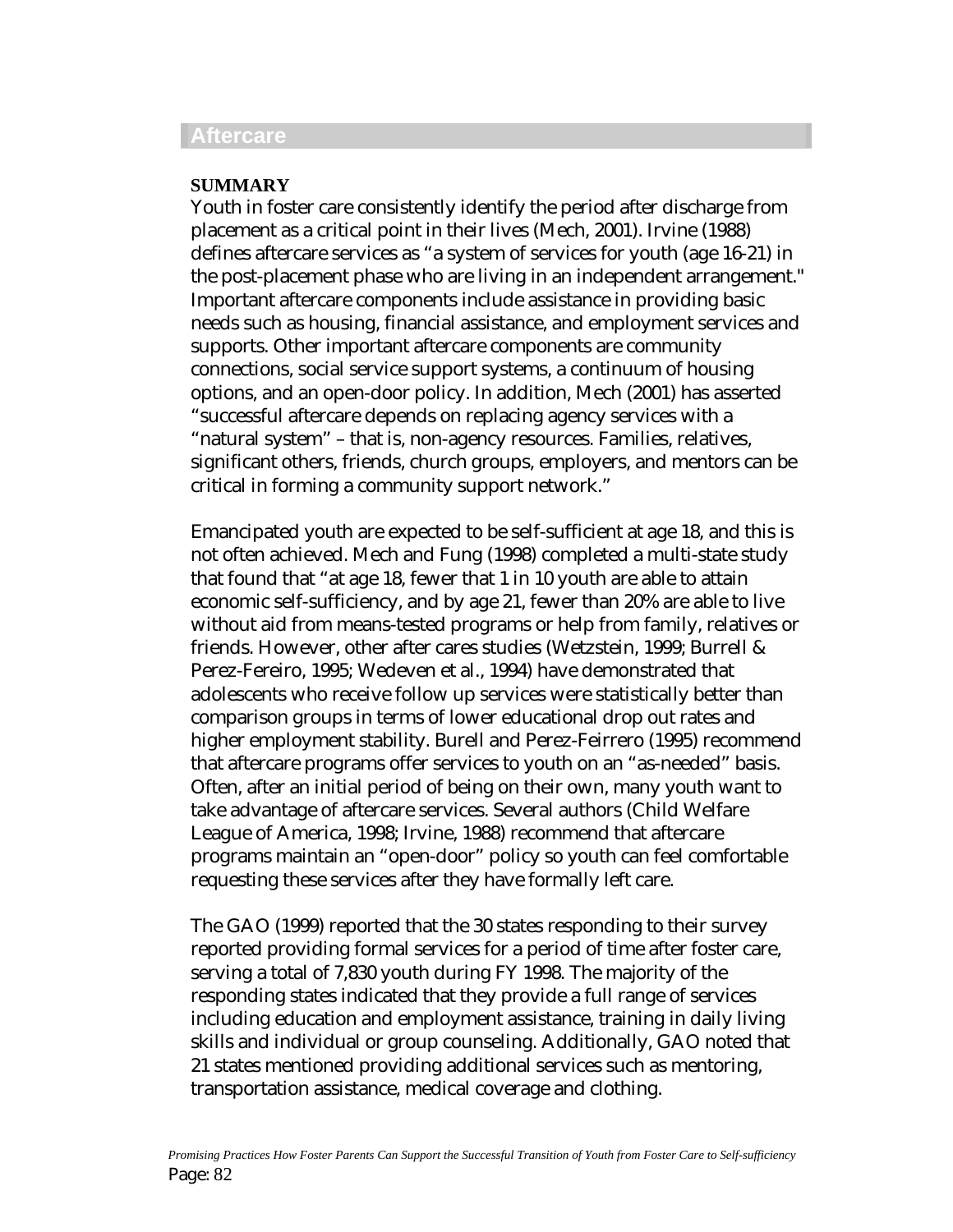## Aftercare

**SUMMARY**

Youth in foster care consistently identify the period after discharge from placement as a critical point in their lives (Mech, 2001). Irvine (1988) defines aftercare services as "a system of services for youth (age 16-21) in the post-placement phase who are living in an independent arrangement." Important aftercare components include assistance in providing basic needs such as housing, financial assistance, and employment services and supports. Other important aftercare components are community connections, social service support systems, a continuum of housing options, and an open-door policy. In addition, Mech (2001) has asserted "successful aftercare depends on replacing agency services with a "natural system" – that is, non-agency resources. Families, relatives, significant others, friends, church groups, employers, and mentors can be critical in forming a community support network."

Emancipated youth are expected to be self-sufficient at age 18, and this is not often achieved. Mech and Fung (1998) completed a multi-state study that found that "at age 18, fewer that 1 in 10 youth are able to attain economic self-sufficiency, and by age 21, fewer than 20% are able to live without aid from means-tested programs or help from family, relatives or friends. However, other after cares studies (Wetzstein, 1999; Burrell & Perez-Fereiro, 1995; Wedeven et al., 1994) have demonstrated that adolescents who receive follow up services were statistically better than comparison groups in terms of lower educational drop out rates and higher employment stability. Burell and Perez-Feirrero (1995) recommend that aftercare programs offer services to youth on an "as-needed" basis. Often, after an initial period of being on their own, many youth want to take advantage of aftercare services. Several authors (Child Welfare League of America, 1998; Irvine, 1988) recommend that aftercare programs maintain an "open-door" policy so youth can feel comfortable requesting these services after they have formally left care.

The GAO (1999) reported that the 30 states responding to their survey reported providing formal services for a period of time after foster care, serving a total of 7,830 youth during FY 1998. The majority of the responding states indicated that they provide a full range of services including education and employment assistance, training in daily living skills and individual or group counseling. Additionally, GAO noted that 21 states mentioned providing additional services such as mentoring, transportation assistance, medical coverage and clothing.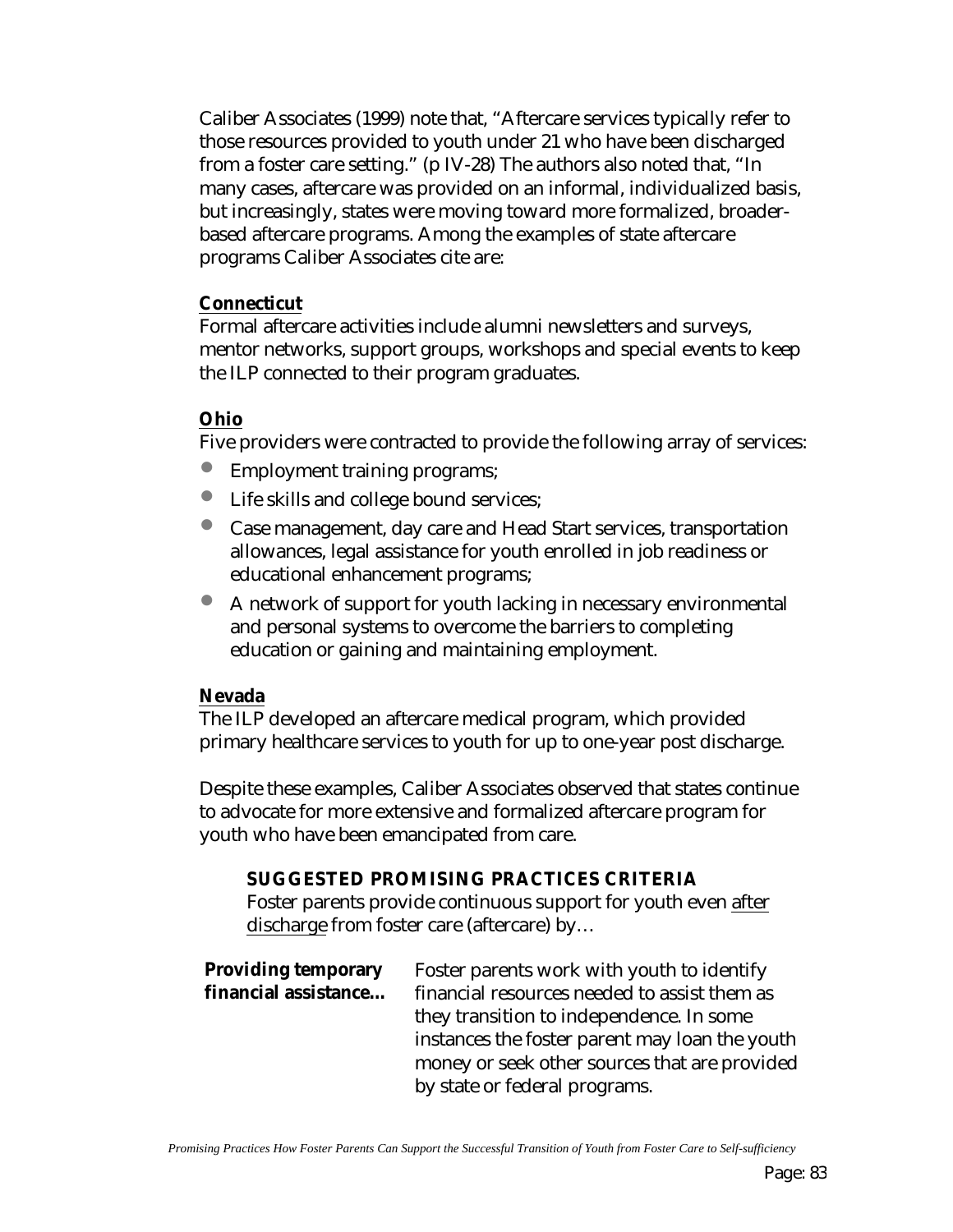Caliber Associates (1999) note that, "Aftercare services typically refer to those resources provided to youth under 21 who have been discharged from a foster care setting." (p IV-28) The authors also noted that, "In many cases, aftercare was provided on an informal, individualized basis, but increasingly, states were moving toward more formalized, broader-based aftercare programs. Among the examples of state aftercare programs Caliber Associates cite are:

**Connecticut**

Formal aftercare activities include alumni newsletters and surveys, mentor networks, support groups, workshops and special events to keep the ILP connected to their program graduates.

**Ohio**

Five providers were contracted to provide the following array of services:

- Employment training programs;
- Life skills and college bound services;
- Case management, day care and Head Start services, transportation allowances, legal assistance for youth enrolled in job readiness or educational enhancement programs;
- A network of support for youth lacking in necessary environmental and personal systems to overcome the barriers to completing education or gaining and maintaining employment.

**Nevada**

The ILP developed an aftercare medical program, which provided primary healthcare services to youth for up to one-year post discharge.

Despite these examples, Caliber Associates observed that states continue to advocate for more extensive and formalized aftercare program for youth who have been emancipated from care.

**SUGGESTED PROMISING PRACTICES CRITERIA**

Foster parents provide continuous support for youth even after discharge from foster care (aftercare) by…

**Providing temporary financial assistance…** Foster parents work with youth to identify financial resources needed to assist them as they transition to independence. In some instances the foster parent may loan the youth money or seek other sources that are provided by state or federal programs.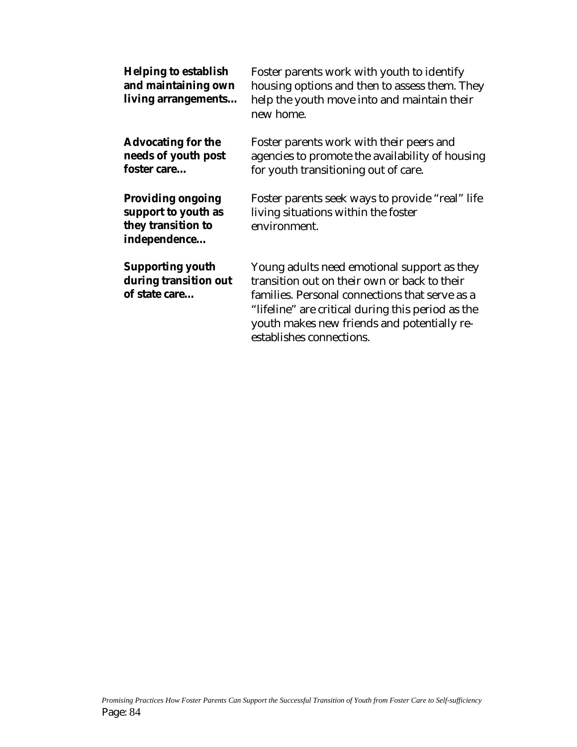| | |
|---|---|
| **Helping to establish and maintaining own living arrangements…** | Foster parents work with youth to identify housing options and then to assess them. They help the youth move into and maintain their new home. |
| **Advocating for the needs of youth post foster care…** | Foster parents work with their peers and agencies to promote the availability of housing for youth transitioning out of care. |
| **Providing ongoing support to youth as they transition to independence…** | Foster parents seek ways to provide "real" life living situations within the foster environment. |
| **Supporting youth during transition out of state care…** | Young adults need emotional support as they transition out on their own or back to their families. Personal connections that serve as a "lifeline" are critical during this period as the youth makes new friends and potentially re-establishes connections. |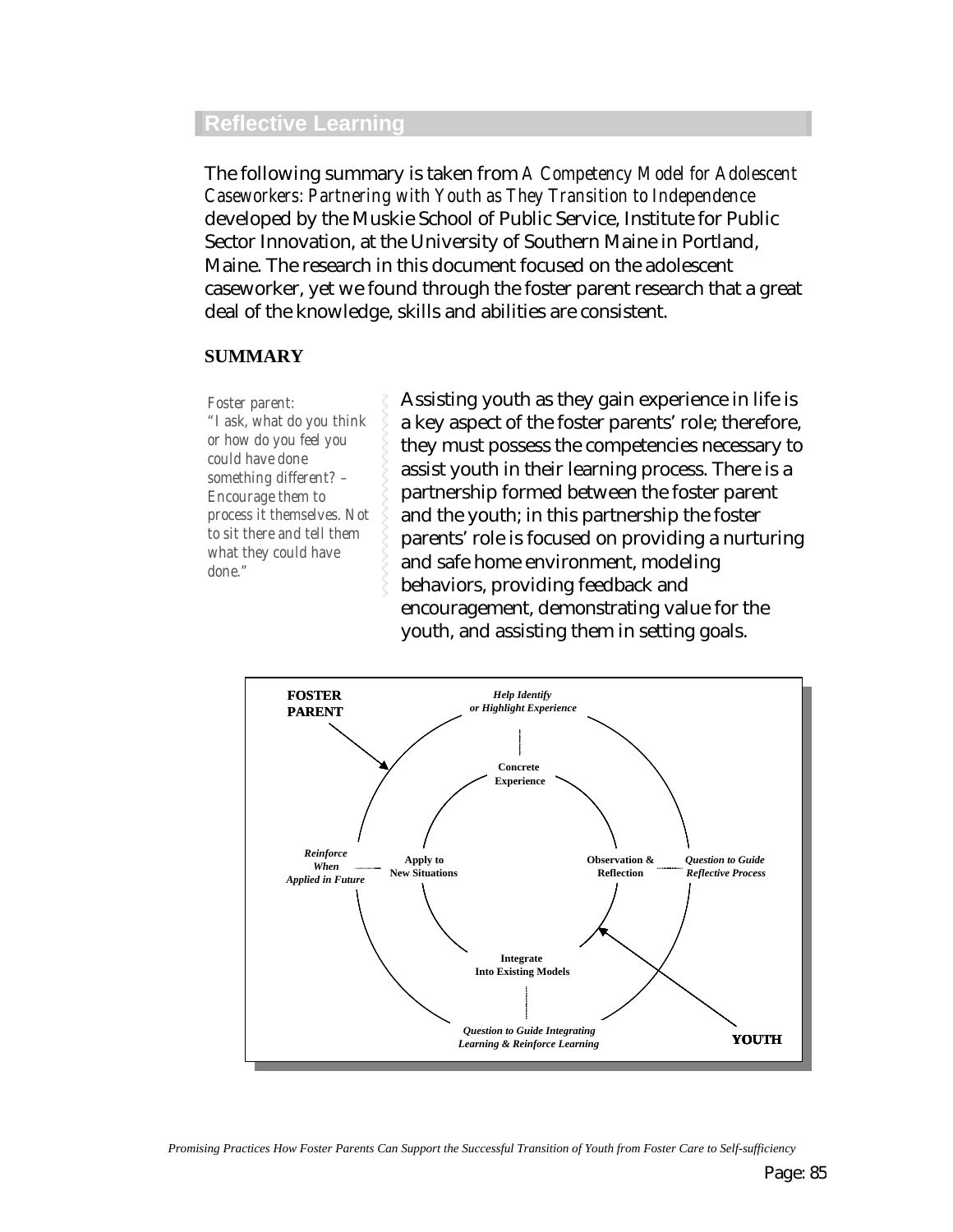## Reflective Learning

The following summary is taken from *A Competency Model for Adolescent Caseworkers: Partnering with Youth as They Transition to Independence* developed by the Muskie School of Public Service, Institute for Public Sector Innovation, at the University of Southern Maine in Portland, Maine. The research in this document focused on the adolescent caseworker, yet we found through the foster parent research that a great deal of the knowledge, skills and abilities are consistent.

**SUMMARY**

*Foster parent: "I ask, what do you think or how do you feel you could have done something different? – Encourage them to process it themselves. Not to sit there and tell them what they could have done."*

Assisting youth as they gain experience in life is a key aspect of the foster parents' role; therefore, they must possess the competencies necessary to assist youth in their learning process. There is a partnership formed between the foster parent and the youth; in this partnership the foster parents' role is focused on providing a nurturing and safe home environment, modeling behaviors, providing feedback and encouragement, demonstrating value for the youth, and assisting them in setting goals.

**FOSTER PARENT**

*Help Identify or Highlight Experience*

**Concrete Experience**

*Reinforce When Applied in Future*

**Apply to New Situations**

**Observation & Reflection**

*Question to Guide Reflective Process*

**Integrate Into Existing Models**

*Question to Guide Integrating Learning & Reinforce Learning*

**YOUTH**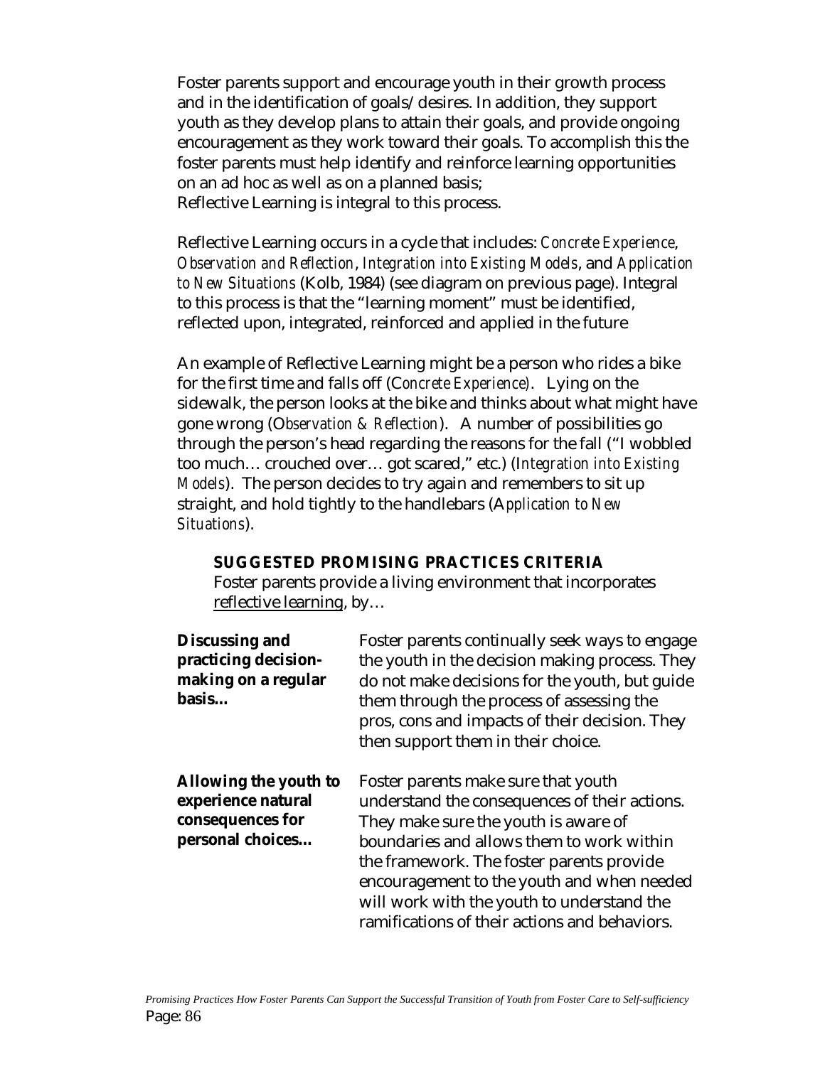Foster parents support and encourage youth in their growth process and in the identification of goals/desires. In addition, they support youth as they develop plans to attain their goals, and provide ongoing encouragement as they work toward their goals. To accomplish this the foster parents must help identify and reinforce learning opportunities on an ad hoc as well as on a planned basis;
Reflective Learning is integral to this process.

Reflective Learning occurs in a cycle that includes: *Concrete Experience*, *Observation and Reflection*, *Integration into Existing Models*, and *Application to New Situations* (Kolb, 1984) (see diagram on previous page). Integral to this process is that the "learning moment" must be identified, reflected upon, integrated, reinforced and applied in the future

An example of Reflective Learning might be a person who rides a bike for the first time and falls off (C*oncrete Experience*). Lying on the sidewalk, the person looks at the bike and thinks about what might have gone wrong (O*bservation & Reflection*). A number of possibilities go through the person's head regarding the reasons for the fall ("I wobbled too much… crouched over… got scared," etc.) (I*ntegration into Existing Models*). The person decides to try again and remembers to sit up straight, and hold tightly to the handlebars (A*pplication to New Situations*).

**SUGGESTED PROMISING PRACTICES CRITERIA**

Foster parents provide a living environment that incorporates reflective learning, by…

| | |
|---|---|
| **Discussing and practicing decision-making on a regular basis…** | Foster parents continually seek ways to engage the youth in the decision making process. They do not make decisions for the youth, but guide them through the process of assessing the pros, cons and impacts of their decision. They then support them in their choice. |
| **Allowing the youth to experience natural consequences for personal choices…** | Foster parents make sure that youth understand the consequences of their actions. They make sure the youth is aware of boundaries and allows them to work within the framework. The foster parents provide encouragement to the youth and when needed will work with the youth to understand the ramifications of their actions and behaviors. |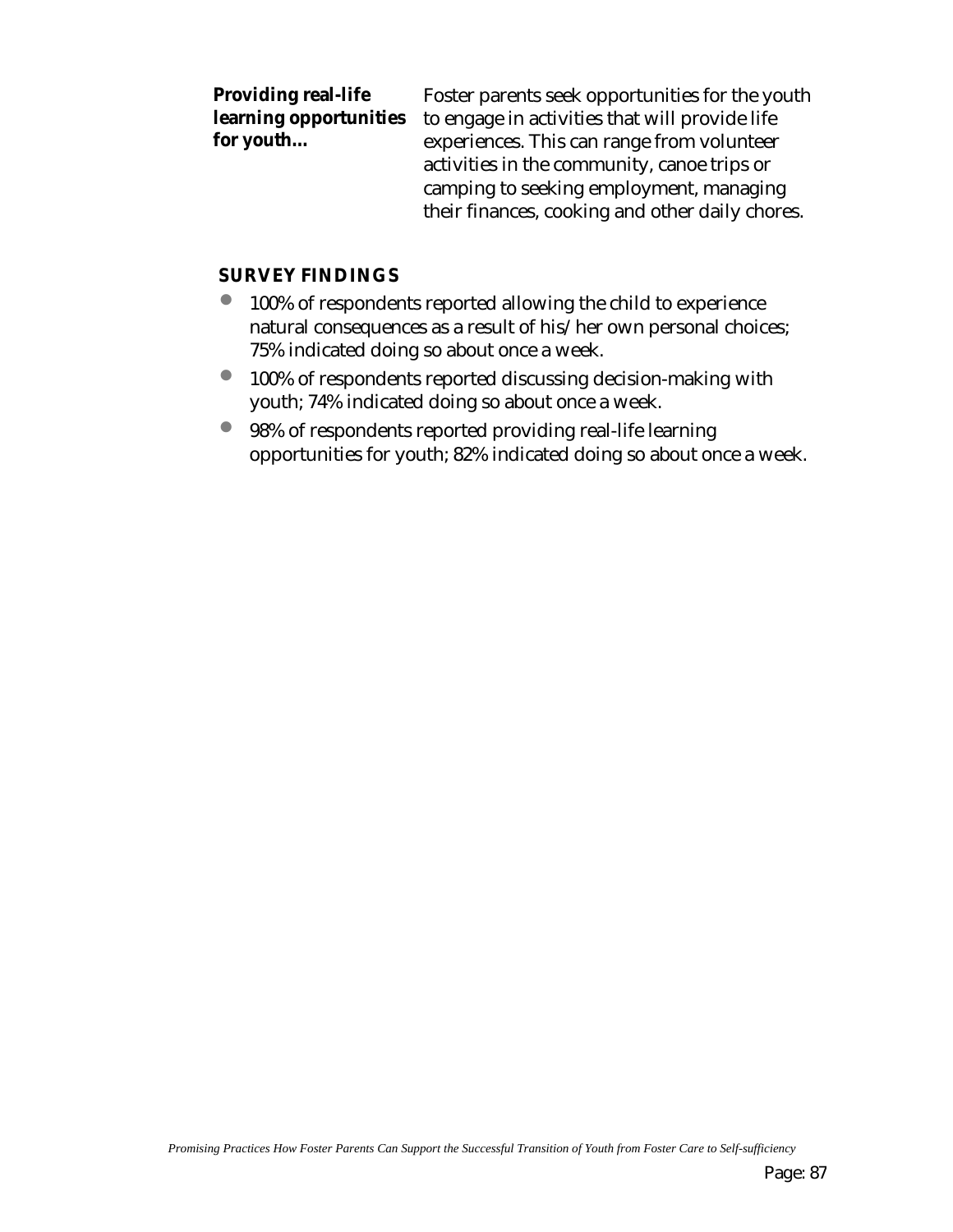**Providing real-life learning opportunities for youth…** Foster parents seek opportunities for the youth to engage in activities that will provide life experiences. This can range from volunteer activities in the community, canoe trips or camping to seeking employment, managing their finances, cooking and other daily chores.

## SURVEY FINDINGS

- 100% of respondents reported allowing the child to experience natural consequences as a result of his/her own personal choices; 75% indicated doing so about once a week.
- 100% of respondents reported discussing decision-making with youth; 74% indicated doing so about once a week.
- 98% of respondents reported providing real-life learning opportunities for youth; 82% indicated doing so about once a week.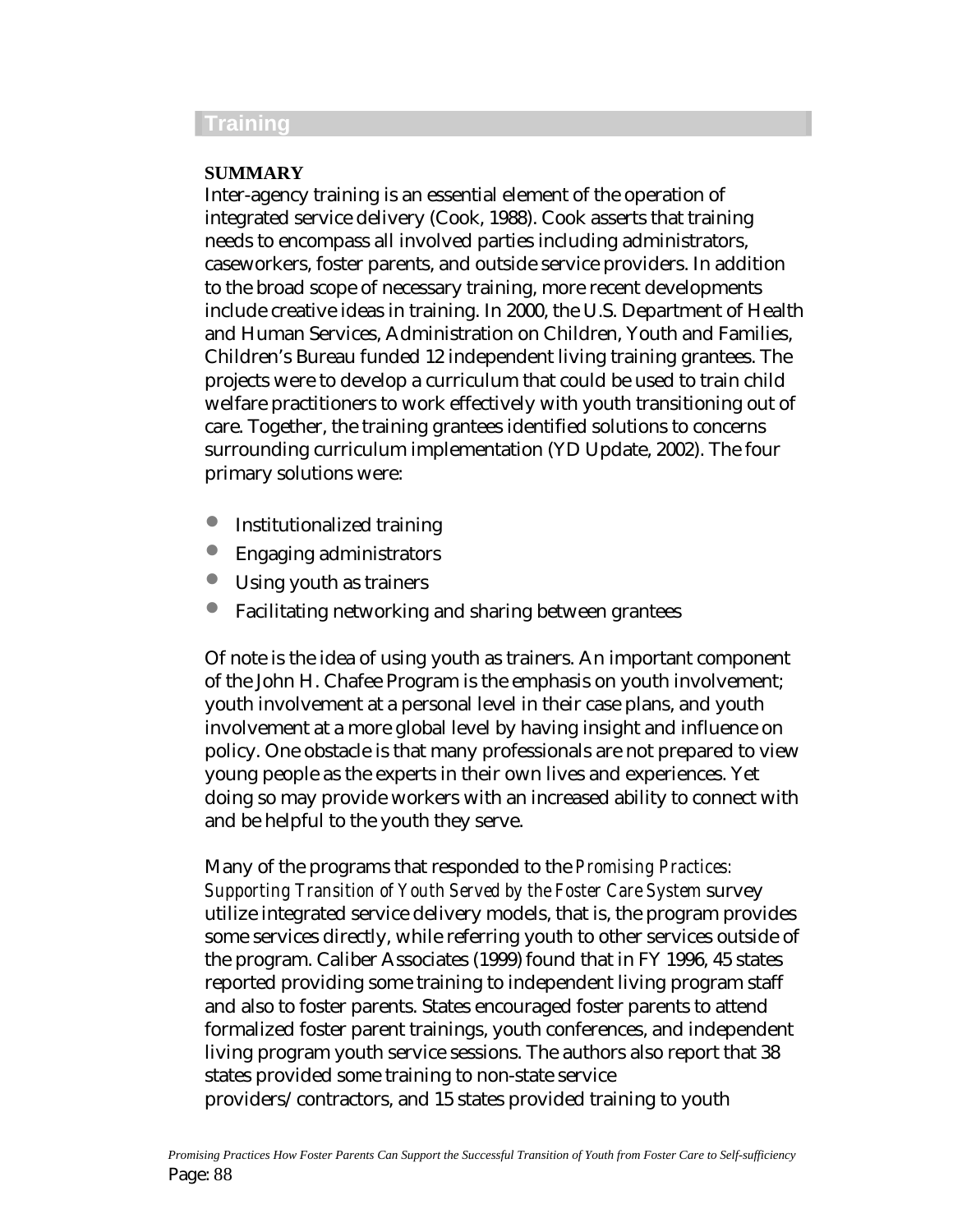## Training

**SUMMARY**

Inter-agency training is an essential element of the operation of integrated service delivery (Cook, 1988). Cook asserts that training needs to encompass all involved parties including administrators, caseworkers, foster parents, and outside service providers. In addition to the broad scope of necessary training, more recent developments include creative ideas in training. In 2000, the U.S. Department of Health and Human Services, Administration on Children, Youth and Families, Children's Bureau funded 12 independent living training grantees. The projects were to develop a curriculum that could be used to train child welfare practitioners to work effectively with youth transitioning out of care. Together, the training grantees identified solutions to concerns surrounding curriculum implementation (YD Update, 2002). The four primary solutions were:

- Institutionalized training
- Engaging administrators
- Using youth as trainers
- Facilitating networking and sharing between grantees

Of note is the idea of using youth as trainers. An important component of the John H. Chafee Program is the emphasis on youth involvement; youth involvement at a personal level in their case plans, and youth involvement at a more global level by having insight and influence on policy. One obstacle is that many professionals are not prepared to view young people as the experts in their own lives and experiences. Yet doing so may provide workers with an increased ability to connect with and be helpful to the youth they serve.

Many of the programs that responded to the *Promising Practices: Supporting Transition of Youth Served by the Foster Care System* survey utilize integrated service delivery models, that is, the program provides some services directly, while referring youth to other services outside of the program. Caliber Associates (1999) found that in FY 1996, 45 states reported providing some training to independent living program staff and also to foster parents. States encouraged foster parents to attend formalized foster parent trainings, youth conferences, and independent living program youth service sessions. The authors also report that 38 states provided some training to non-state service providers/contractors, and 15 states provided training to youth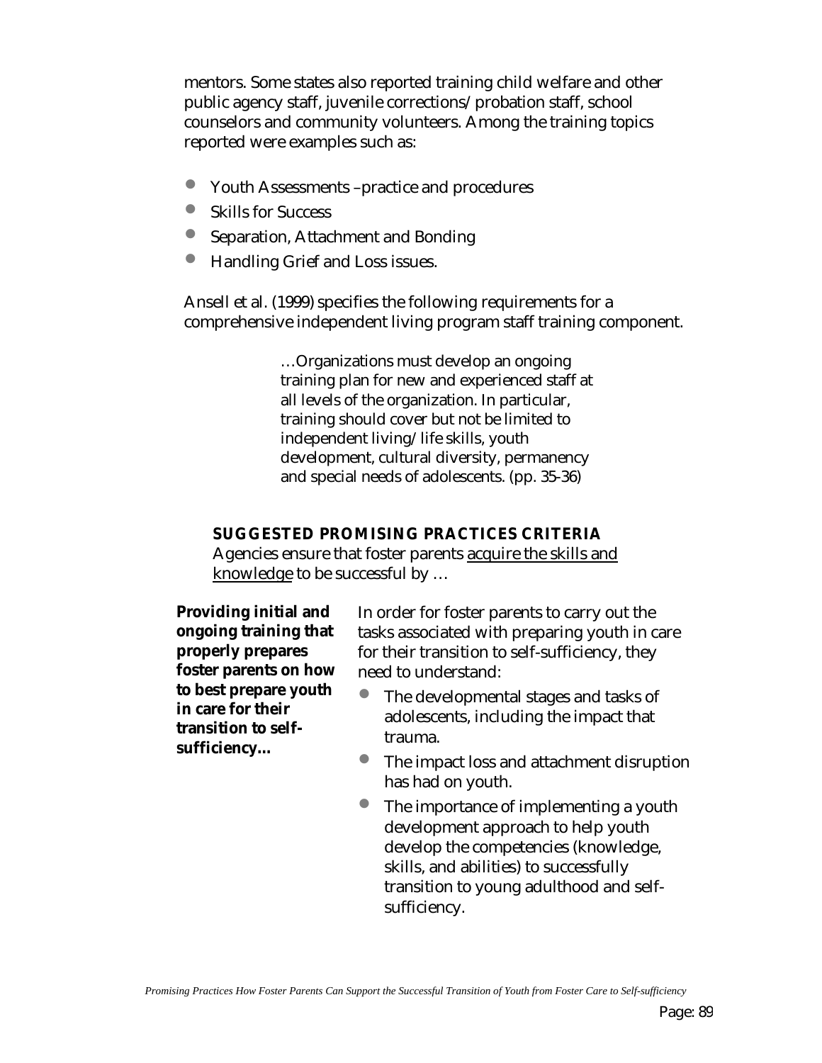mentors. Some states also reported training child welfare and other public agency staff, juvenile corrections/probation staff, school counselors and community volunteers. Among the training topics reported were examples such as:

- Youth Assessments –practice and procedures
- Skills for Success
- Separation, Attachment and Bonding
- Handling Grief and Loss issues.

Ansell et al. (1999) specifies the following requirements for a comprehensive independent living program staff training component.

> …Organizations must develop an ongoing training plan for new and experienced staff at all levels of the organization. In particular, training should cover but not be limited to independent living/life skills, youth development, cultural diversity, permanency and special needs of adolescents. (pp. 35-36)

**SUGGESTED PROMISING PRACTICES CRITERIA**

Agencies ensure that foster parents <u>acquire the skills and knowledge</u> to be successful by …

**Providing initial and ongoing training that properly prepares foster parents on how to best prepare youth in care for their transition to self-sufficiency...**

In order for foster parents to carry out the tasks associated with preparing youth in care for their transition to self-sufficiency, they need to understand:

- The developmental stages and tasks of adolescents, including the impact that trauma.
- The impact loss and attachment disruption has had on youth.
- The importance of implementing a youth development approach to help youth develop the competencies (knowledge, skills, and abilities) to successfully transition to young adulthood and self-sufficiency.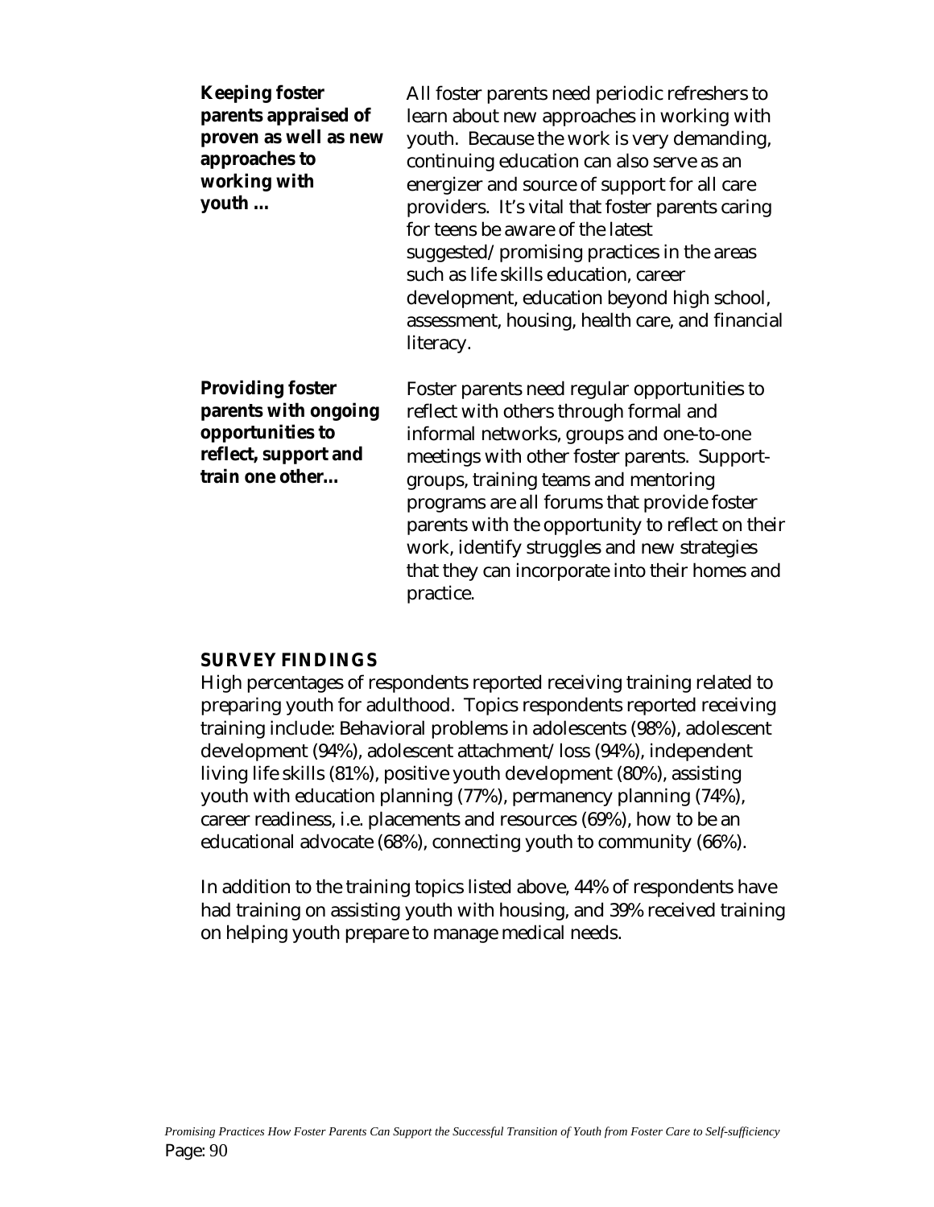**Keeping foster parents appraised of proven as well as new approaches to working with youth ...**

All foster parents need periodic refreshers to learn about new approaches in working with youth. Because the work is very demanding, continuing education can also serve as an energizer and source of support for all care providers. It's vital that foster parents caring for teens be aware of the latest suggested/promising practices in the areas such as life skills education, career development, education beyond high school, assessment, housing, health care, and financial literacy.

**Providing foster parents with ongoing opportunities to reflect, support and train one other...**

Foster parents need regular opportunities to reflect with others through formal and informal networks, groups and one-to-one meetings with other foster parents. Support-groups, training teams and mentoring programs are all forums that provide foster parents with the opportunity to reflect on their work, identify struggles and new strategies that they can incorporate into their homes and practice.

**SURVEY FINDINGS**

High percentages of respondents reported receiving training related to preparing youth for adulthood. Topics respondents reported receiving training include: Behavioral problems in adolescents (98%), adolescent development (94%), adolescent attachment/loss (94%), independent living life skills (81%), positive youth development (80%), assisting youth with education planning (77%), permanency planning (74%), career readiness, i.e. placements and resources (69%), how to be an educational advocate (68%), connecting youth to community (66%).

In addition to the training topics listed above, 44% of respondents have had training on assisting youth with housing, and 39% received training on helping youth prepare to manage medical needs.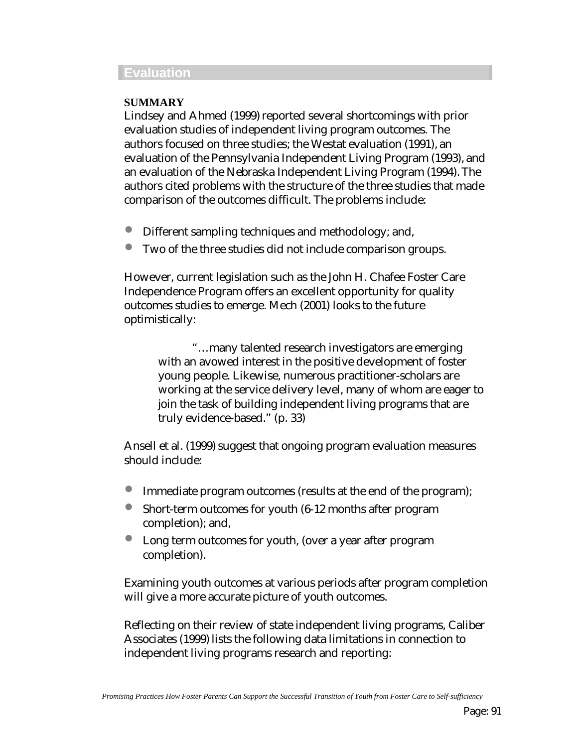## Evaluation

**SUMMARY**

Lindsey and Ahmed (1999) reported several shortcomings with prior evaluation studies of independent living program outcomes. The authors focused on three studies; the Westat evaluation (1991), an evaluation of the Pennsylvania Independent Living Program (1993), and an evaluation of the Nebraska Independent Living Program (1994). The authors cited problems with the structure of the three studies that made comparison of the outcomes difficult. The problems include:

- Different sampling techniques and methodology; and,
- Two of the three studies did not include comparison groups.

However, current legislation such as the John H. Chafee Foster Care Independence Program offers an excellent opportunity for quality outcomes studies to emerge. Mech (2001) looks to the future optimistically:

> "…many talented research investigators are emerging with an avowed interest in the positive development of foster young people. Likewise, numerous practitioner-scholars are working at the service delivery level, many of whom are eager to join the task of building independent living programs that are truly evidence-based." (p. 33)

Ansell et al. (1999) suggest that ongoing program evaluation measures should include:

- Immediate program outcomes (results at the end of the program);
- Short-term outcomes for youth (6-12 months after program completion); and,
- Long term outcomes for youth, (over a year after program completion).

Examining youth outcomes at various periods after program completion will give a more accurate picture of youth outcomes.

Reflecting on their review of state independent living programs, Caliber Associates (1999) lists the following data limitations in connection to independent living programs research and reporting: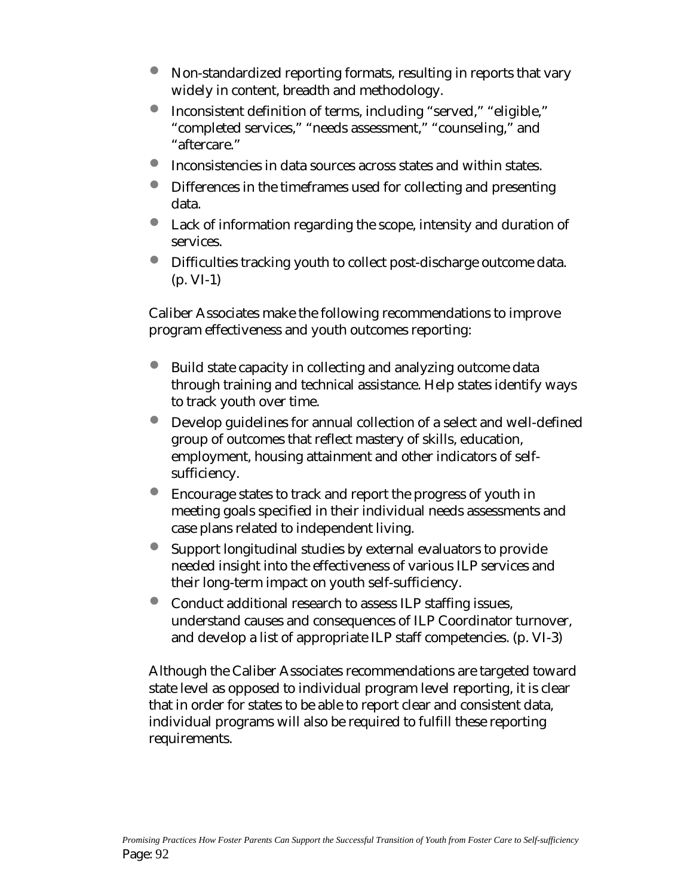- Non-standardized reporting formats, resulting in reports that vary widely in content, breadth and methodology.
- Inconsistent definition of terms, including "served," "eligible," "completed services," "needs assessment," "counseling," and "aftercare."
- Inconsistencies in data sources across states and within states.
- Differences in the timeframes used for collecting and presenting data.
- Lack of information regarding the scope, intensity and duration of services.
- Difficulties tracking youth to collect post-discharge outcome data. (p. VI-1)

Caliber Associates make the following recommendations to improve program effectiveness and youth outcomes reporting:

- Build state capacity in collecting and analyzing outcome data through training and technical assistance. Help states identify ways to track youth over time.
- Develop guidelines for annual collection of a select and well-defined group of outcomes that reflect mastery of skills, education, employment, housing attainment and other indicators of self-sufficiency.
- Encourage states to track and report the progress of youth in meeting goals specified in their individual needs assessments and case plans related to independent living.
- Support longitudinal studies by external evaluators to provide needed insight into the effectiveness of various ILP services and their long-term impact on youth self-sufficiency.
- Conduct additional research to assess ILP staffing issues, understand causes and consequences of ILP Coordinator turnover, and develop a list of appropriate ILP staff competencies. (p. VI-3)

Although the Caliber Associates recommendations are targeted toward state level as opposed to individual program level reporting, it is clear that in order for states to be able to report clear and consistent data, individual programs will also be required to fulfill these reporting requirements.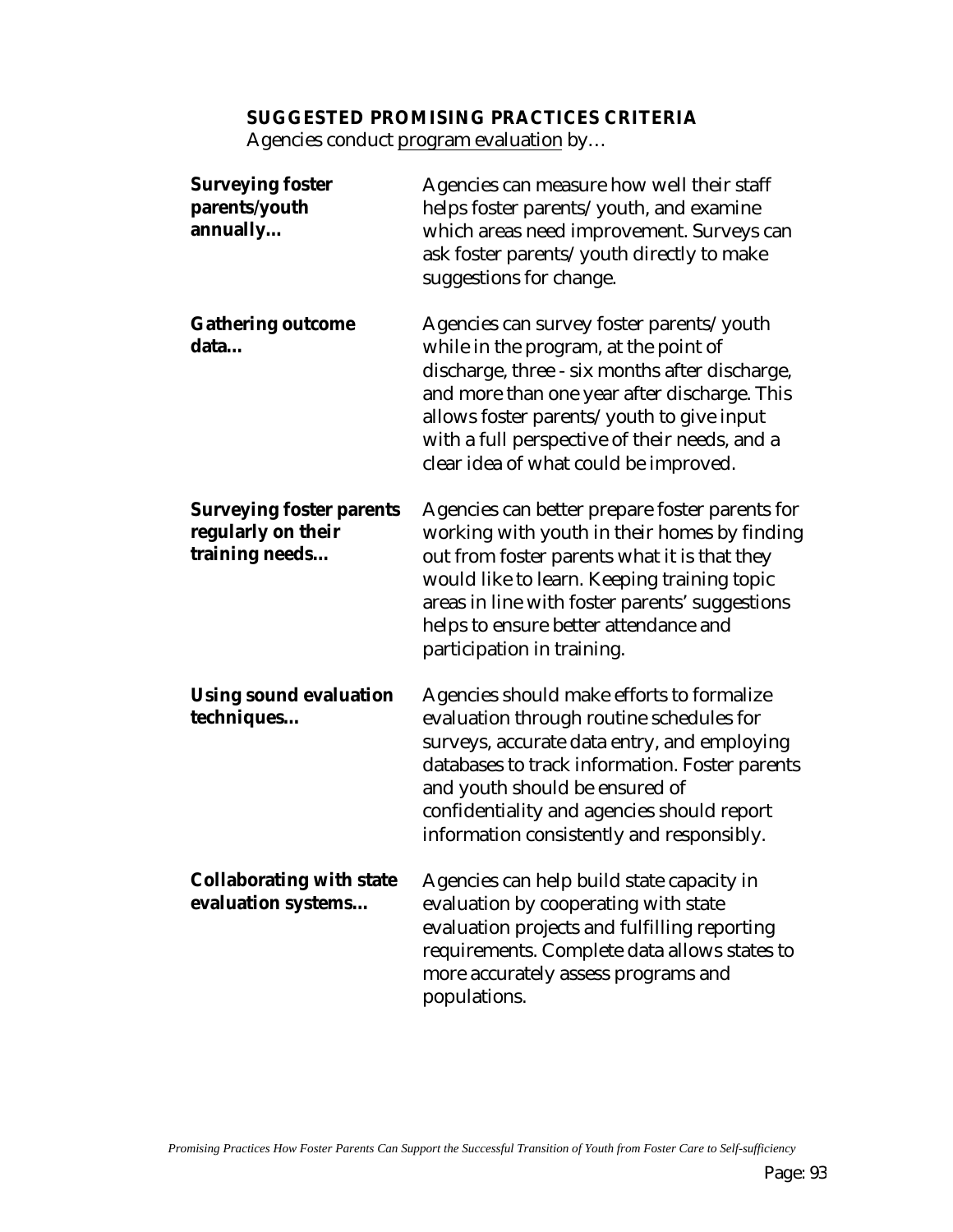**SUGGESTED PROMISING PRACTICES CRITERIA**

Agencies conduct program evaluation by…

**Surveying foster parents/youth annually…** Agencies can measure how well their staff helps foster parents/ youth, and examine which areas need improvement. Surveys can ask foster parents/ youth directly to make suggestions for change.

**Gathering outcome data…** Agencies can survey foster parents/ youth while in the program, at the point of discharge, three - six months after discharge, and more than one year after discharge. This allows foster parents/ youth to give input with a full perspective of their needs, and a clear idea of what could be improved.

**Surveying foster parents regularly on their training needs…** Agencies can better prepare foster parents for working with youth in their homes by finding out from foster parents what it is that they would like to learn. Keeping training topic areas in line with foster parents' suggestions helps to ensure better attendance and participation in training.

**Using sound evaluation techniques…** Agencies should make efforts to formalize evaluation through routine schedules for surveys, accurate data entry, and employing databases to track information. Foster parents and youth should be ensured of confidentiality and agencies should report information consistently and responsibly.

**Collaborating with state evaluation systems…** Agencies can help build state capacity in evaluation by cooperating with state evaluation projects and fulfilling reporting requirements. Complete data allows states to more accurately assess programs and populations.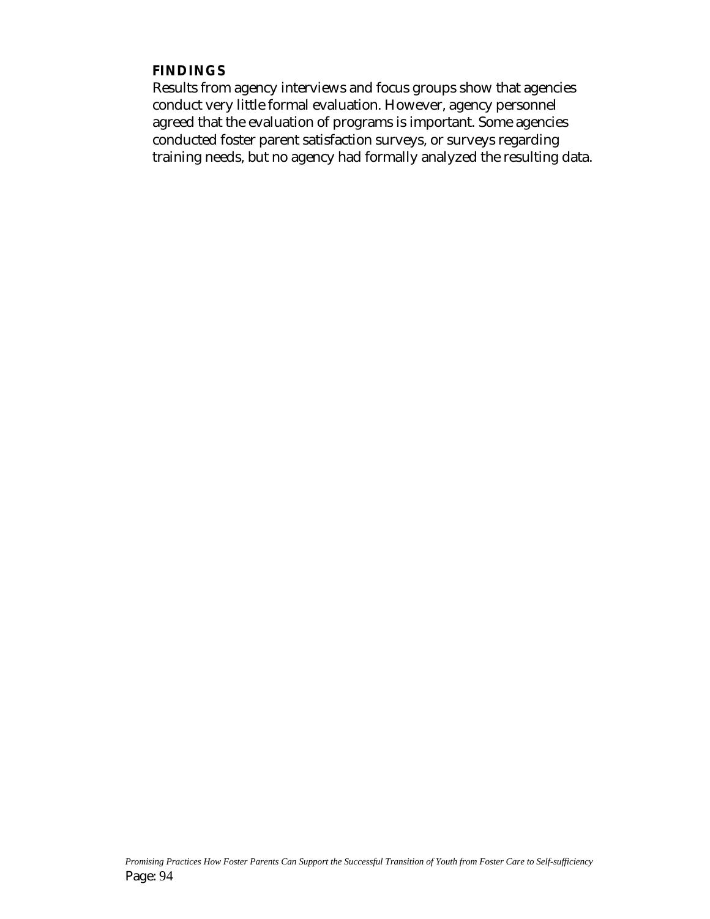### FINDINGS

Results from agency interviews and focus groups show that agencies conduct very little formal evaluation. However, agency personnel agreed that the evaluation of programs is important. Some agencies conducted foster parent satisfaction surveys, or surveys regarding training needs, but no agency had formally analyzed the resulting data.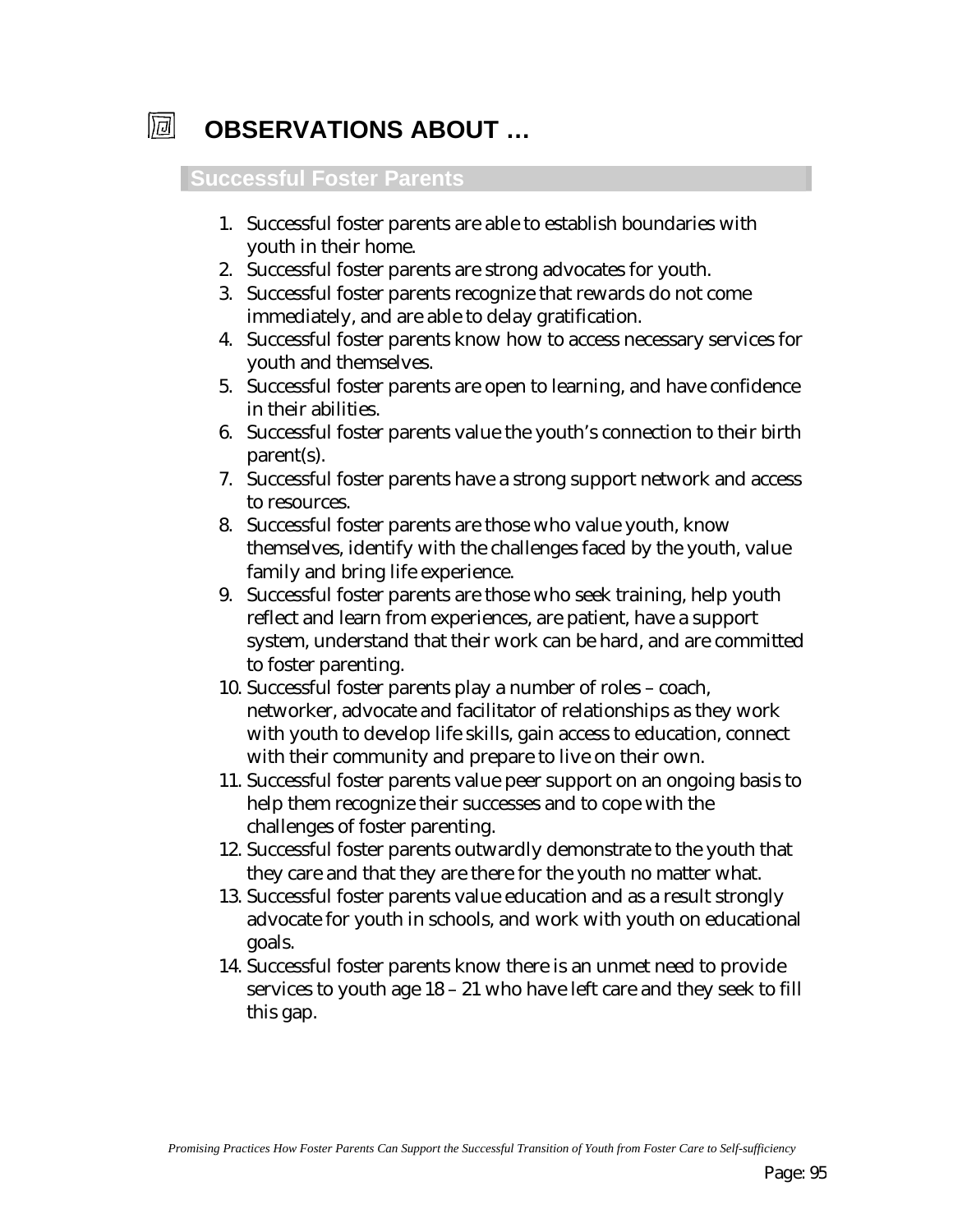# OBSERVATIONS ABOUT …

## Successful Foster Parents

1. Successful foster parents are able to establish boundaries with youth in their home.
2. Successful foster parents are strong advocates for youth.
3. Successful foster parents recognize that rewards do not come immediately, and are able to delay gratification.
4. Successful foster parents know how to access necessary services for youth and themselves.
5. Successful foster parents are open to learning, and have confidence in their abilities.
6. Successful foster parents value the youth's connection to their birth parent(s).
7. Successful foster parents have a strong support network and access to resources.
8. Successful foster parents are those who value youth, know themselves, identify with the challenges faced by the youth, value family and bring life experience.
9. Successful foster parents are those who seek training, help youth reflect and learn from experiences, are patient, have a support system, understand that their work can be hard, and are committed to foster parenting.
10. Successful foster parents play a number of roles – coach, networker, advocate and facilitator of relationships as they work with youth to develop life skills, gain access to education, connect with their community and prepare to live on their own.
11. Successful foster parents value peer support on an ongoing basis to help them recognize their successes and to cope with the challenges of foster parenting.
12. Successful foster parents outwardly demonstrate to the youth that they care and that they are there for the youth no matter what.
13. Successful foster parents value education and as a result strongly advocate for youth in schools, and work with youth on educational goals.
14. Successful foster parents know there is an unmet need to provide services to youth age 18 – 21 who have left care and they seek to fill this gap.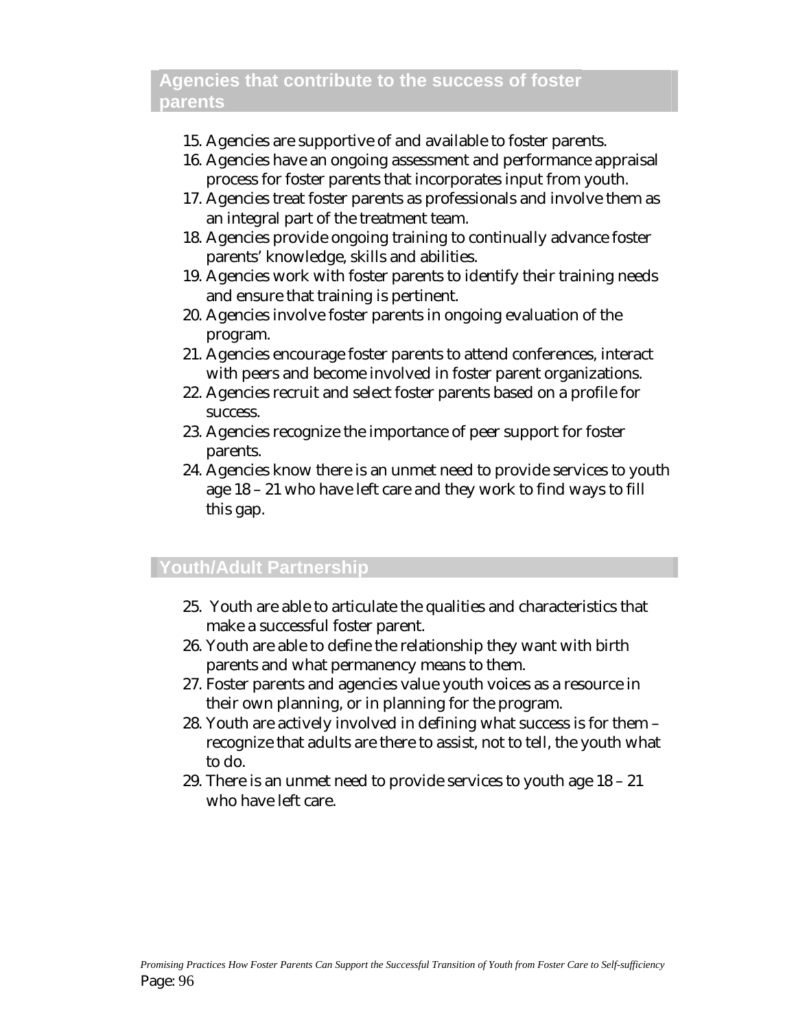## Agencies that contribute to the success of foster parents

15. Agencies are supportive of and available to foster parents.
16. Agencies have an ongoing assessment and performance appraisal process for foster parents that incorporates input from youth.
17. Agencies treat foster parents as professionals and involve them as an integral part of the treatment team.
18. Agencies provide ongoing training to continually advance foster parents' knowledge, skills and abilities.
19. Agencies work with foster parents to identify their training needs and ensure that training is pertinent.
20. Agencies involve foster parents in ongoing evaluation of the program.
21. Agencies encourage foster parents to attend conferences, interact with peers and become involved in foster parent organizations.
22. Agencies recruit and select foster parents based on a profile for success.
23. Agencies recognize the importance of peer support for foster parents.
24. Agencies know there is an unmet need to provide services to youth age 18 – 21 who have left care and they work to find ways to fill this gap.

## Youth/Adult Partnership

25. Youth are able to articulate the qualities and characteristics that make a successful foster parent.
26. Youth are able to define the relationship they want with birth parents and what permanency means to them.
27. Foster parents and agencies value youth voices as a resource in their own planning, or in planning for the program.
28. Youth are actively involved in defining what success is for them – recognize that adults are there to assist, not to tell, the youth what to do.
29. There is an unmet need to provide services to youth age 18 – 21 who have left care.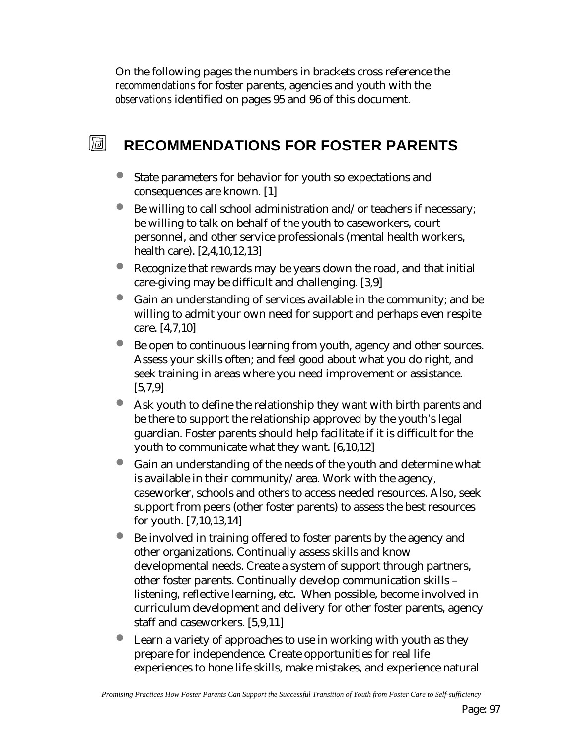On the following pages the numbers in brackets cross reference the *recommendations* for foster parents, agencies and youth with the *observations* identified on pages 95 and 96 of this document.

## RECOMMENDATIONS FOR FOSTER PARENTS

- State parameters for behavior for youth so expectations and consequences are known. [1]
- Be willing to call school administration and/or teachers if necessary; be willing to talk on behalf of the youth to caseworkers, court personnel, and other service professionals (mental health workers, health care). [2,4,10,12,13]
- Recognize that rewards may be years down the road, and that initial care-giving may be difficult and challenging. [3,9]
- Gain an understanding of services available in the community; and be willing to admit your own need for support and perhaps even respite care. [4,7,10]
- Be open to continuous learning from youth, agency and other sources. Assess your skills often; and feel good about what you do right, and seek training in areas where you need improvement or assistance. [5,7,9]
- Ask youth to define the relationship they want with birth parents and be there to support the relationship approved by the youth's legal guardian. Foster parents should help facilitate if it is difficult for the youth to communicate what they want. [6,10,12]
- Gain an understanding of the needs of the youth and determine what is available in their community/area. Work with the agency, caseworker, schools and others to access needed resources. Also, seek support from peers (other foster parents) to assess the best resources for youth. [7,10,13,14]
- Be involved in training offered to foster parents by the agency and other organizations. Continually assess skills and know developmental needs. Create a system of support through partners, other foster parents. Continually develop communication skills – listening, reflective learning, etc. When possible, become involved in curriculum development and delivery for other foster parents, agency staff and caseworkers. [5,9,11]
- Learn a variety of approaches to use in working with youth as they prepare for independence. Create opportunities for real life experiences to hone life skills, make mistakes, and experience natural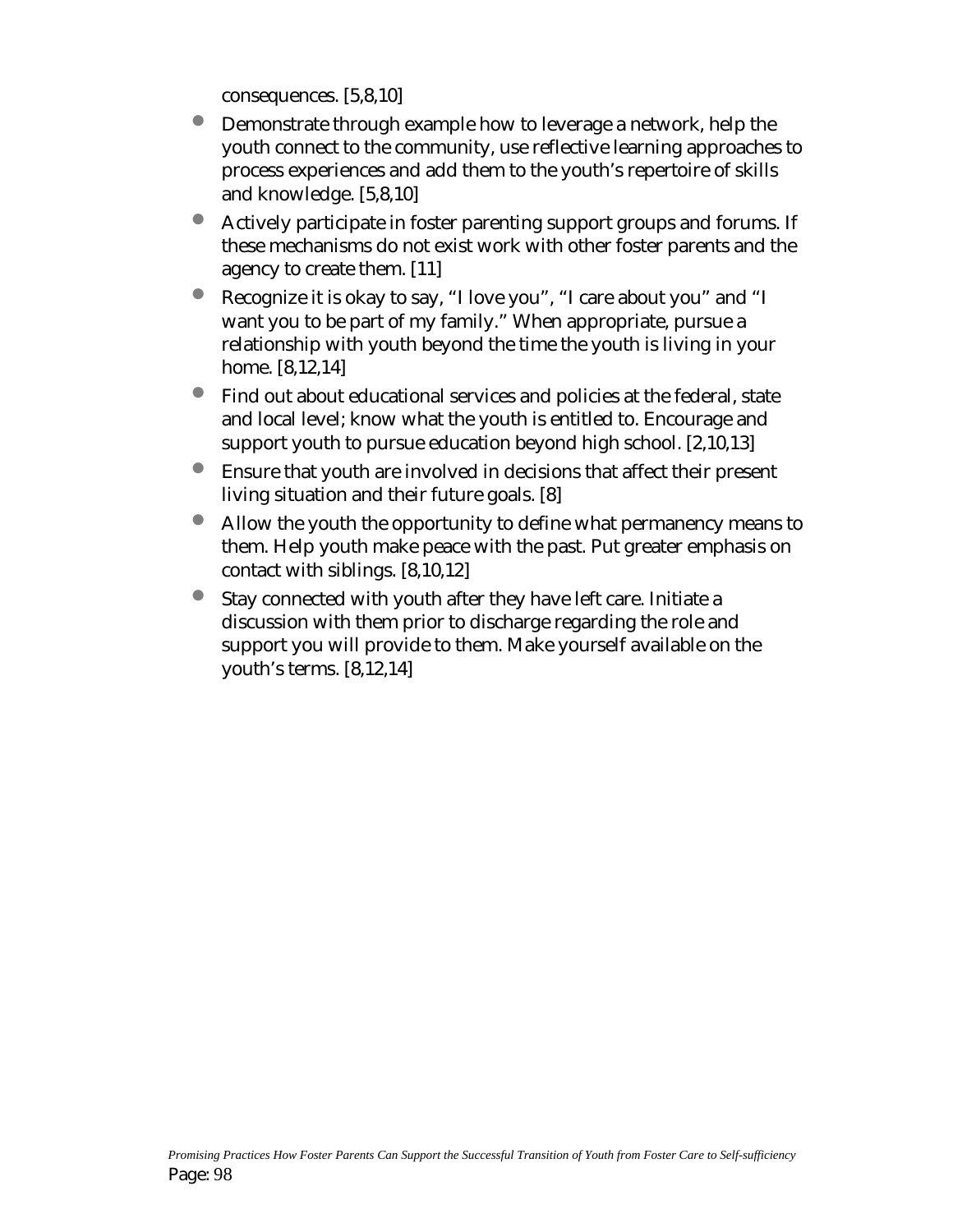consequences. [5,8,10]

- Demonstrate through example how to leverage a network, help the youth connect to the community, use reflective learning approaches to process experiences and add them to the youth's repertoire of skills and knowledge. [5,8,10]
- Actively participate in foster parenting support groups and forums. If these mechanisms do not exist work with other foster parents and the agency to create them. [11]
- Recognize it is okay to say, "I love you", "I care about you" and "I want you to be part of my family." When appropriate, pursue a relationship with youth beyond the time the youth is living in your home. [8,12,14]
- Find out about educational services and policies at the federal, state and local level; know what the youth is entitled to. Encourage and support youth to pursue education beyond high school. [2,10,13]
- Ensure that youth are involved in decisions that affect their present living situation and their future goals. [8]
- Allow the youth the opportunity to define what permanency means to them. Help youth make peace with the past. Put greater emphasis on contact with siblings. [8,10,12]
- Stay connected with youth after they have left care. Initiate a discussion with them prior to discharge regarding the role and support you will provide to them. Make yourself available on the youth's terms. [8,12,14]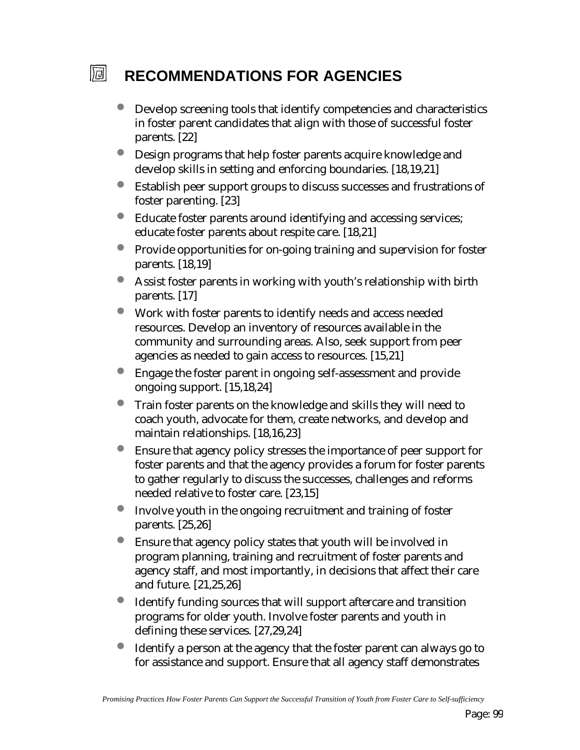## RECOMMENDATIONS FOR AGENCIES

- Develop screening tools that identify competencies and characteristics in foster parent candidates that align with those of successful foster parents. [22]
- Design programs that help foster parents acquire knowledge and develop skills in setting and enforcing boundaries. [18,19,21]
- Establish peer support groups to discuss successes and frustrations of foster parenting. [23]
- Educate foster parents around identifying and accessing services; educate foster parents about respite care. [18,21]
- Provide opportunities for on-going training and supervision for foster parents. [18,19]
- Assist foster parents in working with youth's relationship with birth parents. [17]
- Work with foster parents to identify needs and access needed resources. Develop an inventory of resources available in the community and surrounding areas. Also, seek support from peer agencies as needed to gain access to resources. [15,21]
- Engage the foster parent in ongoing self-assessment and provide ongoing support. [15,18,24]
- Train foster parents on the knowledge and skills they will need to coach youth, advocate for them, create networks, and develop and maintain relationships. [18,16,23]
- Ensure that agency policy stresses the importance of peer support for foster parents and that the agency provides a forum for foster parents to gather regularly to discuss the successes, challenges and reforms needed relative to foster care. [23,15]
- Involve youth in the ongoing recruitment and training of foster parents. [25,26]
- Ensure that agency policy states that youth will be involved in program planning, training and recruitment of foster parents and agency staff, and most importantly, in decisions that affect their care and future. [21,25,26]
- Identify funding sources that will support aftercare and transition programs for older youth. Involve foster parents and youth in defining these services. [27,29,24]
- Identify a person at the agency that the foster parent can always go to for assistance and support. Ensure that all agency staff demonstrates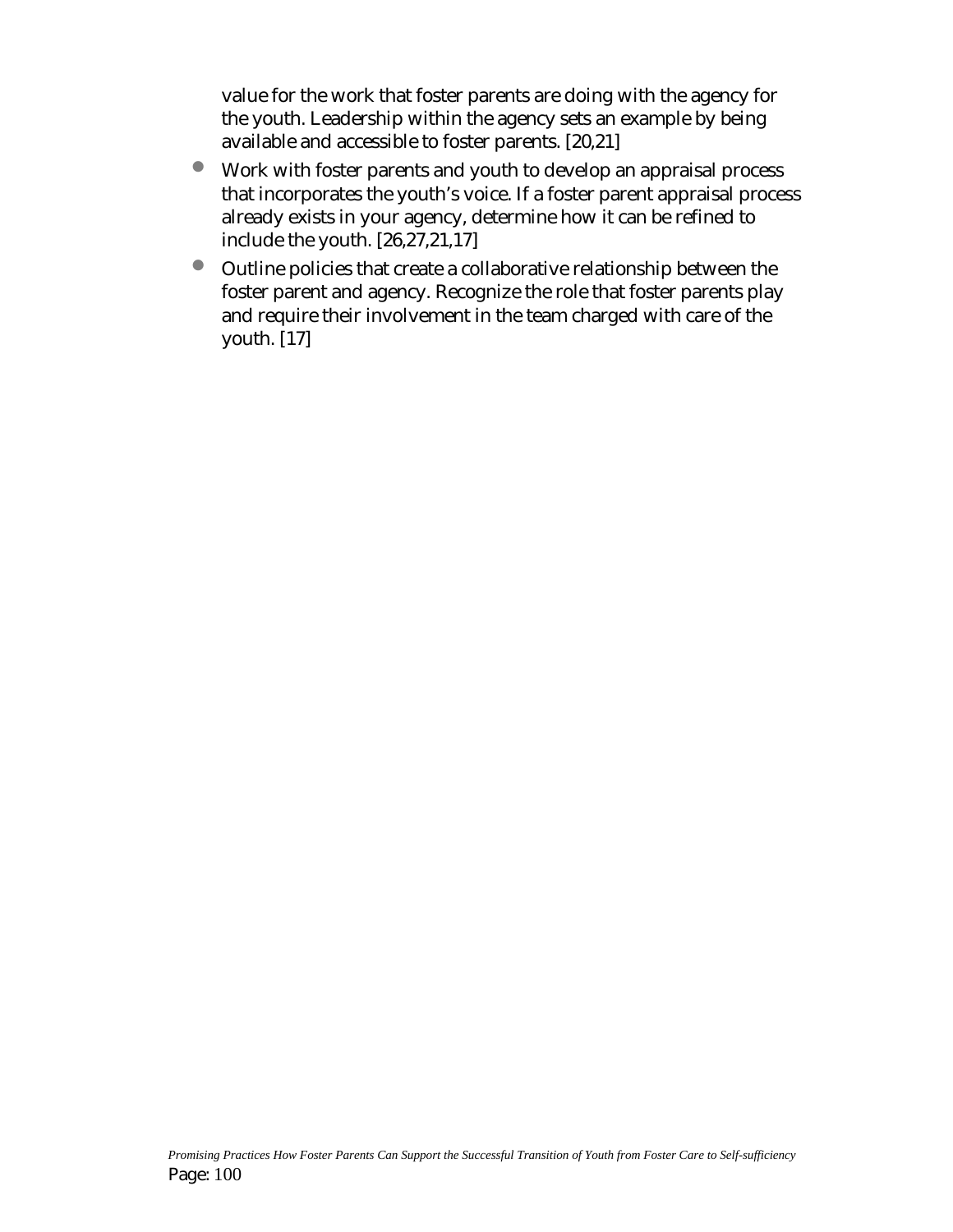value for the work that foster parents are doing with the agency for the youth. Leadership within the agency sets an example by being available and accessible to foster parents. [20,21]

- Work with foster parents and youth to develop an appraisal process that incorporates the youth's voice. If a foster parent appraisal process already exists in your agency, determine how it can be refined to include the youth. [26,27,21,17]
- Outline policies that create a collaborative relationship between the foster parent and agency. Recognize the role that foster parents play and require their involvement in the team charged with care of the youth. [17]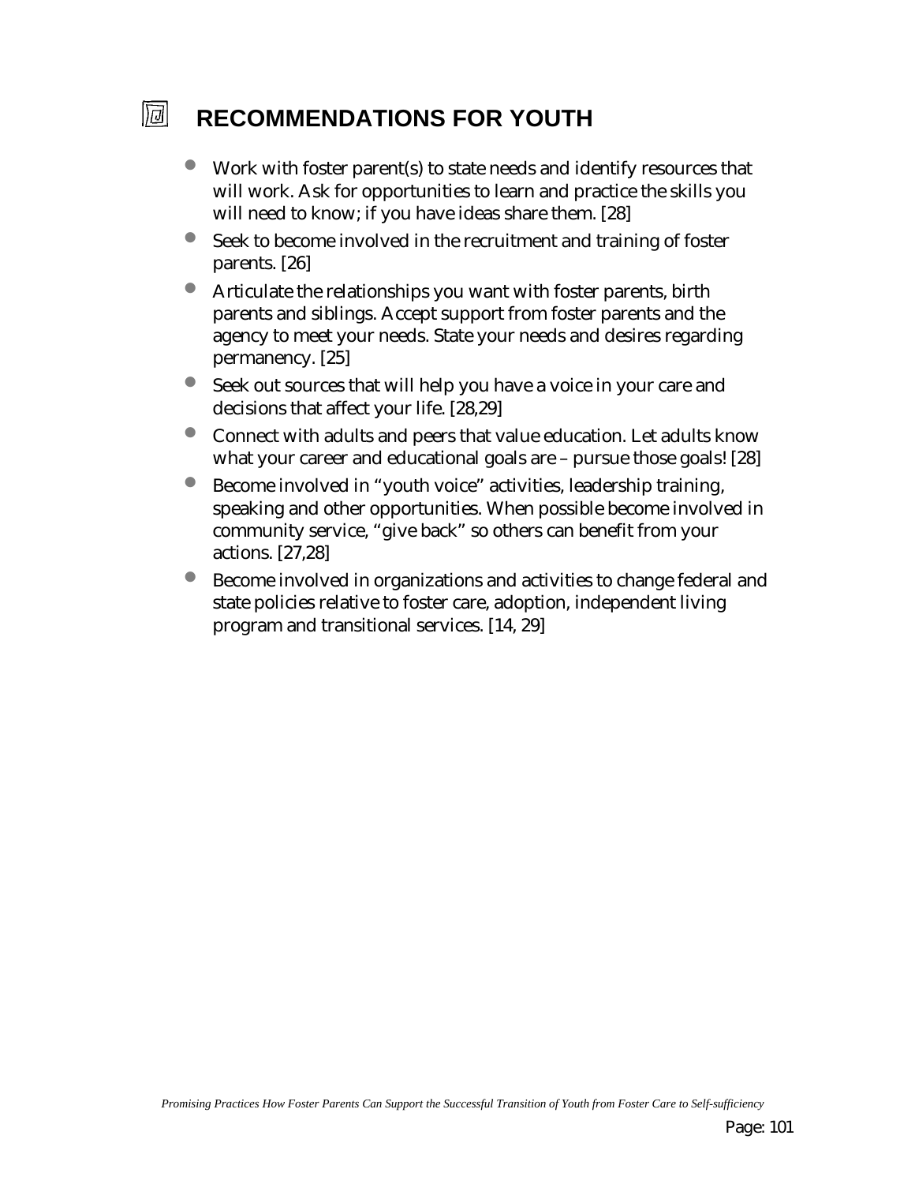## RECOMMENDATIONS FOR YOUTH

- Work with foster parent(s) to state needs and identify resources that will work. Ask for opportunities to learn and practice the skills you will need to know; if you have ideas share them. [28]
- Seek to become involved in the recruitment and training of foster parents. [26]
- Articulate the relationships you want with foster parents, birth parents and siblings. Accept support from foster parents and the agency to meet your needs. State your needs and desires regarding permanency. [25]
- Seek out sources that will help you have a voice in your care and decisions that affect your life. [28,29]
- Connect with adults and peers that value education. Let adults know what your career and educational goals are – pursue those goals! [28]
- Become involved in "youth voice" activities, leadership training, speaking and other opportunities. When possible become involved in community service, "give back" so others can benefit from your actions. [27,28]
- Become involved in organizations and activities to change federal and state policies relative to foster care, adoption, independent living program and transitional services. [14, 29]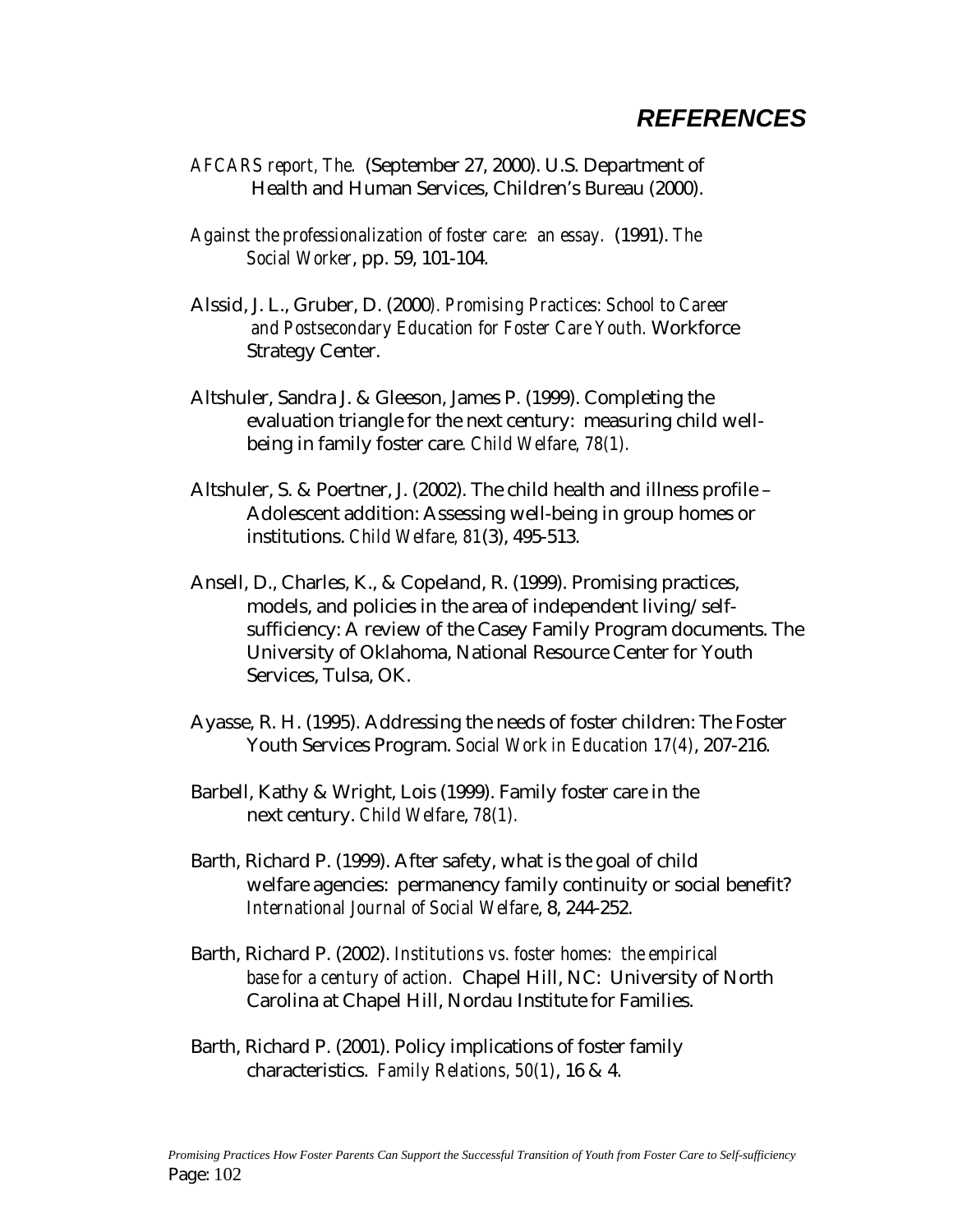# *REFERENCES*

*AFCARS report, The.* (September 27, 2000). U.S. Department of Health and Human Services, Children's Bureau (2000).

*Against the professionalization of foster care: an essay.* (1991). *The Social Worker*, pp. 59, 101-104.

Alssid, J. L., Gruber, D. (2000). *Promising Practices: School to Career and Postsecondary Education for Foster Care Youth.* Workforce Strategy Center.

Altshuler, Sandra J. & Gleeson, James P. (1999). Completing the evaluation triangle for the next century: measuring child well-being in family foster care. *Child Welfare, 78(1).*

Altshuler, S. & Poertner, J. (2002). The child health and illness profile – Adolescent addition: Assessing well-being in group homes or institutions. *Child Welfare, 81*(3), 495-513.

Ansell, D., Charles, K., & Copeland, R. (1999). Promising practices, models, and policies in the area of independent living/self-sufficiency: A review of the Casey Family Program documents. The University of Oklahoma, National Resource Center for Youth Services, Tulsa, OK.

Ayasse, R. H. (1995). Addressing the needs of foster children: The Foster Youth Services Program. *Social Work in Education 17(4)*, 207-216.

Barbell, Kathy & Wright, Lois (1999). Family foster care in the next century. *Child Welfare*, *78(1).*

Barth, Richard P. (1999). After safety, what is the goal of child welfare agencies: permanency family continuity or social benefit? *International Journal of Social Welfare*, 8, 244-252.

Barth, Richard P. (2002). *Institutions vs. foster homes: the empirical base for a century of action.* Chapel Hill, NC: University of North Carolina at Chapel Hill, Nordau Institute for Families.

Barth, Richard P. (2001). Policy implications of foster family characteristics. *Family Relations, 50(1)*, 16 & 4.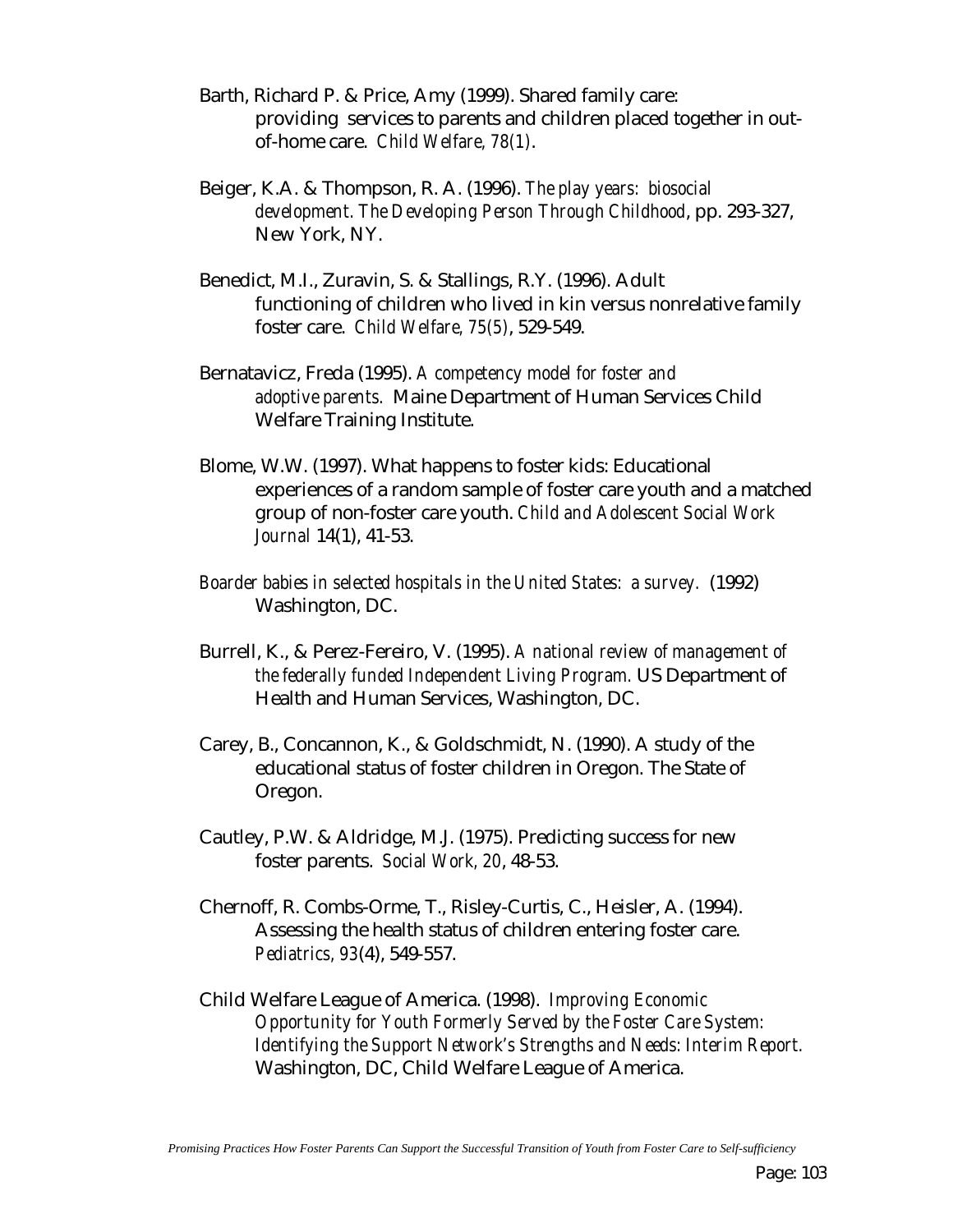Barth, Richard P. & Price, Amy (1999). Shared family care: providing services to parents and children placed together in out-of-home care. *Child Welfare, 78(1)*.

Beiger, K.A. & Thompson, R. A. (1996). *The play years: biosocial development. The Developing Person Through Childhood*, pp. 293-327, New York, NY.

Benedict, M.I., Zuravin, S. & Stallings, R.Y. (1996). Adult functioning of children who lived in kin versus nonrelative family foster care. *Child Welfare, 75(5)*, 529-549.

Bernatavicz, Freda (1995). *A competency model for foster and adoptive parents.* Maine Department of Human Services Child Welfare Training Institute.

Blome, W.W. (1997). What happens to foster kids: Educational experiences of a random sample of foster care youth and a matched group of non-foster care youth. *Child and Adolescent Social Work Journal* 14(1), 41-53.

*Boarder babies in selected hospitals in the United States: a survey.* (1992) Washington, DC.

Burrell, K., & Perez-Fereiro, V. (1995). *A national review of management of the federally funded Independent Living Program.* US Department of Health and Human Services, Washington, DC.

Carey, B., Concannon, K., & Goldschmidt, N. (1990). A study of the educational status of foster children in Oregon. The State of Oregon.

Cautley, P.W. & Aldridge, M.J. (1975). Predicting success for new foster parents. *Social Work, 20*, 48-53.

Chernoff, R. Combs-Orme, T., Risley-Curtis, C., Heisler, A. (1994). Assessing the health status of children entering foster care. *Pediatrics, 93*(4), 549-557.

Child Welfare League of America. (1998). *Improving Economic Opportunity for Youth Formerly Served by the Foster Care System: Identifying the Support Network's Strengths and Needs: Interim Report.* Washington, DC, Child Welfare League of America.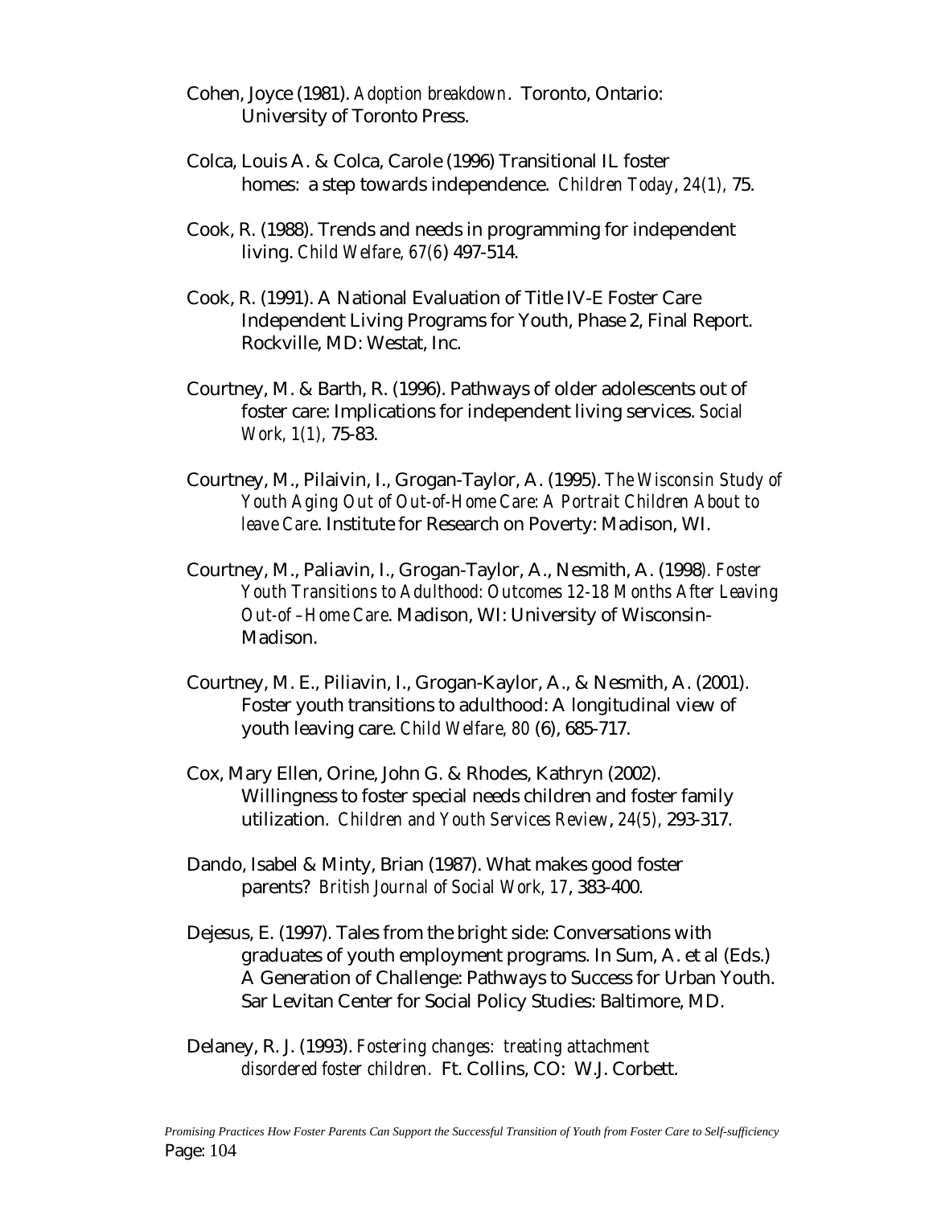Cohen, Joyce (1981). *Adoption breakdown*. Toronto, Ontario: University of Toronto Press.

Colca, Louis A. & Colca, Carole (1996) Transitional IL foster homes: a step towards independence. *Children Today*, *24(1),* 75.

Cook, R. (1988). Trends and needs in programming for independent living. *Child Welfare, 67(6)* 497-514.

Cook, R. (1991). A National Evaluation of Title IV-E Foster Care Independent Living Programs for Youth, Phase 2, Final Report. Rockville, MD: Westat, Inc.

Courtney, M. & Barth, R. (1996). Pathways of older adolescents out of foster care: Implications for independent living services. *Social Work, 1(1),* 75-83.

Courtney, M., Pilaivin, I., Grogan-Taylor, A. (1995). *The Wisconsin Study of Youth Aging Out of Out-of-Home Care: A Portrait Children About to leave Care*. Institute for Research on Poverty: Madison, WI.

Courtney, M., Paliavin, I., Grogan-Taylor, A., Nesmith, A. (1998*). Foster Youth Transitions to Adulthood: Outcomes 12-18 Months After Leaving Out-of –Home Care*. Madison, WI: University of Wisconsin-Madison.

Courtney, M. E., Piliavin, I., Grogan-Kaylor, A., & Nesmith, A. (2001). Foster youth transitions to adulthood: A longitudinal view of youth leaving care. *Child Welfare, 80* (6), 685-717.

Cox, Mary Ellen, Orine, John G. & Rhodes, Kathryn (2002). Willingness to foster special needs children and foster family utilization. *Children and Youth Services Review*, *24(5),* 293-317.

Dando, Isabel & Minty, Brian (1987). What makes good foster parents? *British Journal of Social Work, 17*, 383-400.

Dejesus, E. (1997). Tales from the bright side: Conversations with graduates of youth employment programs. In Sum, A. et al (Eds.) A Generation of Challenge: Pathways to Success for Urban Youth. Sar Levitan Center for Social Policy Studies: Baltimore, MD.

Delaney, R. J. (1993). *Fostering changes: treating attachment disordered foster children.* Ft. Collins, CO: W.J. Corbett.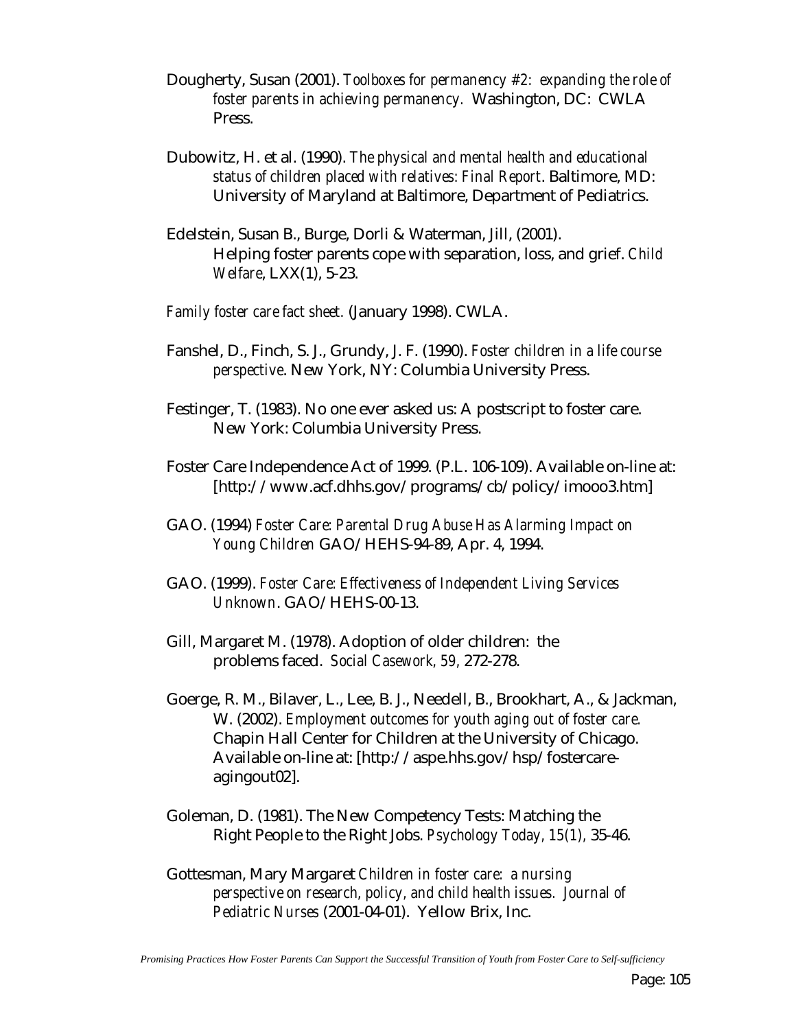Dougherty, Susan (2001). *Toolboxes for permanency #2: expanding the role of foster parents in achieving permanency.* Washington, DC: CWLA Press.

Dubowitz, H. et al. (1990). *The physical and mental health and educational status of children placed with relatives: Final Report*. Baltimore, MD: University of Maryland at Baltimore, Department of Pediatrics.

Edelstein, Susan B., Burge, Dorli & Waterman, Jill, (2001). Helping foster parents cope with separation, loss, and grief. *Child Welfare*, LXX(1), 5-23.

*Family foster care fact sheet.* (January 1998). CWLA.

Fanshel, D., Finch, S. J., Grundy, J. F. (1990). *Foster children in a life course perspective*. New York, NY: Columbia University Press.

Festinger, T. (1983). No one ever asked us: A postscript to foster care. New York: Columbia University Press.

Foster Care Independence Act of 1999. (P.L. 106-109). Available on-line at: [http://www.acf.dhhs.gov/programs/cb/policy/imooo3.htm]

GAO. (1994) *Foster Care: Parental Drug Abuse Has Alarming Impact on Young Children* GAO/HEHS-94-89, Apr. 4, 1994.

GAO. (1999). *Foster Care: Effectiveness of Independent Living Services Unknown*. GAO/HEHS-00-13.

Gill, Margaret M. (1978). Adoption of older children: the problems faced. *Social Casework, 59,* 272-278.

Goerge, R. M., Bilaver, L., Lee, B. J., Needell, B., Brookhart, A., & Jackman, W. (2002). *Employment outcomes for youth aging out of foster care.* Chapin Hall Center for Children at the University of Chicago. Available on-line at: [http://aspe.hhs.gov/hsp/fostercare-agingout02].

Goleman, D. (1981). The New Competency Tests: Matching the Right People to the Right Jobs. *Psychology Today, 15(1),* 35-46.

Gottesman, Mary Margaret *Children in foster care: a nursing perspective on research, policy, and child health issues. Journal of Pediatric Nurses* (2001-04-01). Yellow Brix, Inc.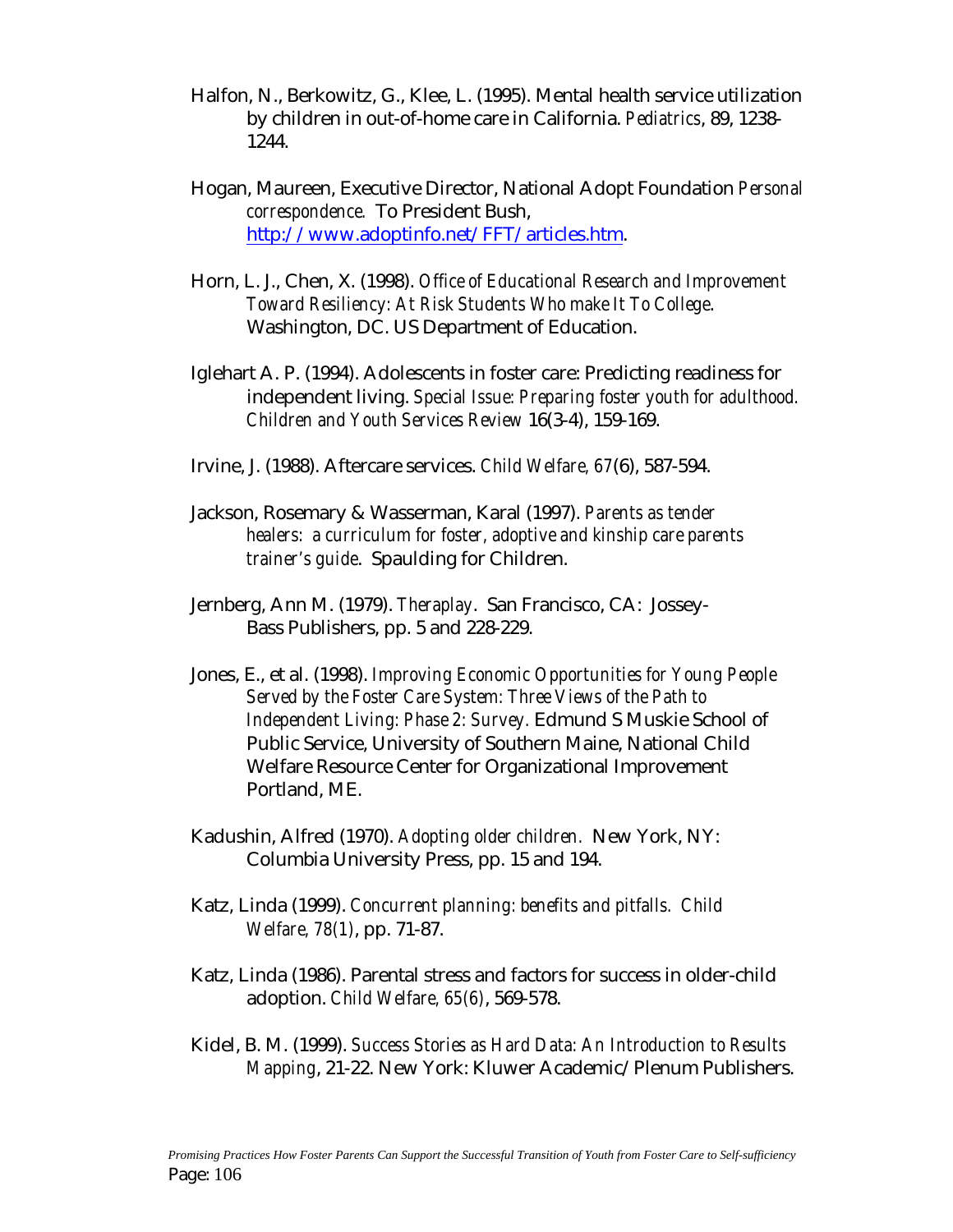Halfon, N., Berkowitz, G., Klee, L. (1995). Mental health service utilization by children in out-of-home care in California. *Pediatrics*, 89, 1238-1244.

Hogan, Maureen, Executive Director, National Adopt Foundation *Personal correspondence.* To President Bush, http://www.adoptinfo.net/FFT/articles.htm.

Horn, L. J., Chen, X. (1998). *Office of Educational Research and Improvement Toward Resiliency: At Risk Students Who make It To College*. Washington, DC. US Department of Education.

Iglehart A. P. (1994). Adolescents in foster care: Predicting readiness for independent living. *Special Issue: Preparing foster youth for adulthood. Children and Youth Services Review* 16(3-4), 159-169.

Irvine, J. (1988). Aftercare services. *Child Welfare, 67*(6), 587-594.

Jackson, Rosemary & Wasserman, Karal (1997). *Parents as tender healers: a curriculum for foster, adoptive and kinship care parents trainer's guide*. Spaulding for Children.

Jernberg, Ann M. (1979). *Theraplay*. San Francisco, CA: Jossey-Bass Publishers, pp. 5 and 228-229.

Jones, E., et al. (1998). *Improving Economic Opportunities for Young People Served by the Foster Care System: Three Views of the Path to Independent Living: Phase 2: Survey.* Edmund S Muskie School of Public Service, University of Southern Maine, National Child Welfare Resource Center for Organizational Improvement Portland, ME.

Kadushin, Alfred (1970). *Adopting older children.* New York, NY: Columbia University Press, pp. 15 and 194.

Katz, Linda (1999). *Concurrent planning: benefits and pitfalls. Child Welfare, 78(1)*, pp. 71-87.

Katz, Linda (1986). Parental stress and factors for success in older-child adoption. *Child Welfare, 65(6)*, 569-578.

Kidel, B. M. (1999). *Success Stories as Hard Data: An Introduction to Results Mapping*, 21-22. New York: Kluwer Academic/Plenum Publishers.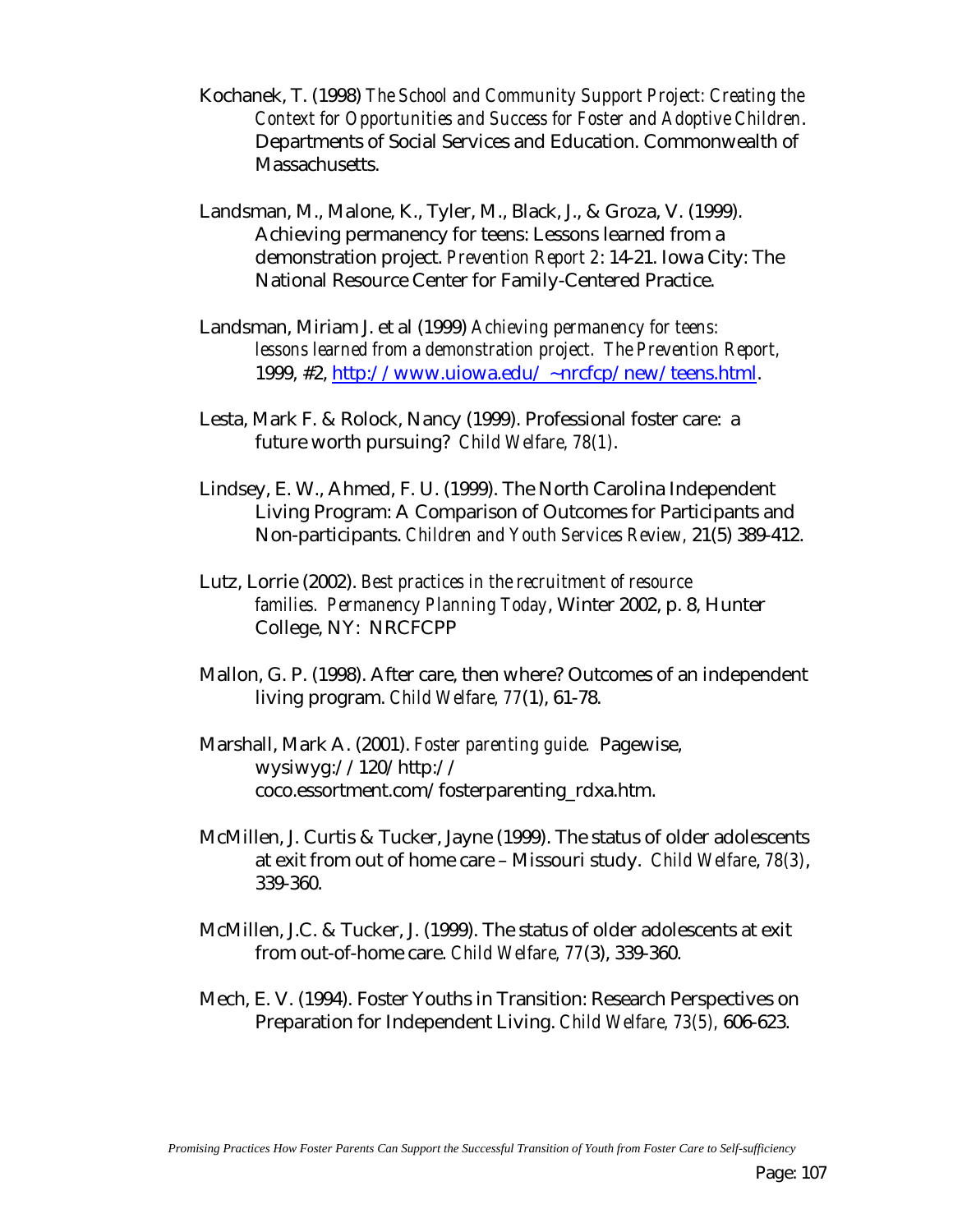Kochanek, T. (1998) *The School and Community Support Project: Creating the Context for Opportunities and Success for Foster and Adoptive Children.* Departments of Social Services and Education. Commonwealth of Massachusetts.

Landsman, M., Malone, K., Tyler, M., Black, J., & Groza, V. (1999). Achieving permanency for teens: Lessons learned from a demonstration project. *Prevention Report 2*: 14-21. Iowa City: The National Resource Center for Family-Centered Practice.

Landsman, Miriam J. et al (1999) *Achieving permanency for teens: lessons learned from a demonstration project. The Prevention Report,* 1999, #2, [http://www.uiowa.edu/~nrcfcp/new/teens.html](http://www.uiowa.edu/~nrcfcp/new/teens.html).

Lesta, Mark F. & Rolock, Nancy (1999). Professional foster care: a future worth pursuing? *Child Welfare, 78(1)*.

Lindsey, E. W., Ahmed, F. U. (1999). The North Carolina Independent Living Program: A Comparison of Outcomes for Participants and Non-participants. *Children and Youth Services Review,* 21(5) 389-412.

Lutz, Lorrie (2002). *Best practices in the recruitment of resource families. Permanency Planning Today*, Winter 2002, p. 8, Hunter College, NY: NRCFCPP

Mallon, G. P. (1998). After care, then where? Outcomes of an independent living program. *Child Welfare, 77*(1), 61-78.

Marshall, Mark A. (2001). *Foster parenting guide.* Pagewise, wysiwyg://120/http://coco.essortment.com/fosterparenting_rdxa.htm.

McMillen, J. Curtis & Tucker, Jayne (1999). The status of older adolescents at exit from out of home care – Missouri study. *Child Welfare, 78(3)*, 339-360.

McMillen, J.C. & Tucker, J. (1999). The status of older adolescents at exit from out-of-home care. *Child Welfare, 77*(3), 339-360.

Mech, E. V. (1994). Foster Youths in Transition: Research Perspectives on Preparation for Independent Living. *Child Welfare, 73(5),* 606-623.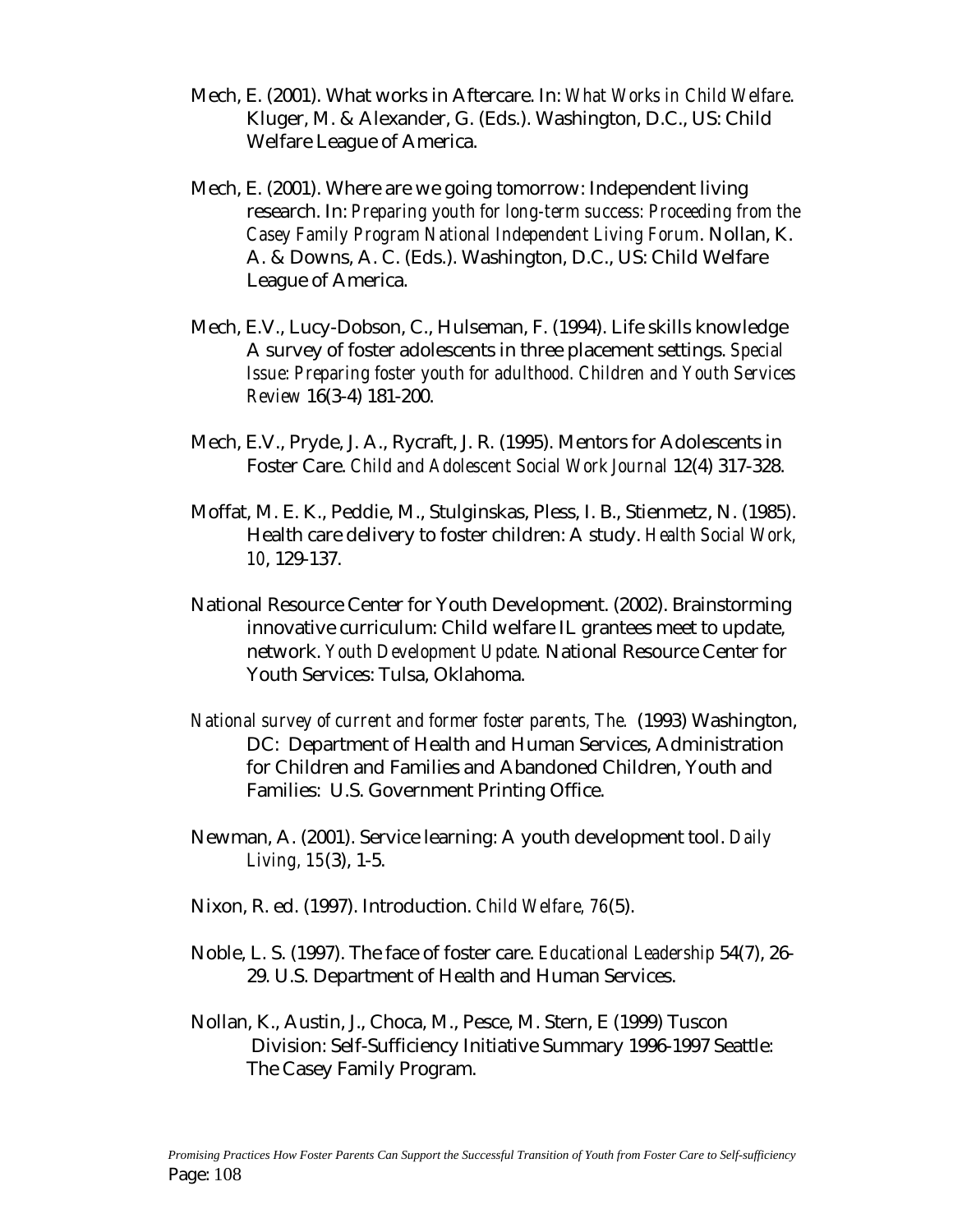Mech, E. (2001). What works in Aftercare. In: *What Works in Child Welfare*. Kluger, M. & Alexander, G. (Eds.). Washington, D.C., US: Child Welfare League of America.

Mech, E. (2001). Where are we going tomorrow: Independent living research. In: *Preparing youth for long-term success: Proceeding from the Casey Family Program National Independent Living Forum*. Nollan, K. A. & Downs, A. C. (Eds.). Washington, D.C., US: Child Welfare League of America.

Mech, E.V., Lucy-Dobson, C., Hulseman, F. (1994). Life skills knowledge A survey of foster adolescents in three placement settings. *Special Issue: Preparing foster youth for adulthood. Children and Youth Services Review* 16(3-4) 181-200.

Mech, E.V., Pryde, J. A., Rycraft, J. R. (1995). Mentors for Adolescents in Foster Care. *Child and Adolescent Social Work Journal* 12(4) 317-328.

Moffat, M. E. K., Peddie, M., Stulginskas, Pless, I. B., Stienmetz, N. (1985). Health care delivery to foster children: A study. *Health Social Work, 10*, 129-137.

National Resource Center for Youth Development. (2002). Brainstorming innovative curriculum: Child welfare IL grantees meet to update, network. *Youth Development Update.* National Resource Center for Youth Services: Tulsa, Oklahoma.

*National survey of current and former foster parents, The.* (1993) Washington, DC: Department of Health and Human Services, Administration for Children and Families and Abandoned Children, Youth and Families: U.S. Government Printing Office.

Newman, A. (2001). Service learning: A youth development tool. *Daily Living, 15*(3), 1-5.

Nixon, R. ed. (1997). Introduction. *Child Welfare, 76*(5).

Noble, L. S. (1997). The face of foster care. *Educational Leadership* 54(7), 26-29. U.S. Department of Health and Human Services.

Nollan, K., Austin, J., Choca, M., Pesce, M. Stern, E (1999) Tuscon Division: Self-Sufficiency Initiative Summary 1996-1997 Seattle: The Casey Family Program.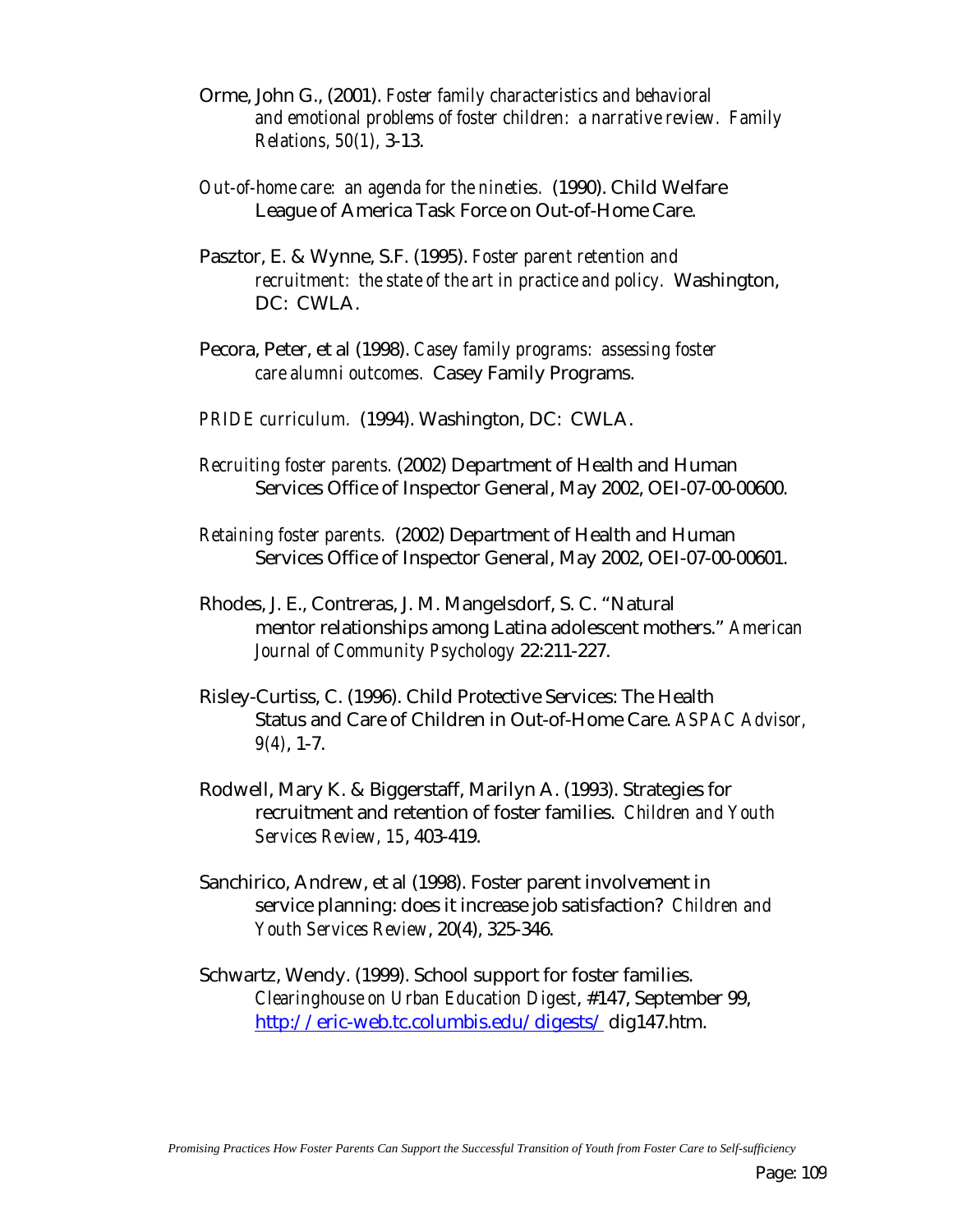Orme, John G., (2001). *Foster family characteristics and behavioral and emotional problems of foster children: a narrative review. Family Relations, 50(1),* 3-13.

*Out-of-home care: an agenda for the nineties.* (1990). Child Welfare League of America Task Force on Out-of-Home Care.

Pasztor, E. & Wynne, S.F. (1995). *Foster parent retention and recruitment: the state of the art in practice and policy.* Washington, DC: CWLA.

Pecora, Peter, et al (1998). *Casey family programs: assessing foster care alumni outcomes.* Casey Family Programs.

*PRIDE curriculum.* (1994). Washington, DC: CWLA.

*Recruiting foster parents.* (2002) Department of Health and Human Services Office of Inspector General, May 2002, OEI-07-00-00600.

*Retaining foster parents.* (2002) Department of Health and Human Services Office of Inspector General, May 2002, OEI-07-00-00601.

Rhodes, J. E., Contreras, J. M. Mangelsdorf, S. C. "Natural mentor relationships among Latina adolescent mothers." *American Journal of Community Psychology* 22:211-227.

Risley-Curtiss, C. (1996). Child Protective Services: The Health Status and Care of Children in Out-of-Home Care. *ASPAC Advisor, 9(4)*, 1-7.

Rodwell, Mary K. & Biggerstaff, Marilyn A. (1993). Strategies for recruitment and retention of foster families. *Children and Youth Services Review, 15*, 403-419.

Sanchirico, Andrew, et al (1998). Foster parent involvement in service planning: does it increase job satisfaction? *Children and Youth Services Review*, 20(4), 325-346.

Schwartz, Wendy. (1999). School support for foster families. *Clearinghouse on Urban Education Digest*, #147, September 99, http://eric-web.tc.columbis.edu/digests/ dig147.htm.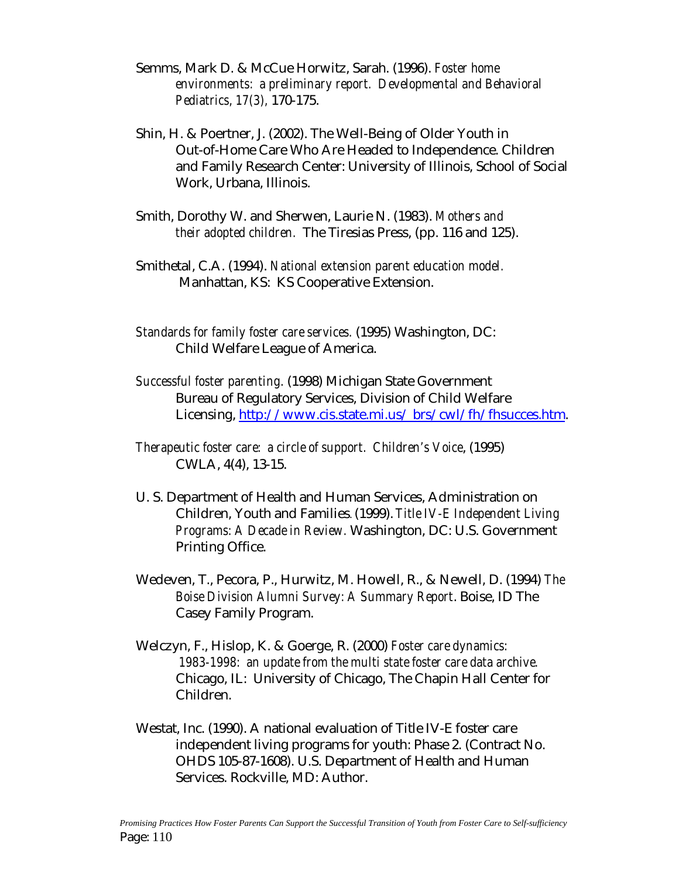Semms, Mark D. & McCue Horwitz, Sarah. (1996). *Foster home environments: a preliminary report. Developmental and Behavioral Pediatrics, 17(3),* 170-175.

Shin, H. & Poertner, J. (2002). The Well-Being of Older Youth in Out-of-Home Care Who Are Headed to Independence. Children and Family Research Center: University of Illinois, School of Social Work, Urbana, Illinois.

Smith, Dorothy W. and Sherwen, Laurie N. (1983). *Mothers and their adopted children.* The Tiresias Press, (pp. 116 and 125).

Smithetal, C.A. (1994). *National extension parent education model.* Manhattan, KS: KS Cooperative Extension.

*Standards for family foster care services.* (1995) Washington, DC: Child Welfare League of America.

*Successful foster parenting.* (1998) Michigan State Government Bureau of Regulatory Services, Division of Child Welfare Licensing, http://www.cis.state.mi.us/brs/cwl/fh/fhsucces.htm.

*Therapeutic foster care: a circle of support. Children's Voice*, (1995) CWLA, 4(4), 13-15.

U. S. Department of Health and Human Services, Administration on Children, Youth and Families. (1999). *Title IV-E Independent Living Programs: A Decade in Review.* Washington, DC: U.S. Government Printing Office.

Wedeven, T., Pecora, P., Hurwitz, M. Howell, R., & Newell, D. (1994) *The Boise Division Alumni Survey: A Summary Report*. Boise, ID The Casey Family Program.

Welczyn, F., Hislop, K. & Goerge, R. (2000) *Foster care dynamics: 1983-1998: an update from the multi state foster care data archive.* Chicago, IL: University of Chicago, The Chapin Hall Center for Children.

Westat, Inc. (1990). A national evaluation of Title IV-E foster care independent living programs for youth: Phase 2. (Contract No. OHDS 105-87-1608). U.S. Department of Health and Human Services. Rockville, MD: Author.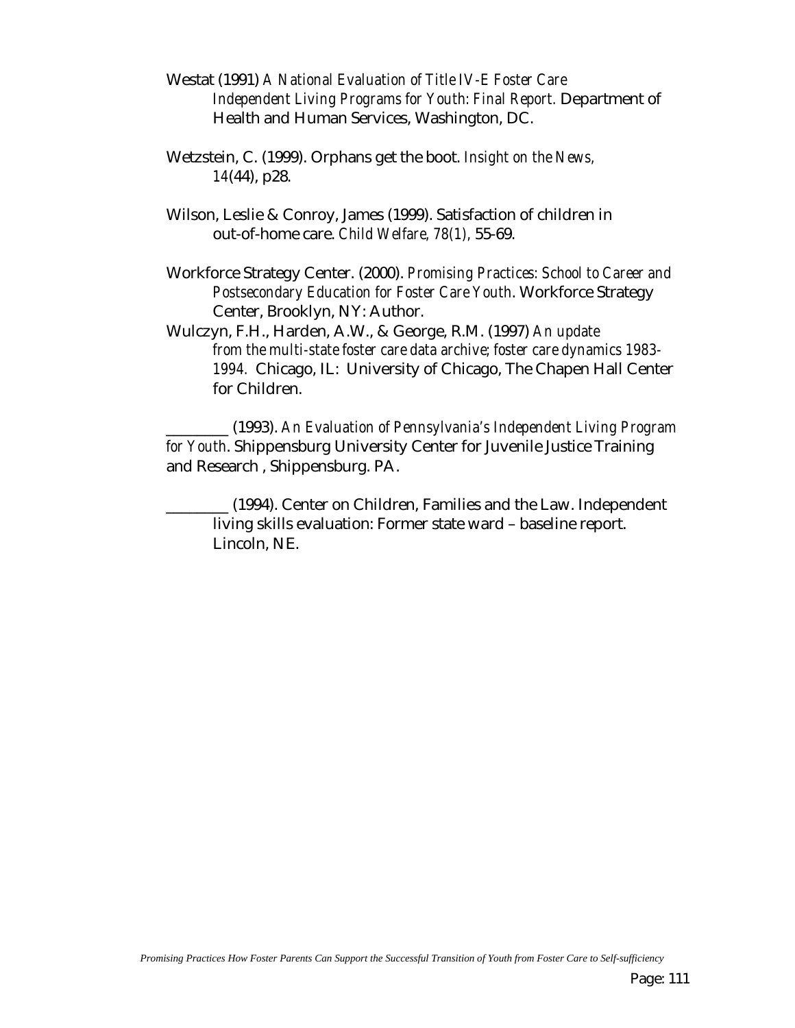Westat (1991) *A National Evaluation of Title IV-E Foster Care Independent Living Programs for Youth: Final Report.* Department of Health and Human Services, Washington, DC.

Wetzstein, C. (1999). Orphans get the boot. *Insight on the News, 14*(44), p28.

Wilson, Leslie & Conroy, James (1999). Satisfaction of children in out-of-home care. *Child Welfare, 78(1),* 55-69.

Workforce Strategy Center. (2000). *Promising Practices: School to Career and Postsecondary Education for Foster Care Youth*. Workforce Strategy Center, Brooklyn, NY: Author.

Wulczyn, F.H., Harden, A.W., & George, R.M. (1997) *An update from the multi-state foster care data archive; foster care dynamics 1983-1994.* Chicago, IL: University of Chicago, The Chapen Hall Center for Children.

________ (1993). *An Evaluation of Pennsylvania's Independent Living Program for Youth*. Shippensburg University Center for Juvenile Justice Training and Research , Shippensburg. PA.

________ (1994). Center on Children, Families and the Law. Independent living skills evaluation: Former state ward – baseline report. Lincoln, NE.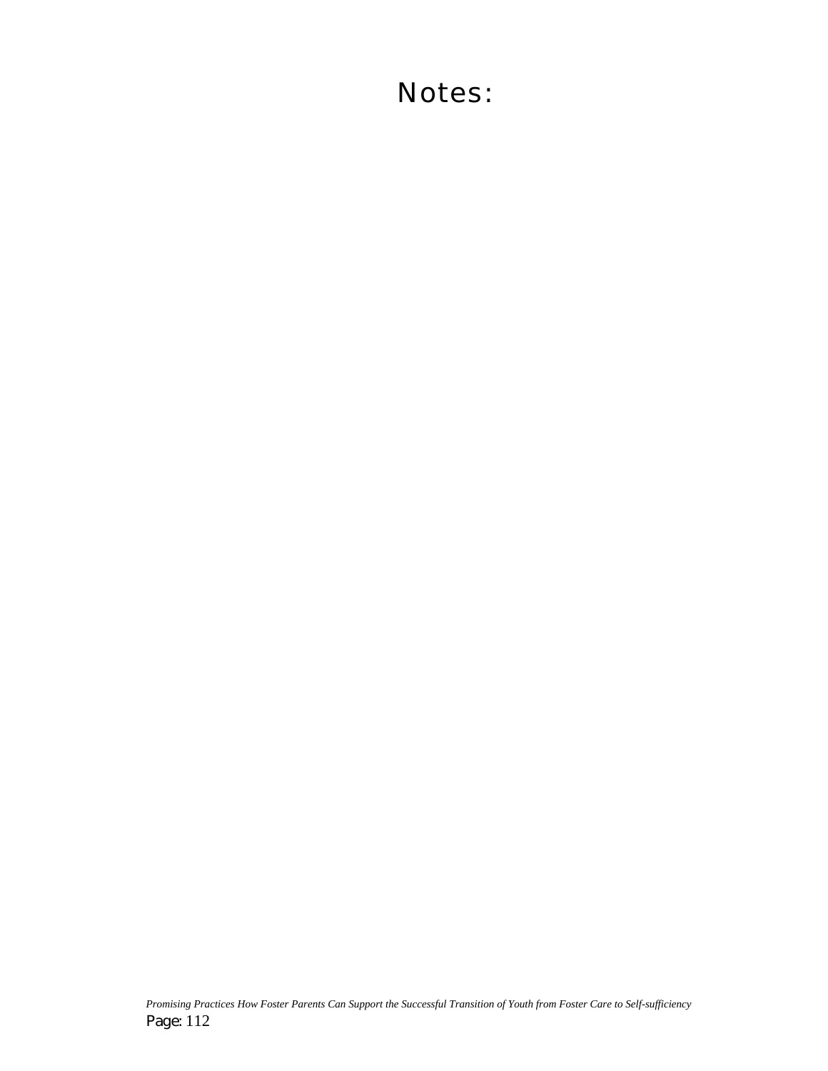# Notes: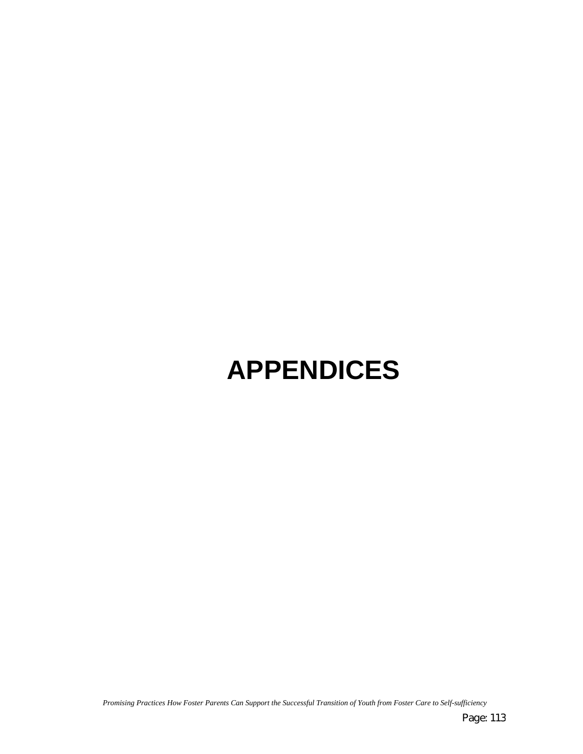# APPENDICES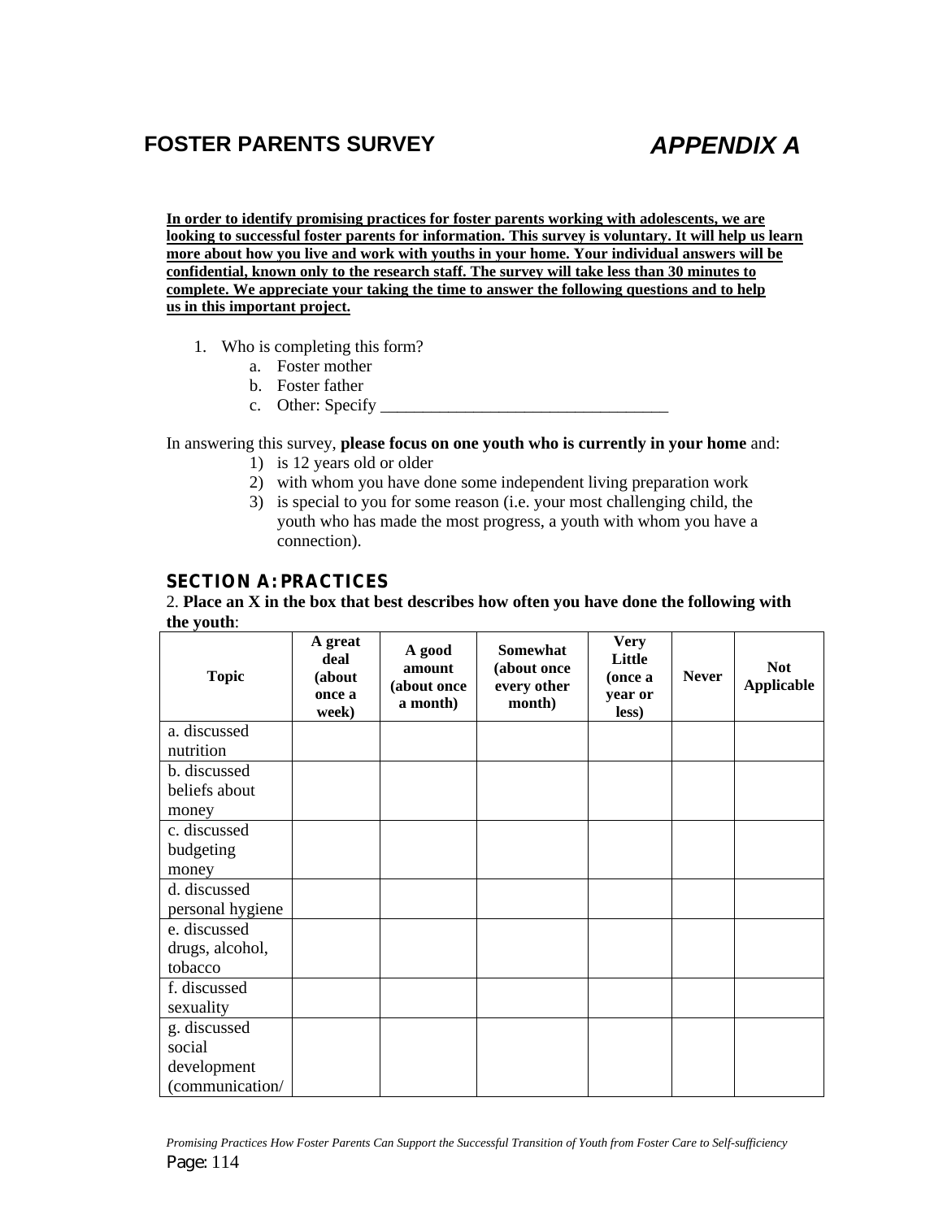# FOSTER PARENTS SURVEY

# *APPENDIX A*

**In order to identify promising practices for foster parents working with adolescents, we are looking to successful foster parents for information. This survey is voluntary. It will help us learn more about how you live and work with youths in your home. Your individual answers will be confidential, known only to the research staff. The survey will take less than 30 minutes to complete. We appreciate your taking the time to answer the following questions and to help us in this important project.**

1. Who is completing this form?
   a. Foster mother
   b. Foster father
   c. Other: Specify ___________________________________

In answering this survey, **please focus on one youth who is currently in your home** and:

1) is 12 years old or older
2) with whom you have done some independent living preparation work
3) is special to you for some reason (i.e. your most challenging child, the youth who has made the most progress, a youth with whom you have a connection).

## SECTION A: PRACTICES

2. **Place an X in the box that best describes how often you have done the following with the youth**:

| Topic | A great deal (about once a week) | A good amount (about once a month) | Somewhat (about once every other month) | Very Little (once a year or less) | Never | Not Applicable |
|---|---|---|---|---|---|---|
| a. discussed nutrition | | | | | | |
| b. discussed beliefs about money | | | | | | |
| c. discussed budgeting money | | | | | | |
| d. discussed personal hygiene | | | | | | |
| e. discussed drugs, alcohol, tobacco | | | | | | |
| f. discussed sexuality | | | | | | |
| g. discussed social development (communication/ | | | | | | |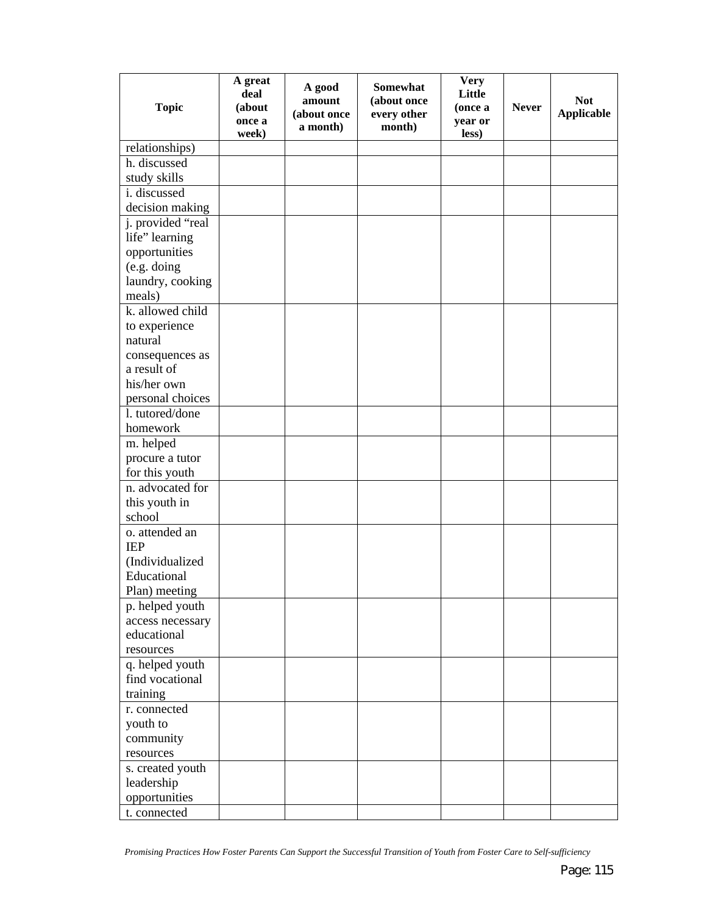| Topic | A great deal (about once a week) | A good amount (about once a month) | Somewhat (about once every other month) | Very Little (once a year or less) | Never | Not Applicable |
|---|---|---|---|---|---|---|
| relationships) | | | | | | |
| h. discussed study skills | | | | | | |
| i. discussed decision making | | | | | | |
| j. provided "real life" learning opportunities (e.g. doing laundry, cooking meals) | | | | | | |
| k. allowed child to experience natural consequences as a result of his/her own personal choices | | | | | | |
| l. tutored/done homework | | | | | | |
| m. helped procure a tutor for this youth | | | | | | |
| n. advocated for this youth in school | | | | | | |
| o. attended an IEP (Individualized Educational Plan) meeting | | | | | | |
| p. helped youth access necessary educational resources | | | | | | |
| q. helped youth find vocational training | | | | | | |
| r. connected youth to community resources | | | | | | |
| s. created youth leadership opportunities | | | | | | |
| t. connected | | | | | | |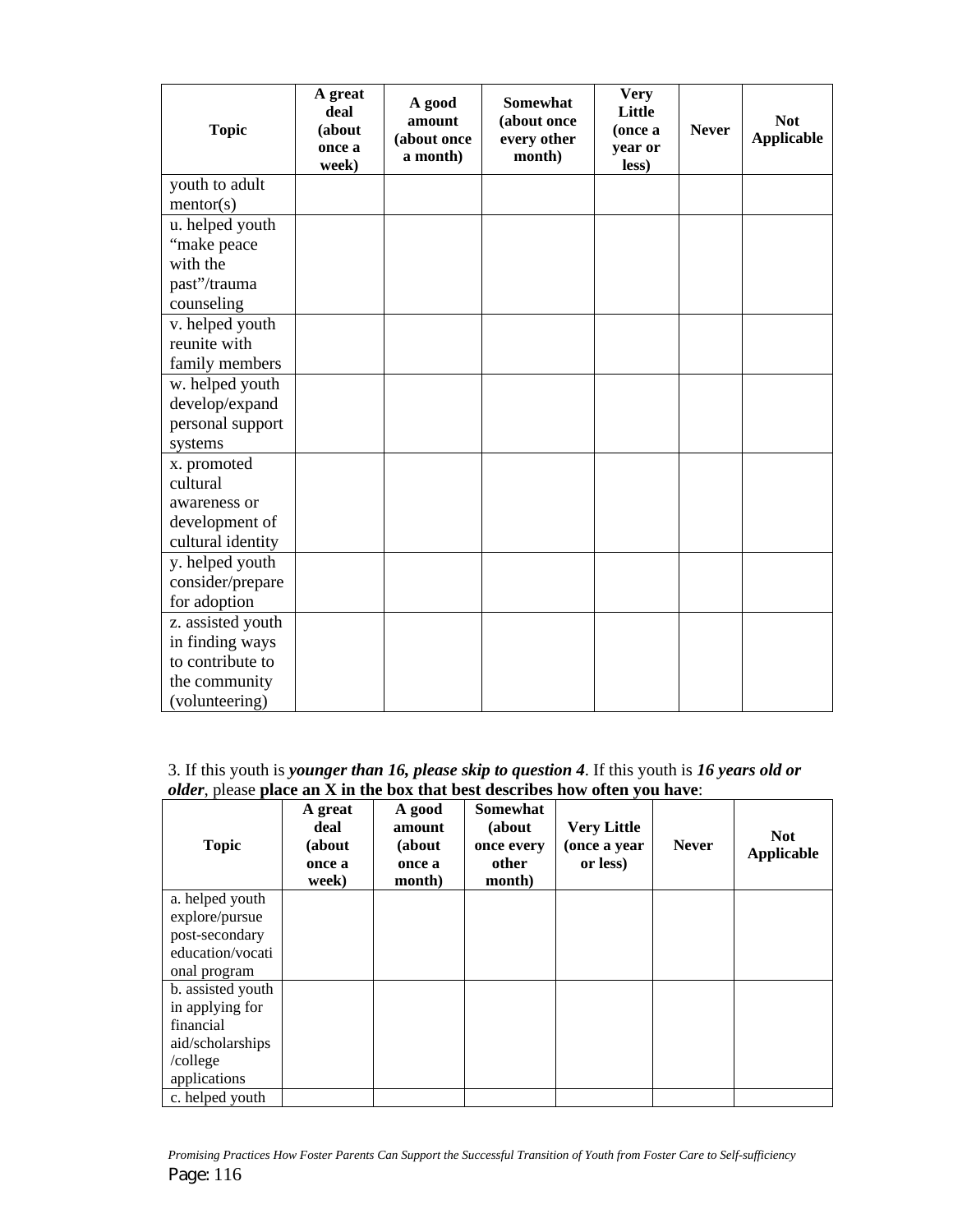| Topic | A great deal (about once a week) | A good amount (about once a month) | Somewhat (about once every other month) | Very Little (once a year or less) | Never | Not Applicable |
|---|---|---|---|---|---|---|
| youth to adult mentor(s) | | | | | | |
| u. helped youth "make peace with the past"/trauma counseling | | | | | | |
| v. helped youth reunite with family members | | | | | | |
| w. helped youth develop/expand personal support systems | | | | | | |
| x. promoted cultural awareness or development of cultural identity | | | | | | |
| y. helped youth consider/prepare for adoption | | | | | | |
| z. assisted youth in finding ways to contribute to the community (volunteering) | | | | | | |

3. If this youth is ***younger than 16, please skip to question 4***. If this youth is ***16 years old or older***, please **place an X in the box that best describes how often you have**:

| Topic | A great deal (about once a week) | A good amount (about once a month) | Somewhat (about once every other month) | Very Little (once a year or less) | Never | Not Applicable |
|---|---|---|---|---|---|---|
| a. helped youth explore/pursue post-secondary education/vocational program | | | | | | |
| b. assisted youth in applying for financial aid/scholarships /college applications | | | | | | |
| c. helped youth | | | | | | |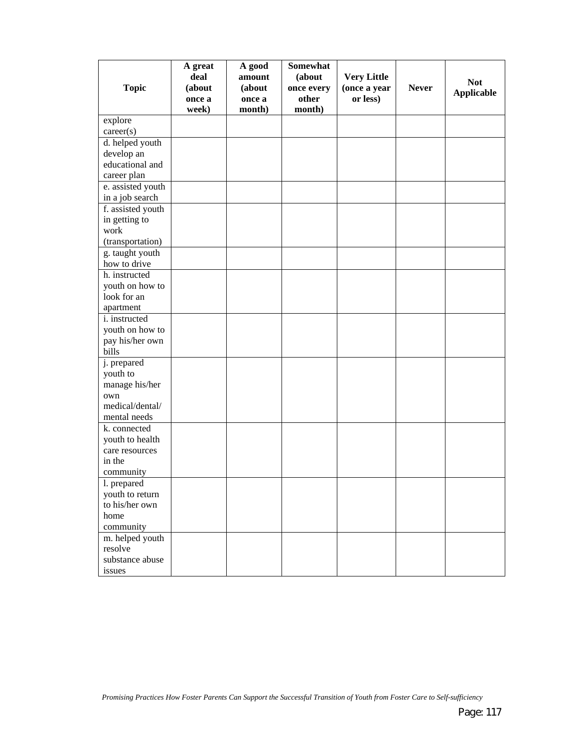| Topic | A great deal (about once a week) | A good amount (about once a month) | Somewhat (about once every other month) | Very Little (once a year or less) | Never | Not Applicable |
|---|---|---|---|---|---|---|
| explore career(s) | | | | | | |
| d. helped youth develop an educational and career plan | | | | | | |
| e. assisted youth in a job search | | | | | | |
| f. assisted youth in getting to work (transportation) | | | | | | |
| g. taught youth how to drive | | | | | | |
| h. instructed youth on how to look for an apartment | | | | | | |
| i. instructed youth on how to pay his/her own bills | | | | | | |
| j. prepared youth to manage his/her own medical/dental/mental needs | | | | | | |
| k. connected youth to health care resources in the community | | | | | | |
| l. prepared youth to return to his/her own home community | | | | | | |
| m. helped youth resolve substance abuse issues | | | | | | |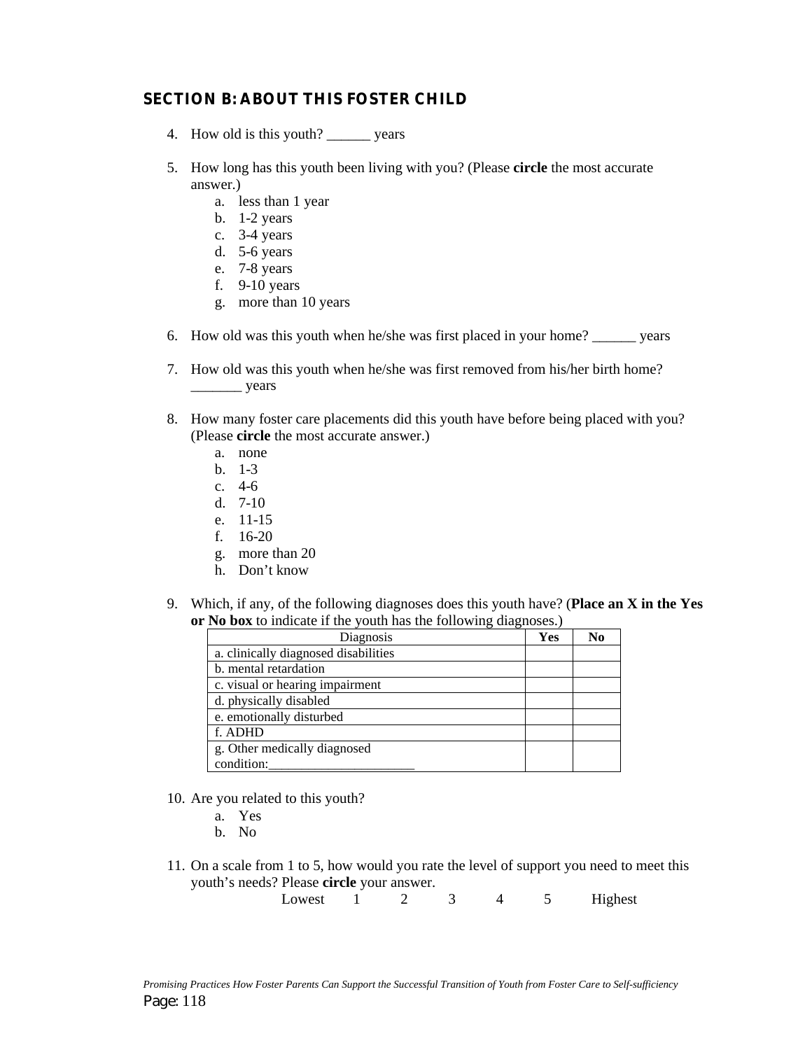## SECTION B: ABOUT THIS FOSTER CHILD

4. How old is this youth? ______ years

5. How long has this youth been living with you? (Please **circle** the most accurate answer.)
   a. less than 1 year
   b. 1-2 years
   c. 3-4 years
   d. 5-6 years
   e. 7-8 years
   f. 9-10 years
   g. more than 10 years

6. How old was this youth when he/she was first placed in your home? ______ years

7. How old was this youth when he/she was first removed from his/her birth home? _______ years

8. How many foster care placements did this youth have before being placed with you? (Please **circle** the most accurate answer.)
   a. none
   b. 1-3
   c. 4-6
   d. 7-10
   e. 11-15
   f. 16-20
   g. more than 20
   h. Don't know

9. Which, if any, of the following diagnoses does this youth have? (**Place an X in the Yes or No box** to indicate if the youth has the following diagnoses.)

| Diagnosis | Yes | No |
|---|---|---|
| a. clinically diagnosed disabilities | | |
| b. mental retardation | | |
| c. visual or hearing impairment | | |
| d. physically disabled | | |
| e. emotionally disturbed | | |
| f. ADHD | | |
| g. Other medically diagnosed condition:______________________ | | |

10. Are you related to this youth?
    a. Yes
    b. No

11. On a scale from 1 to 5, how would you rate the level of support you need to meet this youth's needs? Please **circle** your answer.

    Lowest 1 2 3 4 5 Highest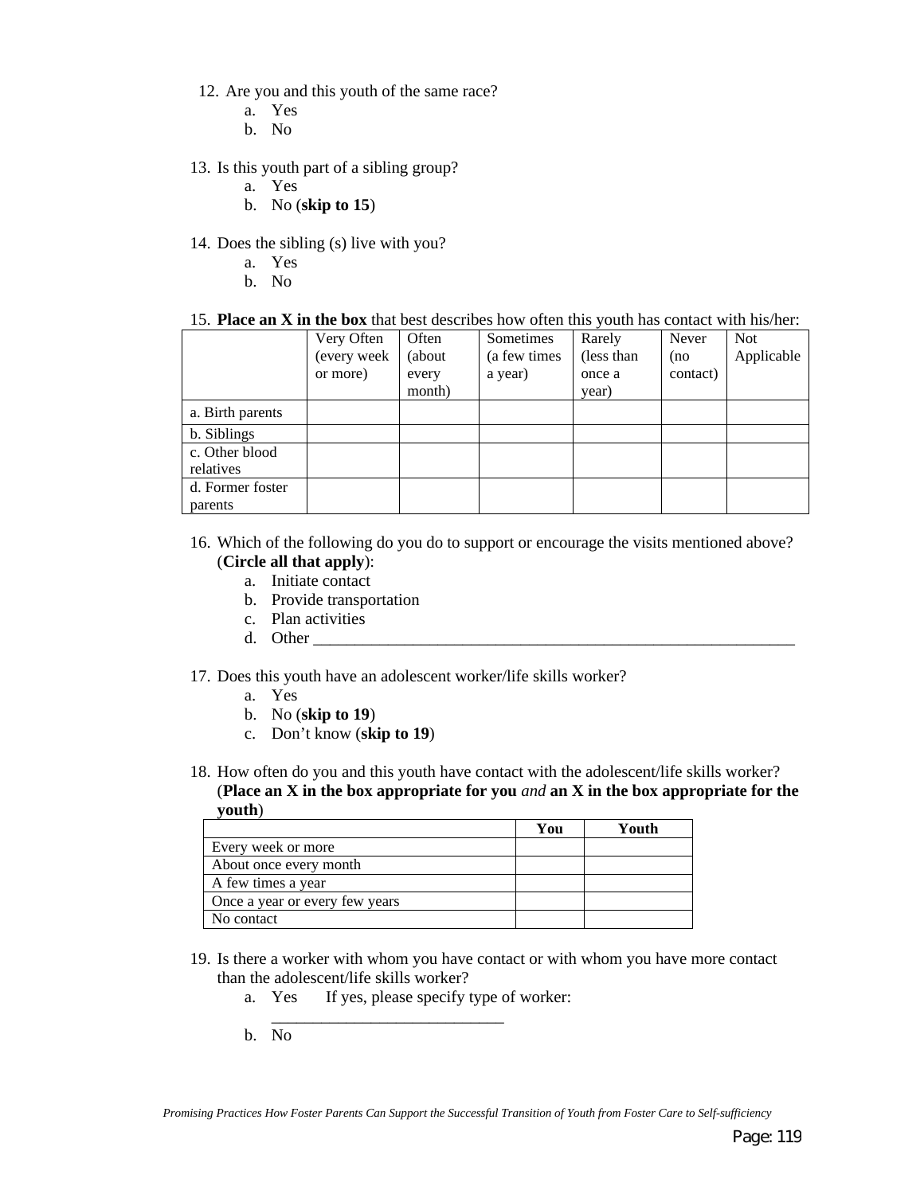12. Are you and this youth of the same race?
    a. Yes
    b. No

13. Is this youth part of a sibling group?
    a. Yes
    b. No (**skip to 15**)

14. Does the sibling (s) live with you?
    a. Yes
    b. No

15. **Place an X in the box** that best describes how often this youth has contact with his/her:

| | Very Often (every week or more) | Often (about every month) | Sometimes (a few times a year) | Rarely (less than once a year) | Never (no contact) | Not Applicable |
|---|---|---|---|---|---|---|
| a. Birth parents | | | | | | |
| b. Siblings | | | | | | |
| c. Other blood relatives | | | | | | |
| d. Former foster parents | | | | | | |

16. Which of the following do you do to support or encourage the visits mentioned above? (**Circle all that apply**):
    a. Initiate contact
    b. Provide transportation
    c. Plan activities
    d. Other ____________________________________________________________

17. Does this youth have an adolescent worker/life skills worker?
    a. Yes
    b. No (**skip to 19**)
    c. Don't know (**skip to 19**)

18. How often do you and this youth have contact with the adolescent/life skills worker? (**Place an X in the box appropriate for you** *and* **an X in the box appropriate for the youth**)

| | **You** | **Youth** |
|---|---|---|
| Every week or more | | |
| About once every month | | |
| A few times a year | | |
| Once a year or every few years | | |
| No contact | | |

19. Is there a worker with whom you have contact or with whom you have more contact than the adolescent/life skills worker?
    a. Yes  If yes, please specify type of worker: ____________________________
    b. No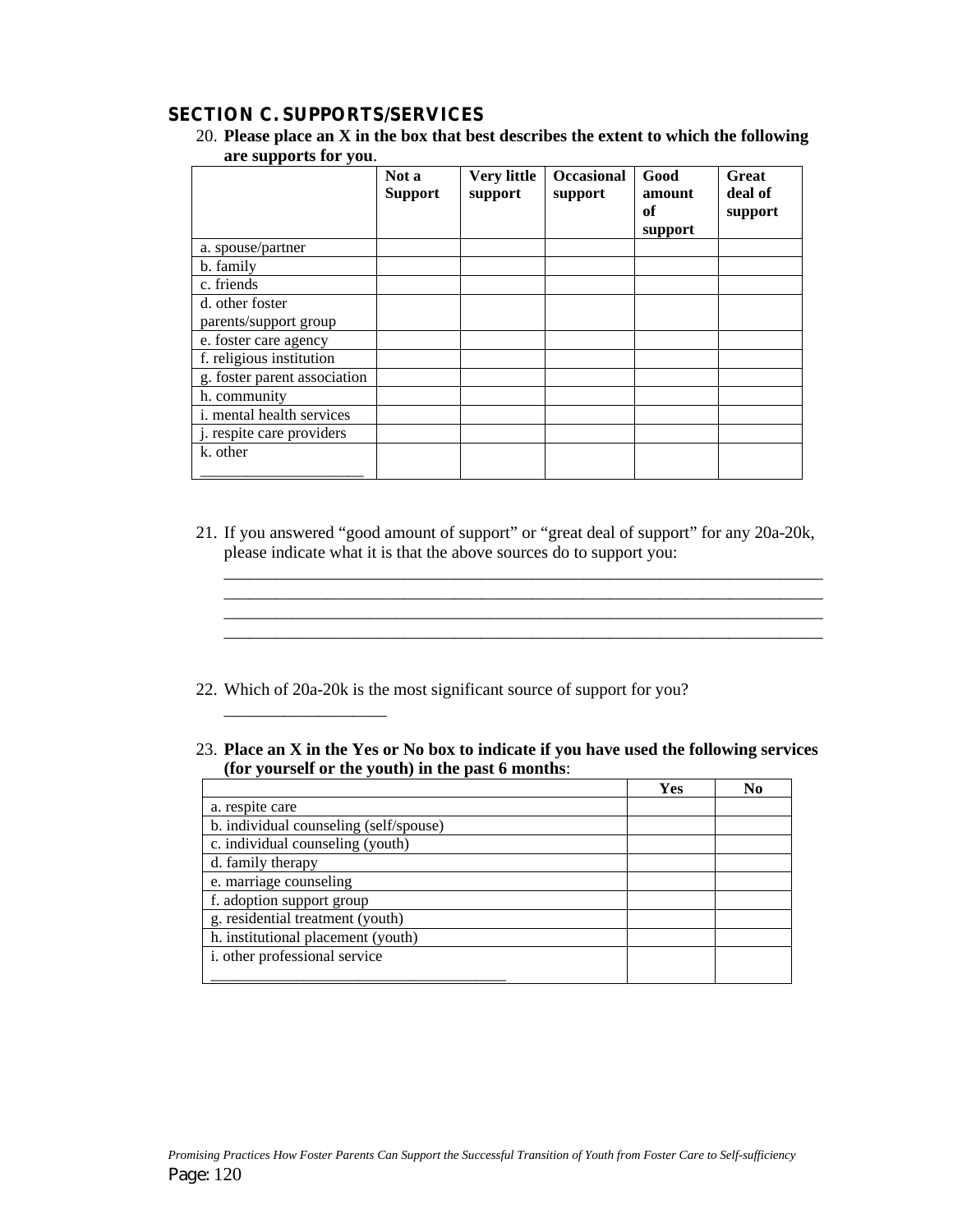## SECTION C. SUPPORTS/SERVICES

20. **Please place an X in the box that best describes the extent to which the following are supports for you**.

| | Not a Support | Very little support | Occasional support | Good amount of support | Great deal of support |
|---|---|---|---|---|---|
| a. spouse/partner | | | | | |
| b. family | | | | | |
| c. friends | | | | | |
| d. other foster parents/support group | | | | | |
| e. foster care agency | | | | | |
| f. religious institution | | | | | |
| g. foster parent association | | | | | |
| h. community | | | | | |
| i. mental health services | | | | | |
| j. respite care providers | | | | | |
| k. other ____________________ | | | | | |

21. If you answered "good amount of support" or "great deal of support" for any 20a-20k, please indicate what it is that the above sources do to support you:
______________________________________________________________________
______________________________________________________________________
______________________________________________________________________
______________________________________________________________________

22. Which of 20a-20k is the most significant source of support for you?
__________________

23. **Place an X in the Yes or No box to indicate if you have used the following services (for yourself or the youth) in the past 6 months**:

| | Yes | No |
|---|---|---|
| a. respite care | | |
| b. individual counseling (self/spouse) | | |
| c. individual counseling (youth) | | |
| d. family therapy | | |
| e. marriage counseling | | |
| f. adoption support group | | |
| g. residential treatment (youth) | | |
| h. institutional placement (youth) | | |
| i. other professional service ____________________________________ | | |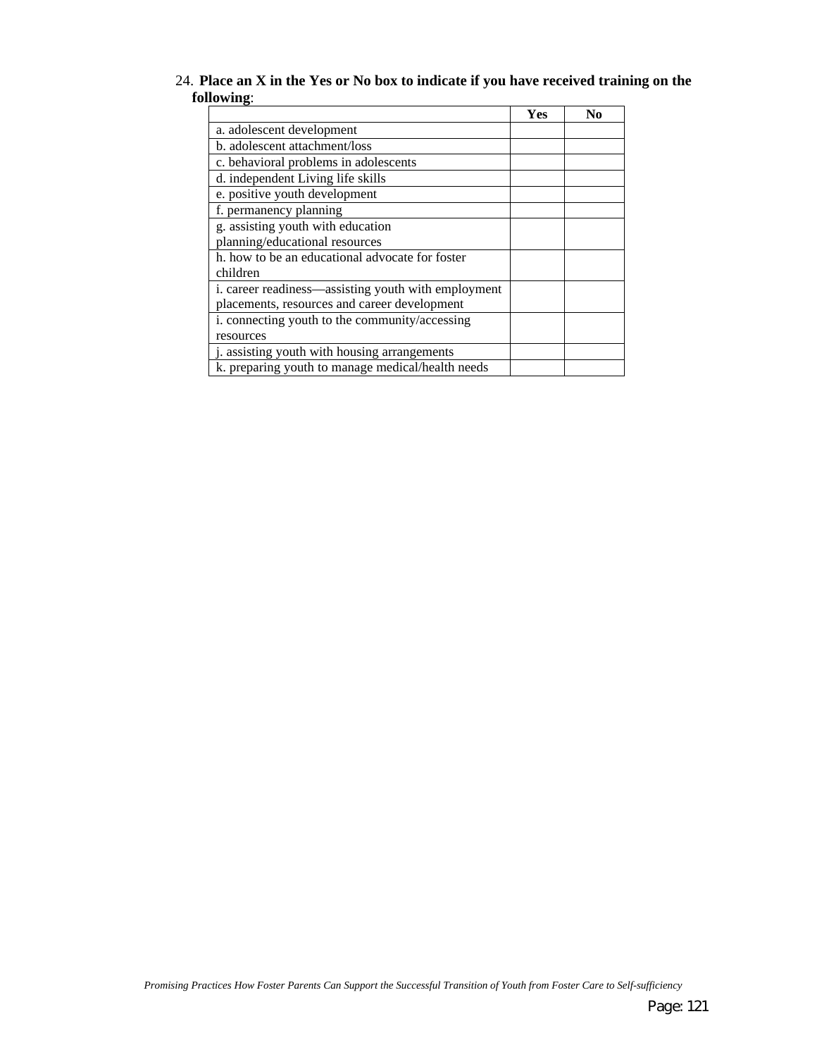24. **Place an X in the Yes or No box to indicate if you have received training on the following**:

| | Yes | No |
|---|---|---|
| a. adolescent development | | |
| b. adolescent attachment/loss | | |
| c. behavioral problems in adolescents | | |
| d. independent Living life skills | | |
| e. positive youth development | | |
| f. permanency planning | | |
| g. assisting youth with education planning/educational resources | | |
| h. how to be an educational advocate for foster children | | |
| i. career readiness—assisting youth with employment placements, resources and career development | | |
| i. connecting youth to the community/accessing resources | | |
| j. assisting youth with housing arrangements | | |
| k. preparing youth to manage medical/health needs | | |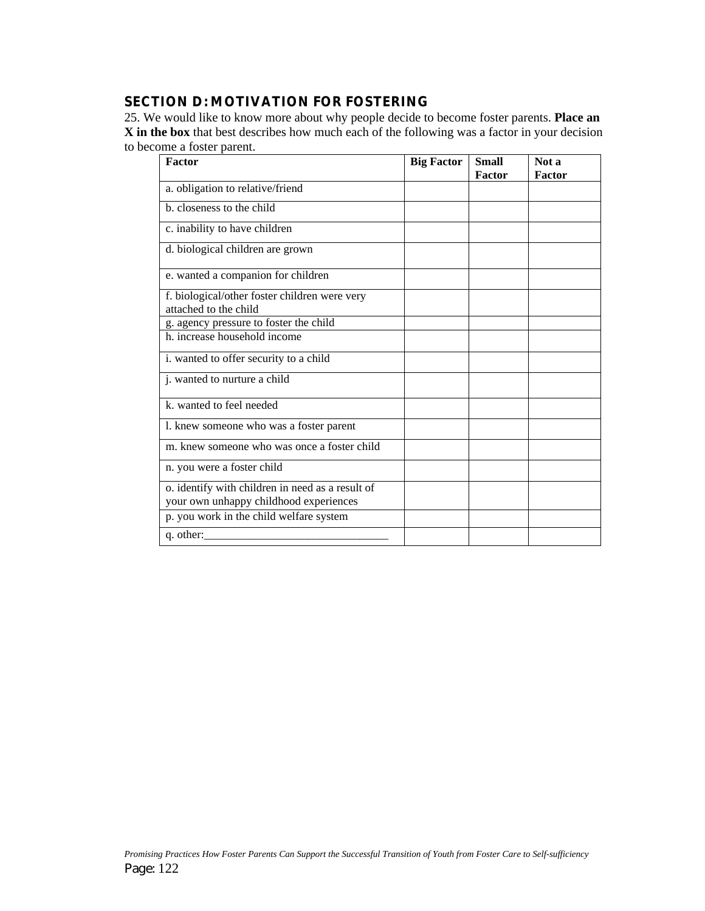## SECTION D: MOTIVATION FOR FOSTERING

25. We would like to know more about why people decide to become foster parents. **Place an X in the box** that best describes how much each of the following was a factor in your decision to become a foster parent.

| Factor | Big Factor | Small Factor | Not a Factor |
|---|---|---|---|
| a. obligation to relative/friend | | | |
| b. closeness to the child | | | |
| c. inability to have children | | | |
| d. biological children are grown | | | |
| e. wanted a companion for children | | | |
| f. biological/other foster children were very attached to the child | | | |
| g. agency pressure to foster the child | | | |
| h. increase household income | | | |
| i. wanted to offer security to a child | | | |
| j. wanted to nurture a child | | | |
| k. wanted to feel needed | | | |
| l. knew someone who was a foster parent | | | |
| m. knew someone who was once a foster child | | | |
| n. you were a foster child | | | |
| o. identify with children in need as a result of your own unhappy childhood experiences | | | |
| p. you work in the child welfare system | | | |
| q. other:________________________________ | | | |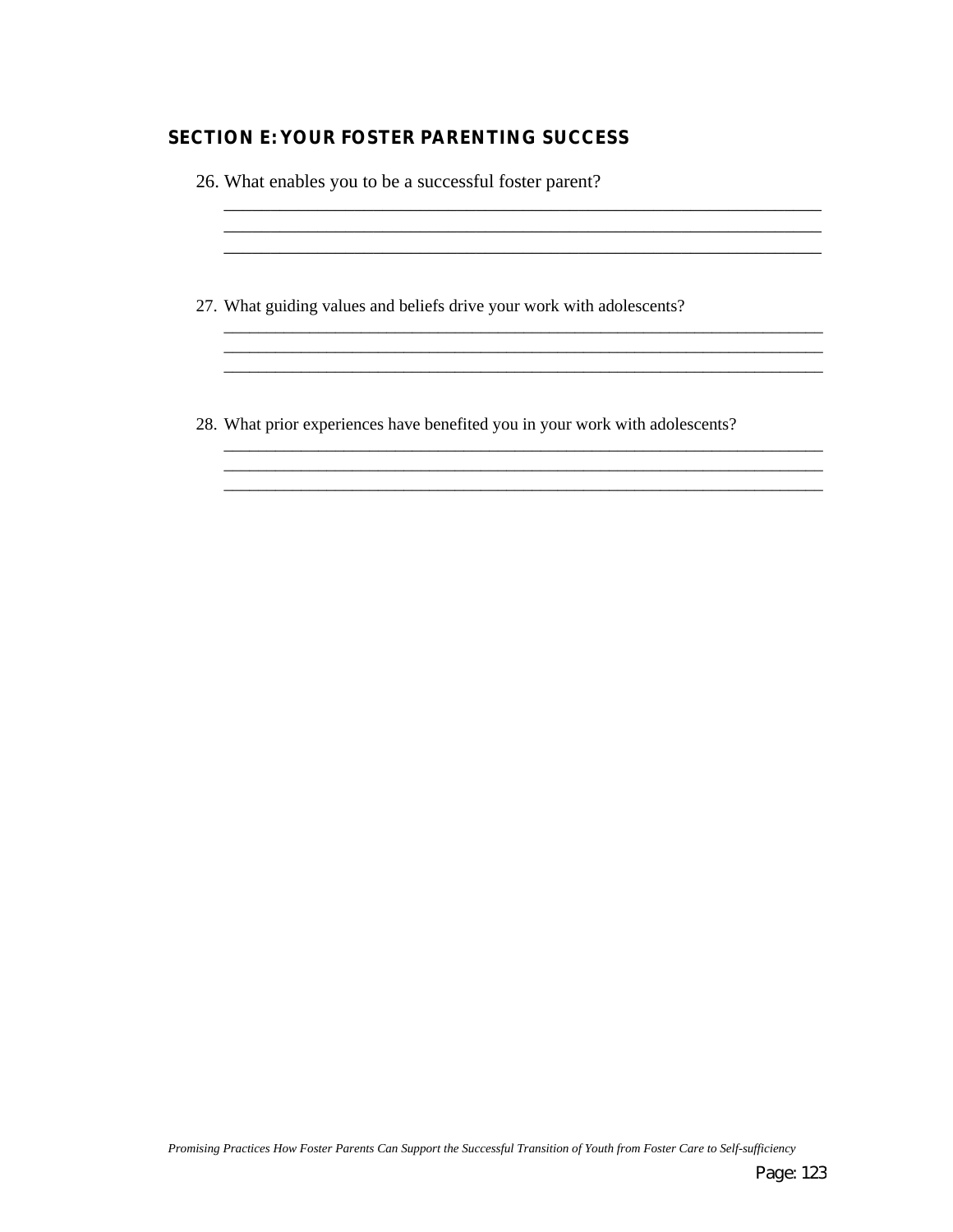## SECTION E: YOUR FOSTER PARENTING SUCCESS

26. What enables you to be a successful foster parent?
    ______________________________________________________________________
    ______________________________________________________________________
    ______________________________________________________________________

27. What guiding values and beliefs drive your work with adolescents?
    ______________________________________________________________________
    ______________________________________________________________________
    ______________________________________________________________________

28. What prior experiences have benefited you in your work with adolescents?
    ______________________________________________________________________
    ______________________________________________________________________
    ______________________________________________________________________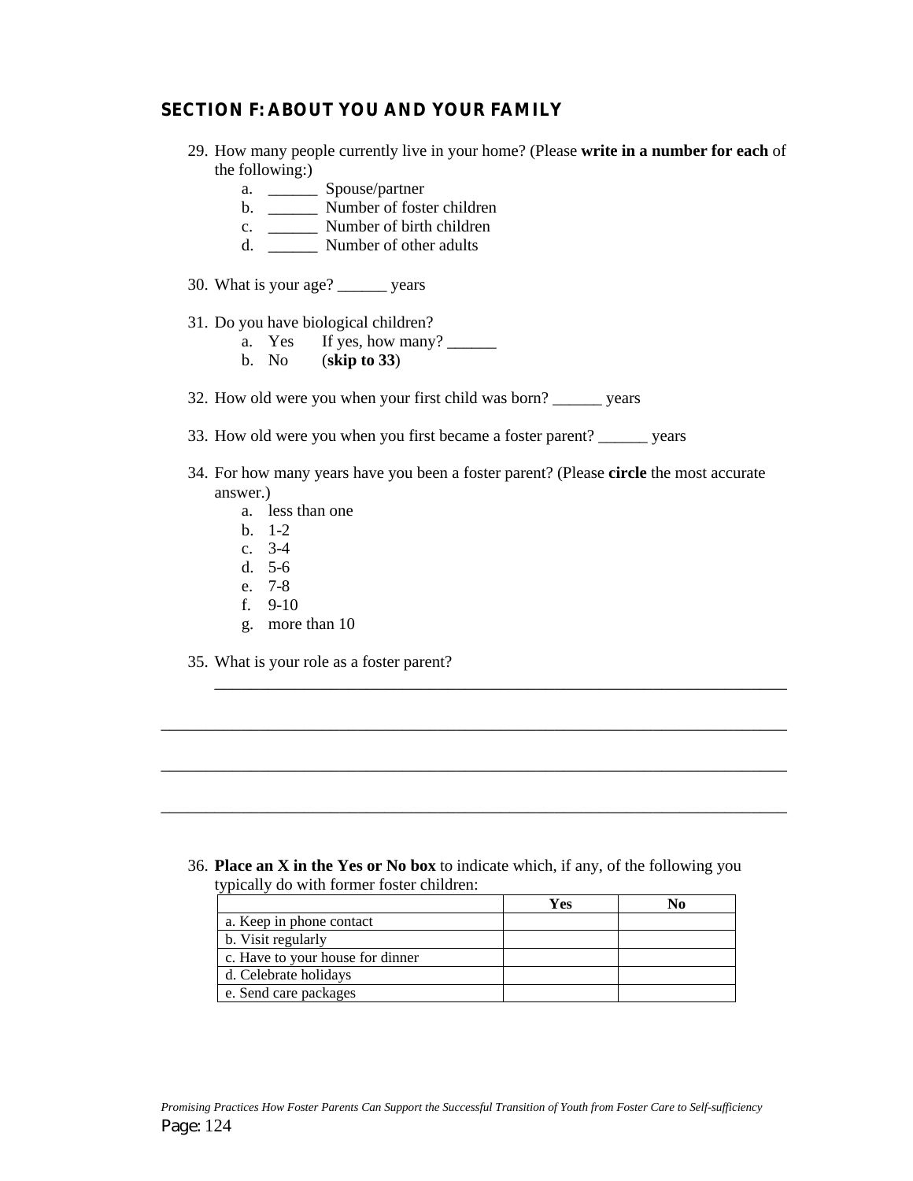## SECTION F: ABOUT YOU AND YOUR FAMILY

29. How many people currently live in your home? (Please **write in a number for each** of the following:)
    a. ______ Spouse/partner
    b. ______ Number of foster children
    c. ______ Number of birth children
    d. ______ Number of other adults

30. What is your age? ______ years

31. Do you have biological children?
    a. Yes If yes, how many? ______
    b. No (**skip to 33**)

32. How old were you when your first child was born? ______ years

33. How old were you when you first became a foster parent? ______ years

34. For how many years have you been a foster parent? (Please **circle** the most accurate answer.)
    a. less than one
    b. 1-2
    c. 3-4
    d. 5-6
    e. 7-8
    f. 9-10
    g. more than 10

35. What is your role as a foster parent?
    ______________________________________________________________________

______________________________________________________________________

______________________________________________________________________

______________________________________________________________________

36. **Place an X in the Yes or No box** to indicate which, if any, of the following you typically do with former foster children:

| | Yes | No |
|---|---|---|
| a. Keep in phone contact | | |
| b. Visit regularly | | |
| c. Have to your house for dinner | | |
| d. Celebrate holidays | | |
| e. Send care packages | | |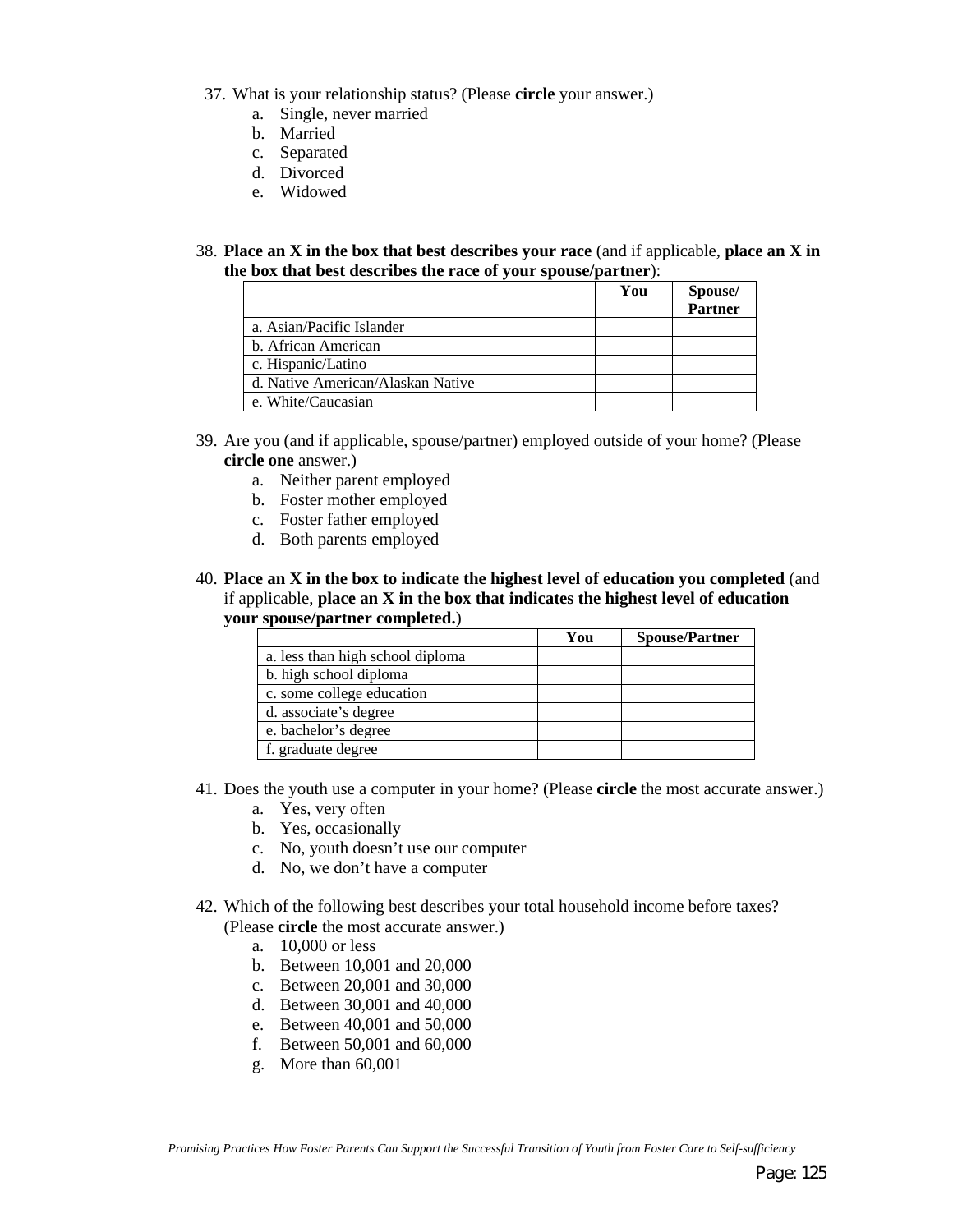37. What is your relationship status? (Please **circle** your answer.)
    a. Single, never married
    b. Married
    c. Separated
    d. Divorced
    e. Widowed

38. **Place an X in the box that best describes your race** (and if applicable, **place an X in the box that best describes the race of your spouse/partner**):

| | You | Spouse/ Partner |
|---|---|---|
| a. Asian/Pacific Islander | | |
| b. African American | | |
| c. Hispanic/Latino | | |
| d. Native American/Alaskan Native | | |
| e. White/Caucasian | | |

39. Are you (and if applicable, spouse/partner) employed outside of your home? (Please **circle one** answer.)
    a. Neither parent employed
    b. Foster mother employed
    c. Foster father employed
    d. Both parents employed

40. **Place an X in the box to indicate the highest level of education you completed** (and if applicable, **place an X in the box that indicates the highest level of education your spouse/partner completed.**)

| | You | Spouse/Partner |
|---|---|---|
| a. less than high school diploma | | |
| b. high school diploma | | |
| c. some college education | | |
| d. associate's degree | | |
| e. bachelor's degree | | |
| f. graduate degree | | |

41. Does the youth use a computer in your home? (Please **circle** the most accurate answer.)
    a. Yes, very often
    b. Yes, occasionally
    c. No, youth doesn't use our computer
    d. No, we don't have a computer

42. Which of the following best describes your total household income before taxes? (Please **circle** the most accurate answer.)
    a. 10,000 or less
    b. Between 10,001 and 20,000
    c. Between 20,001 and 30,000
    d. Between 30,001 and 40,000
    e. Between 40,001 and 50,000
    f. Between 50,001 and 60,000
    g. More than 60,001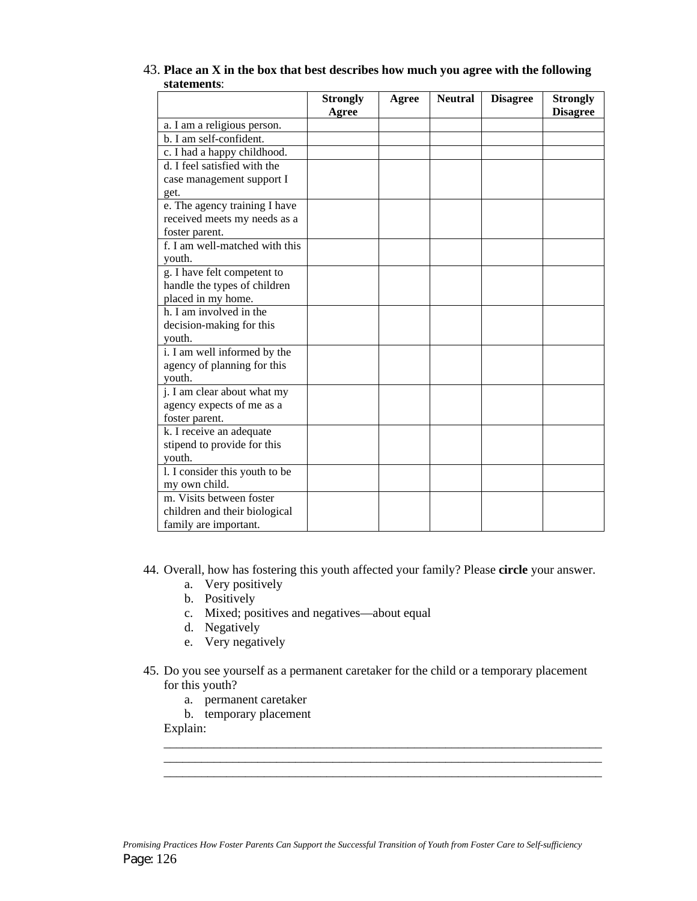43. **Place an X in the box that best describes how much you agree with the following statements**:

| | Strongly Agree | Agree | Neutral | Disagree | Strongly Disagree |
|---|---|---|---|---|---|
| a. I am a religious person. | | | | | |
| b. I am self-confident. | | | | | |
| c. I had a happy childhood. | | | | | |
| d. I feel satisfied with the case management support I get. | | | | | |
| e. The agency training I have received meets my needs as a foster parent. | | | | | |
| f. I am well-matched with this youth. | | | | | |
| g. I have felt competent to handle the types of children placed in my home. | | | | | |
| h. I am involved in the decision-making for this youth. | | | | | |
| i. I am well informed by the agency of planning for this youth. | | | | | |
| j. I am clear about what my agency expects of me as a foster parent. | | | | | |
| k. I receive an adequate stipend to provide for this youth. | | | | | |
| l. I consider this youth to be my own child. | | | | | |
| m. Visits between foster children and their biological family are important. | | | | | |

44. Overall, how has fostering this youth affected your family? Please **circle** your answer.
    a. Very positively
    b. Positively
    c. Mixed; positives and negatives—about equal
    d. Negatively
    e. Very negatively

45. Do you see yourself as a permanent caretaker for the child or a temporary placement for this youth?
    a. permanent caretaker
    b. temporary placement

    Explain:
    ______________________________________________________________________
    ______________________________________________________________________
    ______________________________________________________________________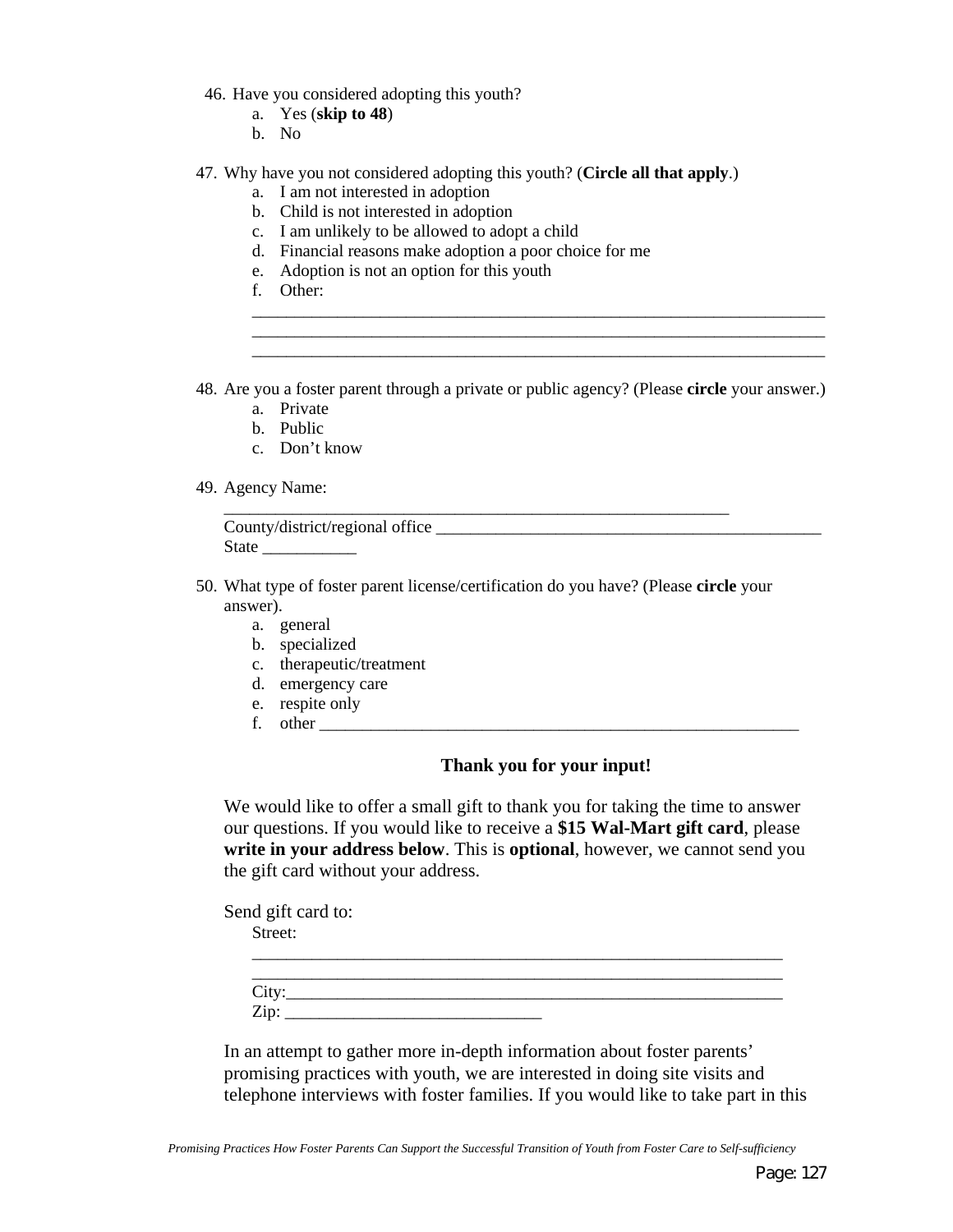46. Have you considered adopting this youth?
    a. Yes (**skip to 48**)
    b. No

47. Why have you not considered adopting this youth? (**Circle all that apply**.)
    a. I am not interested in adoption
    b. Child is not interested in adoption
    c. I am unlikely to be allowed to adopt a child
    d. Financial reasons make adoption a poor choice for me
    e. Adoption is not an option for this youth
    f. Other:
    ______________________________________________________________________
    ______________________________________________________________________
    ______________________________________________________________________

48. Are you a foster parent through a private or public agency? (Please **circle** your answer.)
    a. Private
    b. Public
    c. Don't know

49. Agency Name:
    ______________________________________________________________
    County/district/regional office _______________________________________________
    State ___________

50. What type of foster parent license/certification do you have? (Please **circle** your answer).
    a. general
    b. specialized
    c. therapeutic/treatment
    d. emergency care
    e. respite only
    f. other ____________________________________________________________

**Thank you for your input!**

We would like to offer a small gift to thank you for taking the time to answer our questions. If you would like to receive a **$15 Wal-Mart gift card**, please **write in your address below**. This is **optional**, however, we cannot send you the gift card without your address.

Send gift card to:
Street:
_________________________________________________________________
_________________________________________________________________
City:_____________________________________________________________
Zip: ______________________________

In an attempt to gather more in-depth information about foster parents' promising practices with youth, we are interested in doing site visits and telephone interviews with foster families. If you would like to take part in this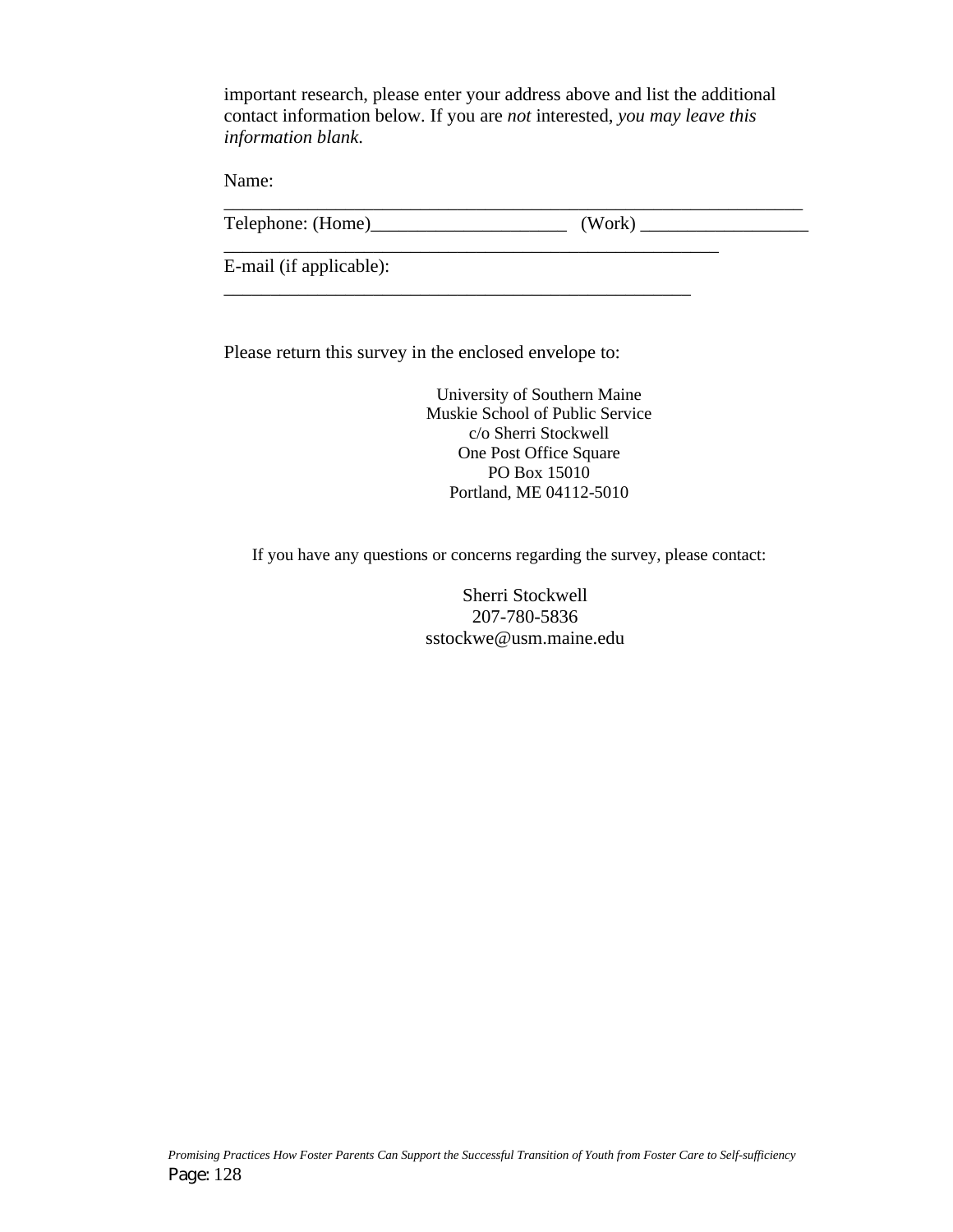important research, please enter your address above and list the additional contact information below. If you are *not* interested, *you may leave this information blank.*

Name: ________________________________________________________________

Telephone: (Home)_____________________ (Work) __________________
______________________________________________________

E-mail (if applicable): ___________________________________________________

Please return this survey in the enclosed envelope to:

University of Southern Maine
Muskie School of Public Service
c/o Sherri Stockwell
One Post Office Square
PO Box 15010
Portland, ME 04112-5010

If you have any questions or concerns regarding the survey, please contact:

Sherri Stockwell
207-780-5836
sstockwe@usm.maine.edu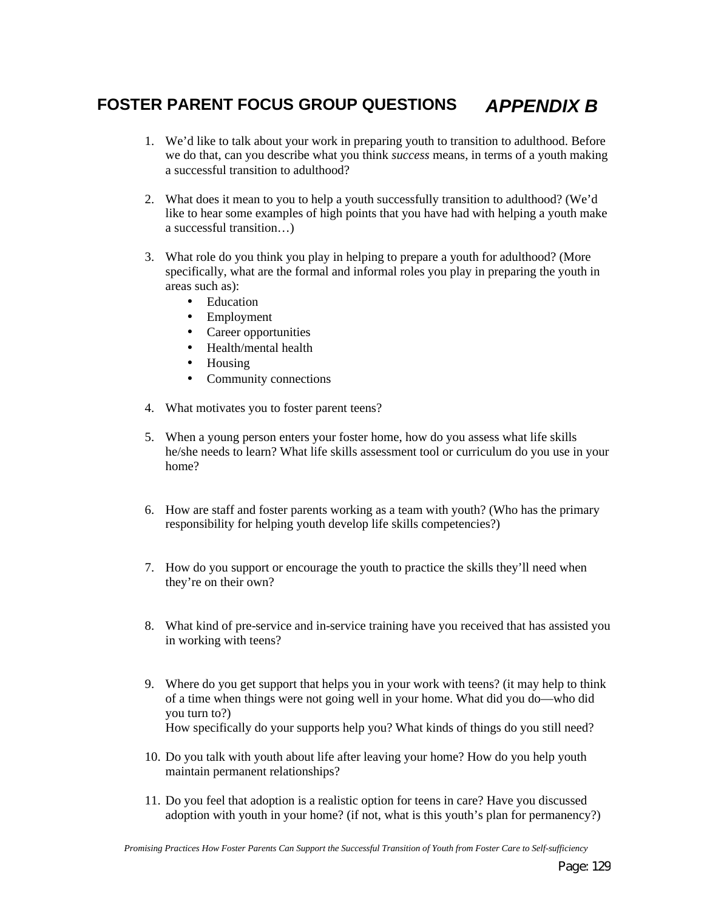# FOSTER PARENT FOCUS GROUP QUESTIONS *APPENDIX B*

1. We'd like to talk about your work in preparing youth to transition to adulthood. Before we do that, can you describe what you think *success* means, in terms of a youth making a successful transition to adulthood?

2. What does it mean to you to help a youth successfully transition to adulthood? (We'd like to hear some examples of high points that you have had with helping a youth make a successful transition…)

3. What role do you think you play in helping to prepare a youth for adulthood? (More specifically, what are the formal and informal roles you play in preparing the youth in areas such as):
   - Education
   - Employment
   - Career opportunities
   - Health/mental health
   - Housing
   - Community connections

4. What motivates you to foster parent teens?

5. When a young person enters your foster home, how do you assess what life skills he/she needs to learn? What life skills assessment tool or curriculum do you use in your home?

6. How are staff and foster parents working as a team with youth? (Who has the primary responsibility for helping youth develop life skills competencies?)

7. How do you support or encourage the youth to practice the skills they'll need when they're on their own?

8. What kind of pre-service and in-service training have you received that has assisted you in working with teens?

9. Where do you get support that helps you in your work with teens? (it may help to think of a time when things were not going well in your home. What did you do—who did you turn to?)
   How specifically do your supports help you? What kinds of things do you still need?

10. Do you talk with youth about life after leaving your home? How do you help youth maintain permanent relationships?

11. Do you feel that adoption is a realistic option for teens in care? Have you discussed adoption with youth in your home? (if not, what is this youth's plan for permanency?)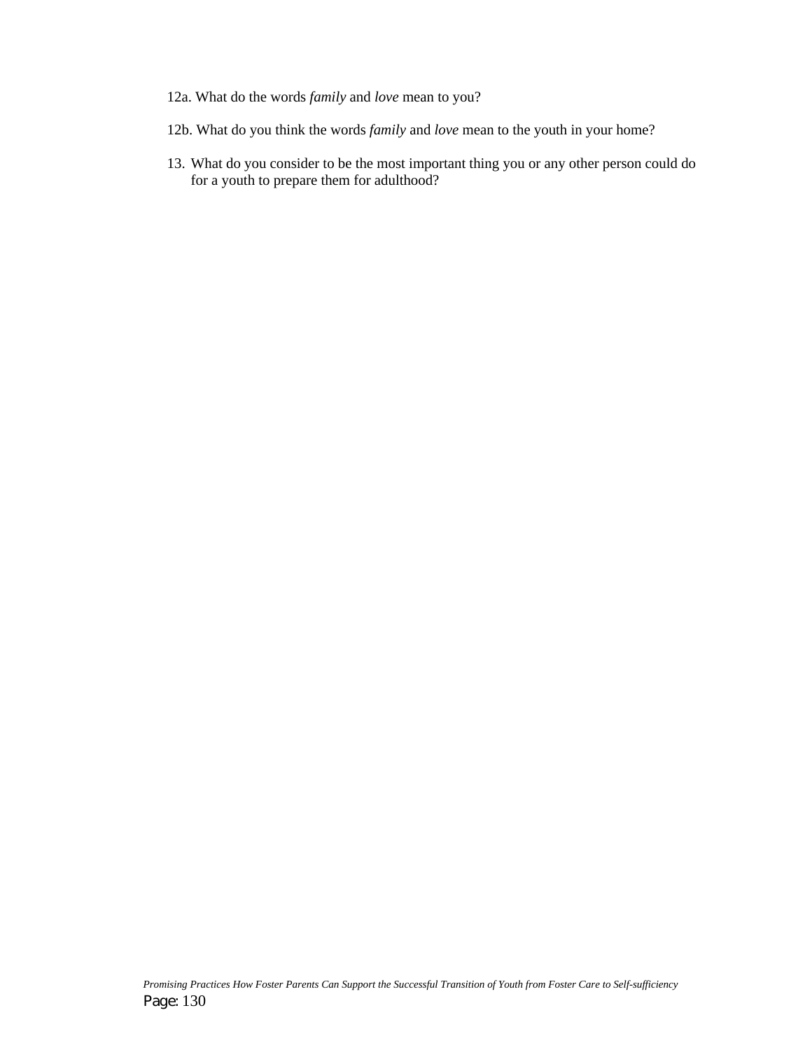12a. What do the words *family* and *love* mean to you?

12b. What do you think the words *family* and *love* mean to the youth in your home?

13. What do you consider to be the most important thing you or any other person could do for a youth to prepare them for adulthood?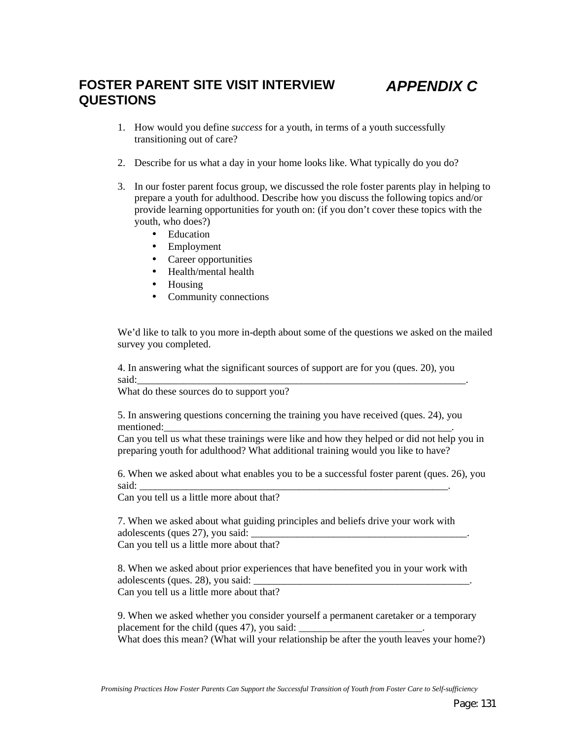# FOSTER PARENT SITE VISIT INTERVIEW QUESTIONS

## *APPENDIX C*

1. How would you define *success* for a youth, in terms of a youth successfully transitioning out of care?

2. Describe for us what a day in your home looks like. What typically do you do?

3. In our foster parent focus group, we discussed the role foster parents play in helping to prepare a youth for adulthood. Describe how you discuss the following topics and/or provide learning opportunities for youth on: (if you don't cover these topics with the youth, who does?)
   - Education
   - Employment
   - Career opportunities
   - Health/mental health
   - Housing
   - Community connections

We'd like to talk to you more in-depth about some of the questions we asked on the mailed survey you completed.

4. In answering what the significant sources of support are for you (ques. 20), you said:_________________________________________________________________.
What do these sources do to support you?

5. In answering questions concerning the training you have received (ques. 24), you mentioned:_________________________________________________________.
Can you tell us what these trainings were like and how they helped or did not help you in preparing youth for adulthood? What additional training would you like to have?

6. When we asked about what enables you to be a successful foster parent (ques. 26), you said: ______________________________________________________________.
Can you tell us a little more about that?

7. When we asked about what guiding principles and beliefs drive your work with adolescents (ques 27), you said: __________________________________________.
Can you tell us a little more about that?

8. When we asked about prior experiences that have benefited you in your work with adolescents (ques. 28), you said: __________________________________________.
Can you tell us a little more about that?

9. When we asked whether you consider yourself a permanent caretaker or a temporary placement for the child (ques 47), you said: ________________________.
What does this mean? (What will your relationship be after the youth leaves your home?)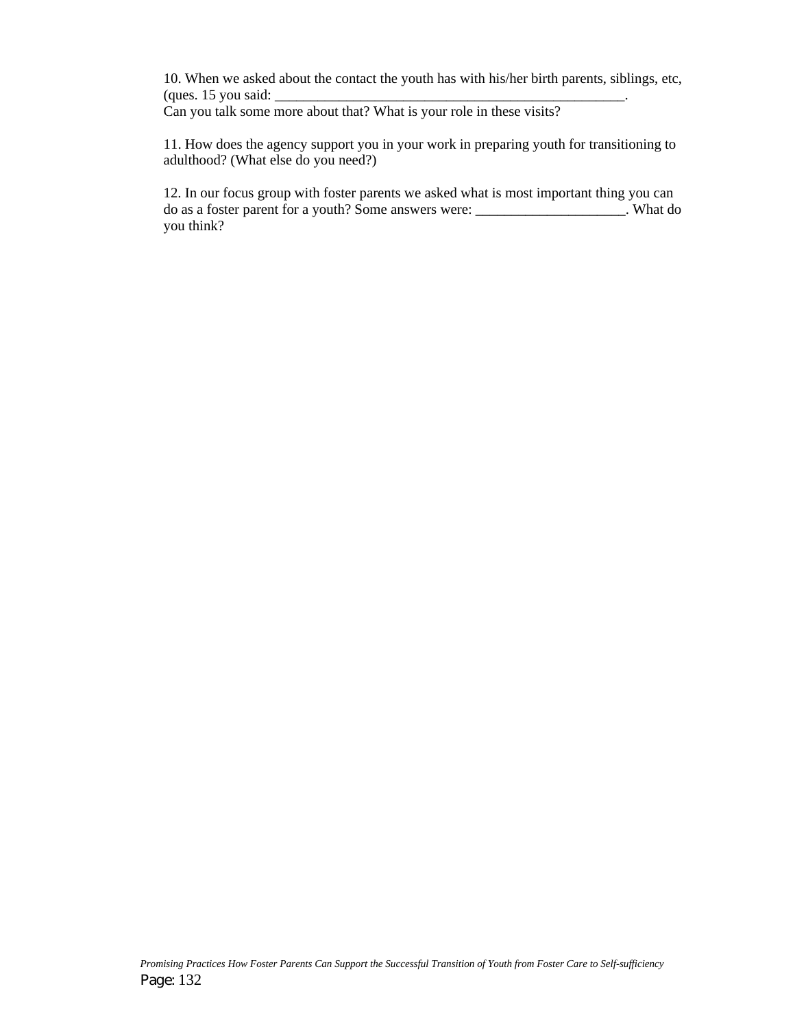10. When we asked about the contact the youth has with his/her birth parents, siblings, etc, (ques. 15 you said: ___________________________________________________.
Can you talk some more about that? What is your role in these visits?

11. How does the agency support you in your work in preparing youth for transitioning to adulthood? (What else do you need?)

12. In our focus group with foster parents we asked what is most important thing you can do as a foster parent for a youth? Some answers were: _____________________. What do you think?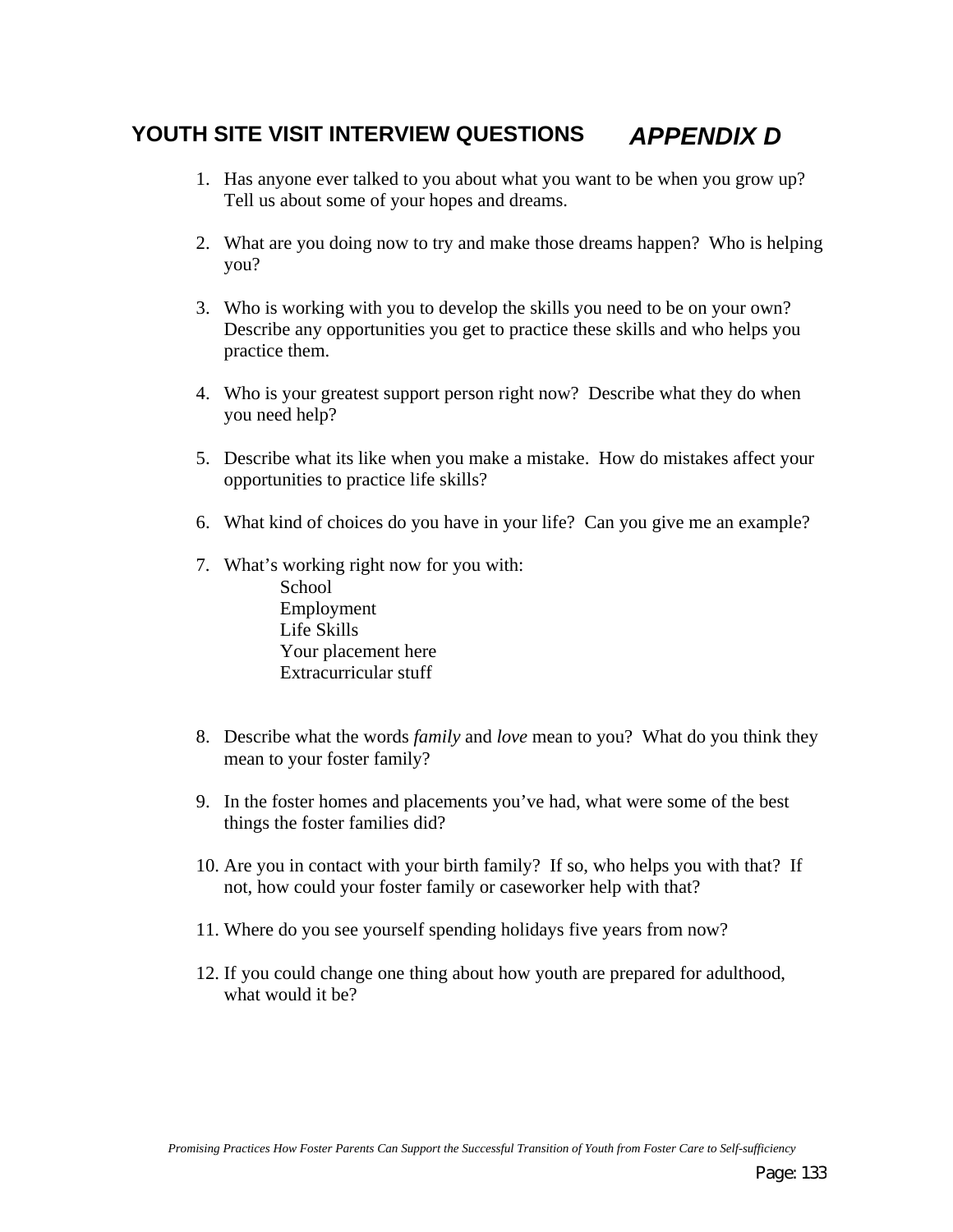# YOUTH SITE VISIT INTERVIEW QUESTIONS *APPENDIX D*

1. Has anyone ever talked to you about what you want to be when you grow up? Tell us about some of your hopes and dreams.

2. What are you doing now to try and make those dreams happen? Who is helping you?

3. Who is working with you to develop the skills you need to be on your own? Describe any opportunities you get to practice these skills and who helps you practice them.

4. Who is your greatest support person right now? Describe what they do when you need help?

5. Describe what its like when you make a mistake. How do mistakes affect your opportunities to practice life skills?

6. What kind of choices do you have in your life? Can you give me an example?

7. What's working right now for you with:
   - School
   - Employment
   - Life Skills
   - Your placement here
   - Extracurricular stuff

8. Describe what the words *family* and *love* mean to you? What do you think they mean to your foster family?

9. In the foster homes and placements you've had, what were some of the best things the foster families did?

10. Are you in contact with your birth family? If so, who helps you with that? If not, how could your foster family or caseworker help with that?

11. Where do you see yourself spending holidays five years from now?

12. If you could change one thing about how youth are prepared for adulthood, what would it be?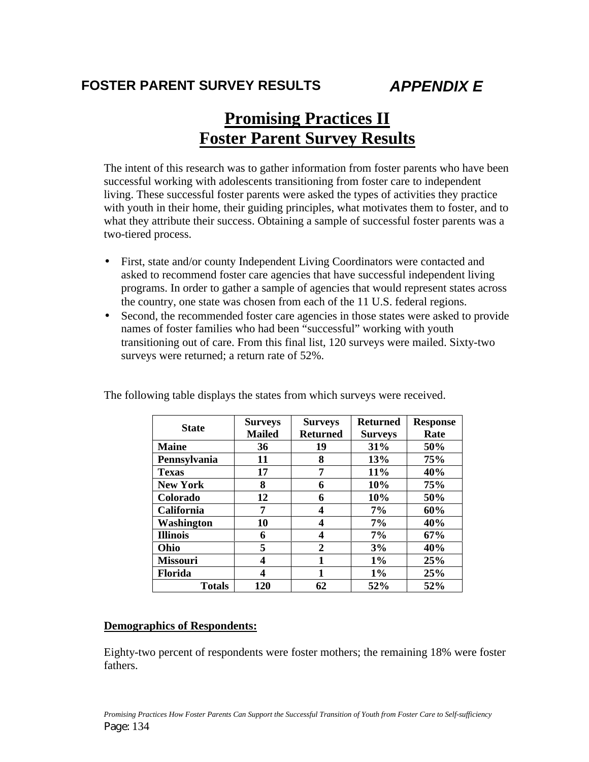**FOSTER PARENT SURVEY RESULTS** ***APPENDIX E***

# Promising Practices II
# Foster Parent Survey Results

The intent of this research was to gather information from foster parents who have been successful working with adolescents transitioning from foster care to independent living. These successful foster parents were asked the types of activities they practice with youth in their home, their guiding principles, what motivates them to foster, and to what they attribute their success. Obtaining a sample of successful foster parents was a two-tiered process.

- First, state and/or county Independent Living Coordinators were contacted and asked to recommend foster care agencies that have successful independent living programs. In order to gather a sample of agencies that would represent states across the country, one state was chosen from each of the 11 U.S. federal regions.
- Second, the recommended foster care agencies in those states were asked to provide names of foster families who had been "successful" working with youth transitioning out of care. From this final list, 120 surveys were mailed. Sixty-two surveys were returned; a return rate of 52%.

The following table displays the states from which surveys were received.

| State | Surveys Mailed | Surveys Returned | Returned Surveys | Response Rate |
|---|---|---|---|---|
| **Maine** | **36** | **19** | **31%** | **50%** |
| **Pennsylvania** | **11** | **8** | **13%** | **75%** |
| **Texas** | **17** | **7** | **11%** | **40%** |
| **New York** | **8** | **6** | **10%** | **75%** |
| **Colorado** | **12** | **6** | **10%** | **50%** |
| **California** | **7** | **4** | **7%** | **60%** |
| **Washington** | **10** | **4** | **7%** | **40%** |
| **Illinois** | **6** | **4** | **7%** | **67%** |
| **Ohio** | **5** | **2** | **3%** | **40%** |
| **Missouri** | **4** | **1** | **1%** | **25%** |
| **Florida** | **4** | **1** | **1%** | **25%** |
| **Totals** | **120** | **62** | **52%** | **52%** |

**Demographics of Respondents:**

Eighty-two percent of respondents were foster mothers; the remaining 18% were foster fathers.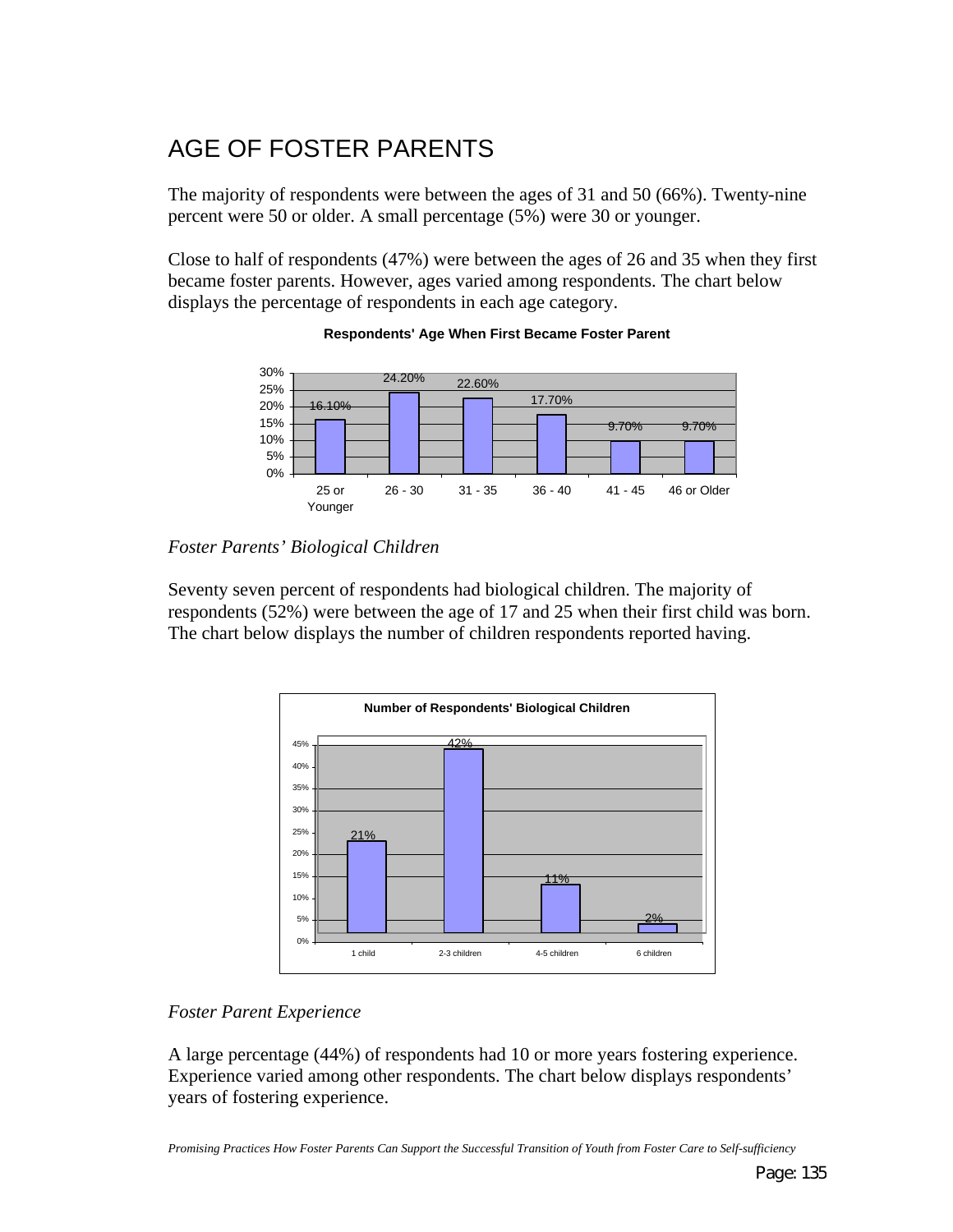# AGE OF FOSTER PARENTS

The majority of respondents were between the ages of 31 and 50 (66%). Twenty-nine percent were 50 or older. A small percentage (5%) were 30 or younger.

Close to half of respondents (47%) were between the ages of 26 and 35 when they first became foster parents. However, ages varied among respondents. The chart below displays the percentage of respondents in each age category.

**Respondents' Age When First Became Foster Parent**

| Age | Percentage |
|---|---|
| 25 or Younger | 16.10% |
| 26 - 30 | 24.20% |
| 31 - 35 | 22.60% |
| 36 - 40 | 17.70% |
| 41 - 45 | 9.70% |
| 46 or Older | 9.70% |

*Foster Parents' Biological Children*

Seventy seven percent of respondents had biological children. The majority of respondents (52%) were between the age of 17 and 25 when their first child was born. The chart below displays the number of children respondents reported having.

**Number of Respondents' Biological Children**

| Number of Children | Percentage |
|---|---|
| 1 child | 21% |
| 2-3 children | 42% |
| 4-5 children | 11% |
| 6 children | 2% |

*Foster Parent Experience*

A large percentage (44%) of respondents had 10 or more years fostering experience. Experience varied among other respondents. The chart below displays respondents' years of fostering experience.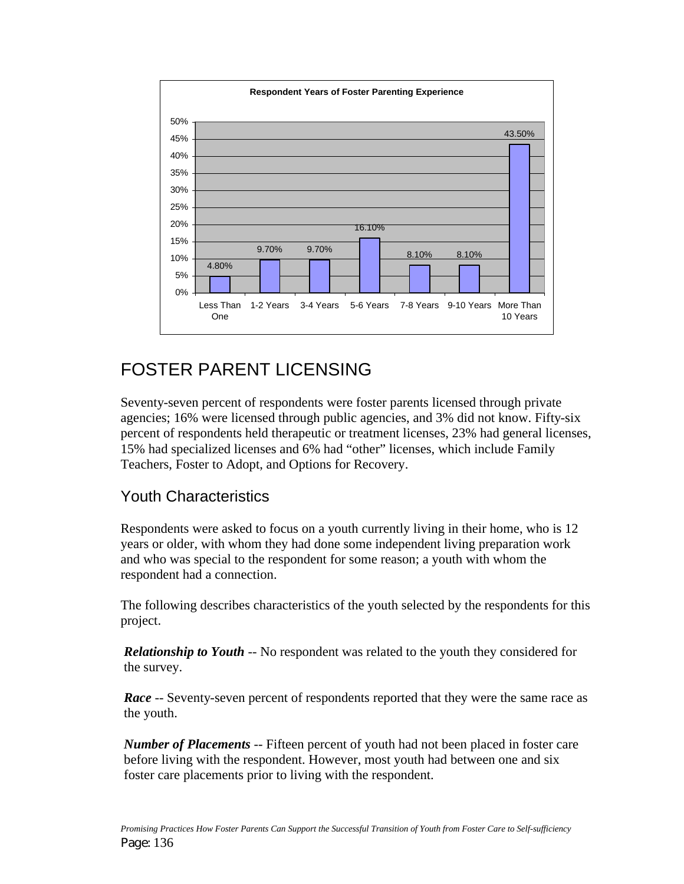**Respondent Years of Foster Parenting Experience**

| Years | Percent |
| --- | --- |
| Less Than One | 4.80% |
| 1-2 Years | 9.70% |
| 3-4 Years | 9.70% |
| 5-6 Years | 16.10% |
| 7-8 Years | 8.10% |
| 9-10 Years | 8.10% |
| More Than 10 Years | 43.50% |

# FOSTER PARENT LICENSING

Seventy-seven percent of respondents were foster parents licensed through private agencies; 16% were licensed through public agencies, and 3% did not know. Fifty-six percent of respondents held therapeutic or treatment licenses, 23% had general licenses, 15% had specialized licenses and 6% had "other" licenses, which include Family Teachers, Foster to Adopt, and Options for Recovery.

## Youth Characteristics

Respondents were asked to focus on a youth currently living in their home, who is 12 years or older, with whom they had done some independent living preparation work and who was special to the respondent for some reason; a youth with whom the respondent had a connection.

The following describes characteristics of the youth selected by the respondents for this project.

***Relationship to Youth*** -- No respondent was related to the youth they considered for the survey.

***Race*** -- Seventy-seven percent of respondents reported that they were the same race as the youth.

***Number of Placements*** -- Fifteen percent of youth had not been placed in foster care before living with the respondent. However, most youth had between one and six foster care placements prior to living with the respondent.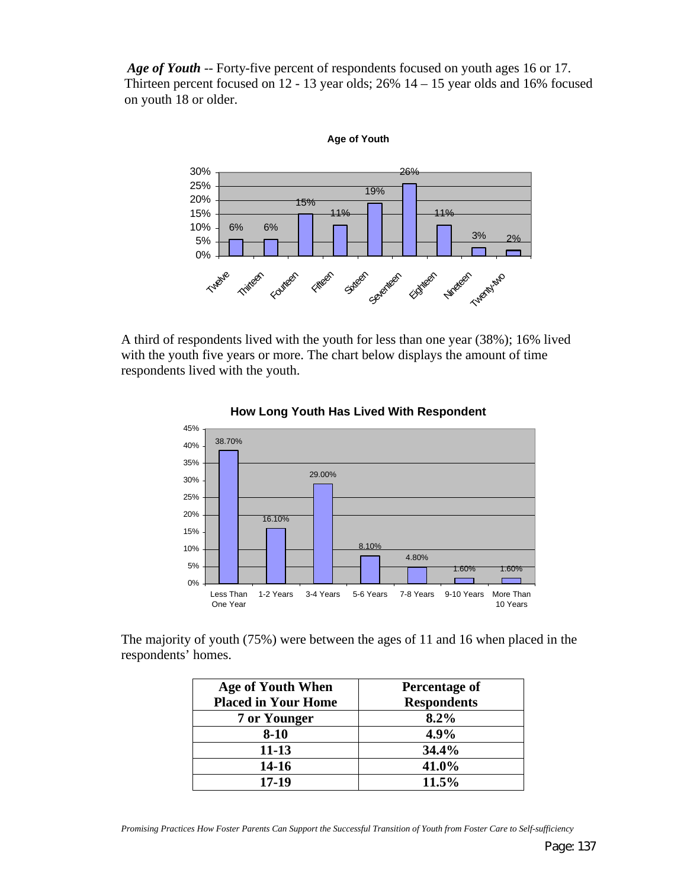***Age of Youth*** -- Forty-five percent of respondents focused on youth ages 16 or 17. Thirteen percent focused on 12 - 13 year olds; 26% 14 – 15 year olds and 16% focused on youth 18 or older.

**Age of Youth**

| Age | Percentage |
|---|---|
| Twelve | 6% |
| Thirteen | 6% |
| Fourteen | 15% |
| Fifteen | 11% |
| Sixteen | 19% |
| Seventeen | 26% |
| Eighteen | 11% |
| Nineteen | 3% |
| Twenty-two | 2% |

A third of respondents lived with the youth for less than one year (38%); 16% lived with the youth five years or more. The chart below displays the amount of time respondents lived with the youth.

**How Long Youth Has Lived With Respondent**

| Length of Time | Percentage |
|---|---|
| Less Than One Year | 38.70% |
| 1-2 Years | 16.10% |
| 3-4 Years | 29.00% |
| 5-6 Years | 8.10% |
| 7-8 Years | 4.80% |
| 9-10 Years | 1.60% |
| More Than 10 Years | 1.60% |

The majority of youth (75%) were between the ages of 11 and 16 when placed in the respondents' homes.

| Age of Youth When Placed in Your Home | Percentage of Respondents |
|---|---|
| 7 or Younger | 8.2% |
| 8-10 | 4.9% |
| 11-13 | 34.4% |
| 14-16 | 41.0% |
| 17-19 | 11.5% |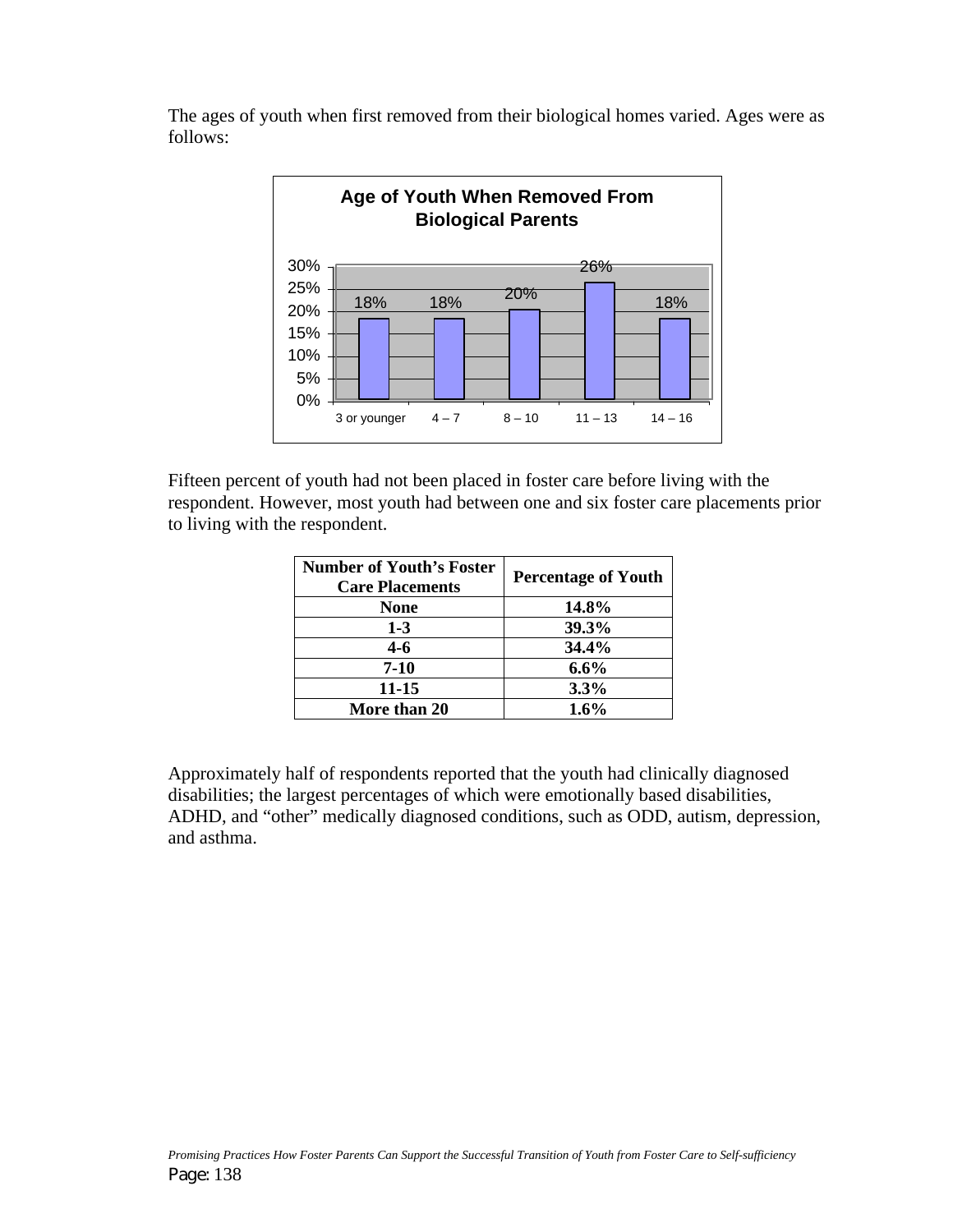The ages of youth when first removed from their biological homes varied. Ages were as follows:

**Age of Youth When Removed From Biological Parents**

| Age | Percentage |
|---|---|
| 3 or younger | 18% |
| 4 – 7 | 18% |
| 8 – 10 | 20% |
| 11 – 13 | 26% |
| 14 – 16 | 18% |

Fifteen percent of youth had not been placed in foster care before living with the respondent. However, most youth had between one and six foster care placements prior to living with the respondent.

| Number of Youth's Foster Care Placements | Percentage of Youth |
|---|---|
| None | 14.8% |
| 1-3 | 39.3% |
| 4-6 | 34.4% |
| 7-10 | 6.6% |
| 11-15 | 3.3% |
| More than 20 | 1.6% |

Approximately half of respondents reported that the youth had clinically diagnosed disabilities; the largest percentages of which were emotionally based disabilities, ADHD, and "other" medically diagnosed conditions, such as ODD, autism, depression, and asthma.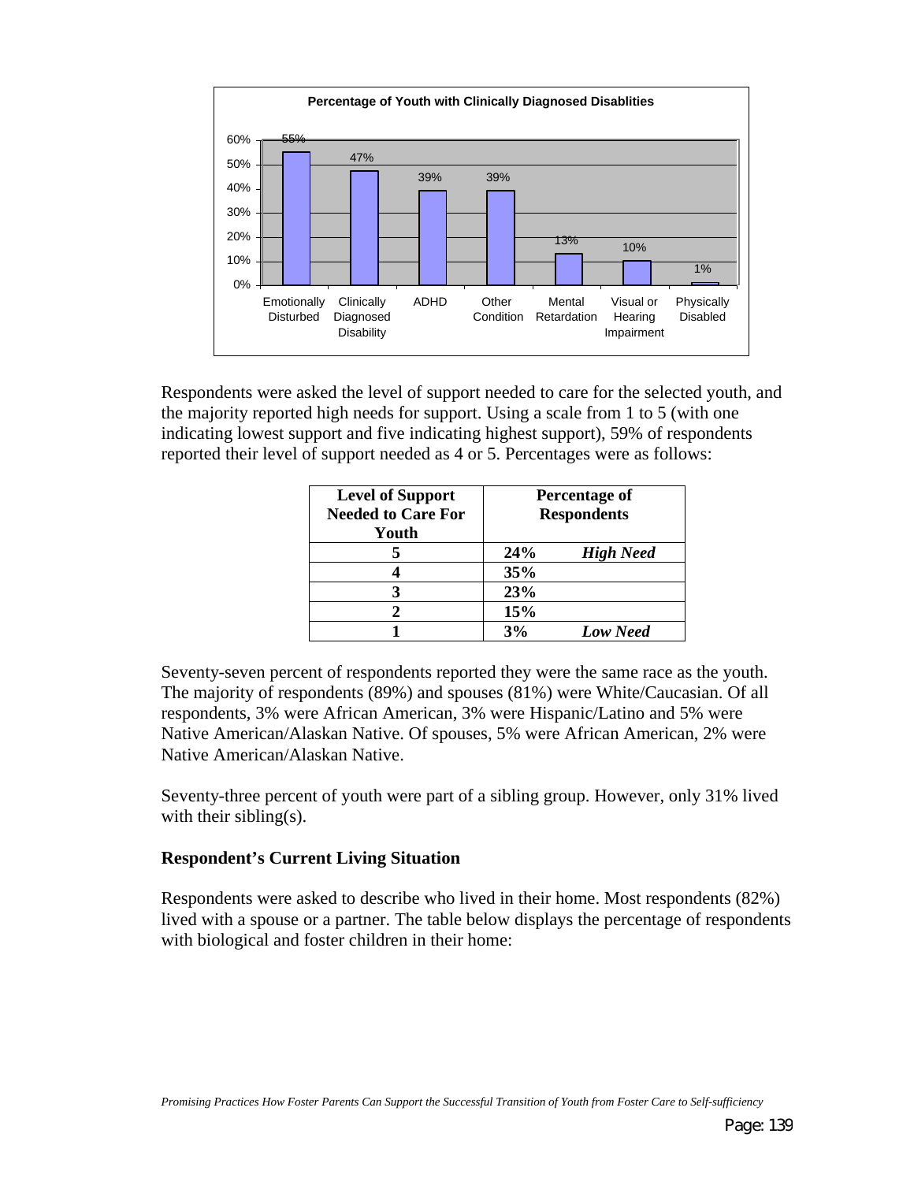**Percentage of Youth with Clinically Diagnosed Disablities**

| Category | Percentage |
|---|---|
| Emotionally Disturbed | 55% |
| Clinically Diagnosed Disability | 47% |
| ADHD | 39% |
| Other Condition | 39% |
| Mental Retardation | 13% |
| Visual or Hearing Impairment | 10% |
| Physically Disabled | 1% |

Respondents were asked the level of support needed to care for the selected youth, and the majority reported high needs for support. Using a scale from 1 to 5 (with one indicating lowest support and five indicating highest support), 59% of respondents reported their level of support needed as 4 or 5. Percentages were as follows:

| Level of Support Needed to Care For Youth | Percentage of Respondents | |
|---|---|---|
| 5 | 24% | *High Need* |
| 4 | 35% | |
| 3 | 23% | |
| 2 | 15% | |
| 1 | 3% | *Low Need* |

Seventy-seven percent of respondents reported they were the same race as the youth. The majority of respondents (89%) and spouses (81%) were White/Caucasian. Of all respondents, 3% were African American, 3% were Hispanic/Latino and 5% were Native American/Alaskan Native. Of spouses, 5% were African American, 2% were Native American/Alaskan Native.

Seventy-three percent of youth were part of a sibling group. However, only 31% lived with their sibling(s).

### Respondent's Current Living Situation

Respondents were asked to describe who lived in their home. Most respondents (82%) lived with a spouse or a partner. The table below displays the percentage of respondents with biological and foster children in their home: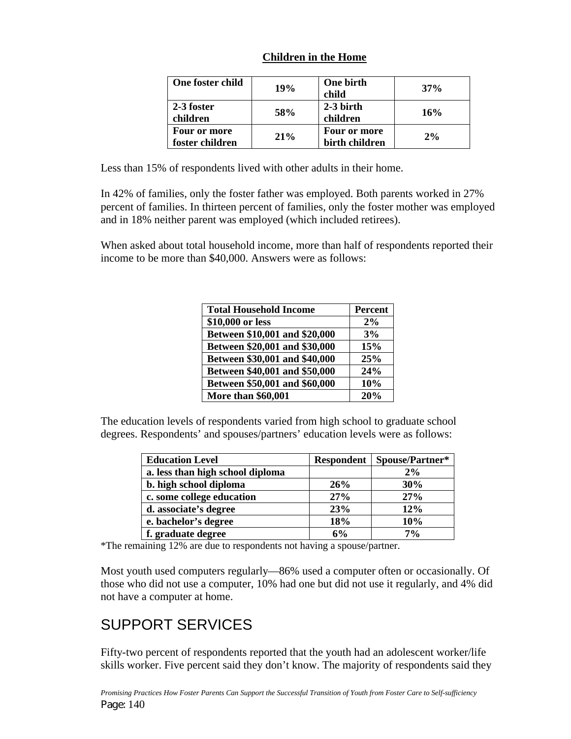**Children in the Home**

| One foster child | 19% | One birth child | 37% |
|---|---|---|---|
| 2-3 foster children | 58% | 2-3 birth children | 16% |
| Four or more foster children | 21% | Four or more birth children | 2% |

Less than 15% of respondents lived with other adults in their home.

In 42% of families, only the foster father was employed. Both parents worked in 27% percent of families. In thirteen percent of families, only the foster mother was employed and in 18% neither parent was employed (which included retirees).

When asked about total household income, more than half of respondents reported their income to be more than $40,000. Answers were as follows:

| Total Household Income | Percent |
|---|---|
| $10,000 or less | 2% |
| Between $10,001 and $20,000 | 3% |
| Between $20,001 and $30,000 | 15% |
| Between $30,001 and $40,000 | 25% |
| Between $40,001 and $50,000 | 24% |
| Between $50,001 and $60,000 | 10% |
| More than $60,001 | 20% |

The education levels of respondents varied from high school to graduate school degrees. Respondents' and spouses/partners' education levels were as follows:

| Education Level | Respondent | Spouse/Partner* |
|---|---|---|
| a. less than high school diploma | | 2% |
| b. high school diploma | 26% | 30% |
| c. some college education | 27% | 27% |
| d. associate's degree | 23% | 12% |
| e. bachelor's degree | 18% | 10% |
| f. graduate degree | 6% | 7% |

*The remaining 12% are due to respondents not having a spouse/partner.

Most youth used computers regularly—86% used a computer often or occasionally. Of those who did not use a computer, 10% had one but did not use it regularly, and 4% did not have a computer at home.

## SUPPORT SERVICES

Fifty-two percent of respondents reported that the youth had an adolescent worker/life skills worker. Five percent said they don't know. The majority of respondents said they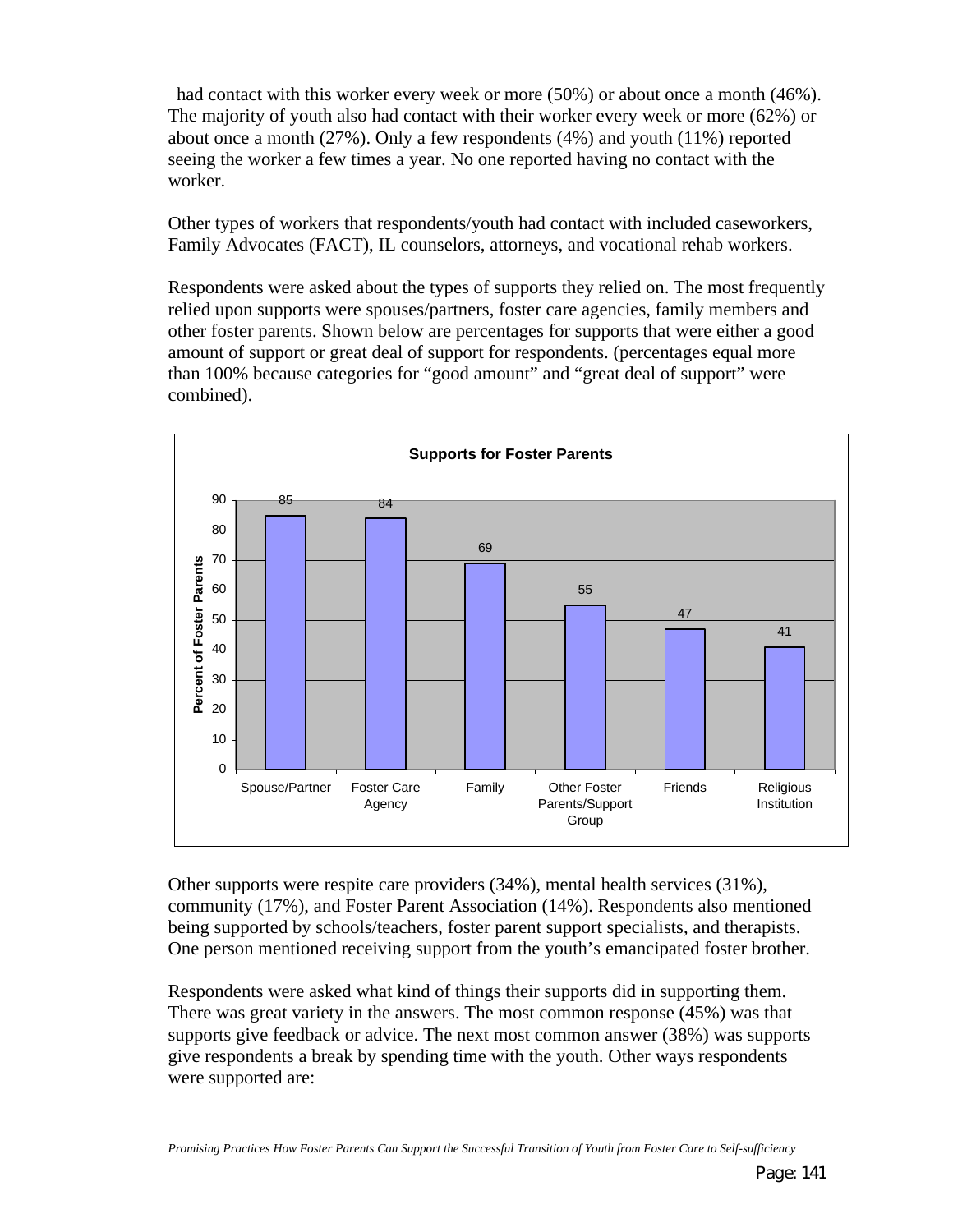had contact with this worker every week or more (50%) or about once a month (46%). The majority of youth also had contact with their worker every week or more (62%) or about once a month (27%). Only a few respondents (4%) and youth (11%) reported seeing the worker a few times a year. No one reported having no contact with the worker.

Other types of workers that respondents/youth had contact with included caseworkers, Family Advocates (FACT), IL counselors, attorneys, and vocational rehab workers.

Respondents were asked about the types of supports they relied on. The most frequently relied upon supports were spouses/partners, foster care agencies, family members and other foster parents. Shown below are percentages for supports that were either a good amount of support or great deal of support for respondents. (percentages equal more than 100% because categories for "good amount" and "great deal of support" were combined).

**Supports for Foster Parents**

| Support | Percent of Foster Parents |
|---|---|
| Spouse/Partner | 85 |
| Foster Care Agency | 84 |
| Family | 69 |
| Other Foster Parents/Support Group | 55 |
| Friends | 47 |
| Religious Institution | 41 |

Other supports were respite care providers (34%), mental health services (31%), community (17%), and Foster Parent Association (14%). Respondents also mentioned being supported by schools/teachers, foster parent support specialists, and therapists. One person mentioned receiving support from the youth's emancipated foster brother.

Respondents were asked what kind of things their supports did in supporting them. There was great variety in the answers. The most common response (45%) was that supports give feedback or advice. The next most common answer (38%) was supports give respondents a break by spending time with the youth. Other ways respondents were supported are: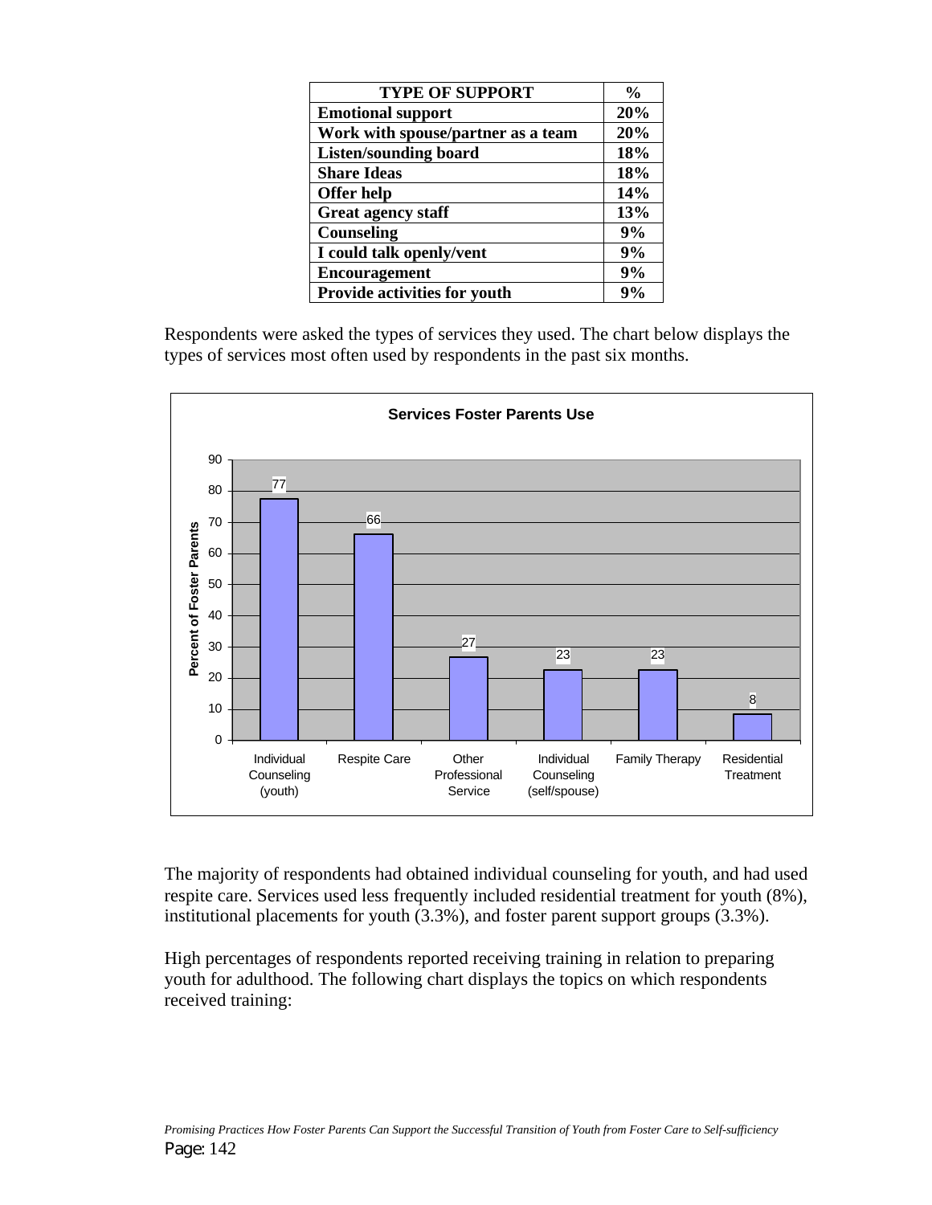| TYPE OF SUPPORT | % |
|---|---|
| **Emotional support** | **20%** |
| **Work with spouse/partner as a team** | **20%** |
| **Listen/sounding board** | **18%** |
| **Share Ideas** | **18%** |
| **Offer help** | **14%** |
| **Great agency staff** | **13%** |
| **Counseling** | **9%** |
| **I could talk openly/vent** | **9%** |
| **Encouragement** | **9%** |
| **Provide activities for youth** | **9%** |

Respondents were asked the types of services they used. The chart below displays the types of services most often used by respondents in the past six months.

**Services Foster Parents Use**

| Service | Percent of Foster Parents |
|---|---|
| Individual Counseling (youth) | 77 |
| Respite Care | 66 |
| Other Professional Service | 27 |
| Individual Counseling (self/spouse) | 23 |
| Family Therapy | 23 |
| Residential Treatment | 8 |

The majority of respondents had obtained individual counseling for youth, and had used respite care. Services used less frequently included residential treatment for youth (8%), institutional placements for youth (3.3%), and foster parent support groups (3.3%).

High percentages of respondents reported receiving training in relation to preparing youth for adulthood. The following chart displays the topics on which respondents received training: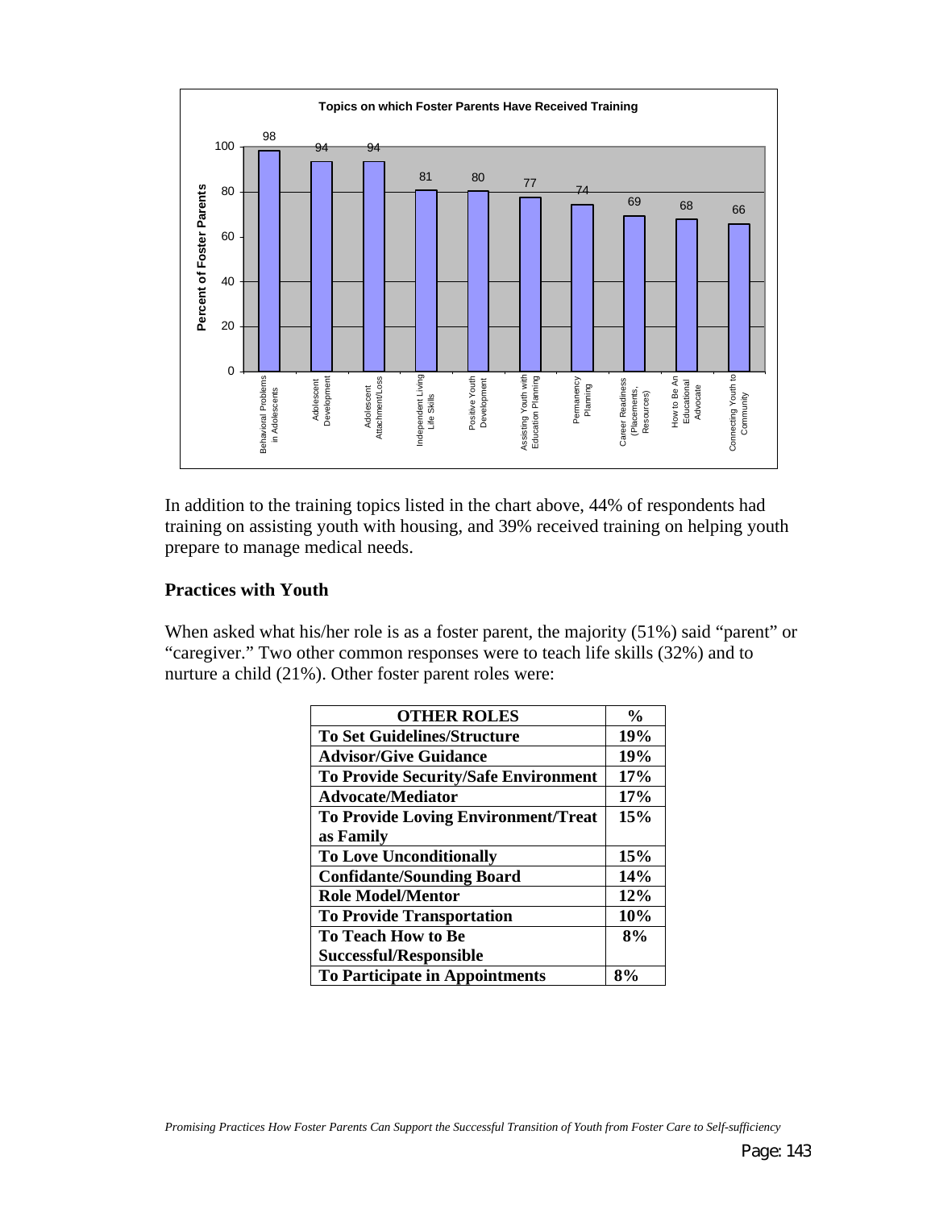**Topics on which Foster Parents Have Received Training**

| Topic | Percent of Foster Parents |
|---|---|
| Behavioral Problems in Adolescents | 98 |
| Adolescent Development | 94 |
| Adolescent Attachment/Loss | 94 |
| Independent Living Life Skills | 81 |
| Positive Youth Development | 80 |
| Assisting Youth with Education Planning | 77 |
| Permanency Planning | 74 |
| Career Readiness (Placements, Resources) | 69 |
| How to Be An Educational Advocate | 68 |
| Connecting Youth to Community | 66 |

In addition to the training topics listed in the chart above, 44% of respondents had training on assisting youth with housing, and 39% received training on helping youth prepare to manage medical needs.

### Practices with Youth

When asked what his/her role is as a foster parent, the majority (51%) said "parent" or "caregiver." Two other common responses were to teach life skills (32%) and to nurture a child (21%). Other foster parent roles were:

| OTHER ROLES | % |
|---|---|
| To Set Guidelines/Structure | 19% |
| Advisor/Give Guidance | 19% |
| To Provide Security/Safe Environment | 17% |
| Advocate/Mediator | 17% |
| To Provide Loving Environment/Treat as Family | 15% |
| To Love Unconditionally | 15% |
| Confidante/Sounding Board | 14% |
| Role Model/Mentor | 12% |
| To Provide Transportation | 10% |
| To Teach How to Be Successful/Responsible | 8% |
| To Participate in Appointments | 8% |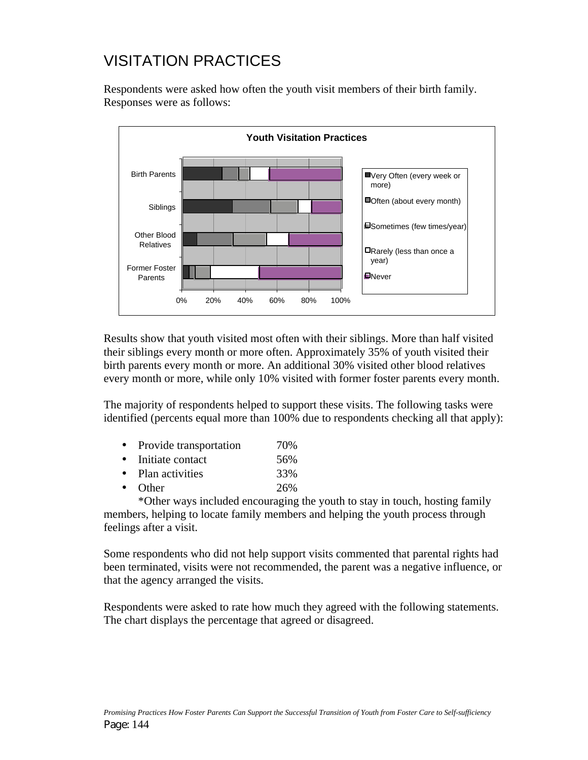# VISITATION PRACTICES

Respondents were asked how often the youth visit members of their birth family. Responses were as follows:

**Youth Visitation Practices**

Birth Parents
Siblings
Other Blood Relatives
Former Foster Parents

0% 20% 40% 60% 80% 100%

Very Often (every week or more)
Often (about every month)
Sometimes (few times/year)
Rarely (less than once a year)
Never

Results show that youth visited most often with their siblings. More than half visited their siblings every month or more often. Approximately 35% of youth visited their birth parents every month or more. An additional 30% visited other blood relatives every month or more, while only 10% visited with former foster parents every month.

The majority of respondents helped to support these visits. The following tasks were identified (percents equal more than 100% due to respondents checking all that apply):

- Provide transportation 70%
- Initiate contact 56%
- Plan activities 33%
- Other 26%

*Other ways included encouraging the youth to stay in touch, hosting family members, helping to locate family members and helping the youth process through feelings after a visit.

Some respondents who did not help support visits commented that parental rights had been terminated, visits were not recommended, the parent was a negative influence, or that the agency arranged the visits.

Respondents were asked to rate how much they agreed with the following statements. The chart displays the percentage that agreed or disagreed.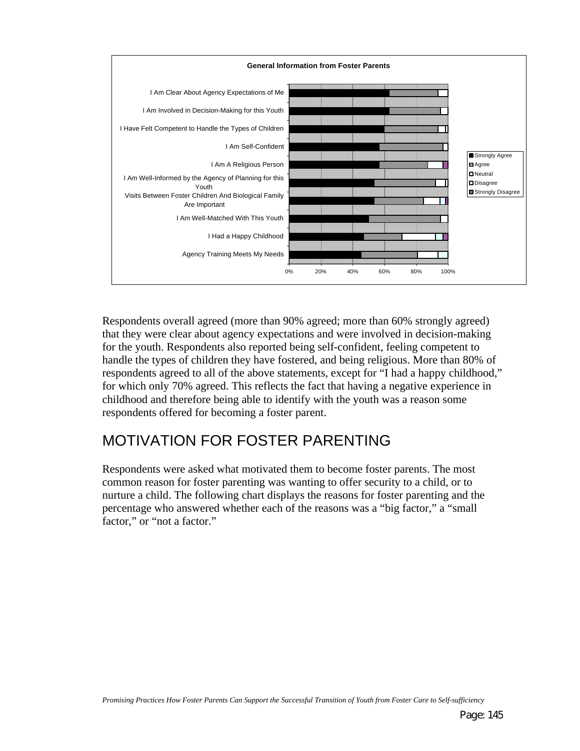**General Information from Foster Parents**

| Statement |
|---|
| I Am Clear About Agency Expectations of Me |
| I Am Involved in Decision-Making for this Youth |
| I Have Felt Competent to Handle the Types of Children |
| I Am Self-Confident |
| I Am A Religious Person |
| I Am Well-Informed by the Agency of Planning for this Youth |
| Visits Between Foster Children And Biological Family Are Important |
| I Am Well-Matched With This Youth |
| I Had a Happy Childhood |
| Agency Training Meets My Needs |

Legend: Strongly Agree, Agree, Neutral, Disagree, Strongly Disagree (0%–100%)

Respondents overall agreed (more than 90% agreed; more than 60% strongly agreed) that they were clear about agency expectations and were involved in decision-making for the youth. Respondents also reported being self-confident, feeling competent to handle the types of children they have fostered, and being religious. More than 80% of respondents agreed to all of the above statements, except for "I had a happy childhood," for which only 70% agreed. This reflects the fact that having a negative experience in childhood and therefore being able to identify with the youth was a reason some respondents offered for becoming a foster parent.

## MOTIVATION FOR FOSTER PARENTING

Respondents were asked what motivated them to become foster parents. The most common reason for foster parenting was wanting to offer security to a child, or to nurture a child. The following chart displays the reasons for foster parenting and the percentage who answered whether each of the reasons was a "big factor," a "small factor," or "not a factor."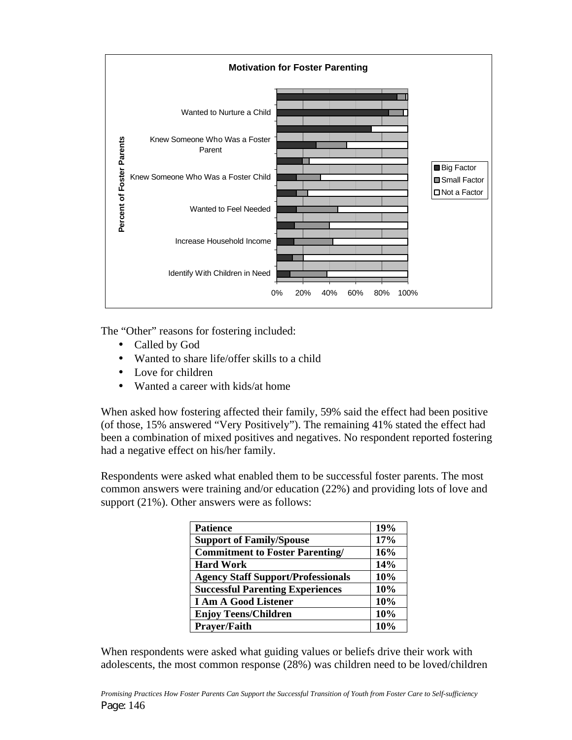**Motivation for Foster Parenting**

| | Big Factor | Small Factor | Not a Factor |
|---|---|---|---|
| Wanted to Nurture a Child | | | |
| Knew Someone Who Was a Foster Parent | | | |
| Knew Someone Who Was a Foster Child | | | |
| Wanted to Feel Needed | | | |
| Increase Household Income | | | |
| Identify With Children in Need | | | |

Percent of Foster Parents (0%–100%)

The "Other" reasons for fostering included:

- Called by God
- Wanted to share life/offer skills to a child
- Love for children
- Wanted a career with kids/at home

When asked how fostering affected their family, 59% said the effect had been positive (of those, 15% answered "Very Positively"). The remaining 41% stated the effect had been a combination of mixed positives and negatives. No respondent reported fostering had a negative effect on his/her family.

Respondents were asked what enabled them to be successful foster parents. The most common answers were training and/or education (22%) and providing lots of love and support (21%). Other answers were as follows:

| | |
|---|---|
| **Patience** | **19%** |
| **Support of Family/Spouse** | **17%** |
| **Commitment to Foster Parenting/** | **16%** |
| **Hard Work** | **14%** |
| **Agency Staff Support/Professionals** | **10%** |
| **Successful Parenting Experiences** | **10%** |
| **I Am A Good Listener** | **10%** |
| **Enjoy Teens/Children** | **10%** |
| **Prayer/Faith** | **10%** |

When respondents were asked what guiding values or beliefs drive their work with adolescents, the most common response (28%) was children need to be loved/children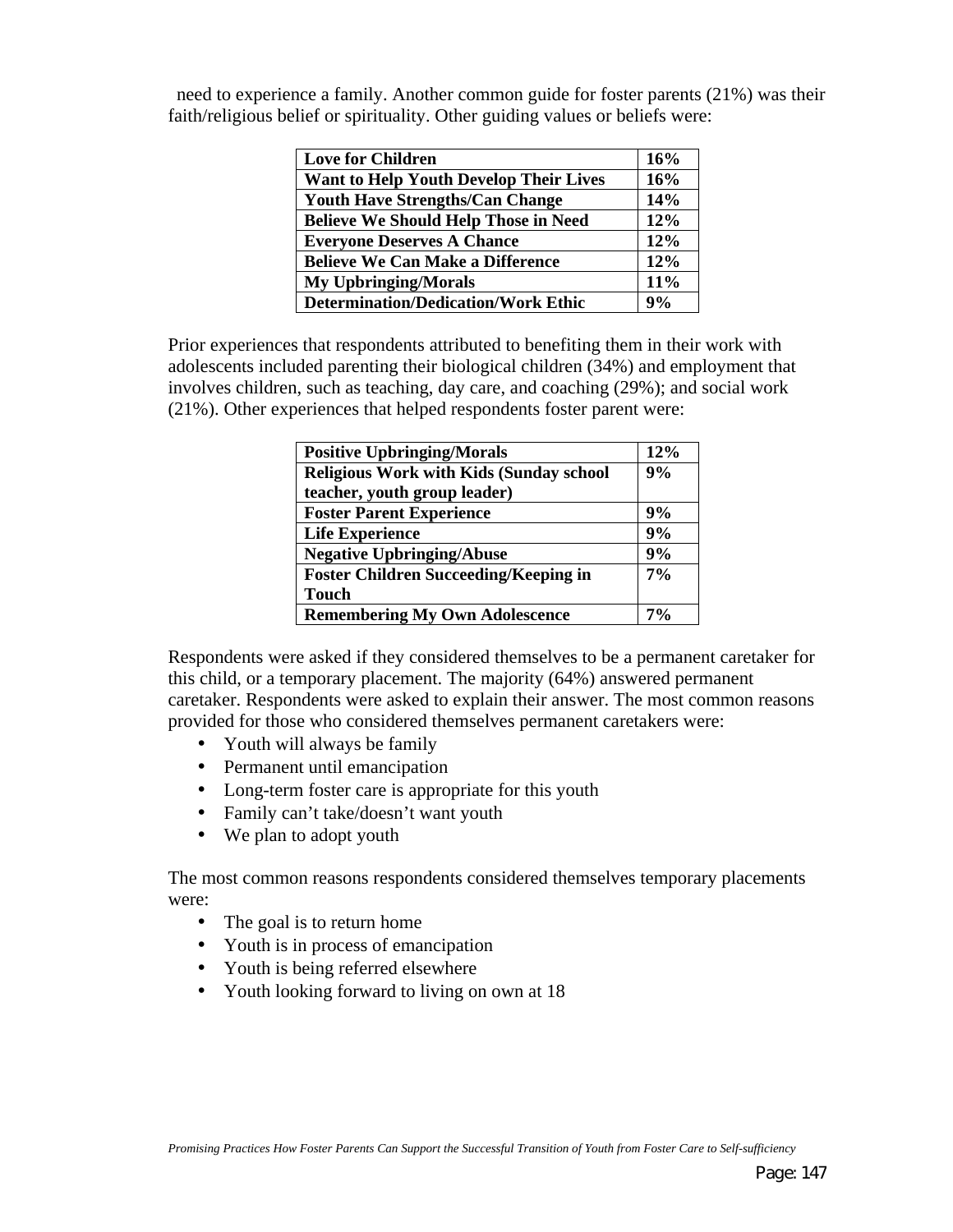need to experience a family. Another common guide for foster parents (21%) was their faith/religious belief or spirituality. Other guiding values or beliefs were:

| **Love for Children** | **16%** |
|---|---|
| **Want to Help Youth Develop Their Lives** | **16%** |
| **Youth Have Strengths/Can Change** | **14%** |
| **Believe We Should Help Those in Need** | **12%** |
| **Everyone Deserves A Chance** | **12%** |
| **Believe We Can Make a Difference** | **12%** |
| **My Upbringing/Morals** | **11%** |
| **Determination/Dedication/Work Ethic** | **9%** |

Prior experiences that respondents attributed to benefiting them in their work with adolescents included parenting their biological children (34%) and employment that involves children, such as teaching, day care, and coaching (29%); and social work (21%). Other experiences that helped respondents foster parent were:

| **Positive Upbringing/Morals** | **12%** |
|---|---|
| **Religious Work with Kids (Sunday school teacher, youth group leader)** | **9%** |
| **Foster Parent Experience** | **9%** |
| **Life Experience** | **9%** |
| **Negative Upbringing/Abuse** | **9%** |
| **Foster Children Succeeding/Keeping in Touch** | **7%** |
| **Remembering My Own Adolescence** | **7%** |

Respondents were asked if they considered themselves to be a permanent caretaker for this child, or a temporary placement. The majority (64%) answered permanent caretaker. Respondents were asked to explain their answer. The most common reasons provided for those who considered themselves permanent caretakers were:

- Youth will always be family
- Permanent until emancipation
- Long-term foster care is appropriate for this youth
- Family can't take/doesn't want youth
- We plan to adopt youth

The most common reasons respondents considered themselves temporary placements were:

- The goal is to return home
- Youth is in process of emancipation
- Youth is being referred elsewhere
- Youth looking forward to living on own at 18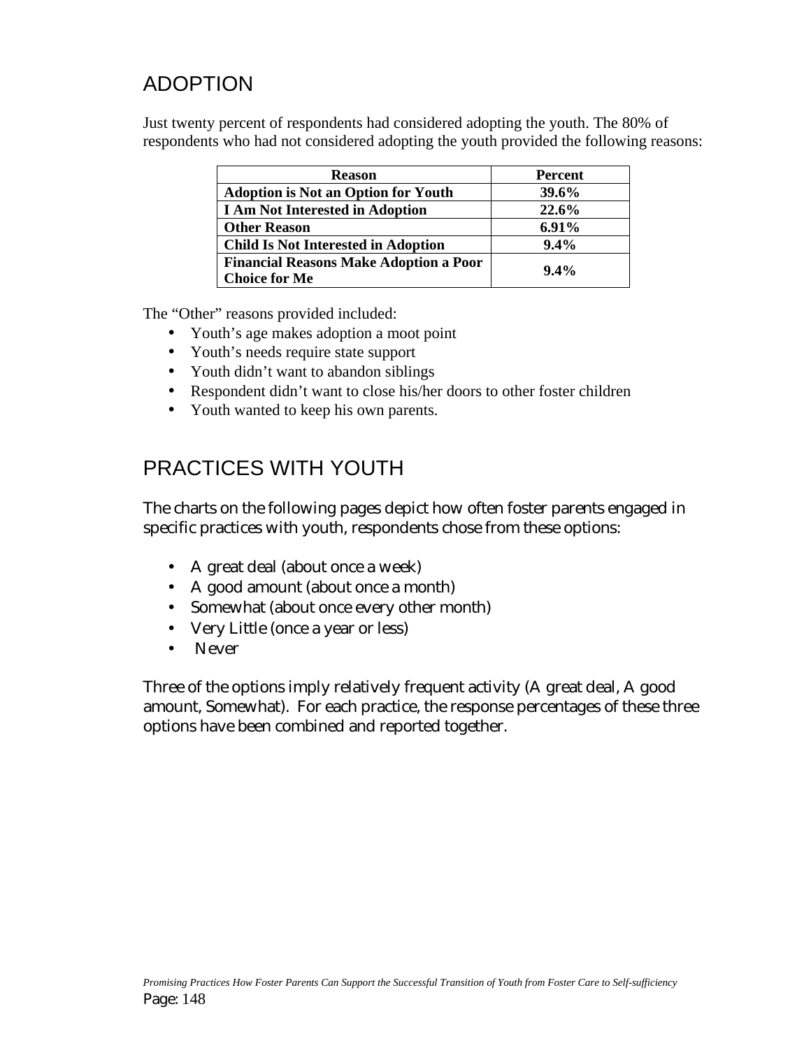## ADOPTION

Just twenty percent of respondents had considered adopting the youth. The 80% of respondents who had not considered adopting the youth provided the following reasons:

| Reason | Percent |
|---|---|
| **Adoption is Not an Option for Youth** | **39.6%** |
| **I Am Not Interested in Adoption** | **22.6%** |
| **Other Reason** | **6.91%** |
| **Child Is Not Interested in Adoption** | **9.4%** |
| **Financial Reasons Make Adoption a Poor Choice for Me** | **9.4%** |

The "Other" reasons provided included:

- Youth's age makes adoption a moot point
- Youth's needs require state support
- Youth didn't want to abandon siblings
- Respondent didn't want to close his/her doors to other foster children
- Youth wanted to keep his own parents.

## PRACTICES WITH YOUTH

The charts on the following pages depict how often foster parents engaged in specific practices with youth, respondents chose from these options:

- A great deal (about once a week)
- A good amount (about once a month)
- Somewhat (about once every other month)
- Very Little (once a year or less)
- Never

Three of the options imply relatively frequent activity (A great deal, A good amount, Somewhat). For each practice, the response percentages of these three options have been combined and reported together.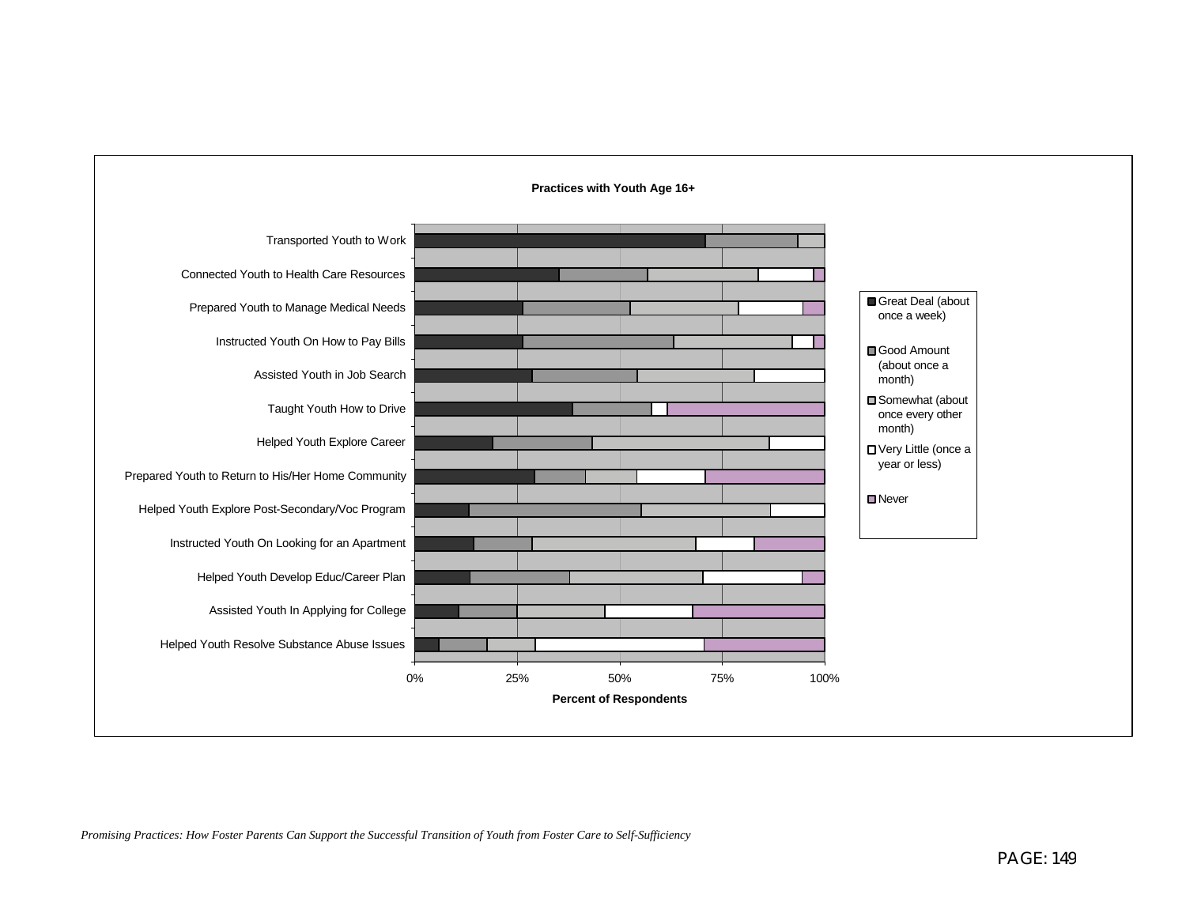**Practices with Youth Age 16+**

| Practice |
|---|
| Transported Youth to Work |
| Connected Youth to Health Care Resources |
| Prepared Youth to Manage Medical Needs |
| Instructed Youth On How to Pay Bills |
| Assisted Youth in Job Search |
| Taught Youth How to Drive |
| Helped Youth Explore Career |
| Prepared Youth to Return to His/Her Home Community |
| Helped Youth Explore Post-Secondary/Voc Program |
| Instructed Youth On Looking for an Apartment |
| Helped Youth Develop Educ/Career Plan |
| Assisted Youth In Applying for College |
| Helped Youth Resolve Substance Abuse Issues |

0% 25% 50% 75% 100%

**Percent of Respondents**

- Great Deal (about once a week)
- Good Amount (about once a month)
- Somewhat (about once every other month)
- Very Little (once a year or less)
- Never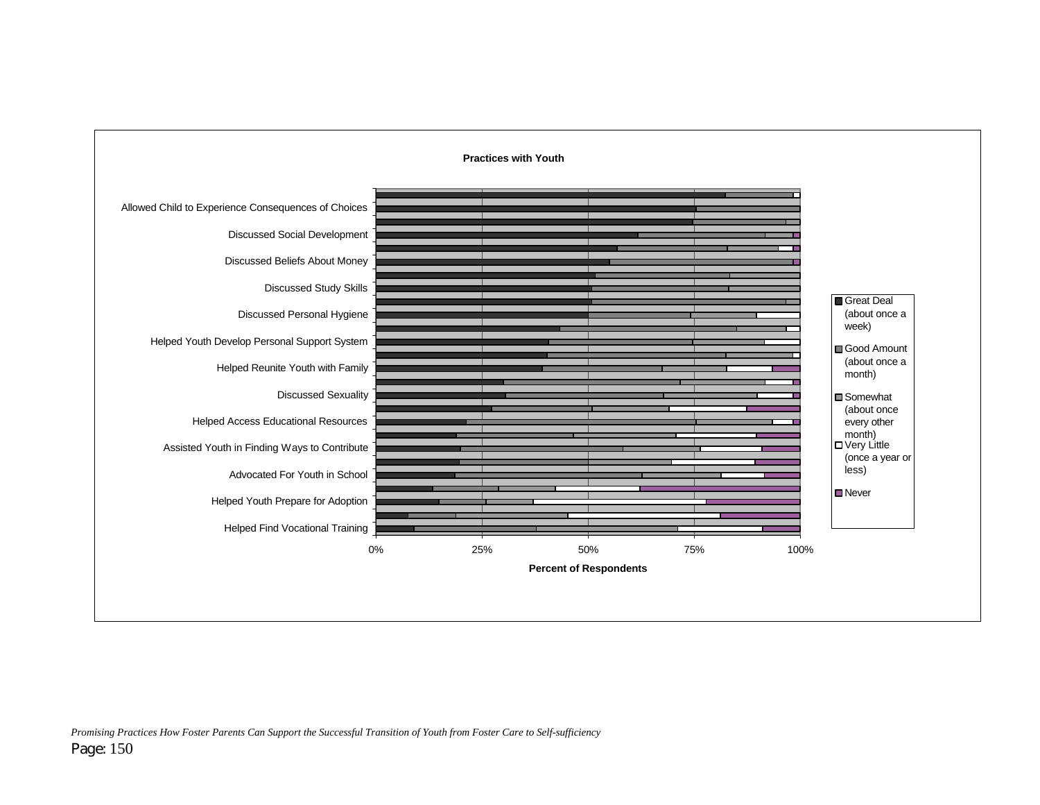**Practices with Youth**

| Practice |
|---|
| Allowed Child to Experience Consequences of Choices |
| Discussed Social Development |
| Discussed Beliefs About Money |
| Discussed Study Skills |
| Discussed Personal Hygiene |
| Helped Youth Develop Personal Support System |
| Helped Reunite Youth with Family |
| Discussed Sexuality |
| Helped Access Educational Resources |
| Assisted Youth in Finding Ways to Contribute |
| Advocated For Youth in School |
| Helped Youth Prepare for Adoption |
| Helped Find Vocational Training |

0% 25% 50% 75% 100%

**Percent of Respondents**

- Great Deal (about once a week)
- Good Amount (about once a month)
- Somewhat (about once every other month)
- Very Little (once a year or less)
- Never